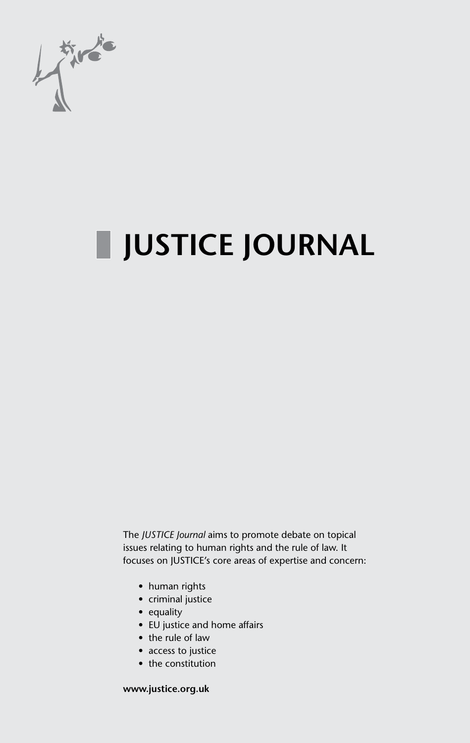# JUSTICE JOURNAL

The *JUSTICE Journal* aims to promote debate on topical issues relating to human rights and the rule of law. It focuses on JUSTICE's core areas of expertise and concern:

- human rights
- criminal justice
- equality
- EU justice and home affairs
- the rule of law
- access to justice
- the constitution

**www.justice.org.uk**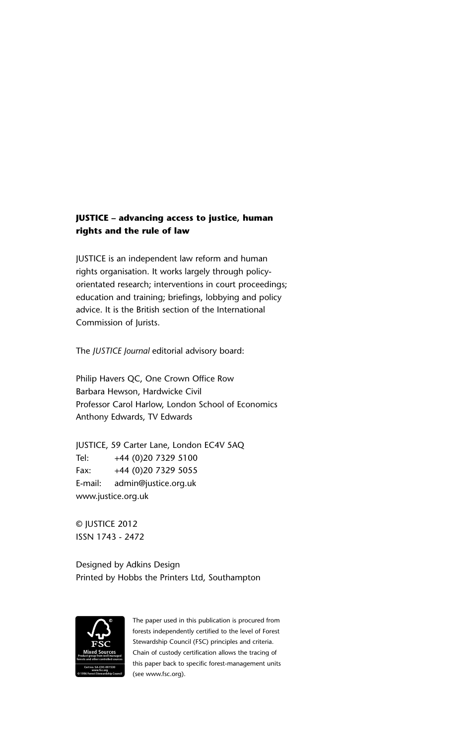**JUSTICE – advancing access to justice, human rights and the rule of law**

JUSTICE is an independent law reform and human rights organisation. It works largely through policy-orientated research; interventions in court proceedings; education and training; briefings, lobbying and policy advice. It is the British section of the International Commission of Jurists.

The *JUSTICE Journal* editorial advisory board:

Philip Havers QC, One Crown Office Row
Barbara Hewson, Hardwicke Civil
Professor Carol Harlow, London School of Economics
Anthony Edwards, TV Edwards

JUSTICE, 59 Carter Lane, London EC4V 5AQ
Tel: +44 (0)20 7329 5100
Fax: +44 (0)20 7329 5055
E-mail: admin@justice.org.uk
www.justice.org.uk

© JUSTICE 2012
ISSN 1743 - 2472

Designed by Adkins Design
Printed by Hobbs the Printers Ltd, Southampton

FSC Mixed Sources
Product group from well-managed forests and other controlled sources
Cert no. SA-COC-001530
www.fsc.org
© 1996 Forest Stewardship Council

The paper used in this publication is procured from forests independently certified to the level of Forest Stewardship Council (FSC) principles and criteria. Chain of custody certification allows the tracing of this paper back to specific forest-management units (see www.fsc.org).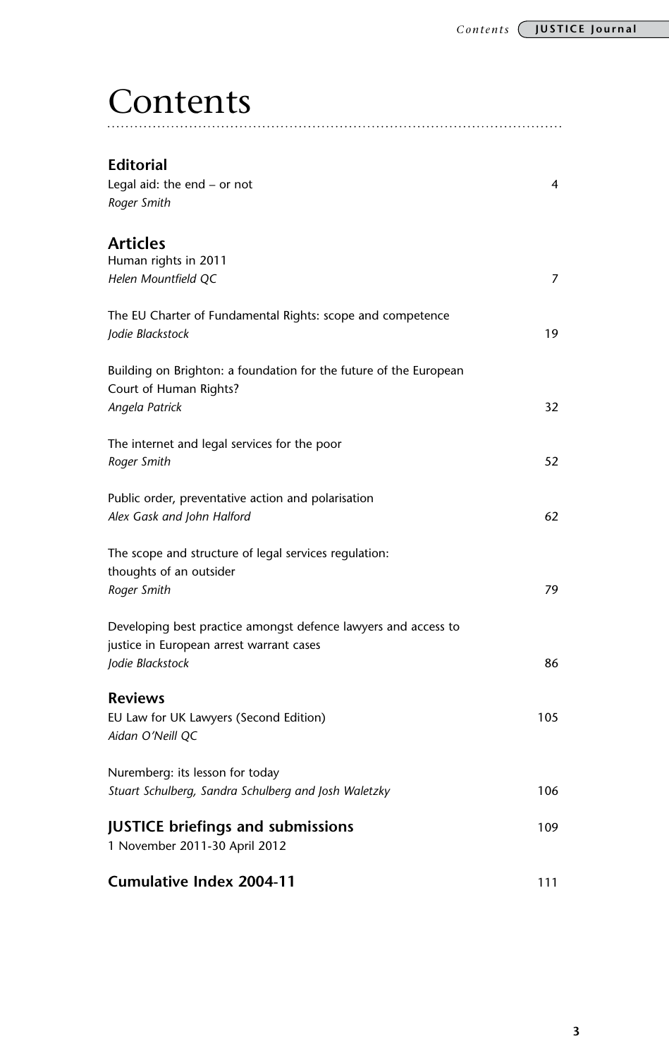# Contents

## Editorial

Legal aid: the end – or not — 4
*Roger Smith*

## Articles

Human rights in 2011
*Helen Mountfield QC* — 7

The EU Charter of Fundamental Rights: scope and competence
*Jodie Blackstock* — 19

Building on Brighton: a foundation for the future of the European Court of Human Rights?
*Angela Patrick* — 32

The internet and legal services for the poor
*Roger Smith* — 52

Public order, preventative action and polarisation
*Alex Gask and John Halford* — 62

The scope and structure of legal services regulation: thoughts of an outsider
*Roger Smith* — 79

Developing best practice amongst defence lawyers and access to justice in European arrest warrant cases
*Jodie Blackstock* — 86

## Reviews

EU Law for UK Lawyers (Second Edition) — 105
*Aidan O'Neill QC*

Nuremberg: its lesson for today
*Stuart Schulberg, Sandra Schulberg and Josh Waletzky* — 106

## JUSTICE briefings and submissions — 109

1 November 2011-30 April 2012

## Cumulative Index 2004-11 — 111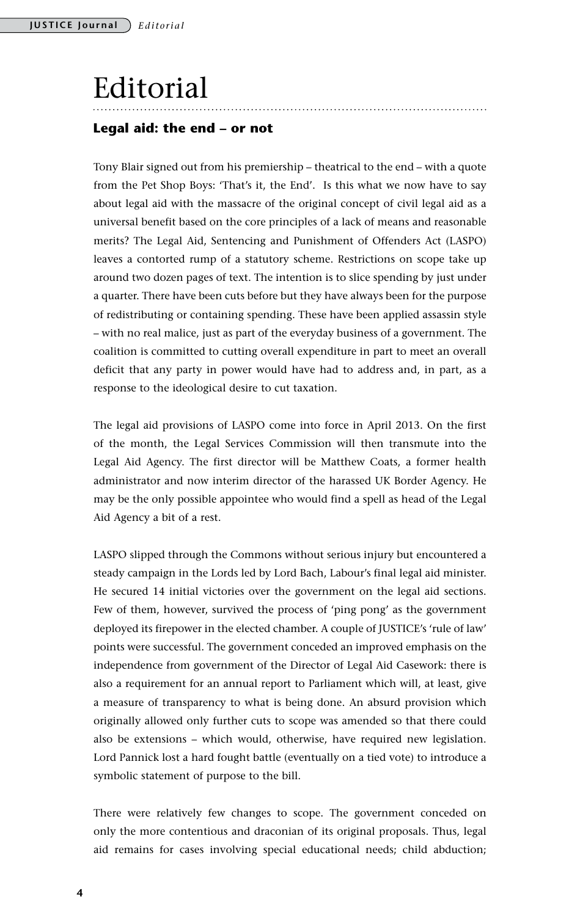# Editorial

## Legal aid: the end – or not

Tony Blair signed out from his premiership – theatrical to the end – with a quote from the Pet Shop Boys: 'That's it, the End'. Is this what we now have to say about legal aid with the massacre of the original concept of civil legal aid as a universal benefit based on the core principles of a lack of means and reasonable merits? The Legal Aid, Sentencing and Punishment of Offenders Act (LASPO) leaves a contorted rump of a statutory scheme. Restrictions on scope take up around two dozen pages of text. The intention is to slice spending by just under a quarter. There have been cuts before but they have always been for the purpose of redistributing or containing spending. These have been applied assassin style – with no real malice, just as part of the everyday business of a government. The coalition is committed to cutting overall expenditure in part to meet an overall deficit that any party in power would have had to address and, in part, as a response to the ideological desire to cut taxation.

The legal aid provisions of LASPO come into force in April 2013. On the first of the month, the Legal Services Commission will then transmute into the Legal Aid Agency. The first director will be Matthew Coats, a former health administrator and now interim director of the harassed UK Border Agency. He may be the only possible appointee who would find a spell as head of the Legal Aid Agency a bit of a rest.

LASPO slipped through the Commons without serious injury but encountered a steady campaign in the Lords led by Lord Bach, Labour's final legal aid minister. He secured 14 initial victories over the government on the legal aid sections. Few of them, however, survived the process of 'ping pong' as the government deployed its firepower in the elected chamber. A couple of JUSTICE's 'rule of law' points were successful. The government conceded an improved emphasis on the independence from government of the Director of Legal Aid Casework: there is also a requirement for an annual report to Parliament which will, at least, give a measure of transparency to what is being done. An absurd provision which originally allowed only further cuts to scope was amended so that there could also be extensions – which would, otherwise, have required new legislation. Lord Pannick lost a hard fought battle (eventually on a tied vote) to introduce a symbolic statement of purpose to the bill.

There were relatively few changes to scope. The government conceded on only the more contentious and draconian of its original proposals. Thus, legal aid remains for cases involving special educational needs; child abduction;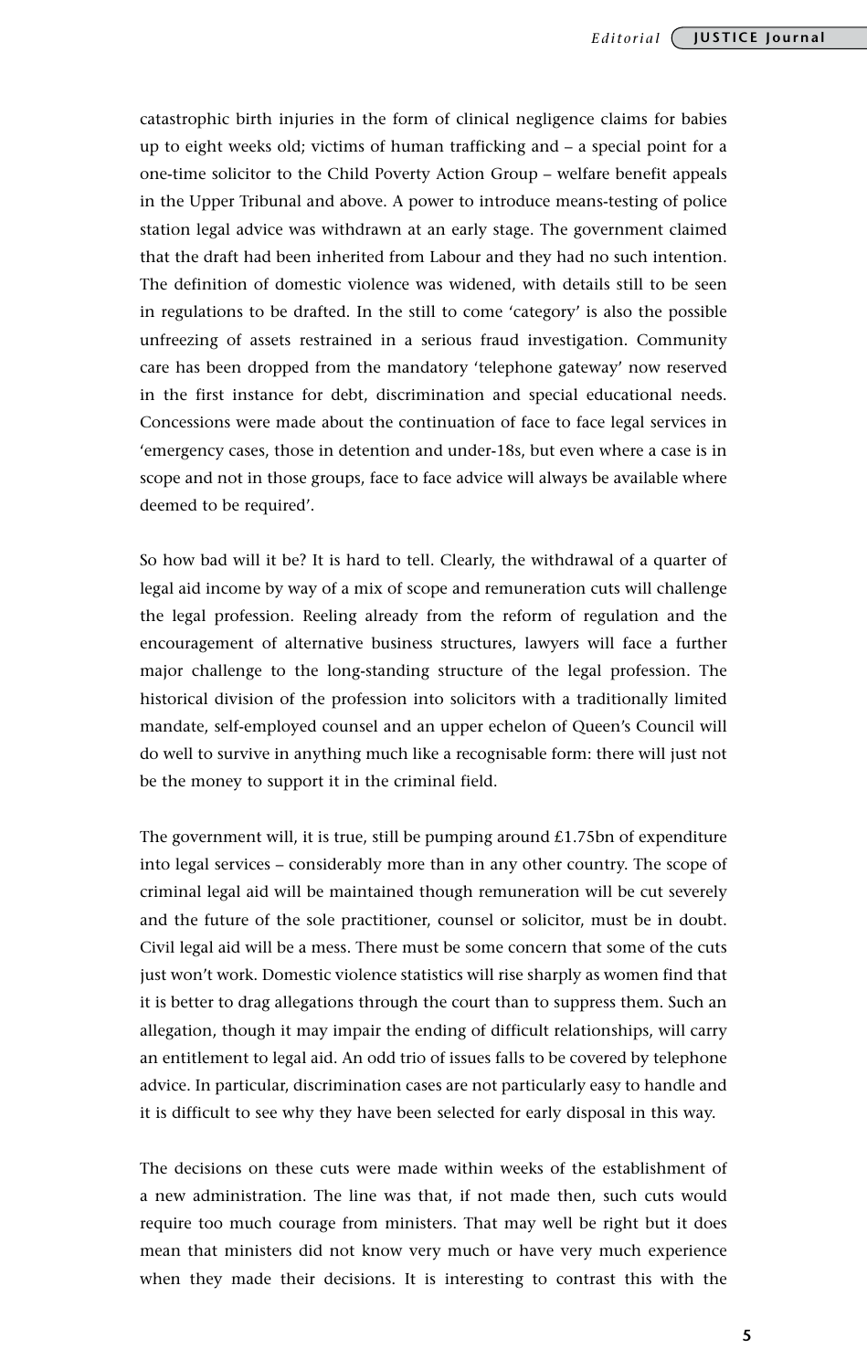catastrophic birth injuries in the form of clinical negligence claims for babies up to eight weeks old; victims of human trafficking and – a special point for a one-time solicitor to the Child Poverty Action Group – welfare benefit appeals in the Upper Tribunal and above. A power to introduce means-testing of police station legal advice was withdrawn at an early stage. The government claimed that the draft had been inherited from Labour and they had no such intention. The definition of domestic violence was widened, with details still to be seen in regulations to be drafted. In the still to come 'category' is also the possible unfreezing of assets restrained in a serious fraud investigation. Community care has been dropped from the mandatory 'telephone gateway' now reserved in the first instance for debt, discrimination and special educational needs. Concessions were made about the continuation of face to face legal services in 'emergency cases, those in detention and under-18s, but even where a case is in scope and not in those groups, face to face advice will always be available where deemed to be required'.

So how bad will it be? It is hard to tell. Clearly, the withdrawal of a quarter of legal aid income by way of a mix of scope and remuneration cuts will challenge the legal profession. Reeling already from the reform of regulation and the encouragement of alternative business structures, lawyers will face a further major challenge to the long-standing structure of the legal profession. The historical division of the profession into solicitors with a traditionally limited mandate, self-employed counsel and an upper echelon of Queen's Council will do well to survive in anything much like a recognisable form: there will just not be the money to support it in the criminal field.

The government will, it is true, still be pumping around £1.75bn of expenditure into legal services – considerably more than in any other country. The scope of criminal legal aid will be maintained though remuneration will be cut severely and the future of the sole practitioner, counsel or solicitor, must be in doubt. Civil legal aid will be a mess. There must be some concern that some of the cuts just won't work. Domestic violence statistics will rise sharply as women find that it is better to drag allegations through the court than to suppress them. Such an allegation, though it may impair the ending of difficult relationships, will carry an entitlement to legal aid. An odd trio of issues falls to be covered by telephone advice. In particular, discrimination cases are not particularly easy to handle and it is difficult to see why they have been selected for early disposal in this way.

The decisions on these cuts were made within weeks of the establishment of a new administration. The line was that, if not made then, such cuts would require too much courage from ministers. That may well be right but it does mean that ministers did not know very much or have very much experience when they made their decisions. It is interesting to contrast this with the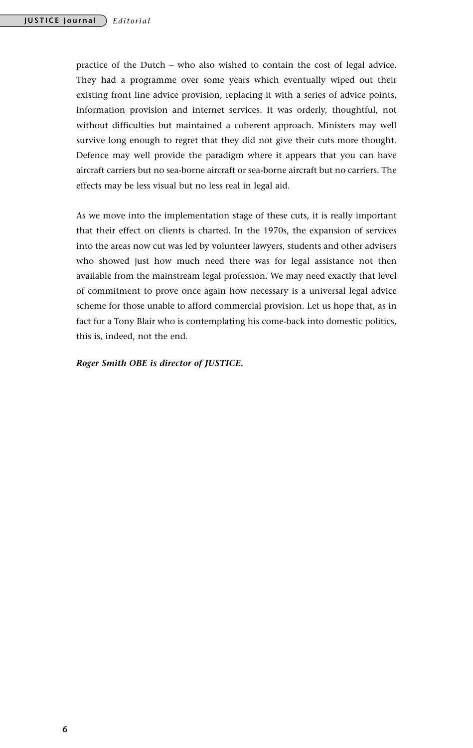practice of the Dutch – who also wished to contain the cost of legal advice. They had a programme over some years which eventually wiped out their existing front line advice provision, replacing it with a series of advice points, information provision and internet services. It was orderly, thoughtful, not without difficulties but maintained a coherent approach. Ministers may well survive long enough to regret that they did not give their cuts more thought. Defence may well provide the paradigm where it appears that you can have aircraft carriers but no sea-borne aircraft or sea-borne aircraft but no carriers. The effects may be less visual but no less real in legal aid.

As we move into the implementation stage of these cuts, it is really important that their effect on clients is charted. In the 1970s, the expansion of services into the areas now cut was led by volunteer lawyers, students and other advisers who showed just how much need there was for legal assistance not then available from the mainstream legal profession. We may need exactly that level of commitment to prove once again how necessary is a universal legal advice scheme for those unable to afford commercial provision. Let us hope that, as in fact for a Tony Blair who is contemplating his come-back into domestic politics, this is, indeed, not the end.

***Roger Smith OBE is director of JUSTICE.***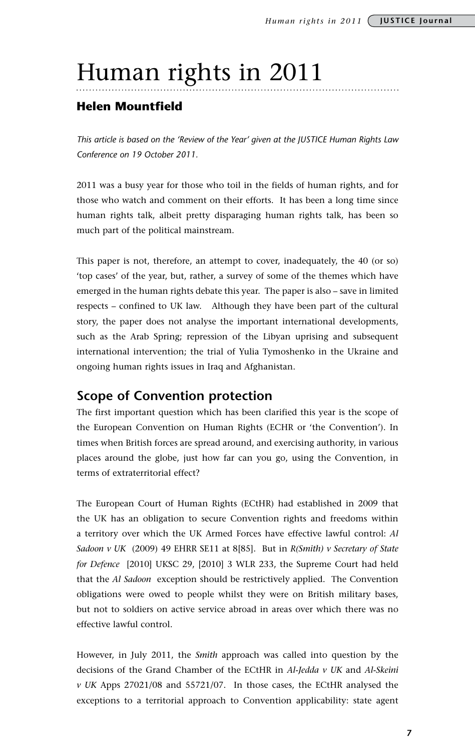# Human rights in 2011

## Helen Mountfield

*This article is based on the 'Review of the Year' given at the JUSTICE Human Rights Law Conference on 19 October 2011.*

2011 was a busy year for those who toil in the fields of human rights, and for those who watch and comment on their efforts. It has been a long time since human rights talk, albeit pretty disparaging human rights talk, has been so much part of the political mainstream.

This paper is not, therefore, an attempt to cover, inadequately, the 40 (or so) 'top cases' of the year, but, rather, a survey of some of the themes which have emerged in the human rights debate this year. The paper is also – save in limited respects – confined to UK law. Although they have been part of the cultural story, the paper does not analyse the important international developments, such as the Arab Spring; repression of the Libyan uprising and subsequent international intervention; the trial of Yulia Tymoshenko in the Ukraine and ongoing human rights issues in Iraq and Afghanistan.

## Scope of Convention protection

The first important question which has been clarified this year is the scope of the European Convention on Human Rights (ECHR or 'the Convention'). In times when British forces are spread around, and exercising authority, in various places around the globe, just how far can you go, using the Convention, in terms of extraterritorial effect?

The European Court of Human Rights (ECtHR) had established in 2009 that the UK has an obligation to secure Convention rights and freedoms within a territory over which the UK Armed Forces have effective lawful control: *Al Sadoon v UK* (2009) 49 EHRR SE11 at 8[85]. But in *R(Smith) v Secretary of State for Defence* [2010] UKSC 29, [2010] 3 WLR 233, the Supreme Court had held that the *Al Sadoon* exception should be restrictively applied. The Convention obligations were owed to people whilst they were on British military bases, but not to soldiers on active service abroad in areas over which there was no effective lawful control.

However, in July 2011, the *Smith* approach was called into question by the decisions of the Grand Chamber of the ECtHR in *Al-Jedda v UK* and *Al-Skeini v UK* Apps 27021/08 and 55721/07. In those cases, the ECtHR analysed the exceptions to a territorial approach to Convention applicability: state agent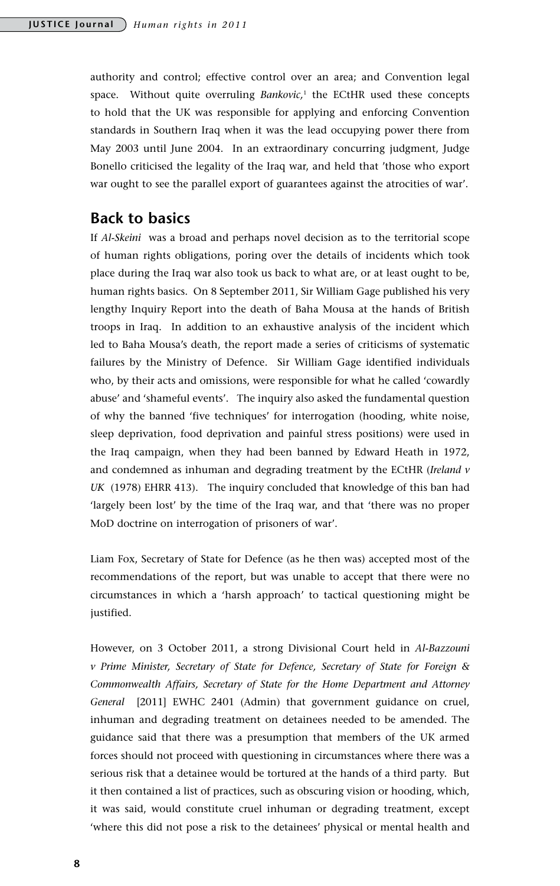authority and control; effective control over an area; and Convention legal space. Without quite overruling *Bankovic*,[1] the ECtHR used these concepts to hold that the UK was responsible for applying and enforcing Convention standards in Southern Iraq when it was the lead occupying power there from May 2003 until June 2004. In an extraordinary concurring judgment, Judge Bonello criticised the legality of the Iraq war, and held that 'those who export war ought to see the parallel export of guarantees against the atrocities of war'.

## Back to basics

If *Al-Skeini* was a broad and perhaps novel decision as to the territorial scope of human rights obligations, poring over the details of incidents which took place during the Iraq war also took us back to what are, or at least ought to be, human rights basics. On 8 September 2011, Sir William Gage published his very lengthy Inquiry Report into the death of Baha Mousa at the hands of British troops in Iraq. In addition to an exhaustive analysis of the incident which led to Baha Mousa's death, the report made a series of criticisms of systematic failures by the Ministry of Defence. Sir William Gage identified individuals who, by their acts and omissions, were responsible for what he called 'cowardly abuse' and 'shameful events'. The inquiry also asked the fundamental question of why the banned 'five techniques' for interrogation (hooding, white noise, sleep deprivation, food deprivation and painful stress positions) were used in the Iraq campaign, when they had been banned by Edward Heath in 1972, and condemned as inhuman and degrading treatment by the ECtHR (*Ireland v UK* (1978) EHRR 413). The inquiry concluded that knowledge of this ban had 'largely been lost' by the time of the Iraq war, and that 'there was no proper MoD doctrine on interrogation of prisoners of war'.

Liam Fox, Secretary of State for Defence (as he then was) accepted most of the recommendations of the report, but was unable to accept that there were no circumstances in which a 'harsh approach' to tactical questioning might be justified.

However, on 3 October 2011, a strong Divisional Court held in *Al-Bazzouni v Prime Minister, Secretary of State for Defence, Secretary of State for Foreign & Commonwealth Affairs, Secretary of State for the Home Department and Attorney General* [2011] EWHC 2401 (Admin) that government guidance on cruel, inhuman and degrading treatment on detainees needed to be amended. The guidance said that there was a presumption that members of the UK armed forces should not proceed with questioning in circumstances where there was a serious risk that a detainee would be tortured at the hands of a third party. But it then contained a list of practices, such as obscuring vision or hooding, which, it was said, would constitute cruel inhuman or degrading treatment, except 'where this did not pose a risk to the detainees' physical or mental health and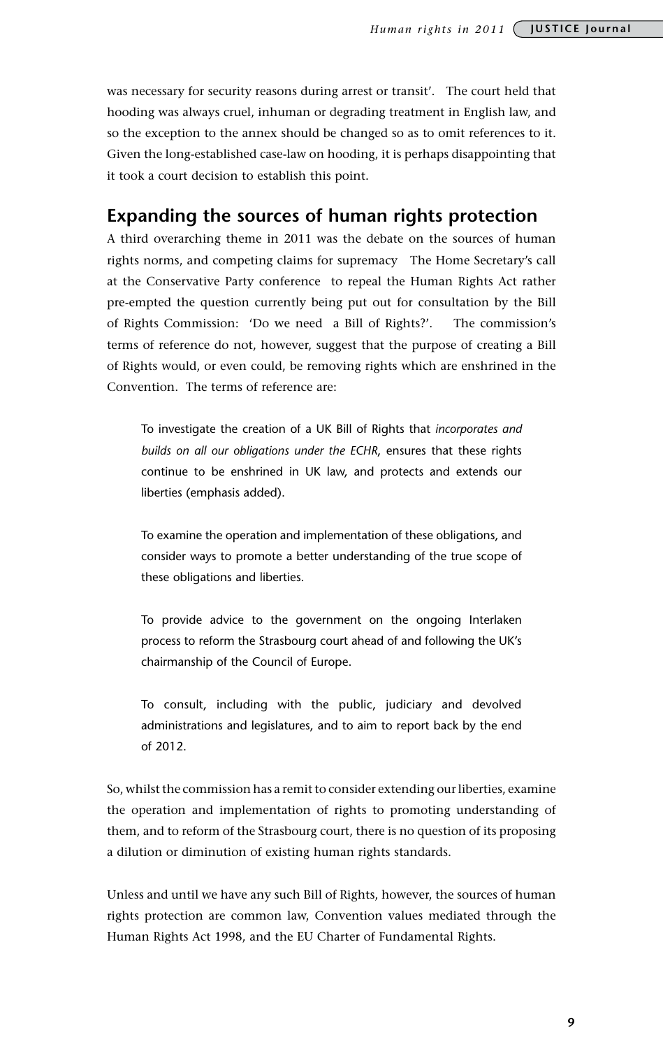was necessary for security reasons during arrest or transit'. The court held that hooding was always cruel, inhuman or degrading treatment in English law, and so the exception to the annex should be changed so as to omit references to it. Given the long-established case-law on hooding, it is perhaps disappointing that it took a court decision to establish this point.

## Expanding the sources of human rights protection

A third overarching theme in 2011 was the debate on the sources of human rights norms, and competing claims for supremacy The Home Secretary's call at the Conservative Party conference to repeal the Human Rights Act rather pre-empted the question currently being put out for consultation by the Bill of Rights Commission: 'Do we need a Bill of Rights?'. The commission's terms of reference do not, however, suggest that the purpose of creating a Bill of Rights would, or even could, be removing rights which are enshrined in the Convention. The terms of reference are:

> To investigate the creation of a UK Bill of Rights that *incorporates and builds on all our obligations under the ECHR*, ensures that these rights continue to be enshrined in UK law, and protects and extends our liberties (emphasis added).
>
> To examine the operation and implementation of these obligations, and consider ways to promote a better understanding of the true scope of these obligations and liberties.
>
> To provide advice to the government on the ongoing Interlaken process to reform the Strasbourg court ahead of and following the UK's chairmanship of the Council of Europe.
>
> To consult, including with the public, judiciary and devolved administrations and legislatures, and to aim to report back by the end of 2012.

So, whilst the commission has a remit to consider extending our liberties, examine the operation and implementation of rights to promoting understanding of them, and to reform of the Strasbourg court, there is no question of its proposing a dilution or diminution of existing human rights standards.

Unless and until we have any such Bill of Rights, however, the sources of human rights protection are common law, Convention values mediated through the Human Rights Act 1998, and the EU Charter of Fundamental Rights.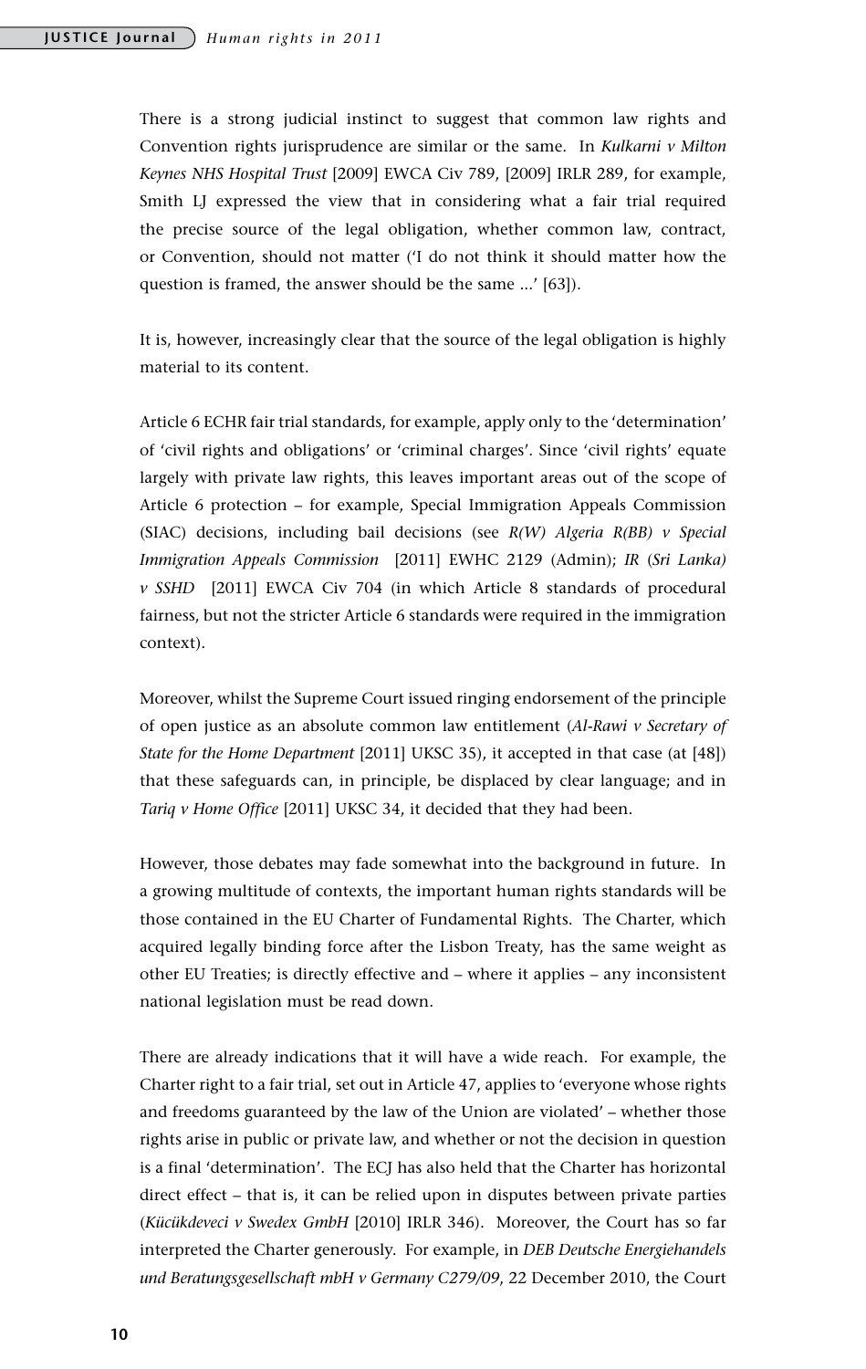There is a strong judicial instinct to suggest that common law rights and Convention rights jurisprudence are similar or the same. In *Kulkarni v Milton Keynes NHS Hospital Trust* [2009] EWCA Civ 789, [2009] IRLR 289, for example, Smith LJ expressed the view that in considering what a fair trial required the precise source of the legal obligation, whether common law, contract, or Convention, should not matter ('I do not think it should matter how the question is framed, the answer should be the same ...' [63]).

It is, however, increasingly clear that the source of the legal obligation is highly material to its content.

Article 6 ECHR fair trial standards, for example, apply only to the 'determination' of 'civil rights and obligations' or 'criminal charges'. Since 'civil rights' equate largely with private law rights, this leaves important areas out of the scope of Article 6 protection – for example, Special Immigration Appeals Commission (SIAC) decisions, including bail decisions (see *R(W) Algeria R(BB) v Special Immigration Appeals Commission* [2011] EWHC 2129 (Admin); *IR (Sri Lanka) v SSHD* [2011] EWCA Civ 704 (in which Article 8 standards of procedural fairness, but not the stricter Article 6 standards were required in the immigration context).

Moreover, whilst the Supreme Court issued ringing endorsement of the principle of open justice as an absolute common law entitlement (*Al-Rawi v Secretary of State for the Home Department* [2011] UKSC 35), it accepted in that case (at [48]) that these safeguards can, in principle, be displaced by clear language; and in *Tariq v Home Office* [2011] UKSC 34, it decided that they had been.

However, those debates may fade somewhat into the background in future. In a growing multitude of contexts, the important human rights standards will be those contained in the EU Charter of Fundamental Rights. The Charter, which acquired legally binding force after the Lisbon Treaty, has the same weight as other EU Treaties; is directly effective and – where it applies – any inconsistent national legislation must be read down.

There are already indications that it will have a wide reach. For example, the Charter right to a fair trial, set out in Article 47, applies to 'everyone whose rights and freedoms guaranteed by the law of the Union are violated' – whether those rights arise in public or private law, and whether or not the decision in question is a final 'determination'. The ECJ has also held that the Charter has horizontal direct effect – that is, it can be relied upon in disputes between private parties (*Kücükdeveci v Swedex GmbH* [2010] IRLR 346). Moreover, the Court has so far interpreted the Charter generously. For example, in *DEB Deutsche Energiehandels und Beratungsgesellschaft mbH v Germany C279/09*, 22 December 2010, the Court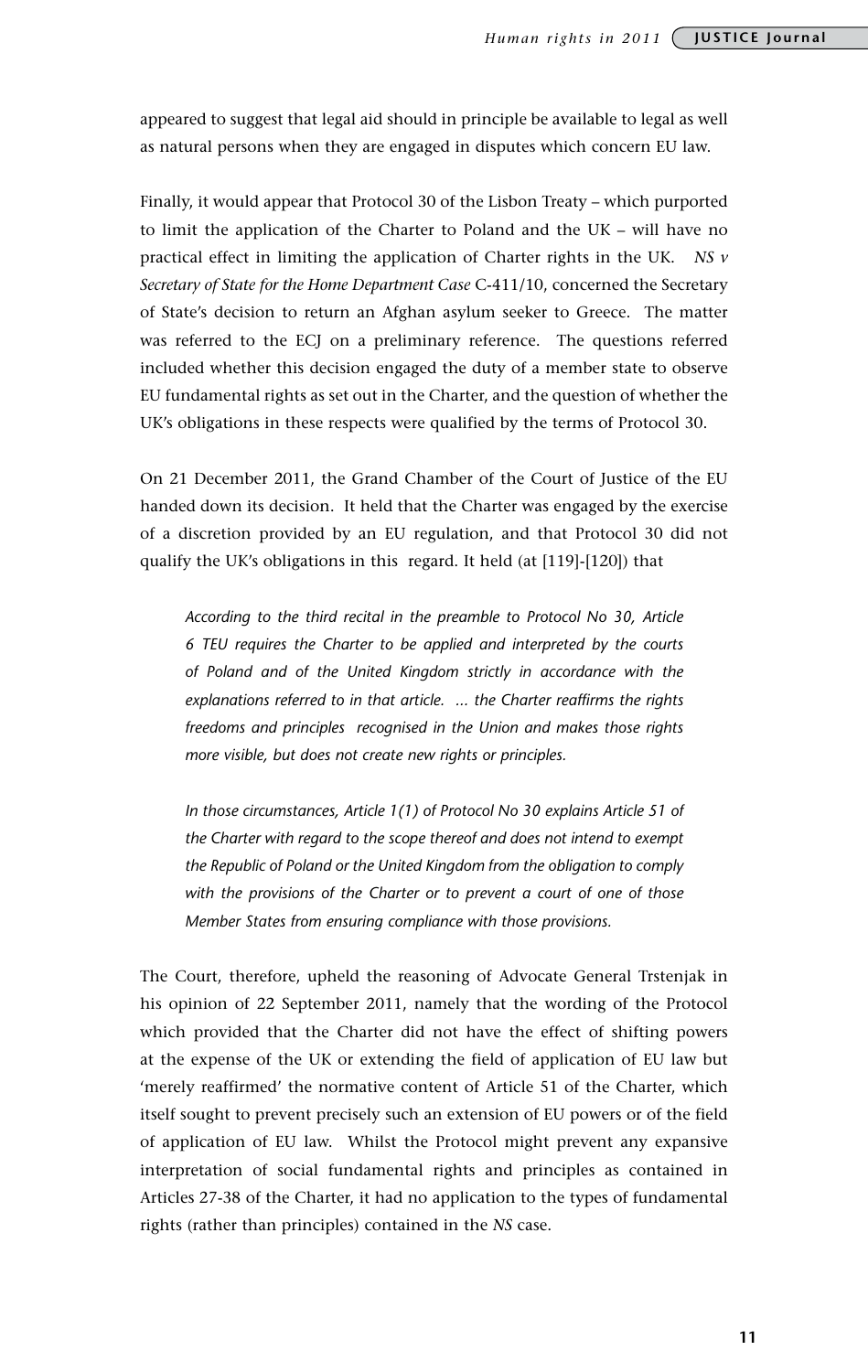appeared to suggest that legal aid should in principle be available to legal as well as natural persons when they are engaged in disputes which concern EU law.

Finally, it would appear that Protocol 30 of the Lisbon Treaty – which purported to limit the application of the Charter to Poland and the UK – will have no practical effect in limiting the application of Charter rights in the UK. *NS v Secretary of State for the Home Department Case* C-411/10, concerned the Secretary of State's decision to return an Afghan asylum seeker to Greece. The matter was referred to the ECJ on a preliminary reference. The questions referred included whether this decision engaged the duty of a member state to observe EU fundamental rights as set out in the Charter, and the question of whether the UK's obligations in these respects were qualified by the terms of Protocol 30.

On 21 December 2011, the Grand Chamber of the Court of Justice of the EU handed down its decision. It held that the Charter was engaged by the exercise of a discretion provided by an EU regulation, and that Protocol 30 did not qualify the UK's obligations in this regard. It held (at [119]-[120]) that

> *According to the third recital in the preamble to Protocol No 30, Article 6 TEU requires the Charter to be applied and interpreted by the courts of Poland and of the United Kingdom strictly in accordance with the explanations referred to in that article. ... the Charter reaffirms the rights freedoms and principles recognised in the Union and makes those rights more visible, but does not create new rights or principles.*
>
> *In those circumstances, Article 1(1) of Protocol No 30 explains Article 51 of the Charter with regard to the scope thereof and does not intend to exempt the Republic of Poland or the United Kingdom from the obligation to comply with the provisions of the Charter or to prevent a court of one of those Member States from ensuring compliance with those provisions.*

The Court, therefore, upheld the reasoning of Advocate General Trstenjak in his opinion of 22 September 2011, namely that the wording of the Protocol which provided that the Charter did not have the effect of shifting powers at the expense of the UK or extending the field of application of EU law but 'merely reaffirmed' the normative content of Article 51 of the Charter, which itself sought to prevent precisely such an extension of EU powers or of the field of application of EU law. Whilst the Protocol might prevent any expansive interpretation of social fundamental rights and principles as contained in Articles 27-38 of the Charter, it had no application to the types of fundamental rights (rather than principles) contained in the *NS* case.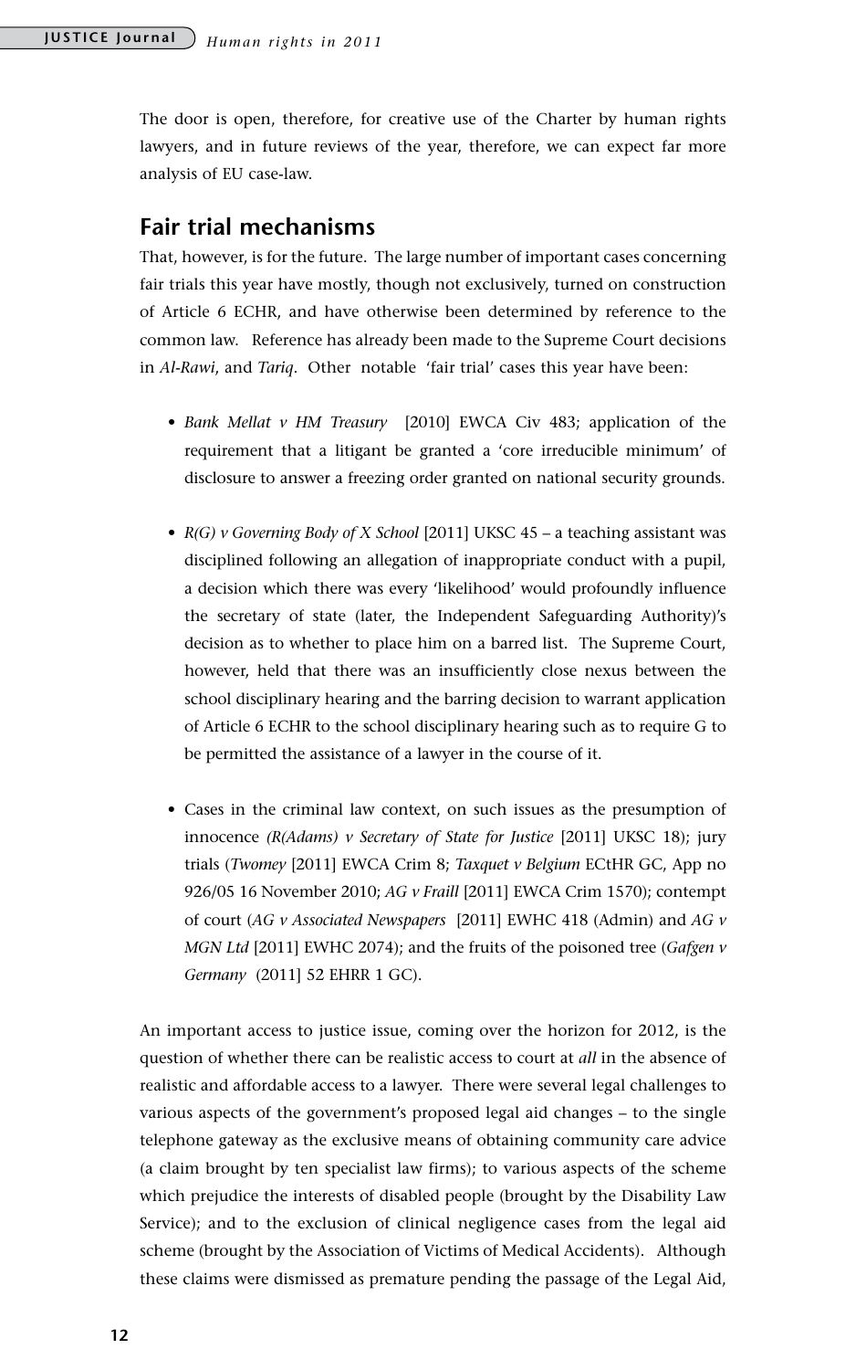The door is open, therefore, for creative use of the Charter by human rights lawyers, and in future reviews of the year, therefore, we can expect far more analysis of EU case-law.

## Fair trial mechanisms

That, however, is for the future. The large number of important cases concerning fair trials this year have mostly, though not exclusively, turned on construction of Article 6 ECHR, and have otherwise been determined by reference to the common law. Reference has already been made to the Supreme Court decisions in *Al-Rawi*, and *Tariq*. Other notable 'fair trial' cases this year have been:

- *Bank Mellat v HM Treasury* [2010] EWCA Civ 483; application of the requirement that a litigant be granted a 'core irreducible minimum' of disclosure to answer a freezing order granted on national security grounds.

- *R(G) v Governing Body of X School* [2011] UKSC 45 – a teaching assistant was disciplined following an allegation of inappropriate conduct with a pupil, a decision which there was every 'likelihood' would profoundly influence the secretary of state (later, the Independent Safeguarding Authority)'s decision as to whether to place him on a barred list. The Supreme Court, however, held that there was an insufficiently close nexus between the school disciplinary hearing and the barring decision to warrant application of Article 6 ECHR to the school disciplinary hearing such as to require G to be permitted the assistance of a lawyer in the course of it.

- Cases in the criminal law context, on such issues as the presumption of innocence *(R(Adams) v Secretary of State for Justice* [2011] UKSC 18); jury trials (*Twomey* [2011] EWCA Crim 8; *Taxquet v Belgium* ECtHR GC, App no 926/05 16 November 2010; *AG v Fraill* [2011] EWCA Crim 1570); contempt of court (*AG v Associated Newspapers* [2011] EWHC 418 (Admin) and *AG v MGN Ltd* [2011] EWHC 2074); and the fruits of the poisoned tree (*Gafgen v Germany* (2011] 52 EHRR 1 GC).

An important access to justice issue, coming over the horizon for 2012, is the question of whether there can be realistic access to court at *all* in the absence of realistic and affordable access to a lawyer. There were several legal challenges to various aspects of the government's proposed legal aid changes – to the single telephone gateway as the exclusive means of obtaining community care advice (a claim brought by ten specialist law firms); to various aspects of the scheme which prejudice the interests of disabled people (brought by the Disability Law Service); and to the exclusion of clinical negligence cases from the legal aid scheme (brought by the Association of Victims of Medical Accidents). Although these claims were dismissed as premature pending the passage of the Legal Aid,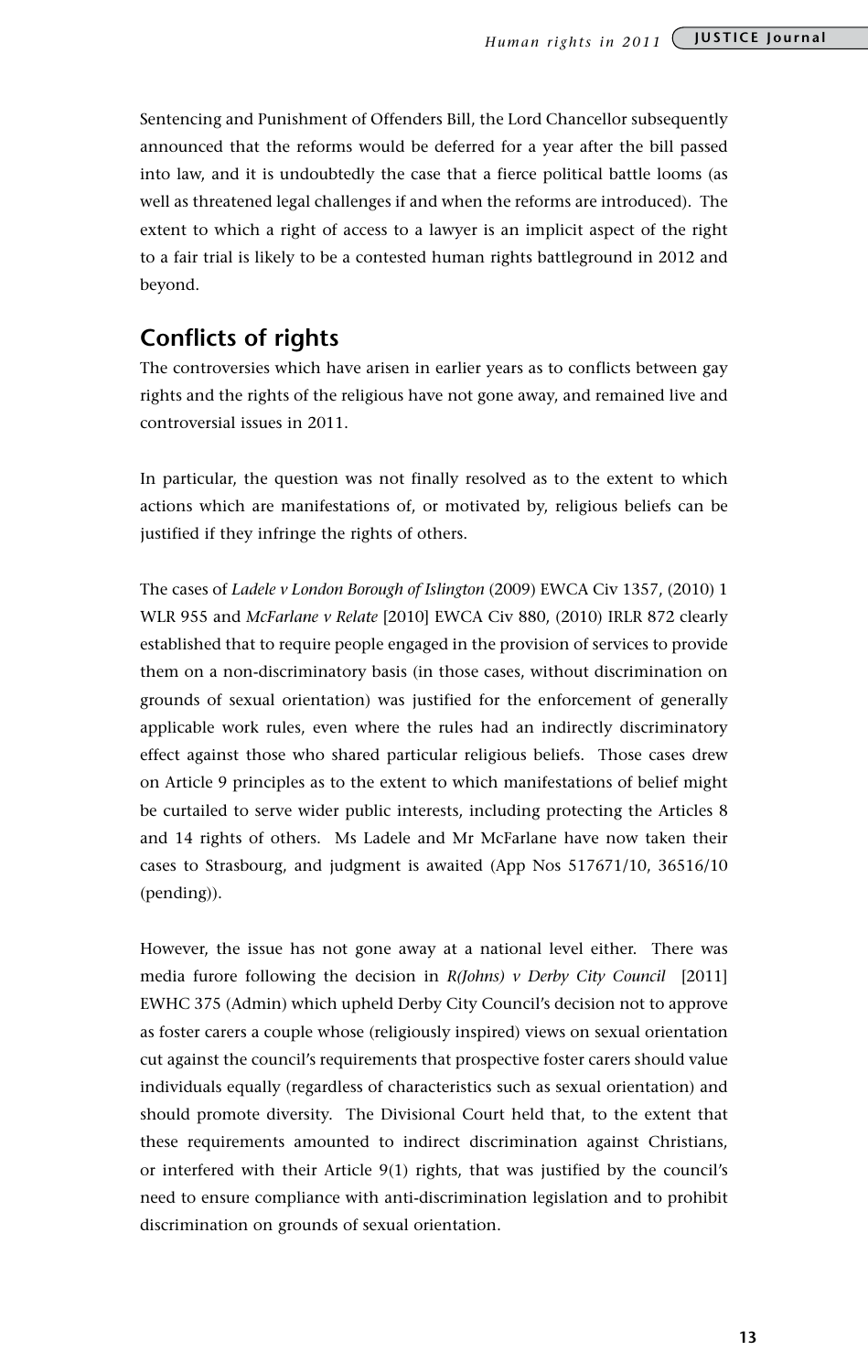Sentencing and Punishment of Offenders Bill, the Lord Chancellor subsequently announced that the reforms would be deferred for a year after the bill passed into law, and it is undoubtedly the case that a fierce political battle looms (as well as threatened legal challenges if and when the reforms are introduced). The extent to which a right of access to a lawyer is an implicit aspect of the right to a fair trial is likely to be a contested human rights battleground in 2012 and beyond.

## Conflicts of rights

The controversies which have arisen in earlier years as to conflicts between gay rights and the rights of the religious have not gone away, and remained live and controversial issues in 2011.

In particular, the question was not finally resolved as to the extent to which actions which are manifestations of, or motivated by, religious beliefs can be justified if they infringe the rights of others.

The cases of *Ladele v London Borough of Islington* (2009) EWCA Civ 1357, (2010) 1 WLR 955 and *McFarlane v Relate* [2010] EWCA Civ 880, (2010) IRLR 872 clearly established that to require people engaged in the provision of services to provide them on a non-discriminatory basis (in those cases, without discrimination on grounds of sexual orientation) was justified for the enforcement of generally applicable work rules, even where the rules had an indirectly discriminatory effect against those who shared particular religious beliefs. Those cases drew on Article 9 principles as to the extent to which manifestations of belief might be curtailed to serve wider public interests, including protecting the Articles 8 and 14 rights of others. Ms Ladele and Mr McFarlane have now taken their cases to Strasbourg, and judgment is awaited (App Nos 517671/10, 36516/10 (pending)).

However, the issue has not gone away at a national level either. There was media furore following the decision in *R(Johns) v Derby City Council* [2011] EWHC 375 (Admin) which upheld Derby City Council's decision not to approve as foster carers a couple whose (religiously inspired) views on sexual orientation cut against the council's requirements that prospective foster carers should value individuals equally (regardless of characteristics such as sexual orientation) and should promote diversity. The Divisional Court held that, to the extent that these requirements amounted to indirect discrimination against Christians, or interfered with their Article 9(1) rights, that was justified by the council's need to ensure compliance with anti-discrimination legislation and to prohibit discrimination on grounds of sexual orientation.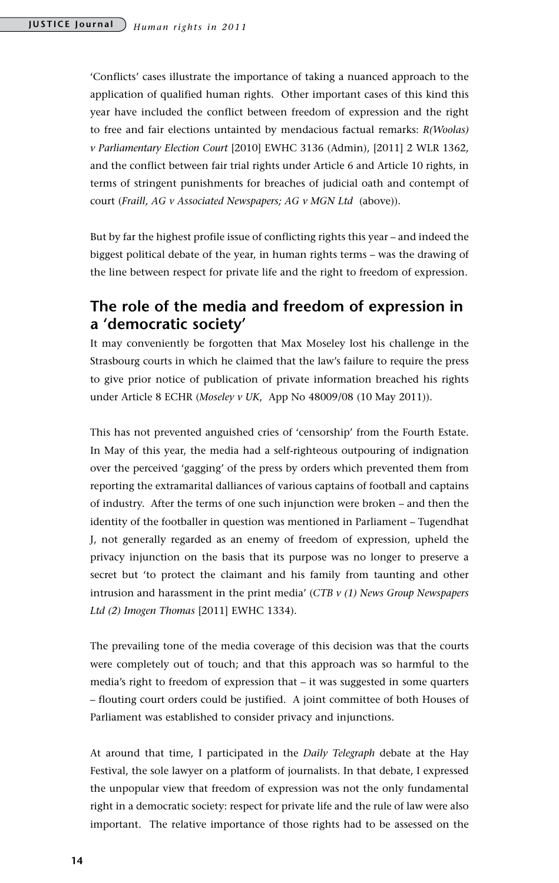'Conflicts' cases illustrate the importance of taking a nuanced approach to the application of qualified human rights. Other important cases of this kind this year have included the conflict between freedom of expression and the right to free and fair elections untainted by mendacious factual remarks: *R(Woolas) v Parliamentary Election Court* [2010] EWHC 3136 (Admin), [2011] 2 WLR 1362, and the conflict between fair trial rights under Article 6 and Article 10 rights, in terms of stringent punishments for breaches of judicial oath and contempt of court (*Fraill, AG v Associated Newspapers; AG v MGN Ltd* (above)).

But by far the highest profile issue of conflicting rights this year – and indeed the biggest political debate of the year, in human rights terms – was the drawing of the line between respect for private life and the right to freedom of expression.

## The role of the media and freedom of expression in a 'democratic society'

It may conveniently be forgotten that Max Moseley lost his challenge in the Strasbourg courts in which he claimed that the law's failure to require the press to give prior notice of publication of private information breached his rights under Article 8 ECHR (*Moseley v UK*, App No 48009/08 (10 May 2011)).

This has not prevented anguished cries of 'censorship' from the Fourth Estate. In May of this year, the media had a self-righteous outpouring of indignation over the perceived 'gagging' of the press by orders which prevented them from reporting the extramarital dalliances of various captains of football and captains of industry. After the terms of one such injunction were broken – and then the identity of the footballer in question was mentioned in Parliament – Tugendhat J, not generally regarded as an enemy of freedom of expression, upheld the privacy injunction on the basis that its purpose was no longer to preserve a secret but 'to protect the claimant and his family from taunting and other intrusion and harassment in the print media' (*CTB v (1) News Group Newspapers Ltd (2) Imogen Thomas* [2011] EWHC 1334).

The prevailing tone of the media coverage of this decision was that the courts were completely out of touch; and that this approach was so harmful to the media's right to freedom of expression that – it was suggested in some quarters – flouting court orders could be justified. A joint committee of both Houses of Parliament was established to consider privacy and injunctions.

At around that time, I participated in the *Daily Telegraph* debate at the Hay Festival, the sole lawyer on a platform of journalists. In that debate, I expressed the unpopular view that freedom of expression was not the only fundamental right in a democratic society: respect for private life and the rule of law were also important. The relative importance of those rights had to be assessed on the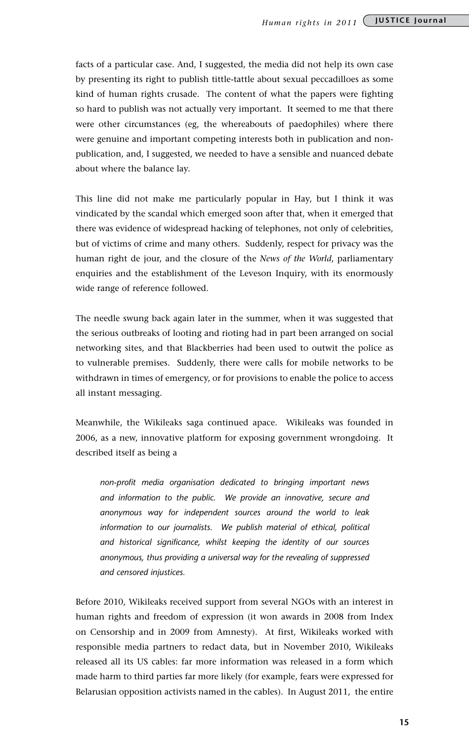facts of a particular case. And, I suggested, the media did not help its own case by presenting its right to publish tittle-tattle about sexual peccadilloes as some kind of human rights crusade. The content of what the papers were fighting so hard to publish was not actually very important. It seemed to me that there were other circumstances (eg, the whereabouts of paedophiles) where there were genuine and important competing interests both in publication and non-publication, and, I suggested, we needed to have a sensible and nuanced debate about where the balance lay.

This line did not make me particularly popular in Hay, but I think it was vindicated by the scandal which emerged soon after that, when it emerged that there was evidence of widespread hacking of telephones, not only of celebrities, but of victims of crime and many others. Suddenly, respect for privacy was the human right de jour, and the closure of the *News of the World*, parliamentary enquiries and the establishment of the Leveson Inquiry, with its enormously wide range of reference followed.

The needle swung back again later in the summer, when it was suggested that the serious outbreaks of looting and rioting had in part been arranged on social networking sites, and that Blackberries had been used to outwit the police as to vulnerable premises. Suddenly, there were calls for mobile networks to be withdrawn in times of emergency, or for provisions to enable the police to access all instant messaging.

Meanwhile, the Wikileaks saga continued apace. Wikileaks was founded in 2006, as a new, innovative platform for exposing government wrongdoing. It described itself as being a

> *non-profit media organisation dedicated to bringing important news and information to the public. We provide an innovative, secure and anonymous way for independent sources around the world to leak information to our journalists. We publish material of ethical, political and historical significance, whilst keeping the identity of our sources anonymous, thus providing a universal way for the revealing of suppressed and censored injustices.*

Before 2010, Wikileaks received support from several NGOs with an interest in human rights and freedom of expression (it won awards in 2008 from Index on Censorship and in 2009 from Amnesty). At first, Wikileaks worked with responsible media partners to redact data, but in November 2010, Wikileaks released all its US cables: far more information was released in a form which made harm to third parties far more likely (for example, fears were expressed for Belarusian opposition activists named in the cables). In August 2011, the entire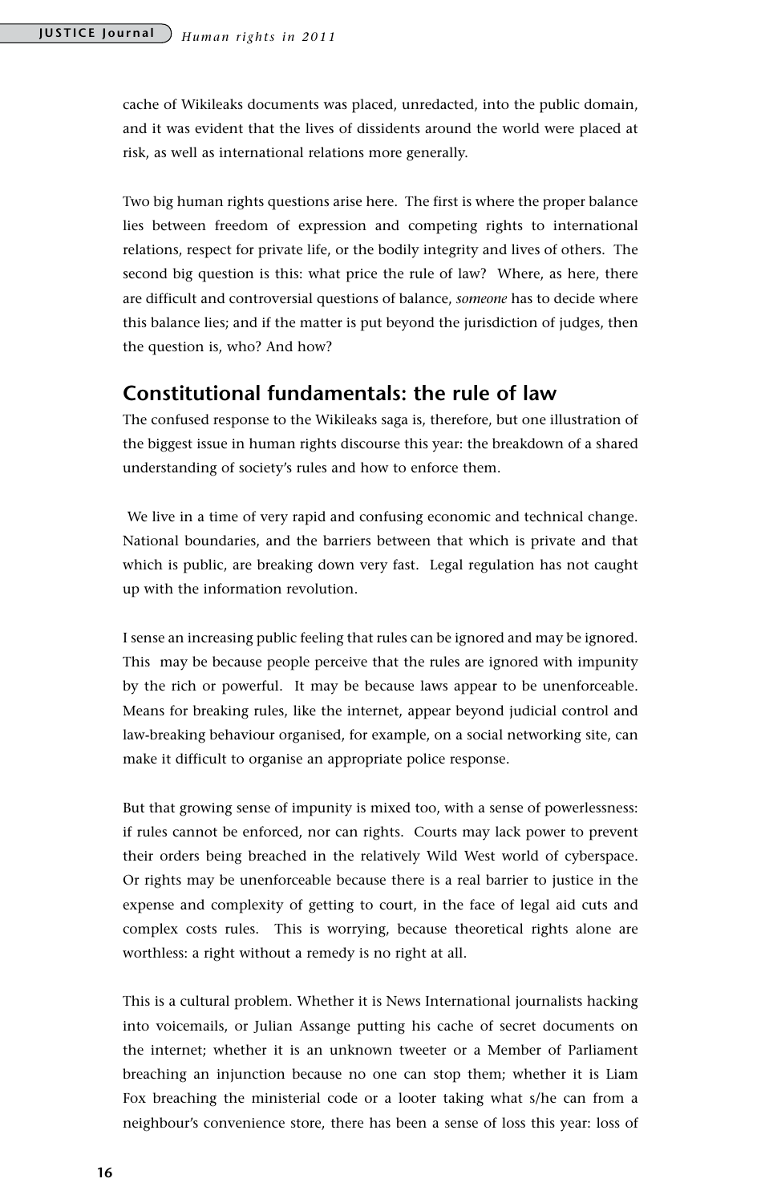cache of Wikileaks documents was placed, unredacted, into the public domain, and it was evident that the lives of dissidents around the world were placed at risk, as well as international relations more generally.

Two big human rights questions arise here. The first is where the proper balance lies between freedom of expression and competing rights to international relations, respect for private life, or the bodily integrity and lives of others. The second big question is this: what price the rule of law? Where, as here, there are difficult and controversial questions of balance, *someone* has to decide where this balance lies; and if the matter is put beyond the jurisdiction of judges, then the question is, who? And how?

## Constitutional fundamentals: the rule of law

The confused response to the Wikileaks saga is, therefore, but one illustration of the biggest issue in human rights discourse this year: the breakdown of a shared understanding of society's rules and how to enforce them.

We live in a time of very rapid and confusing economic and technical change. National boundaries, and the barriers between that which is private and that which is public, are breaking down very fast. Legal regulation has not caught up with the information revolution.

I sense an increasing public feeling that rules can be ignored and may be ignored. This may be because people perceive that the rules are ignored with impunity by the rich or powerful. It may be because laws appear to be unenforceable. Means for breaking rules, like the internet, appear beyond judicial control and law-breaking behaviour organised, for example, on a social networking site, can make it difficult to organise an appropriate police response.

But that growing sense of impunity is mixed too, with a sense of powerlessness: if rules cannot be enforced, nor can rights. Courts may lack power to prevent their orders being breached in the relatively Wild West world of cyberspace. Or rights may be unenforceable because there is a real barrier to justice in the expense and complexity of getting to court, in the face of legal aid cuts and complex costs rules. This is worrying, because theoretical rights alone are worthless: a right without a remedy is no right at all.

This is a cultural problem. Whether it is News International journalists hacking into voicemails, or Julian Assange putting his cache of secret documents on the internet; whether it is an unknown tweeter or a Member of Parliament breaching an injunction because no one can stop them; whether it is Liam Fox breaching the ministerial code or a looter taking what s/he can from a neighbour's convenience store, there has been a sense of loss this year: loss of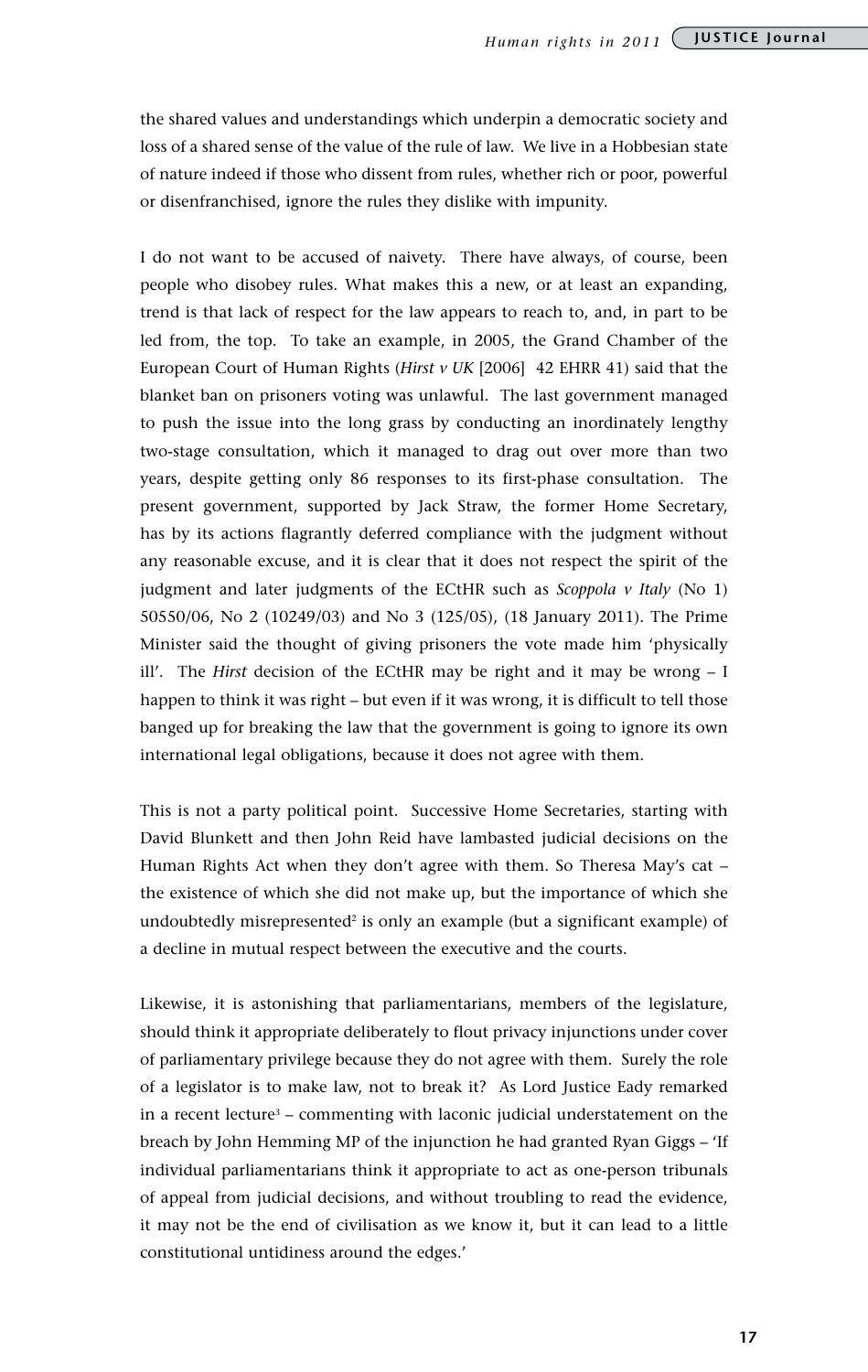the shared values and understandings which underpin a democratic society and loss of a shared sense of the value of the rule of law. We live in a Hobbesian state of nature indeed if those who dissent from rules, whether rich or poor, powerful or disenfranchised, ignore the rules they dislike with impunity.

I do not want to be accused of naivety. There have always, of course, been people who disobey rules. What makes this a new, or at least an expanding, trend is that lack of respect for the law appears to reach to, and, in part to be led from, the top. To take an example, in 2005, the Grand Chamber of the European Court of Human Rights (*Hirst v UK* [2006] 42 EHRR 41) said that the blanket ban on prisoners voting was unlawful. The last government managed to push the issue into the long grass by conducting an inordinately lengthy two-stage consultation, which it managed to drag out over more than two years, despite getting only 86 responses to its first-phase consultation. The present government, supported by Jack Straw, the former Home Secretary, has by its actions flagrantly deferred compliance with the judgment without any reasonable excuse, and it is clear that it does not respect the spirit of the judgment and later judgments of the ECtHR such as *Scoppola v Italy* (No 1) 50550/06, No 2 (10249/03) and No 3 (125/05), (18 January 2011). The Prime Minister said the thought of giving prisoners the vote made him 'physically ill'. The *Hirst* decision of the ECtHR may be right and it may be wrong – I happen to think it was right – but even if it was wrong, it is difficult to tell those banged up for breaking the law that the government is going to ignore its own international legal obligations, because it does not agree with them.

This is not a party political point. Successive Home Secretaries, starting with David Blunkett and then John Reid have lambasted judicial decisions on the Human Rights Act when they don't agree with them. So Theresa May's cat – the existence of which she did not make up, but the importance of which she undoubtedly misrepresented[2] is only an example (but a significant example) of a decline in mutual respect between the executive and the courts.

Likewise, it is astonishing that parliamentarians, members of the legislature, should think it appropriate deliberately to flout privacy injunctions under cover of parliamentary privilege because they do not agree with them. Surely the role of a legislator is to make law, not to break it? As Lord Justice Eady remarked in a recent lecture[3] – commenting with laconic judicial understatement on the breach by John Hemming MP of the injunction he had granted Ryan Giggs – 'If individual parliamentarians think it appropriate to act as one-person tribunals of appeal from judicial decisions, and without troubling to read the evidence, it may not be the end of civilisation as we know it, but it can lead to a little constitutional untidiness around the edges.'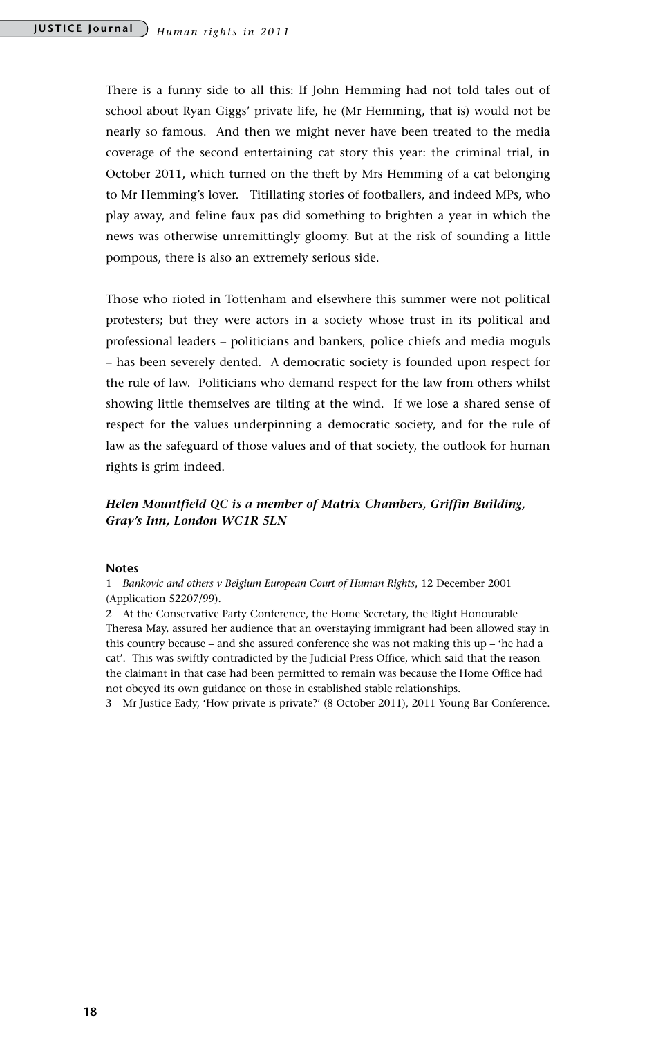There is a funny side to all this: If John Hemming had not told tales out of school about Ryan Giggs' private life, he (Mr Hemming, that is) would not be nearly so famous. And then we might never have been treated to the media coverage of the second entertaining cat story this year: the criminal trial, in October 2011, which turned on the theft by Mrs Hemming of a cat belonging to Mr Hemming's lover. Titillating stories of footballers, and indeed MPs, who play away, and feline faux pas did something to brighten a year in which the news was otherwise unremittingly gloomy. But at the risk of sounding a little pompous, there is also an extremely serious side.

Those who rioted in Tottenham and elsewhere this summer were not political protesters; but they were actors in a society whose trust in its political and professional leaders – politicians and bankers, police chiefs and media moguls – has been severely dented. A democratic society is founded upon respect for the rule of law. Politicians who demand respect for the law from others whilst showing little themselves are tilting at the wind. If we lose a shared sense of respect for the values underpinning a democratic society, and for the rule of law as the safeguard of those values and of that society, the outlook for human rights is grim indeed.

***Helen Mountfield QC is a member of Matrix Chambers, Griffin Building, Gray's Inn, London WC1R 5LN***

**Notes**

1 *Bankovic and others v Belgium European Court of Human Rights*, 12 December 2001 (Application 52207/99).

2 At the Conservative Party Conference, the Home Secretary, the Right Honourable Theresa May, assured her audience that an overstaying immigrant had been allowed stay in this country because – and she assured conference she was not making this up – 'he had a cat'. This was swiftly contradicted by the Judicial Press Office, which said that the reason the claimant in that case had been permitted to remain was because the Home Office had not obeyed its own guidance on those in established stable relationships.

3 Mr Justice Eady, 'How private is private?' (8 October 2011), 2011 Young Bar Conference.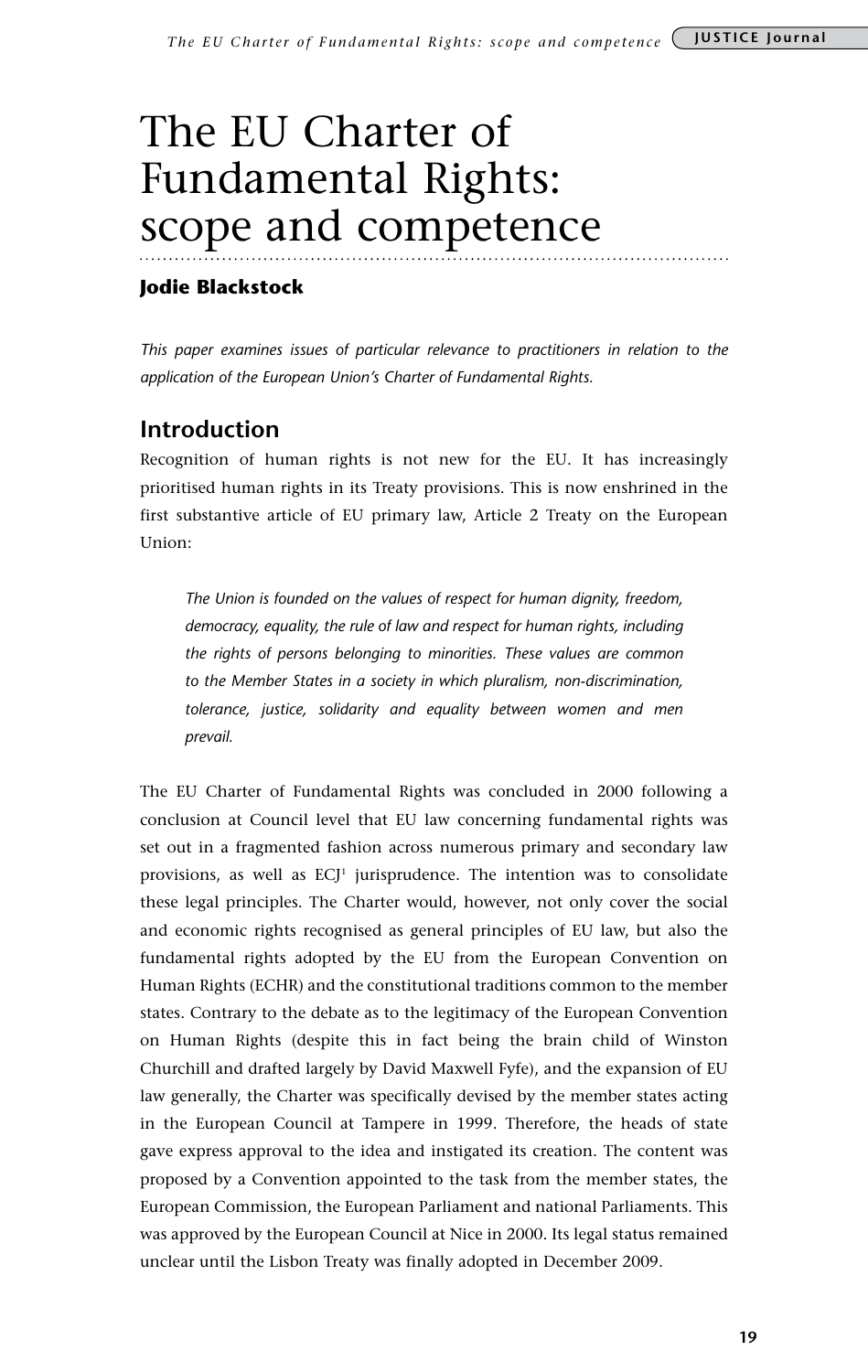# The EU Charter of Fundamental Rights: scope and competence

**Jodie Blackstock**

*This paper examines issues of particular relevance to practitioners in relation to the application of the European Union's Charter of Fundamental Rights.*

## Introduction

Recognition of human rights is not new for the EU. It has increasingly prioritised human rights in its Treaty provisions. This is now enshrined in the first substantive article of EU primary law, Article 2 Treaty on the European Union:

> *The Union is founded on the values of respect for human dignity, freedom, democracy, equality, the rule of law and respect for human rights, including the rights of persons belonging to minorities. These values are common to the Member States in a society in which pluralism, non-discrimination, tolerance, justice, solidarity and equality between women and men prevail.*

The EU Charter of Fundamental Rights was concluded in 2000 following a conclusion at Council level that EU law concerning fundamental rights was set out in a fragmented fashion across numerous primary and secondary law provisions, as well as ECJ[1] jurisprudence. The intention was to consolidate these legal principles. The Charter would, however, not only cover the social and economic rights recognised as general principles of EU law, but also the fundamental rights adopted by the EU from the European Convention on Human Rights (ECHR) and the constitutional traditions common to the member states. Contrary to the debate as to the legitimacy of the European Convention on Human Rights (despite this in fact being the brain child of Winston Churchill and drafted largely by David Maxwell Fyfe), and the expansion of EU law generally, the Charter was specifically devised by the member states acting in the European Council at Tampere in 1999. Therefore, the heads of state gave express approval to the idea and instigated its creation. The content was proposed by a Convention appointed to the task from the member states, the European Commission, the European Parliament and national Parliaments. This was approved by the European Council at Nice in 2000. Its legal status remained unclear until the Lisbon Treaty was finally adopted in December 2009.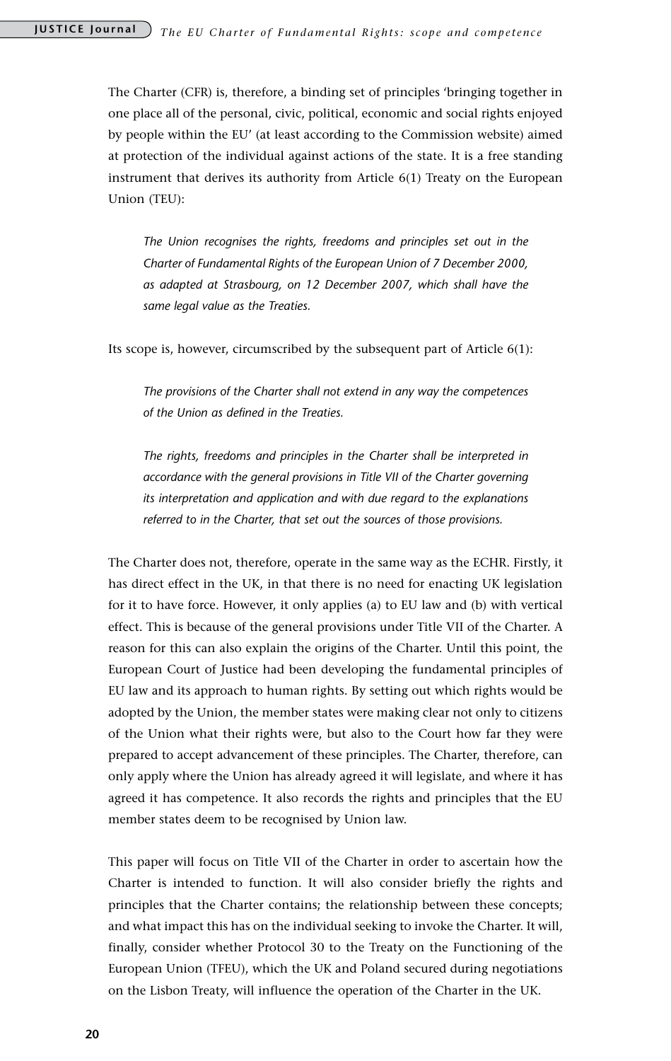The Charter (CFR) is, therefore, a binding set of principles 'bringing together in one place all of the personal, civic, political, economic and social rights enjoyed by people within the EU' (at least according to the Commission website) aimed at protection of the individual against actions of the state. It is a free standing instrument that derives its authority from Article 6(1) Treaty on the European Union (TEU):

> *The Union recognises the rights, freedoms and principles set out in the Charter of Fundamental Rights of the European Union of 7 December 2000, as adapted at Strasbourg, on 12 December 2007, which shall have the same legal value as the Treaties.*

Its scope is, however, circumscribed by the subsequent part of Article 6(1):

> *The provisions of the Charter shall not extend in any way the competences of the Union as defined in the Treaties.*
>
> *The rights, freedoms and principles in the Charter shall be interpreted in accordance with the general provisions in Title VII of the Charter governing its interpretation and application and with due regard to the explanations referred to in the Charter, that set out the sources of those provisions.*

The Charter does not, therefore, operate in the same way as the ECHR. Firstly, it has direct effect in the UK, in that there is no need for enacting UK legislation for it to have force. However, it only applies (a) to EU law and (b) with vertical effect. This is because of the general provisions under Title VII of the Charter. A reason for this can also explain the origins of the Charter. Until this point, the European Court of Justice had been developing the fundamental principles of EU law and its approach to human rights. By setting out which rights would be adopted by the Union, the member states were making clear not only to citizens of the Union what their rights were, but also to the Court how far they were prepared to accept advancement of these principles. The Charter, therefore, can only apply where the Union has already agreed it will legislate, and where it has agreed it has competence. It also records the rights and principles that the EU member states deem to be recognised by Union law.

This paper will focus on Title VII of the Charter in order to ascertain how the Charter is intended to function. It will also consider briefly the rights and principles that the Charter contains; the relationship between these concepts; and what impact this has on the individual seeking to invoke the Charter. It will, finally, consider whether Protocol 30 to the Treaty on the Functioning of the European Union (TFEU), which the UK and Poland secured during negotiations on the Lisbon Treaty, will influence the operation of the Charter in the UK.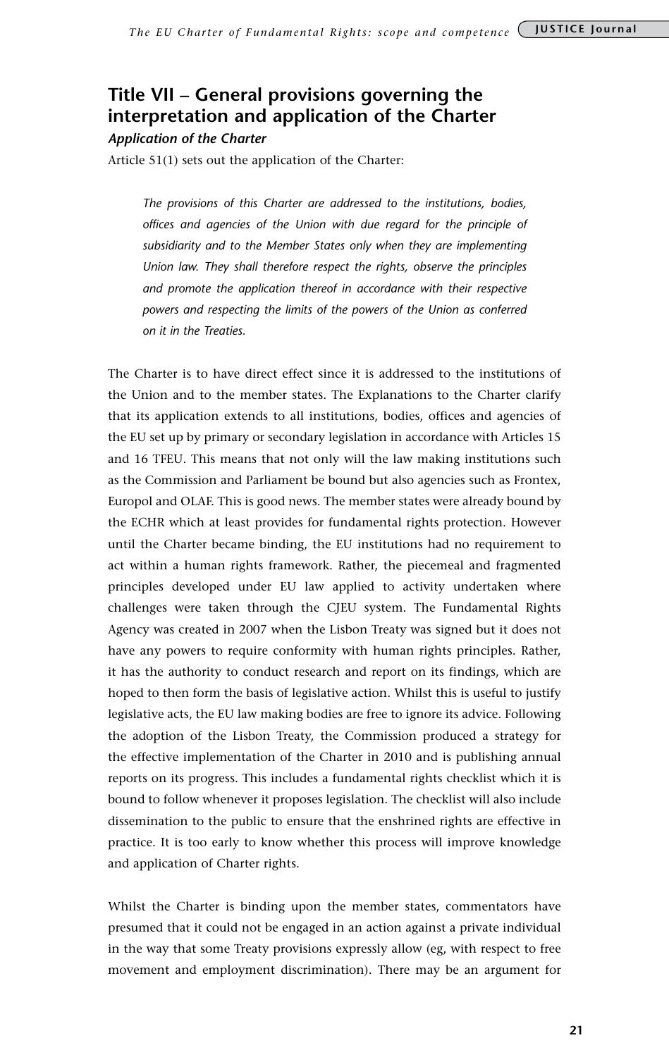## Title VII – General provisions governing the interpretation and application of the Charter

***Application of the Charter***

Article 51(1) sets out the application of the Charter:

> *The provisions of this Charter are addressed to the institutions, bodies, offices and agencies of the Union with due regard for the principle of subsidiarity and to the Member States only when they are implementing Union law. They shall therefore respect the rights, observe the principles and promote the application thereof in accordance with their respective powers and respecting the limits of the powers of the Union as conferred on it in the Treaties.*

The Charter is to have direct effect since it is addressed to the institutions of the Union and to the member states. The Explanations to the Charter clarify that its application extends to all institutions, bodies, offices and agencies of the EU set up by primary or secondary legislation in accordance with Articles 15 and 16 TFEU. This means that not only will the law making institutions such as the Commission and Parliament be bound but also agencies such as Frontex, Europol and OLAF. This is good news. The member states were already bound by the ECHR which at least provides for fundamental rights protection. However until the Charter became binding, the EU institutions had no requirement to act within a human rights framework. Rather, the piecemeal and fragmented principles developed under EU law applied to activity undertaken where challenges were taken through the CJEU system. The Fundamental Rights Agency was created in 2007 when the Lisbon Treaty was signed but it does not have any powers to require conformity with human rights principles. Rather, it has the authority to conduct research and report on its findings, which are hoped to then form the basis of legislative action. Whilst this is useful to justify legislative acts, the EU law making bodies are free to ignore its advice. Following the adoption of the Lisbon Treaty, the Commission produced a strategy for the effective implementation of the Charter in 2010 and is publishing annual reports on its progress. This includes a fundamental rights checklist which it is bound to follow whenever it proposes legislation. The checklist will also include dissemination to the public to ensure that the enshrined rights are effective in practice. It is too early to know whether this process will improve knowledge and application of Charter rights.

Whilst the Charter is binding upon the member states, commentators have presumed that it could not be engaged in an action against a private individual in the way that some Treaty provisions expressly allow (eg, with respect to free movement and employment discrimination). There may be an argument for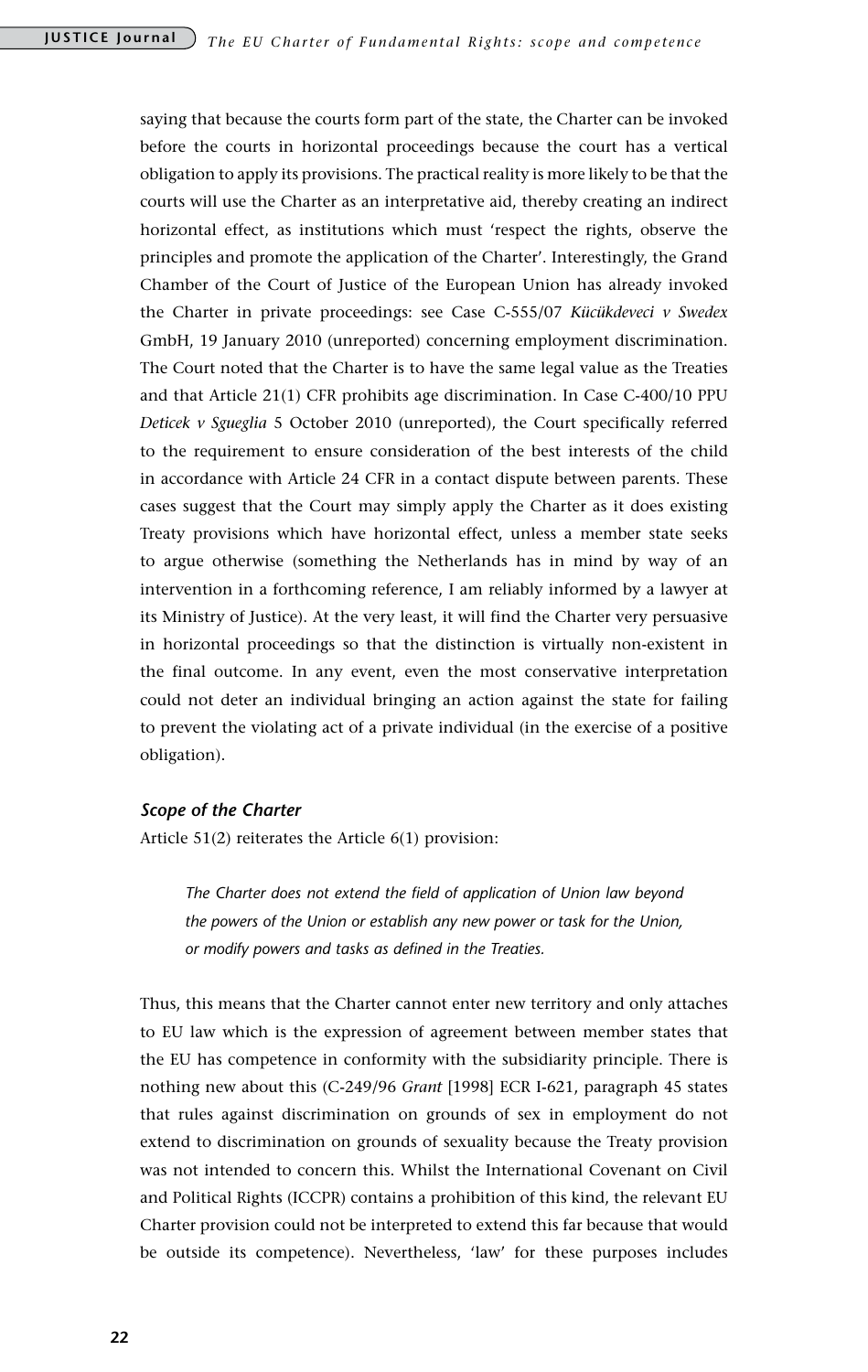saying that because the courts form part of the state, the Charter can be invoked before the courts in horizontal proceedings because the court has a vertical obligation to apply its provisions. The practical reality is more likely to be that the courts will use the Charter as an interpretative aid, thereby creating an indirect horizontal effect, as institutions which must 'respect the rights, observe the principles and promote the application of the Charter'. Interestingly, the Grand Chamber of the Court of Justice of the European Union has already invoked the Charter in private proceedings: see Case C-555/07 *Kücükdeveci v Swedex* GmbH, 19 January 2010 (unreported) concerning employment discrimination. The Court noted that the Charter is to have the same legal value as the Treaties and that Article 21(1) CFR prohibits age discrimination. In Case C-400/10 PPU *Deticek v Sgueglia* 5 October 2010 (unreported), the Court specifically referred to the requirement to ensure consideration of the best interests of the child in accordance with Article 24 CFR in a contact dispute between parents. These cases suggest that the Court may simply apply the Charter as it does existing Treaty provisions which have horizontal effect, unless a member state seeks to argue otherwise (something the Netherlands has in mind by way of an intervention in a forthcoming reference, I am reliably informed by a lawyer at its Ministry of Justice). At the very least, it will find the Charter very persuasive in horizontal proceedings so that the distinction is virtually non-existent in the final outcome. In any event, even the most conservative interpretation could not deter an individual bringing an action against the state for failing to prevent the violating act of a private individual (in the exercise of a positive obligation).

### *Scope of the Charter*

Article 51(2) reiterates the Article 6(1) provision:

> *The Charter does not extend the field of application of Union law beyond the powers of the Union or establish any new power or task for the Union, or modify powers and tasks as defined in the Treaties.*

Thus, this means that the Charter cannot enter new territory and only attaches to EU law which is the expression of agreement between member states that the EU has competence in conformity with the subsidiarity principle. There is nothing new about this (C-249/96 *Grant* [1998] ECR I-621, paragraph 45 states that rules against discrimination on grounds of sex in employment do not extend to discrimination on grounds of sexuality because the Treaty provision was not intended to concern this. Whilst the International Covenant on Civil and Political Rights (ICCPR) contains a prohibition of this kind, the relevant EU Charter provision could not be interpreted to extend this far because that would be outside its competence). Nevertheless, 'law' for these purposes includes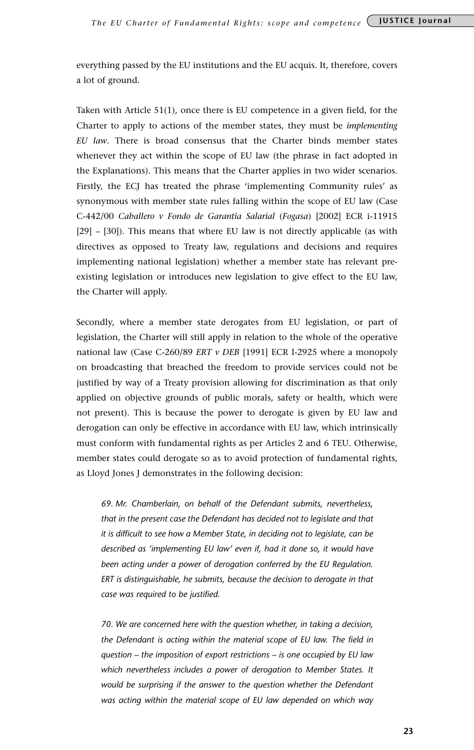everything passed by the EU institutions and the EU acquis. It, therefore, covers a lot of ground.

Taken with Article 51(1), once there is EU competence in a given field, for the Charter to apply to actions of the member states, they must be *implementing EU law*. There is broad consensus that the Charter binds member states whenever they act within the scope of EU law (the phrase in fact adopted in the Explanations). This means that the Charter applies in two wider scenarios. Firstly, the ECJ has treated the phrase 'implementing Community rules' as synonymous with member state rules falling within the scope of EU law (Case C-442/00 *Caballero v Fondo de Garantia Salarial* (*Fogasa*) [2002] ECR i-11915 [29] – [30]). This means that where EU law is not directly applicable (as with directives as opposed to Treaty law, regulations and decisions and requires implementing national legislation) whether a member state has relevant pre-existing legislation or introduces new legislation to give effect to the EU law, the Charter will apply.

Secondly, where a member state derogates from EU legislation, or part of legislation, the Charter will still apply in relation to the whole of the operative national law (Case C-260/89 *ERT v DEB* [1991] ECR I-2925 where a monopoly on broadcasting that breached the freedom to provide services could not be justified by way of a Treaty provision allowing for discrimination as that only applied on objective grounds of public morals, safety or health, which were not present). This is because the power to derogate is given by EU law and derogation can only be effective in accordance with EU law, which intrinsically must conform with fundamental rights as per Articles 2 and 6 TEU. Otherwise, member states could derogate so as to avoid protection of fundamental rights, as Lloyd Jones J demonstrates in the following decision:

> *69. Mr. Chamberlain, on behalf of the Defendant submits, nevertheless, that in the present case the Defendant has decided not to legislate and that it is difficult to see how a Member State, in deciding not to legislate, can be described as 'implementing EU law' even if, had it done so, it would have been acting under a power of derogation conferred by the EU Regulation. ERT is distinguishable, he submits, because the decision to derogate in that case was required to be justified.*
>
> *70. We are concerned here with the question whether, in taking a decision, the Defendant is acting within the material scope of EU law. The field in question – the imposition of export restrictions – is one occupied by EU law which nevertheless includes a power of derogation to Member States. It would be surprising if the answer to the question whether the Defendant was acting within the material scope of EU law depended on which way*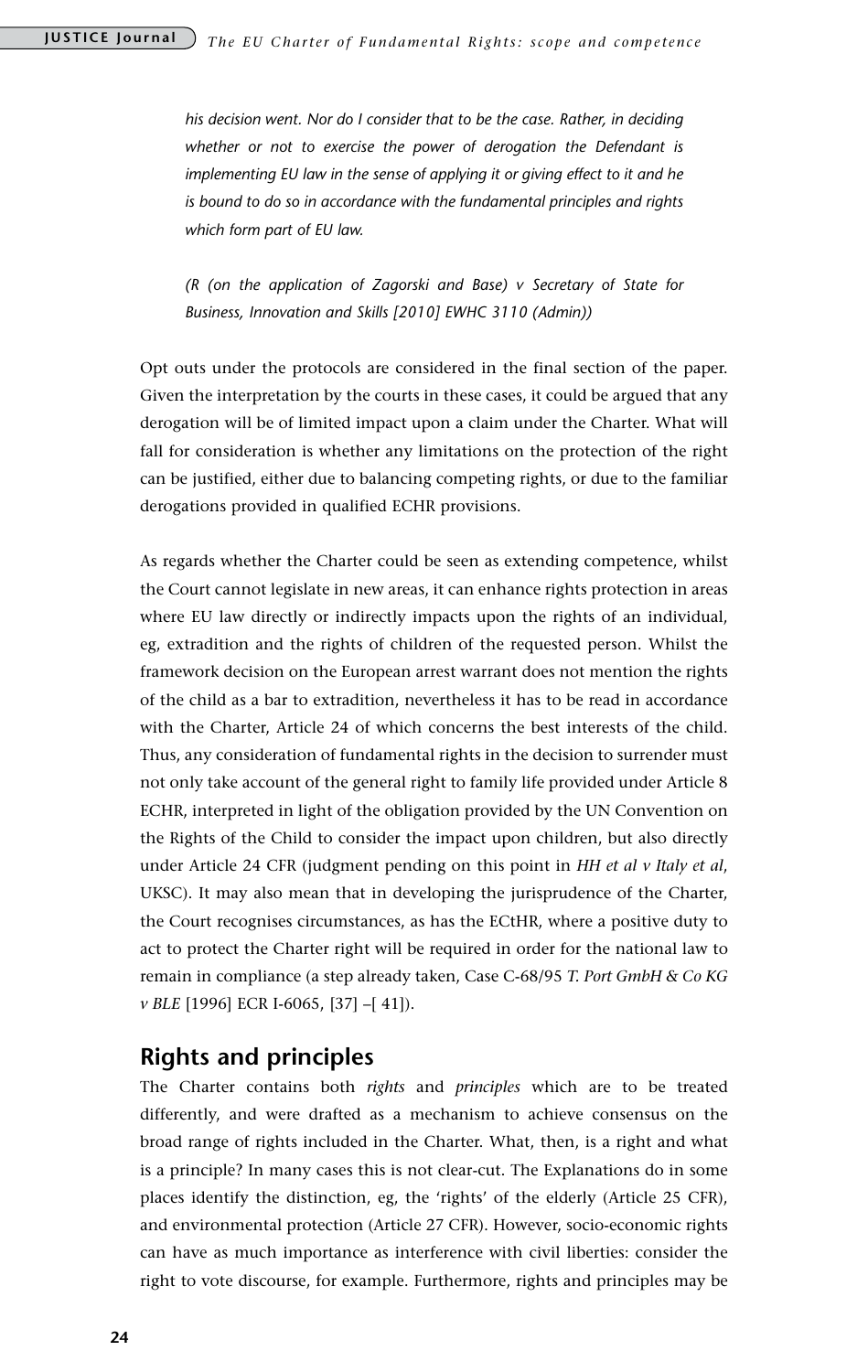*his decision went. Nor do I consider that to be the case. Rather, in deciding whether or not to exercise the power of derogation the Defendant is implementing EU law in the sense of applying it or giving effect to it and he is bound to do so in accordance with the fundamental principles and rights which form part of EU law.*

*(R (on the application of Zagorski and Base) v Secretary of State for Business, Innovation and Skills [2010] EWHC 3110 (Admin))*

Opt outs under the protocols are considered in the final section of the paper. Given the interpretation by the courts in these cases, it could be argued that any derogation will be of limited impact upon a claim under the Charter. What will fall for consideration is whether any limitations on the protection of the right can be justified, either due to balancing competing rights, or due to the familiar derogations provided in qualified ECHR provisions.

As regards whether the Charter could be seen as extending competence, whilst the Court cannot legislate in new areas, it can enhance rights protection in areas where EU law directly or indirectly impacts upon the rights of an individual, eg, extradition and the rights of children of the requested person. Whilst the framework decision on the European arrest warrant does not mention the rights of the child as a bar to extradition, nevertheless it has to be read in accordance with the Charter, Article 24 of which concerns the best interests of the child. Thus, any consideration of fundamental rights in the decision to surrender must not only take account of the general right to family life provided under Article 8 ECHR, interpreted in light of the obligation provided by the UN Convention on the Rights of the Child to consider the impact upon children, but also directly under Article 24 CFR (judgment pending on this point in *HH et al v Italy et al*, UKSC). It may also mean that in developing the jurisprudence of the Charter, the Court recognises circumstances, as has the ECtHR, where a positive duty to act to protect the Charter right will be required in order for the national law to remain in compliance (a step already taken, Case C-68/95 *T. Port GmbH & Co KG v BLE* [1996] ECR I-6065, [37] –[ 41]).

## Rights and principles

The Charter contains both *rights* and *principles* which are to be treated differently, and were drafted as a mechanism to achieve consensus on the broad range of rights included in the Charter. What, then, is a right and what is a principle? In many cases this is not clear-cut. The Explanations do in some places identify the distinction, eg, the 'rights' of the elderly (Article 25 CFR), and environmental protection (Article 27 CFR). However, socio-economic rights can have as much importance as interference with civil liberties: consider the right to vote discourse, for example. Furthermore, rights and principles may be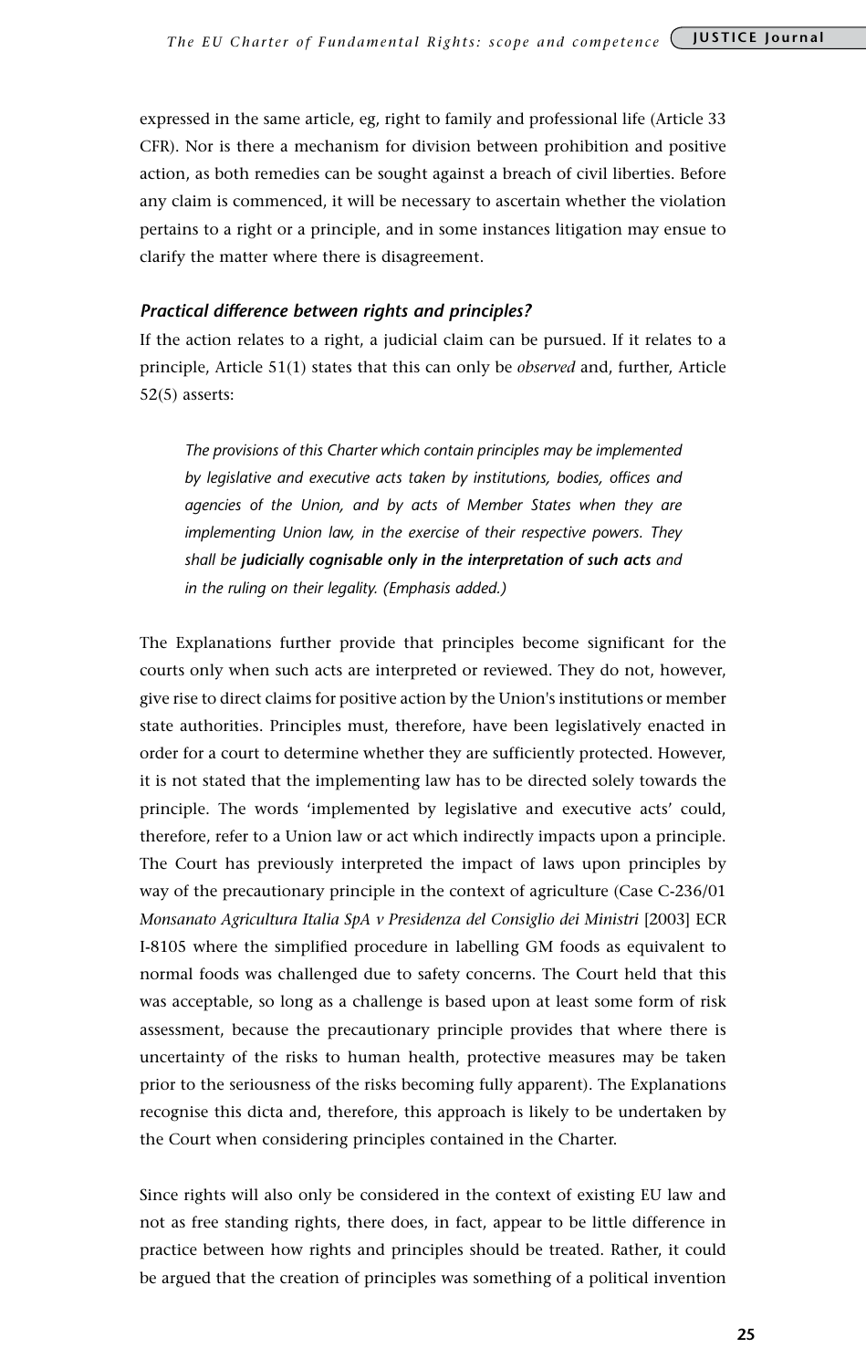expressed in the same article, eg, right to family and professional life (Article 33 CFR). Nor is there a mechanism for division between prohibition and positive action, as both remedies can be sought against a breach of civil liberties. Before any claim is commenced, it will be necessary to ascertain whether the violation pertains to a right or a principle, and in some instances litigation may ensue to clarify the matter where there is disagreement.

### *Practical difference between rights and principles?*

If the action relates to a right, a judicial claim can be pursued. If it relates to a principle, Article 51(1) states that this can only be *observed* and, further, Article 52(5) asserts:

> *The provisions of this Charter which contain principles may be implemented by legislative and executive acts taken by institutions, bodies, offices and agencies of the Union, and by acts of Member States when they are implementing Union law, in the exercise of their respective powers. They shall be* ***judicially cognisable only in the interpretation of such acts*** *and in the ruling on their legality. (Emphasis added.)*

The Explanations further provide that principles become significant for the courts only when such acts are interpreted or reviewed. They do not, however, give rise to direct claims for positive action by the Union's institutions or member state authorities. Principles must, therefore, have been legislatively enacted in order for a court to determine whether they are sufficiently protected. However, it is not stated that the implementing law has to be directed solely towards the principle. The words 'implemented by legislative and executive acts' could, therefore, refer to a Union law or act which indirectly impacts upon a principle. The Court has previously interpreted the impact of laws upon principles by way of the precautionary principle in the context of agriculture (Case C-236/01 *Monsanato Agricultura Italia SpA v Presidenza del Consiglio dei Ministri* [2003] ECR I-8105 where the simplified procedure in labelling GM foods as equivalent to normal foods was challenged due to safety concerns. The Court held that this was acceptable, so long as a challenge is based upon at least some form of risk assessment, because the precautionary principle provides that where there is uncertainty of the risks to human health, protective measures may be taken prior to the seriousness of the risks becoming fully apparent). The Explanations recognise this dicta and, therefore, this approach is likely to be undertaken by the Court when considering principles contained in the Charter.

Since rights will also only be considered in the context of existing EU law and not as free standing rights, there does, in fact, appear to be little difference in practice between how rights and principles should be treated. Rather, it could be argued that the creation of principles was something of a political invention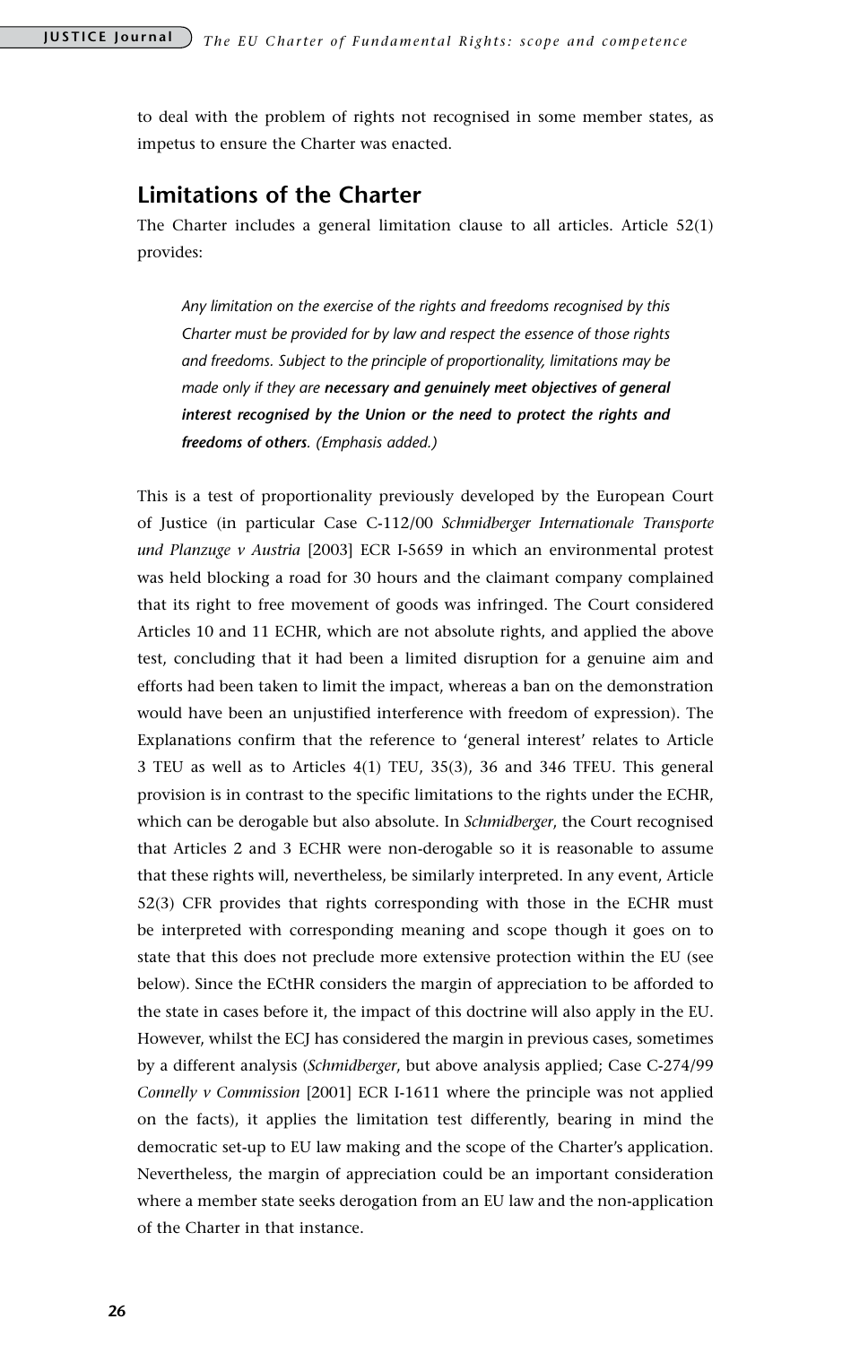to deal with the problem of rights not recognised in some member states, as impetus to ensure the Charter was enacted.

## Limitations of the Charter

The Charter includes a general limitation clause to all articles. Article 52(1) provides:

> *Any limitation on the exercise of the rights and freedoms recognised by this Charter must be provided for by law and respect the essence of those rights and freedoms. Subject to the principle of proportionality, limitations may be made only if they are* ***necessary and genuinely meet objectives of general interest recognised by the Union or the need to protect the rights and freedoms of others****. (Emphasis added.)*

This is a test of proportionality previously developed by the European Court of Justice (in particular Case C-112/00 *Schmidberger Internationale Transporte und Planzuge v Austria* [2003] ECR I-5659 in which an environmental protest was held blocking a road for 30 hours and the claimant company complained that its right to free movement of goods was infringed. The Court considered Articles 10 and 11 ECHR, which are not absolute rights, and applied the above test, concluding that it had been a limited disruption for a genuine aim and efforts had been taken to limit the impact, whereas a ban on the demonstration would have been an unjustified interference with freedom of expression). The Explanations confirm that the reference to 'general interest' relates to Article 3 TEU as well as to Articles 4(1) TEU, 35(3), 36 and 346 TFEU. This general provision is in contrast to the specific limitations to the rights under the ECHR, which can be derogable but also absolute. In *Schmidberger*, the Court recognised that Articles 2 and 3 ECHR were non-derogable so it is reasonable to assume that these rights will, nevertheless, be similarly interpreted. In any event, Article 52(3) CFR provides that rights corresponding with those in the ECHR must be interpreted with corresponding meaning and scope though it goes on to state that this does not preclude more extensive protection within the EU (see below). Since the ECtHR considers the margin of appreciation to be afforded to the state in cases before it, the impact of this doctrine will also apply in the EU. However, whilst the ECJ has considered the margin in previous cases, sometimes by a different analysis (*Schmidberger*, but above analysis applied; Case C-274/99 *Connelly v Commission* [2001] ECR I-1611 where the principle was not applied on the facts), it applies the limitation test differently, bearing in mind the democratic set-up to EU law making and the scope of the Charter's application. Nevertheless, the margin of appreciation could be an important consideration where a member state seeks derogation from an EU law and the non-application of the Charter in that instance.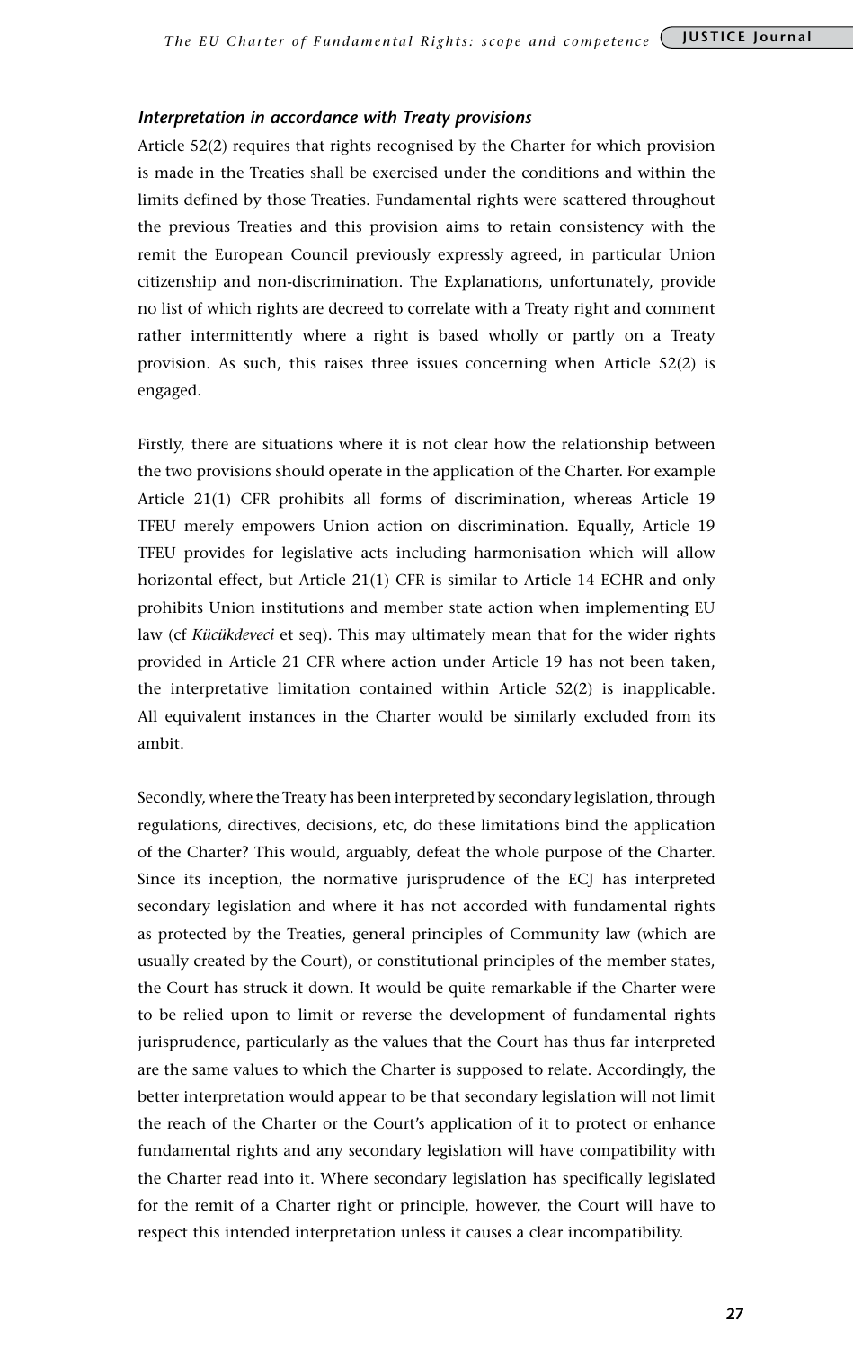### *Interpretation in accordance with Treaty provisions*

Article 52(2) requires that rights recognised by the Charter for which provision is made in the Treaties shall be exercised under the conditions and within the limits defined by those Treaties. Fundamental rights were scattered throughout the previous Treaties and this provision aims to retain consistency with the remit the European Council previously expressly agreed, in particular Union citizenship and non-discrimination. The Explanations, unfortunately, provide no list of which rights are decreed to correlate with a Treaty right and comment rather intermittently where a right is based wholly or partly on a Treaty provision. As such, this raises three issues concerning when Article 52(2) is engaged.

Firstly, there are situations where it is not clear how the relationship between the two provisions should operate in the application of the Charter. For example Article 21(1) CFR prohibits all forms of discrimination, whereas Article 19 TFEU merely empowers Union action on discrimination. Equally, Article 19 TFEU provides for legislative acts including harmonisation which will allow horizontal effect, but Article 21(1) CFR is similar to Article 14 ECHR and only prohibits Union institutions and member state action when implementing EU law (cf *Kücükdeveci* et seq). This may ultimately mean that for the wider rights provided in Article 21 CFR where action under Article 19 has not been taken, the interpretative limitation contained within Article 52(2) is inapplicable. All equivalent instances in the Charter would be similarly excluded from its ambit.

Secondly, where the Treaty has been interpreted by secondary legislation, through regulations, directives, decisions, etc, do these limitations bind the application of the Charter? This would, arguably, defeat the whole purpose of the Charter. Since its inception, the normative jurisprudence of the ECJ has interpreted secondary legislation and where it has not accorded with fundamental rights as protected by the Treaties, general principles of Community law (which are usually created by the Court), or constitutional principles of the member states, the Court has struck it down. It would be quite remarkable if the Charter were to be relied upon to limit or reverse the development of fundamental rights jurisprudence, particularly as the values that the Court has thus far interpreted are the same values to which the Charter is supposed to relate. Accordingly, the better interpretation would appear to be that secondary legislation will not limit the reach of the Charter or the Court's application of it to protect or enhance fundamental rights and any secondary legislation will have compatibility with the Charter read into it. Where secondary legislation has specifically legislated for the remit of a Charter right or principle, however, the Court will have to respect this intended interpretation unless it causes a clear incompatibility.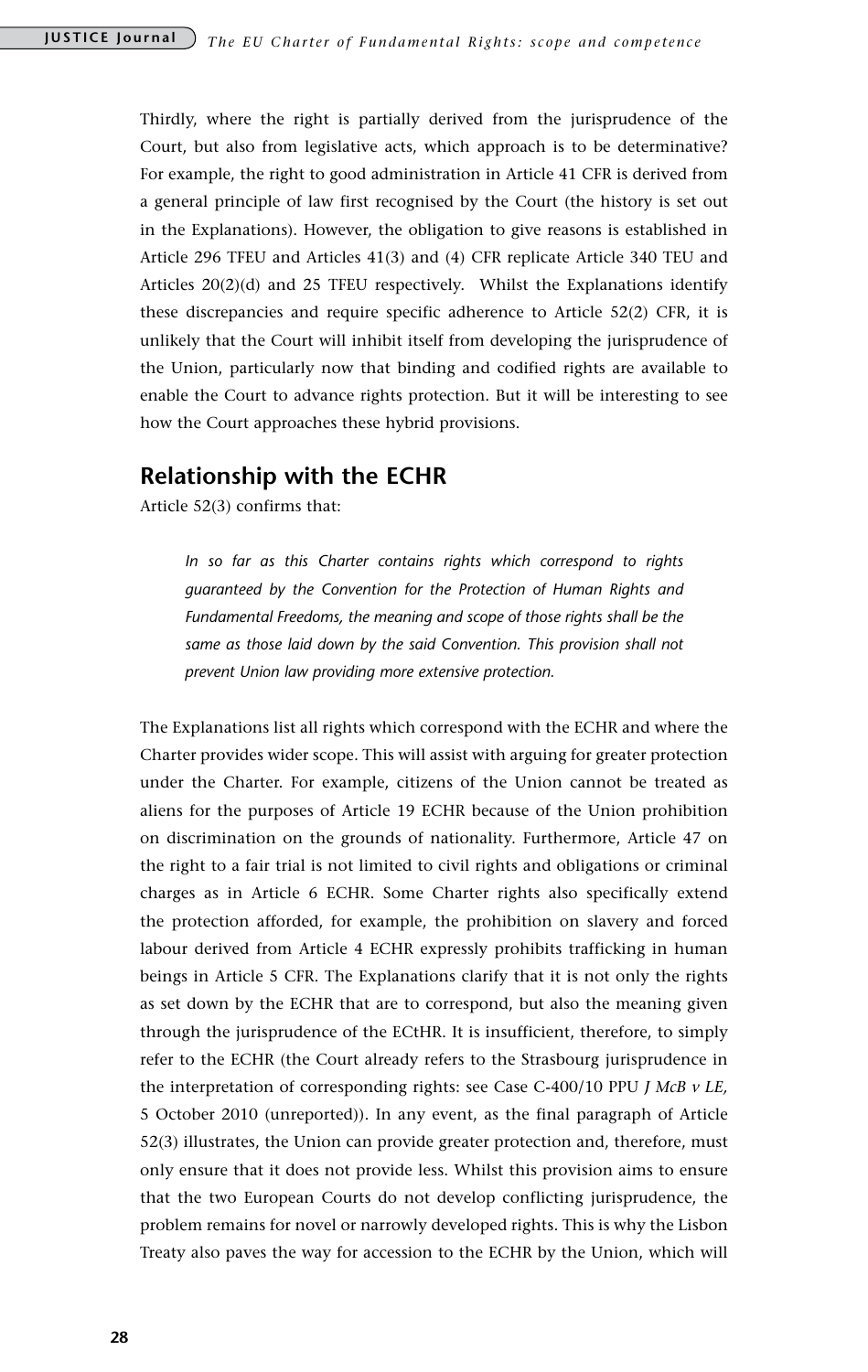Thirdly, where the right is partially derived from the jurisprudence of the Court, but also from legislative acts, which approach is to be determinative? For example, the right to good administration in Article 41 CFR is derived from a general principle of law first recognised by the Court (the history is set out in the Explanations). However, the obligation to give reasons is established in Article 296 TFEU and Articles 41(3) and (4) CFR replicate Article 340 TEU and Articles 20(2)(d) and 25 TFEU respectively. Whilst the Explanations identify these discrepancies and require specific adherence to Article 52(2) CFR, it is unlikely that the Court will inhibit itself from developing the jurisprudence of the Union, particularly now that binding and codified rights are available to enable the Court to advance rights protection. But it will be interesting to see how the Court approaches these hybrid provisions.

## Relationship with the ECHR

Article 52(3) confirms that:

> *In so far as this Charter contains rights which correspond to rights guaranteed by the Convention for the Protection of Human Rights and Fundamental Freedoms, the meaning and scope of those rights shall be the same as those laid down by the said Convention. This provision shall not prevent Union law providing more extensive protection.*

The Explanations list all rights which correspond with the ECHR and where the Charter provides wider scope. This will assist with arguing for greater protection under the Charter. For example, citizens of the Union cannot be treated as aliens for the purposes of Article 19 ECHR because of the Union prohibition on discrimination on the grounds of nationality. Furthermore, Article 47 on the right to a fair trial is not limited to civil rights and obligations or criminal charges as in Article 6 ECHR. Some Charter rights also specifically extend the protection afforded, for example, the prohibition on slavery and forced labour derived from Article 4 ECHR expressly prohibits trafficking in human beings in Article 5 CFR. The Explanations clarify that it is not only the rights as set down by the ECHR that are to correspond, but also the meaning given through the jurisprudence of the ECtHR. It is insufficient, therefore, to simply refer to the ECHR (the Court already refers to the Strasbourg jurisprudence in the interpretation of corresponding rights: see Case C-400/10 PPU *J McB v LE,* 5 October 2010 (unreported)). In any event, as the final paragraph of Article 52(3) illustrates, the Union can provide greater protection and, therefore, must only ensure that it does not provide less. Whilst this provision aims to ensure that the two European Courts do not develop conflicting jurisprudence, the problem remains for novel or narrowly developed rights. This is why the Lisbon Treaty also paves the way for accession to the ECHR by the Union, which will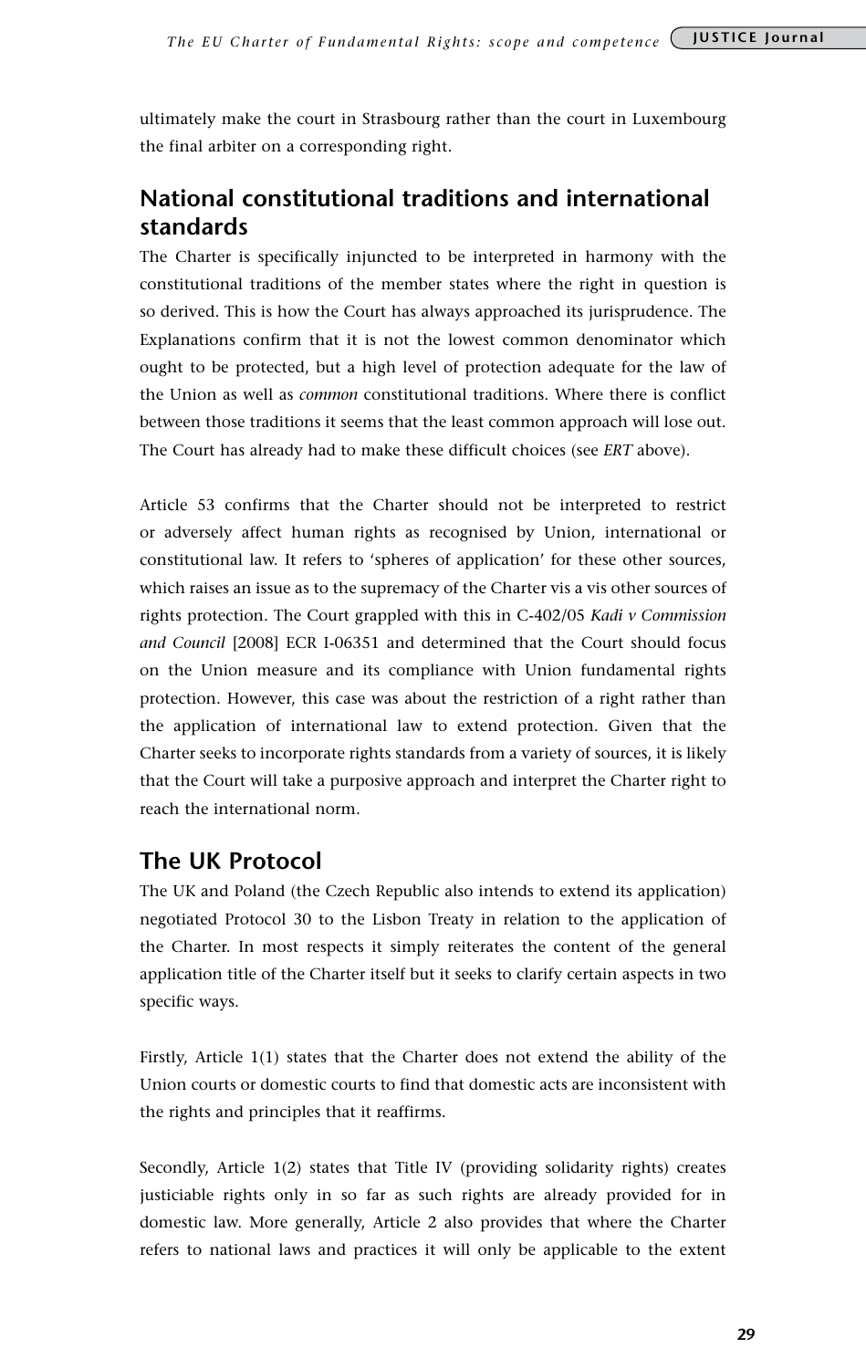ultimately make the court in Strasbourg rather than the court in Luxembourg the final arbiter on a corresponding right.

## National constitutional traditions and international standards

The Charter is specifically injuncted to be interpreted in harmony with the constitutional traditions of the member states where the right in question is so derived. This is how the Court has always approached its jurisprudence. The Explanations confirm that it is not the lowest common denominator which ought to be protected, but a high level of protection adequate for the law of the Union as well as *common* constitutional traditions. Where there is conflict between those traditions it seems that the least common approach will lose out. The Court has already had to make these difficult choices (see *ERT* above).

Article 53 confirms that the Charter should not be interpreted to restrict or adversely affect human rights as recognised by Union, international or constitutional law. It refers to 'spheres of application' for these other sources, which raises an issue as to the supremacy of the Charter vis a vis other sources of rights protection. The Court grappled with this in C-402/05 *Kadi v Commission and Council* [2008] ECR I-06351 and determined that the Court should focus on the Union measure and its compliance with Union fundamental rights protection. However, this case was about the restriction of a right rather than the application of international law to extend protection. Given that the Charter seeks to incorporate rights standards from a variety of sources, it is likely that the Court will take a purposive approach and interpret the Charter right to reach the international norm.

## The UK Protocol

The UK and Poland (the Czech Republic also intends to extend its application) negotiated Protocol 30 to the Lisbon Treaty in relation to the application of the Charter. In most respects it simply reiterates the content of the general application title of the Charter itself but it seeks to clarify certain aspects in two specific ways.

Firstly, Article 1(1) states that the Charter does not extend the ability of the Union courts or domestic courts to find that domestic acts are inconsistent with the rights and principles that it reaffirms.

Secondly, Article 1(2) states that Title IV (providing solidarity rights) creates justiciable rights only in so far as such rights are already provided for in domestic law. More generally, Article 2 also provides that where the Charter refers to national laws and practices it will only be applicable to the extent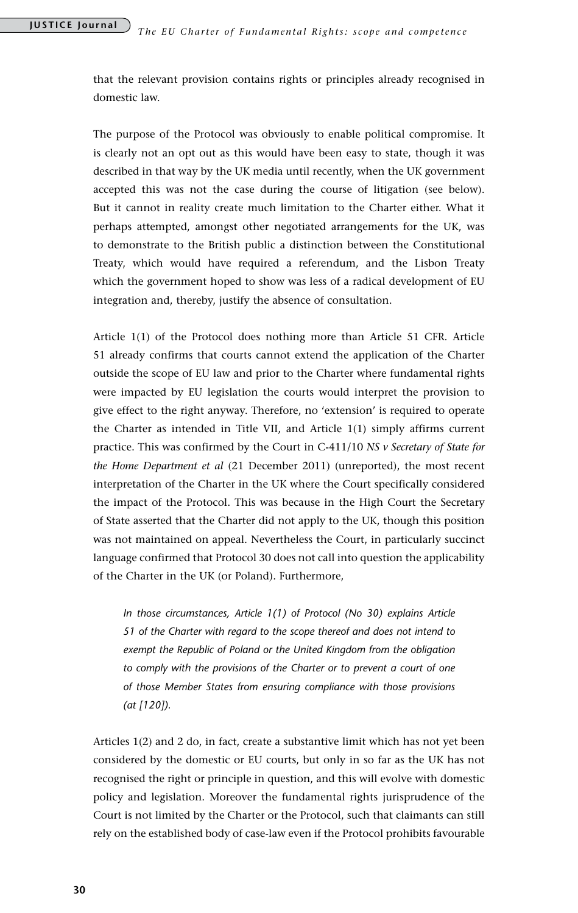that the relevant provision contains rights or principles already recognised in domestic law.

The purpose of the Protocol was obviously to enable political compromise. It is clearly not an opt out as this would have been easy to state, though it was described in that way by the UK media until recently, when the UK government accepted this was not the case during the course of litigation (see below). But it cannot in reality create much limitation to the Charter either. What it perhaps attempted, amongst other negotiated arrangements for the UK, was to demonstrate to the British public a distinction between the Constitutional Treaty, which would have required a referendum, and the Lisbon Treaty which the government hoped to show was less of a radical development of EU integration and, thereby, justify the absence of consultation.

Article 1(1) of the Protocol does nothing more than Article 51 CFR. Article 51 already confirms that courts cannot extend the application of the Charter outside the scope of EU law and prior to the Charter where fundamental rights were impacted by EU legislation the courts would interpret the provision to give effect to the right anyway. Therefore, no 'extension' is required to operate the Charter as intended in Title VII, and Article 1(1) simply affirms current practice. This was confirmed by the Court in C-411/10 *NS v Secretary of State for the Home Department et al* (21 December 2011) (unreported), the most recent interpretation of the Charter in the UK where the Court specifically considered the impact of the Protocol. This was because in the High Court the Secretary of State asserted that the Charter did not apply to the UK, though this position was not maintained on appeal. Nevertheless the Court, in particularly succinct language confirmed that Protocol 30 does not call into question the applicability of the Charter in the UK (or Poland). Furthermore,

> *In those circumstances, Article 1(1) of Protocol (No 30) explains Article 51 of the Charter with regard to the scope thereof and does not intend to exempt the Republic of Poland or the United Kingdom from the obligation to comply with the provisions of the Charter or to prevent a court of one of those Member States from ensuring compliance with those provisions (at [120]).*

Articles 1(2) and 2 do, in fact, create a substantive limit which has not yet been considered by the domestic or EU courts, but only in so far as the UK has not recognised the right or principle in question, and this will evolve with domestic policy and legislation. Moreover the fundamental rights jurisprudence of the Court is not limited by the Charter or the Protocol, such that claimants can still rely on the established body of case-law even if the Protocol prohibits favourable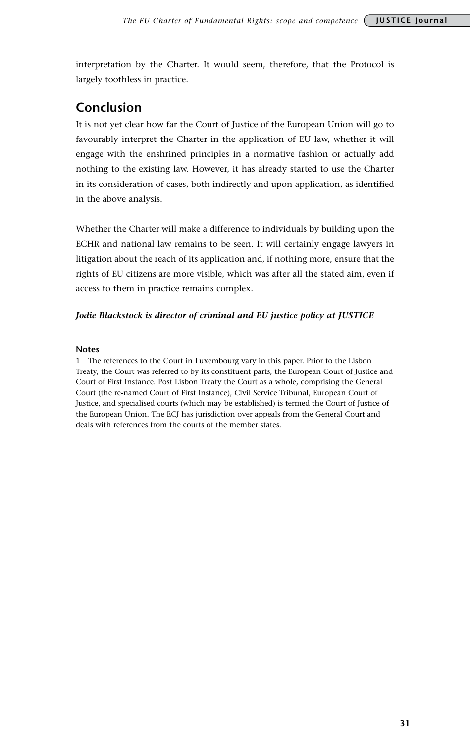interpretation by the Charter. It would seem, therefore, that the Protocol is largely toothless in practice.

## Conclusion

It is not yet clear how far the Court of Justice of the European Union will go to favourably interpret the Charter in the application of EU law, whether it will engage with the enshrined principles in a normative fashion or actually add nothing to the existing law. However, it has already started to use the Charter in its consideration of cases, both indirectly and upon application, as identified in the above analysis.

Whether the Charter will make a difference to individuals by building upon the ECHR and national law remains to be seen. It will certainly engage lawyers in litigation about the reach of its application and, if nothing more, ensure that the rights of EU citizens are more visible, which was after all the stated aim, even if access to them in practice remains complex.

***Jodie Blackstock is director of criminal and EU justice policy at JUSTICE***

**Notes**

1 The references to the Court in Luxembourg vary in this paper. Prior to the Lisbon Treaty, the Court was referred to by its constituent parts, the European Court of Justice and Court of First Instance. Post Lisbon Treaty the Court as a whole, comprising the General Court (the re-named Court of First Instance), Civil Service Tribunal, European Court of Justice, and specialised courts (which may be established) is termed the Court of Justice of the European Union. The ECJ has jurisdiction over appeals from the General Court and deals with references from the courts of the member states.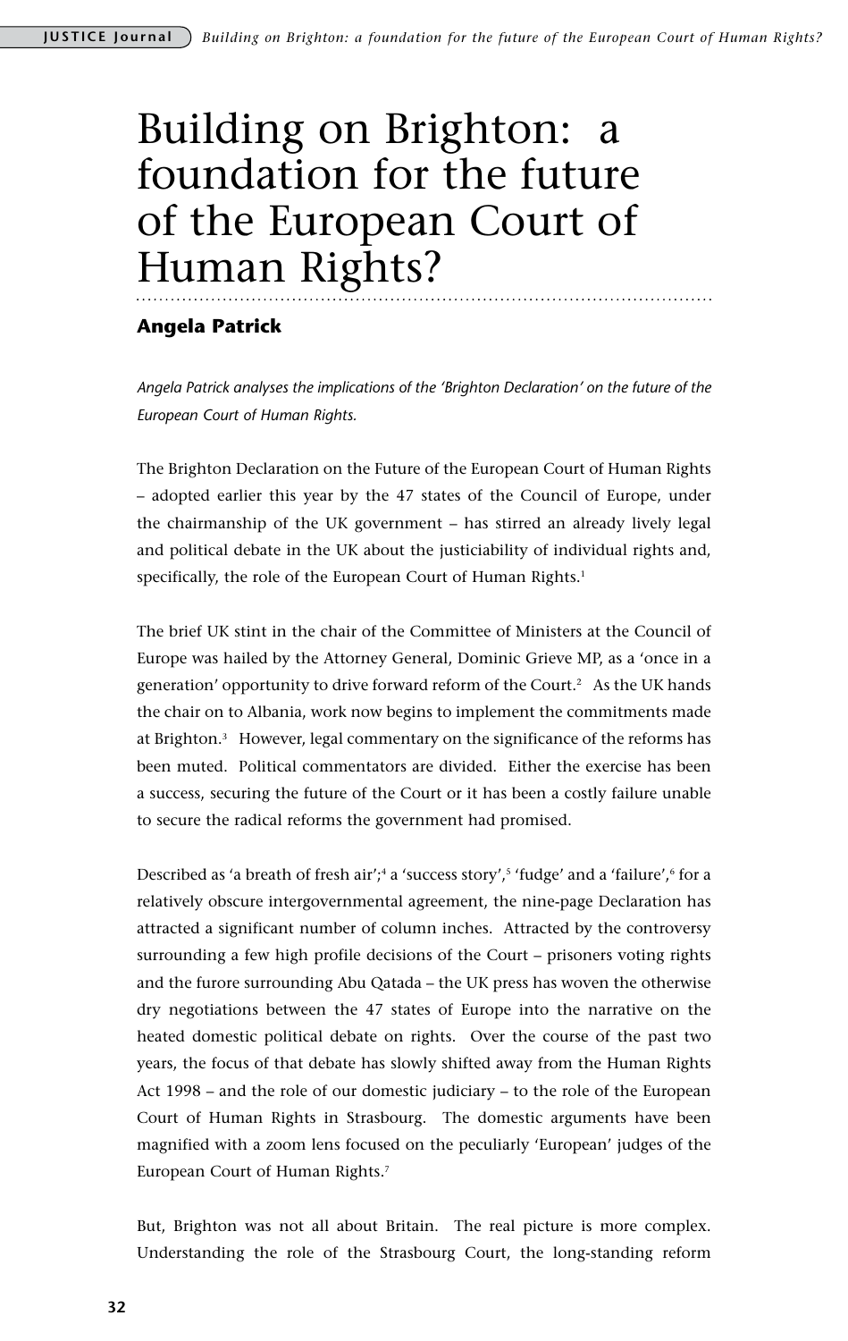# Building on Brighton: a foundation for the future of the European Court of Human Rights?

**Angela Patrick**

*Angela Patrick analyses the implications of the 'Brighton Declaration' on the future of the European Court of Human Rights.*

The Brighton Declaration on the Future of the European Court of Human Rights – adopted earlier this year by the 47 states of the Council of Europe, under the chairmanship of the UK government – has stirred an already lively legal and political debate in the UK about the justiciability of individual rights and, specifically, the role of the European Court of Human Rights.[1]

The brief UK stint in the chair of the Committee of Ministers at the Council of Europe was hailed by the Attorney General, Dominic Grieve MP, as a 'once in a generation' opportunity to drive forward reform of the Court.[2] As the UK hands the chair on to Albania, work now begins to implement the commitments made at Brighton.[3] However, legal commentary on the significance of the reforms has been muted. Political commentators are divided. Either the exercise has been a success, securing the future of the Court or it has been a costly failure unable to secure the radical reforms the government had promised.

Described as 'a breath of fresh air';[4] a 'success story',[5] 'fudge' and a 'failure',[6] for a relatively obscure intergovernmental agreement, the nine-page Declaration has attracted a significant number of column inches. Attracted by the controversy surrounding a few high profile decisions of the Court – prisoners voting rights and the furore surrounding Abu Qatada – the UK press has woven the otherwise dry negotiations between the 47 states of Europe into the narrative on the heated domestic political debate on rights. Over the course of the past two years, the focus of that debate has slowly shifted away from the Human Rights Act 1998 – and the role of our domestic judiciary – to the role of the European Court of Human Rights in Strasbourg. The domestic arguments have been magnified with a zoom lens focused on the peculiarly 'European' judges of the European Court of Human Rights.[7]

But, Brighton was not all about Britain. The real picture is more complex. Understanding the role of the Strasbourg Court, the long-standing reform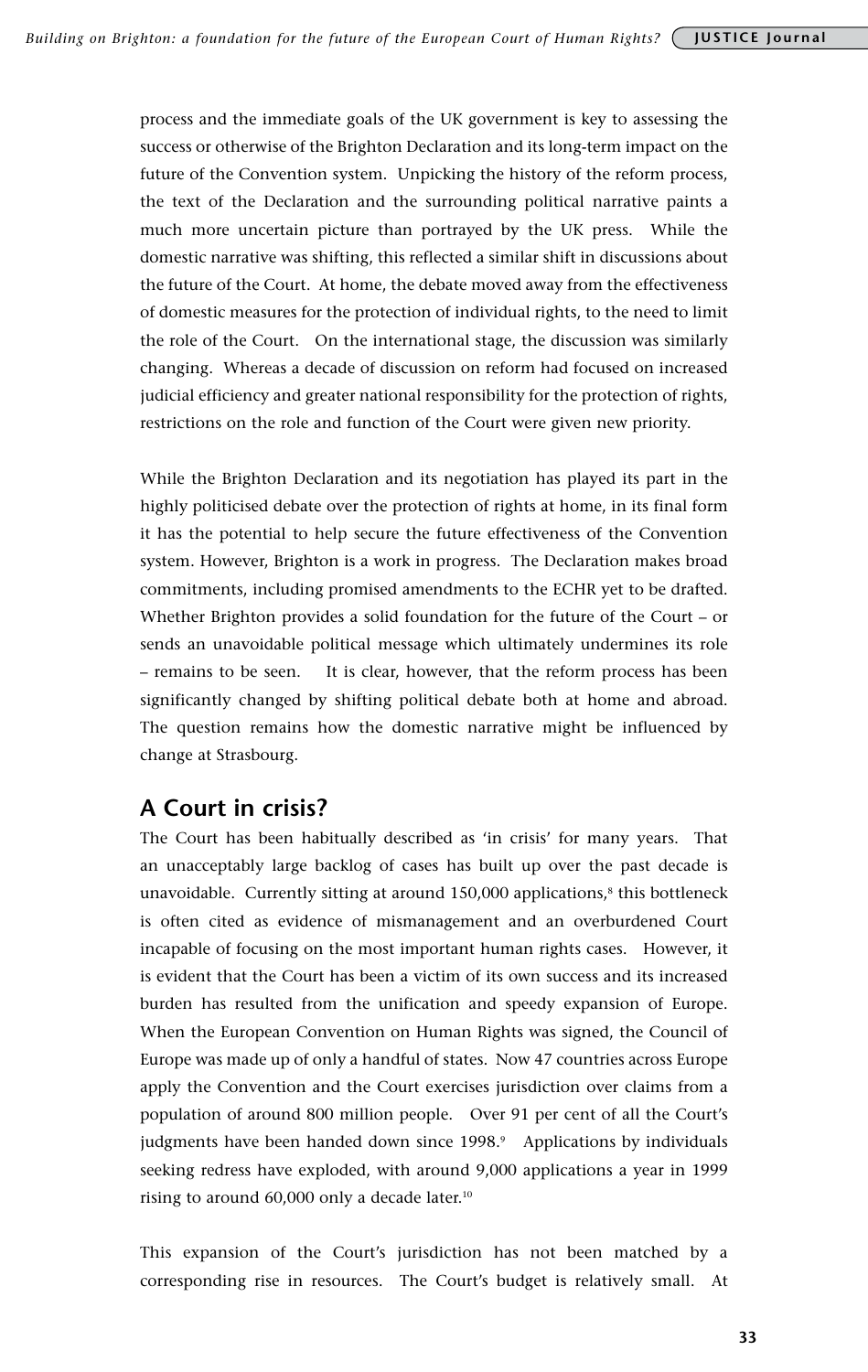process and the immediate goals of the UK government is key to assessing the success or otherwise of the Brighton Declaration and its long-term impact on the future of the Convention system. Unpicking the history of the reform process, the text of the Declaration and the surrounding political narrative paints a much more uncertain picture than portrayed by the UK press. While the domestic narrative was shifting, this reflected a similar shift in discussions about the future of the Court. At home, the debate moved away from the effectiveness of domestic measures for the protection of individual rights, to the need to limit the role of the Court. On the international stage, the discussion was similarly changing. Whereas a decade of discussion on reform had focused on increased judicial efficiency and greater national responsibility for the protection of rights, restrictions on the role and function of the Court were given new priority.

While the Brighton Declaration and its negotiation has played its part in the highly politicised debate over the protection of rights at home, in its final form it has the potential to help secure the future effectiveness of the Convention system. However, Brighton is a work in progress. The Declaration makes broad commitments, including promised amendments to the ECHR yet to be drafted. Whether Brighton provides a solid foundation for the future of the Court – or sends an unavoidable political message which ultimately undermines its role – remains to be seen. It is clear, however, that the reform process has been significantly changed by shifting political debate both at home and abroad. The question remains how the domestic narrative might be influenced by change at Strasbourg.

## A Court in crisis?

The Court has been habitually described as 'in crisis' for many years. That an unacceptably large backlog of cases has built up over the past decade is unavoidable. Currently sitting at around 150,000 applications,[8] this bottleneck is often cited as evidence of mismanagement and an overburdened Court incapable of focusing on the most important human rights cases. However, it is evident that the Court has been a victim of its own success and its increased burden has resulted from the unification and speedy expansion of Europe. When the European Convention on Human Rights was signed, the Council of Europe was made up of only a handful of states. Now 47 countries across Europe apply the Convention and the Court exercises jurisdiction over claims from a population of around 800 million people. Over 91 per cent of all the Court's judgments have been handed down since 1998.[9] Applications by individuals seeking redress have exploded, with around 9,000 applications a year in 1999 rising to around 60,000 only a decade later.[10]

This expansion of the Court's jurisdiction has not been matched by a corresponding rise in resources. The Court's budget is relatively small. At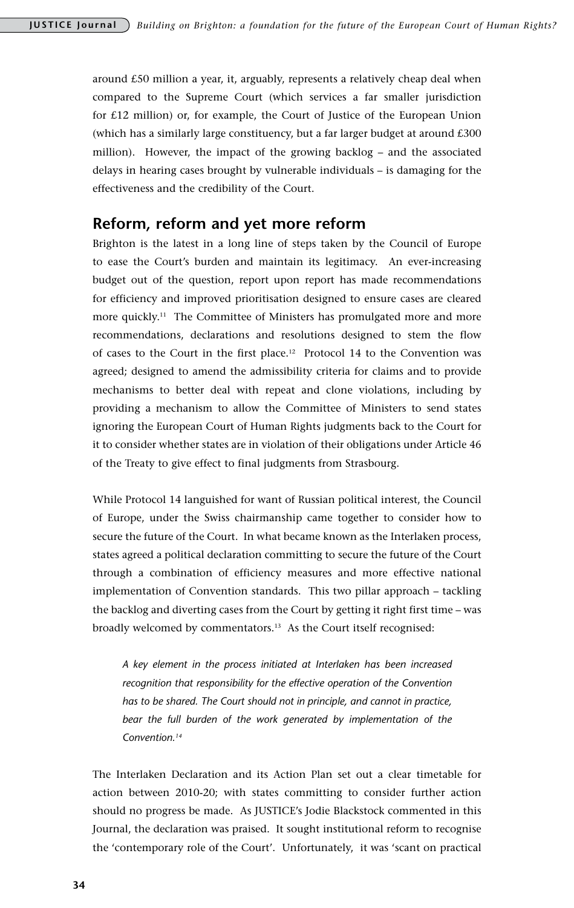around £50 million a year, it, arguably, represents a relatively cheap deal when compared to the Supreme Court (which services a far smaller jurisdiction for £12 million) or, for example, the Court of Justice of the European Union (which has a similarly large constituency, but a far larger budget at around £300 million). However, the impact of the growing backlog – and the associated delays in hearing cases brought by vulnerable individuals – is damaging for the effectiveness and the credibility of the Court.

## Reform, reform and yet more reform

Brighton is the latest in a long line of steps taken by the Council of Europe to ease the Court's burden and maintain its legitimacy. An ever-increasing budget out of the question, report upon report has made recommendations for efficiency and improved prioritisation designed to ensure cases are cleared more quickly.[11] The Committee of Ministers has promulgated more and more recommendations, declarations and resolutions designed to stem the flow of cases to the Court in the first place.[12] Protocol 14 to the Convention was agreed; designed to amend the admissibility criteria for claims and to provide mechanisms to better deal with repeat and clone violations, including by providing a mechanism to allow the Committee of Ministers to send states ignoring the European Court of Human Rights judgments back to the Court for it to consider whether states are in violation of their obligations under Article 46 of the Treaty to give effect to final judgments from Strasbourg.

While Protocol 14 languished for want of Russian political interest, the Council of Europe, under the Swiss chairmanship came together to consider how to secure the future of the Court. In what became known as the Interlaken process, states agreed a political declaration committing to secure the future of the Court through a combination of efficiency measures and more effective national implementation of Convention standards. This two pillar approach – tackling the backlog and diverting cases from the Court by getting it right first time – was broadly welcomed by commentators.[13] As the Court itself recognised:

> *A key element in the process initiated at Interlaken has been increased recognition that responsibility for the effective operation of the Convention has to be shared. The Court should not in principle, and cannot in practice, bear the full burden of the work generated by implementation of the Convention.*[14]

The Interlaken Declaration and its Action Plan set out a clear timetable for action between 2010-20; with states committing to consider further action should no progress be made. As JUSTICE's Jodie Blackstock commented in this Journal, the declaration was praised. It sought institutional reform to recognise the 'contemporary role of the Court'. Unfortunately, it was 'scant on practical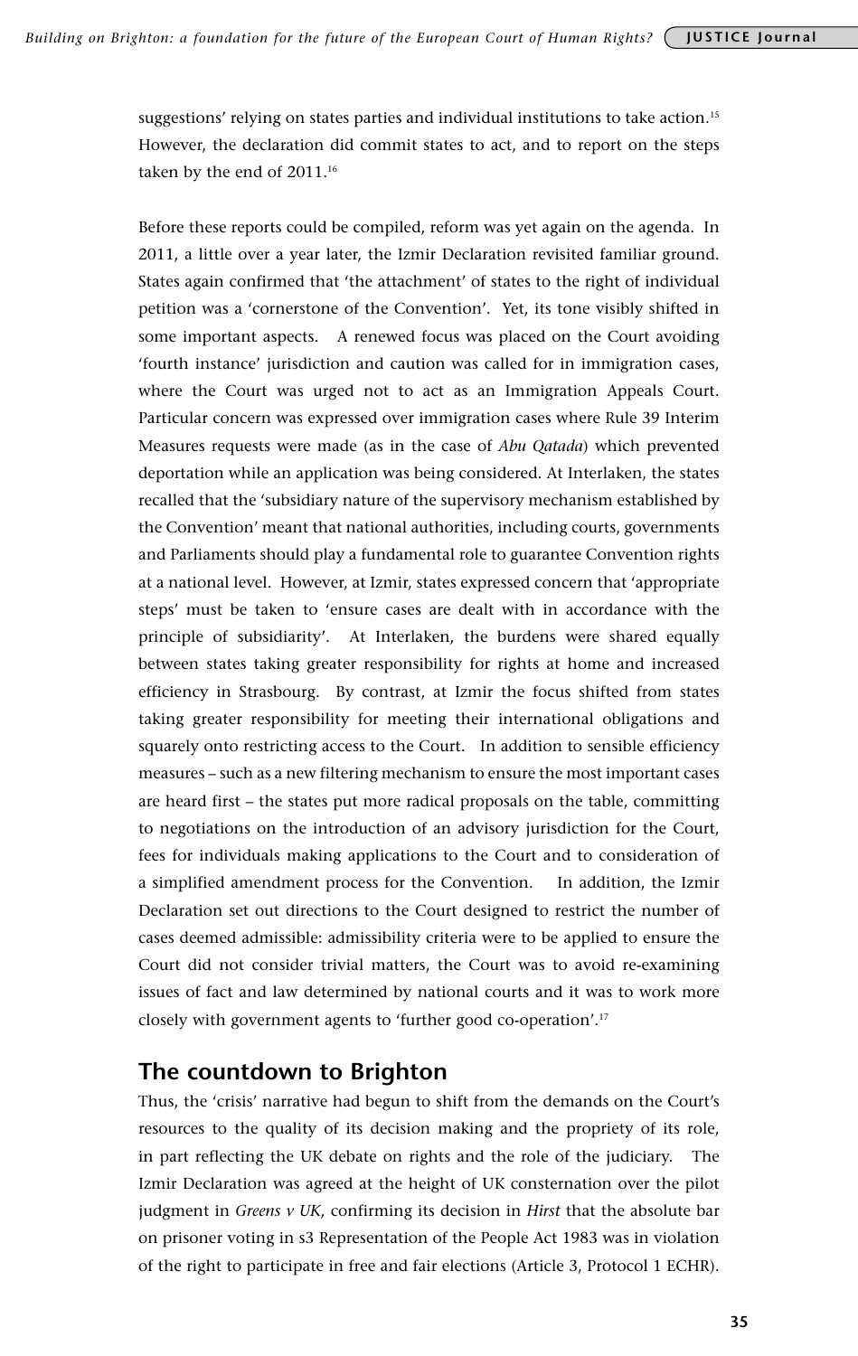suggestions' relying on states parties and individual institutions to take action.[15] However, the declaration did commit states to act, and to report on the steps taken by the end of 2011.[16]

Before these reports could be compiled, reform was yet again on the agenda. In 2011, a little over a year later, the Izmir Declaration revisited familiar ground. States again confirmed that 'the attachment' of states to the right of individual petition was a 'cornerstone of the Convention'. Yet, its tone visibly shifted in some important aspects. A renewed focus was placed on the Court avoiding 'fourth instance' jurisdiction and caution was called for in immigration cases, where the Court was urged not to act as an Immigration Appeals Court. Particular concern was expressed over immigration cases where Rule 39 Interim Measures requests were made (as in the case of *Abu Qatada*) which prevented deportation while an application was being considered. At Interlaken, the states recalled that the 'subsidiary nature of the supervisory mechanism established by the Convention' meant that national authorities, including courts, governments and Parliaments should play a fundamental role to guarantee Convention rights at a national level. However, at Izmir, states expressed concern that 'appropriate steps' must be taken to 'ensure cases are dealt with in accordance with the principle of subsidiarity'. At Interlaken, the burdens were shared equally between states taking greater responsibility for rights at home and increased efficiency in Strasbourg. By contrast, at Izmir the focus shifted from states taking greater responsibility for meeting their international obligations and squarely onto restricting access to the Court. In addition to sensible efficiency measures – such as a new filtering mechanism to ensure the most important cases are heard first – the states put more radical proposals on the table, committing to negotiations on the introduction of an advisory jurisdiction for the Court, fees for individuals making applications to the Court and to consideration of a simplified amendment process for the Convention. In addition, the Izmir Declaration set out directions to the Court designed to restrict the number of cases deemed admissible: admissibility criteria were to be applied to ensure the Court did not consider trivial matters, the Court was to avoid re-examining issues of fact and law determined by national courts and it was to work more closely with government agents to 'further good co-operation'.[17]

## The countdown to Brighton

Thus, the 'crisis' narrative had begun to shift from the demands on the Court's resources to the quality of its decision making and the propriety of its role, in part reflecting the UK debate on rights and the role of the judiciary. The Izmir Declaration was agreed at the height of UK consternation over the pilot judgment in *Greens v UK*, confirming its decision in *Hirst* that the absolute bar on prisoner voting in s3 Representation of the People Act 1983 was in violation of the right to participate in free and fair elections (Article 3, Protocol 1 ECHR).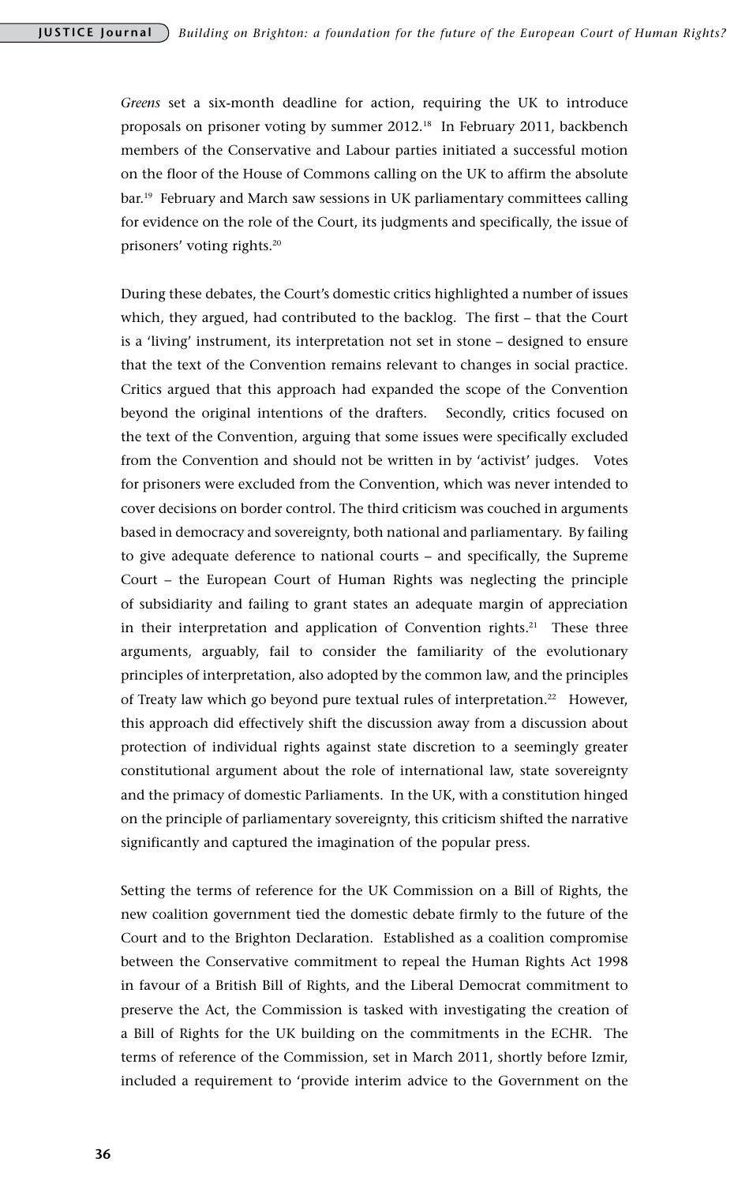*Greens* set a six-month deadline for action, requiring the UK to introduce proposals on prisoner voting by summer 2012.[18] In February 2011, backbench members of the Conservative and Labour parties initiated a successful motion on the floor of the House of Commons calling on the UK to affirm the absolute bar.[19] February and March saw sessions in UK parliamentary committees calling for evidence on the role of the Court, its judgments and specifically, the issue of prisoners' voting rights.[20]

During these debates, the Court's domestic critics highlighted a number of issues which, they argued, had contributed to the backlog. The first – that the Court is a 'living' instrument, its interpretation not set in stone – designed to ensure that the text of the Convention remains relevant to changes in social practice. Critics argued that this approach had expanded the scope of the Convention beyond the original intentions of the drafters. Secondly, critics focused on the text of the Convention, arguing that some issues were specifically excluded from the Convention and should not be written in by 'activist' judges. Votes for prisoners were excluded from the Convention, which was never intended to cover decisions on border control. The third criticism was couched in arguments based in democracy and sovereignty, both national and parliamentary. By failing to give adequate deference to national courts – and specifically, the Supreme Court – the European Court of Human Rights was neglecting the principle of subsidiarity and failing to grant states an adequate margin of appreciation in their interpretation and application of Convention rights.[21] These three arguments, arguably, fail to consider the familiarity of the evolutionary principles of interpretation, also adopted by the common law, and the principles of Treaty law which go beyond pure textual rules of interpretation.[22] However, this approach did effectively shift the discussion away from a discussion about protection of individual rights against state discretion to a seemingly greater constitutional argument about the role of international law, state sovereignty and the primacy of domestic Parliaments. In the UK, with a constitution hinged on the principle of parliamentary sovereignty, this criticism shifted the narrative significantly and captured the imagination of the popular press.

Setting the terms of reference for the UK Commission on a Bill of Rights, the new coalition government tied the domestic debate firmly to the future of the Court and to the Brighton Declaration. Established as a coalition compromise between the Conservative commitment to repeal the Human Rights Act 1998 in favour of a British Bill of Rights, and the Liberal Democrat commitment to preserve the Act, the Commission is tasked with investigating the creation of a Bill of Rights for the UK building on the commitments in the ECHR. The terms of reference of the Commission, set in March 2011, shortly before Izmir, included a requirement to 'provide interim advice to the Government on the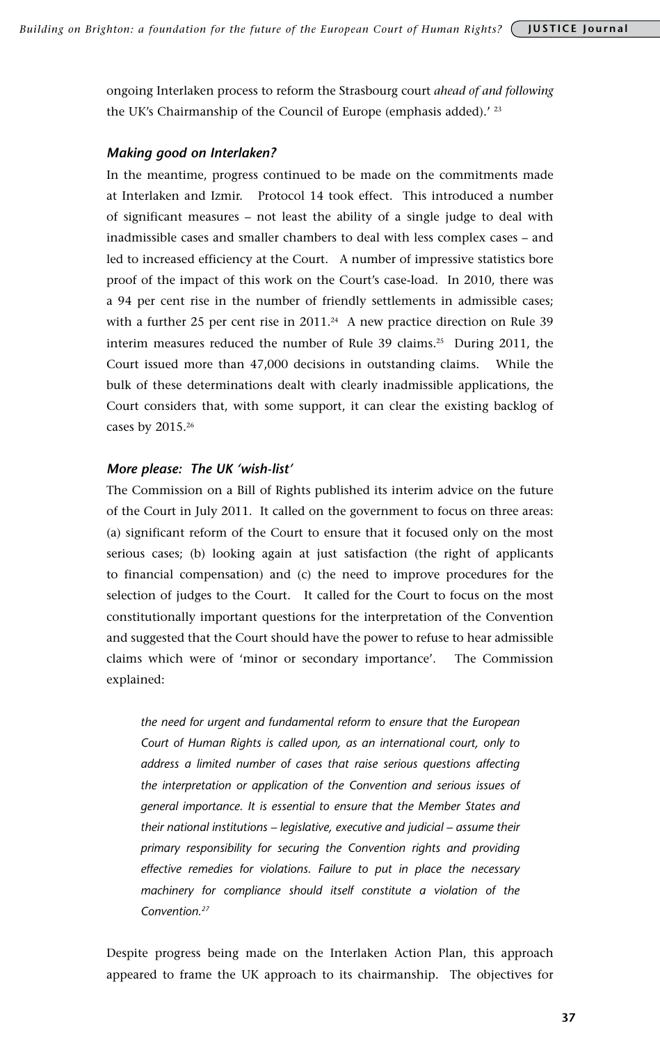ongoing Interlaken process to reform the Strasbourg court *ahead of and following* the UK's Chairmanship of the Council of Europe (emphasis added).' [23]

### *Making good on Interlaken?*

In the meantime, progress continued to be made on the commitments made at Interlaken and Izmir. Protocol 14 took effect. This introduced a number of significant measures – not least the ability of a single judge to deal with inadmissible cases and smaller chambers to deal with less complex cases – and led to increased efficiency at the Court. A number of impressive statistics bore proof of the impact of this work on the Court's case-load. In 2010, there was a 94 per cent rise in the number of friendly settlements in admissible cases; with a further 25 per cent rise in 2011.[24] A new practice direction on Rule 39 interim measures reduced the number of Rule 39 claims.[25] During 2011, the Court issued more than 47,000 decisions in outstanding claims. While the bulk of these determinations dealt with clearly inadmissible applications, the Court considers that, with some support, it can clear the existing backlog of cases by 2015.[26]

### *More please: The UK 'wish-list'*

The Commission on a Bill of Rights published its interim advice on the future of the Court in July 2011. It called on the government to focus on three areas: (a) significant reform of the Court to ensure that it focused only on the most serious cases; (b) looking again at just satisfaction (the right of applicants to financial compensation) and (c) the need to improve procedures for the selection of judges to the Court. It called for the Court to focus on the most constitutionally important questions for the interpretation of the Convention and suggested that the Court should have the power to refuse to hear admissible claims which were of 'minor or secondary importance'. The Commission explained:

> *the need for urgent and fundamental reform to ensure that the European Court of Human Rights is called upon, as an international court, only to address a limited number of cases that raise serious questions affecting the interpretation or application of the Convention and serious issues of general importance. It is essential to ensure that the Member States and their national institutions – legislative, executive and judicial – assume their primary responsibility for securing the Convention rights and providing effective remedies for violations. Failure to put in place the necessary machinery for compliance should itself constitute a violation of the Convention.*[27]

Despite progress being made on the Interlaken Action Plan, this approach appeared to frame the UK approach to its chairmanship. The objectives for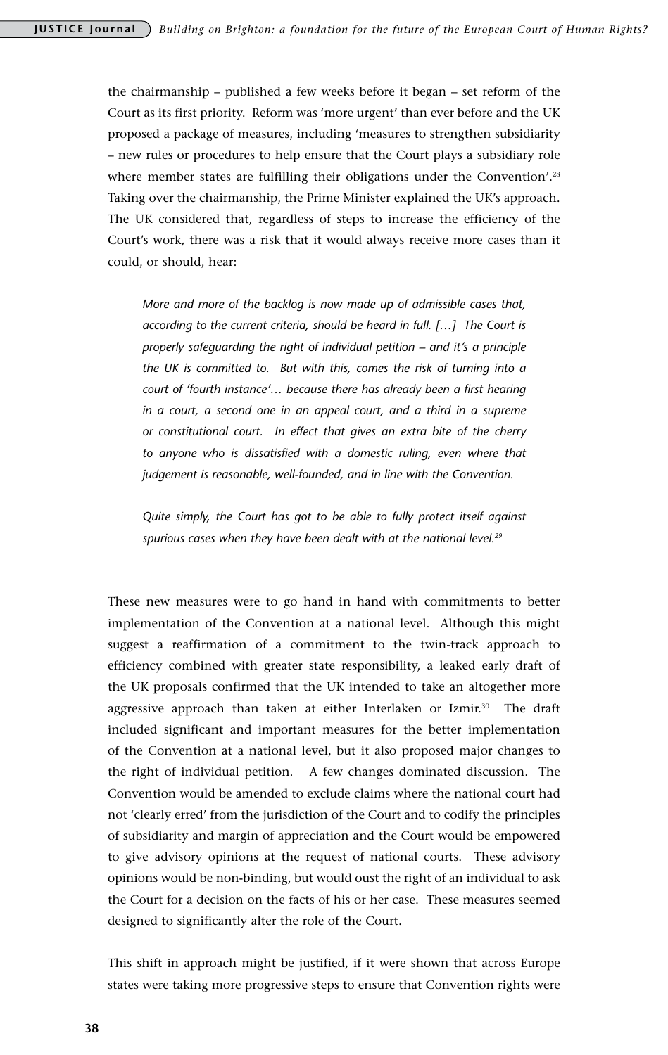the chairmanship – published a few weeks before it began – set reform of the Court as its first priority. Reform was 'more urgent' than ever before and the UK proposed a package of measures, including 'measures to strengthen subsidiarity – new rules or procedures to help ensure that the Court plays a subsidiary role where member states are fulfilling their obligations under the Convention'.[28] Taking over the chairmanship, the Prime Minister explained the UK's approach. The UK considered that, regardless of steps to increase the efficiency of the Court's work, there was a risk that it would always receive more cases than it could, or should, hear:

> *More and more of the backlog is now made up of admissible cases that, according to the current criteria, should be heard in full. […] The Court is properly safeguarding the right of individual petition – and it's a principle the UK is committed to. But with this, comes the risk of turning into a court of 'fourth instance'… because there has already been a first hearing in a court, a second one in an appeal court, and a third in a supreme or constitutional court. In effect that gives an extra bite of the cherry to anyone who is dissatisfied with a domestic ruling, even where that judgement is reasonable, well-founded, and in line with the Convention.*
>
> *Quite simply, the Court has got to be able to fully protect itself against spurious cases when they have been dealt with at the national level.*[29]

These new measures were to go hand in hand with commitments to better implementation of the Convention at a national level. Although this might suggest a reaffirmation of a commitment to the twin-track approach to efficiency combined with greater state responsibility, a leaked early draft of the UK proposals confirmed that the UK intended to take an altogether more aggressive approach than taken at either Interlaken or Izmir.[30] The draft included significant and important measures for the better implementation of the Convention at a national level, but it also proposed major changes to the right of individual petition. A few changes dominated discussion. The Convention would be amended to exclude claims where the national court had not 'clearly erred' from the jurisdiction of the Court and to codify the principles of subsidiarity and margin of appreciation and the Court would be empowered to give advisory opinions at the request of national courts. These advisory opinions would be non-binding, but would oust the right of an individual to ask the Court for a decision on the facts of his or her case. These measures seemed designed to significantly alter the role of the Court.

This shift in approach might be justified, if it were shown that across Europe states were taking more progressive steps to ensure that Convention rights were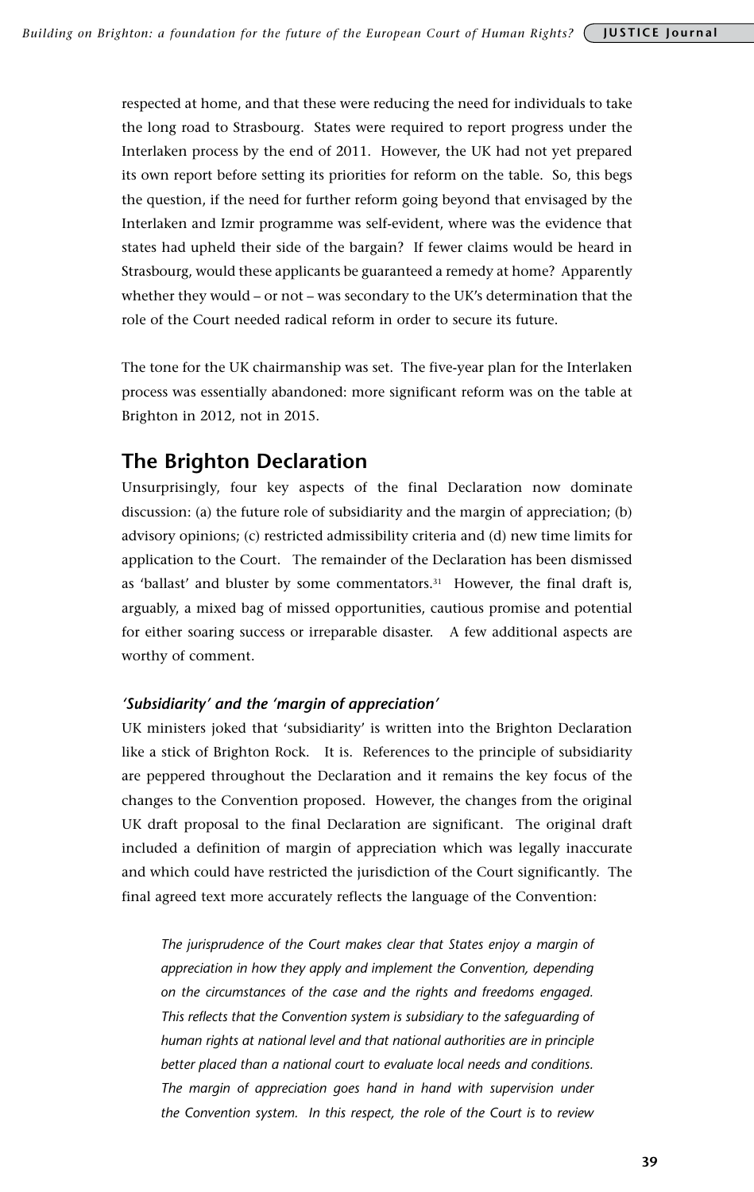respected at home, and that these were reducing the need for individuals to take the long road to Strasbourg. States were required to report progress under the Interlaken process by the end of 2011. However, the UK had not yet prepared its own report before setting its priorities for reform on the table. So, this begs the question, if the need for further reform going beyond that envisaged by the Interlaken and Izmir programme was self-evident, where was the evidence that states had upheld their side of the bargain? If fewer claims would be heard in Strasbourg, would these applicants be guaranteed a remedy at home? Apparently whether they would – or not – was secondary to the UK's determination that the role of the Court needed radical reform in order to secure its future.

The tone for the UK chairmanship was set. The five-year plan for the Interlaken process was essentially abandoned: more significant reform was on the table at Brighton in 2012, not in 2015.

## The Brighton Declaration

Unsurprisingly, four key aspects of the final Declaration now dominate discussion: (a) the future role of subsidiarity and the margin of appreciation; (b) advisory opinions; (c) restricted admissibility criteria and (d) new time limits for application to the Court. The remainder of the Declaration has been dismissed as 'ballast' and bluster by some commentators.[31] However, the final draft is, arguably, a mixed bag of missed opportunities, cautious promise and potential for either soaring success or irreparable disaster. A few additional aspects are worthy of comment.

### *'Subsidiarity' and the 'margin of appreciation'*

UK ministers joked that 'subsidiarity' is written into the Brighton Declaration like a stick of Brighton Rock. It is. References to the principle of subsidiarity are peppered throughout the Declaration and it remains the key focus of the changes to the Convention proposed. However, the changes from the original UK draft proposal to the final Declaration are significant. The original draft included a definition of margin of appreciation which was legally inaccurate and which could have restricted the jurisdiction of the Court significantly. The final agreed text more accurately reflects the language of the Convention:

> *The jurisprudence of the Court makes clear that States enjoy a margin of appreciation in how they apply and implement the Convention, depending on the circumstances of the case and the rights and freedoms engaged. This reflects that the Convention system is subsidiary to the safeguarding of human rights at national level and that national authorities are in principle better placed than a national court to evaluate local needs and conditions. The margin of appreciation goes hand in hand with supervision under the Convention system. In this respect, the role of the Court is to review*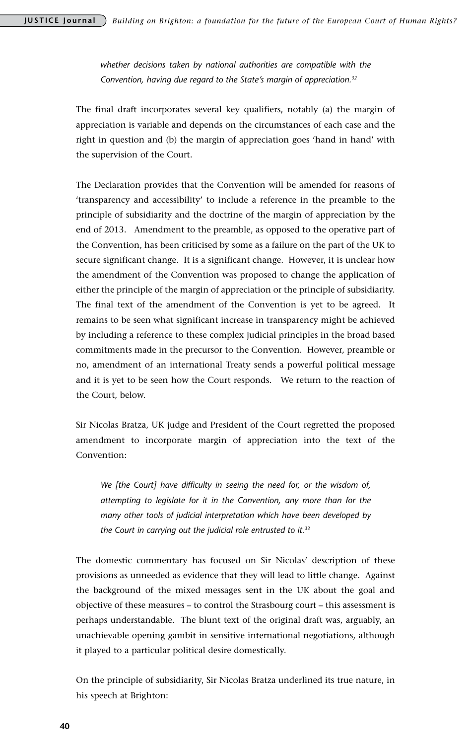*whether decisions taken by national authorities are compatible with the Convention, having due regard to the State's margin of appreciation.*[32]

The final draft incorporates several key qualifiers, notably (a) the margin of appreciation is variable and depends on the circumstances of each case and the right in question and (b) the margin of appreciation goes 'hand in hand' with the supervision of the Court.

The Declaration provides that the Convention will be amended for reasons of 'transparency and accessibility' to include a reference in the preamble to the principle of subsidiarity and the doctrine of the margin of appreciation by the end of 2013. Amendment to the preamble, as opposed to the operative part of the Convention, has been criticised by some as a failure on the part of the UK to secure significant change. It is a significant change. However, it is unclear how the amendment of the Convention was proposed to change the application of either the principle of the margin of appreciation or the principle of subsidiarity. The final text of the amendment of the Convention is yet to be agreed. It remains to be seen what significant increase in transparency might be achieved by including a reference to these complex judicial principles in the broad based commitments made in the precursor to the Convention. However, preamble or no, amendment of an international Treaty sends a powerful political message and it is yet to be seen how the Court responds. We return to the reaction of the Court, below.

Sir Nicolas Bratza, UK judge and President of the Court regretted the proposed amendment to incorporate margin of appreciation into the text of the Convention:

*We [the Court] have difficulty in seeing the need for, or the wisdom of, attempting to legislate for it in the Convention, any more than for the many other tools of judicial interpretation which have been developed by the Court in carrying out the judicial role entrusted to it.*[33]

The domestic commentary has focused on Sir Nicolas' description of these provisions as unneeded as evidence that they will lead to little change. Against the background of the mixed messages sent in the UK about the goal and objective of these measures – to control the Strasbourg court – this assessment is perhaps understandable. The blunt text of the original draft was, arguably, an unachievable opening gambit in sensitive international negotiations, although it played to a particular political desire domestically.

On the principle of subsidiarity, Sir Nicolas Bratza underlined its true nature, in his speech at Brighton: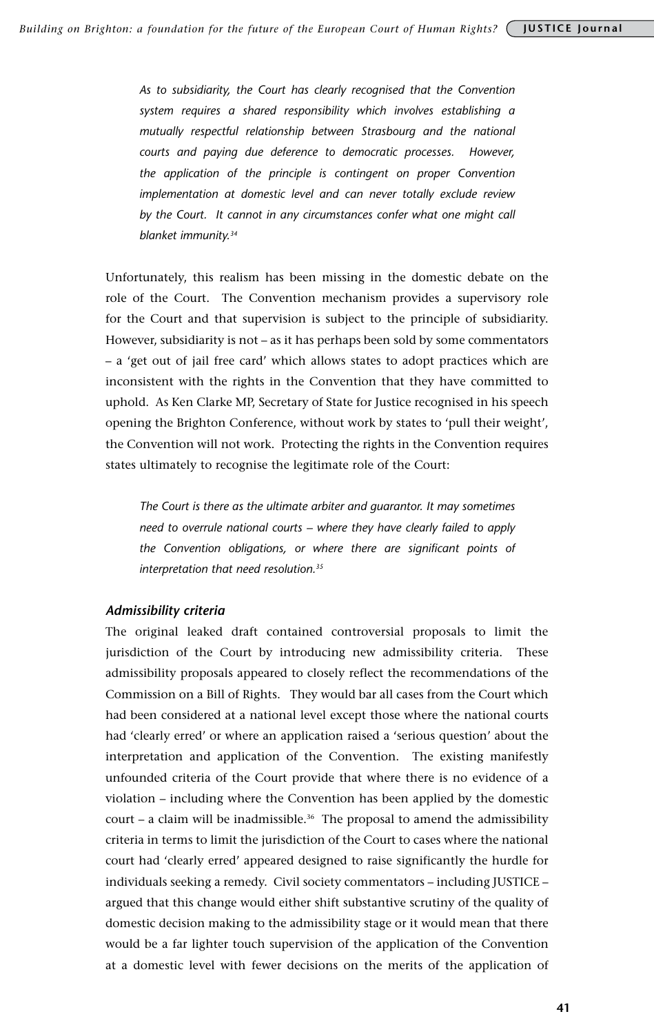> *As to subsidiarity, the Court has clearly recognised that the Convention system requires a shared responsibility which involves establishing a mutually respectful relationship between Strasbourg and the national courts and paying due deference to democratic processes. However, the application of the principle is contingent on proper Convention implementation at domestic level and can never totally exclude review by the Court. It cannot in any circumstances confer what one might call blanket immunity.*[34]

Unfortunately, this realism has been missing in the domestic debate on the role of the Court. The Convention mechanism provides a supervisory role for the Court and that supervision is subject to the principle of subsidiarity. However, subsidiarity is not – as it has perhaps been sold by some commentators – a 'get out of jail free card' which allows states to adopt practices which are inconsistent with the rights in the Convention that they have committed to uphold. As Ken Clarke MP, Secretary of State for Justice recognised in his speech opening the Brighton Conference, without work by states to 'pull their weight', the Convention will not work. Protecting the rights in the Convention requires states ultimately to recognise the legitimate role of the Court:

> *The Court is there as the ultimate arbiter and guarantor. It may sometimes need to overrule national courts – where they have clearly failed to apply the Convention obligations, or where there are significant points of interpretation that need resolution.*[35]

### *Admissibility criteria*

The original leaked draft contained controversial proposals to limit the jurisdiction of the Court by introducing new admissibility criteria. These admissibility proposals appeared to closely reflect the recommendations of the Commission on a Bill of Rights. They would bar all cases from the Court which had been considered at a national level except those where the national courts had 'clearly erred' or where an application raised a 'serious question' about the interpretation and application of the Convention. The existing manifestly unfounded criteria of the Court provide that where there is no evidence of a violation – including where the Convention has been applied by the domestic court – a claim will be inadmissible.[36] The proposal to amend the admissibility criteria in terms to limit the jurisdiction of the Court to cases where the national court had 'clearly erred' appeared designed to raise significantly the hurdle for individuals seeking a remedy. Civil society commentators – including JUSTICE – argued that this change would either shift substantive scrutiny of the quality of domestic decision making to the admissibility stage or it would mean that there would be a far lighter touch supervision of the application of the Convention at a domestic level with fewer decisions on the merits of the application of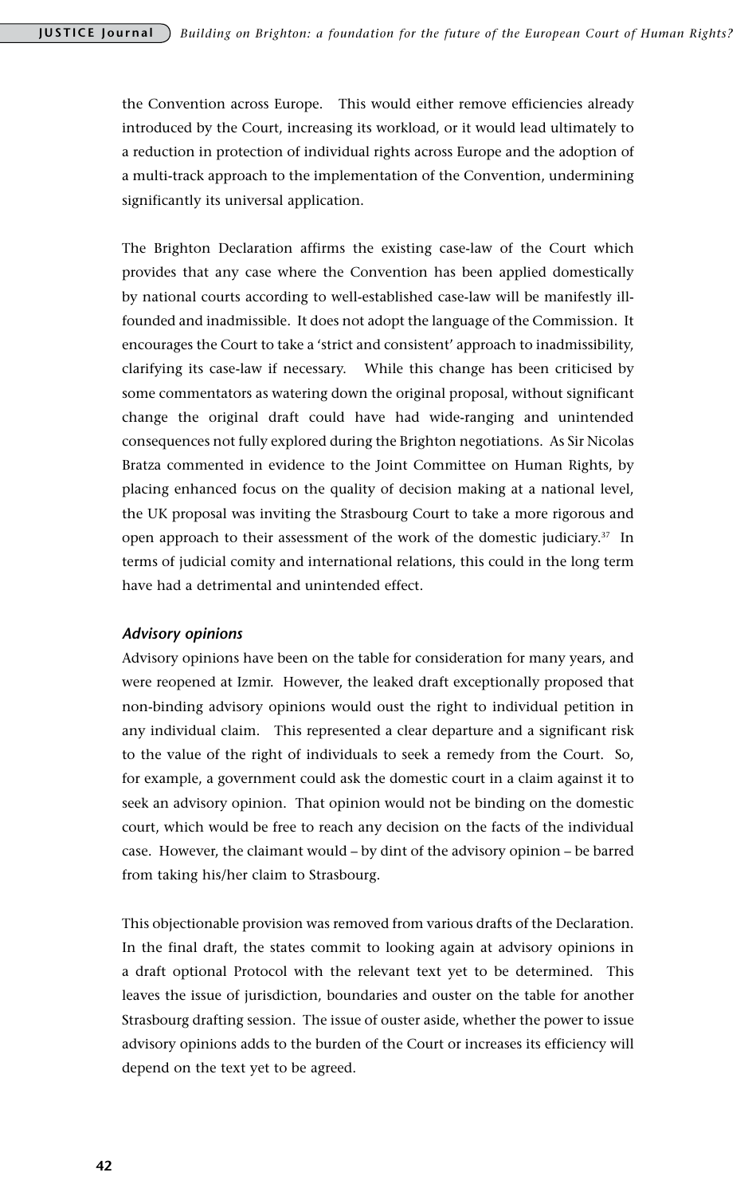the Convention across Europe. This would either remove efficiencies already introduced by the Court, increasing its workload, or it would lead ultimately to a reduction in protection of individual rights across Europe and the adoption of a multi-track approach to the implementation of the Convention, undermining significantly its universal application.

The Brighton Declaration affirms the existing case-law of the Court which provides that any case where the Convention has been applied domestically by national courts according to well-established case-law will be manifestly ill-founded and inadmissible. It does not adopt the language of the Commission. It encourages the Court to take a 'strict and consistent' approach to inadmissibility, clarifying its case-law if necessary. While this change has been criticised by some commentators as watering down the original proposal, without significant change the original draft could have had wide-ranging and unintended consequences not fully explored during the Brighton negotiations. As Sir Nicolas Bratza commented in evidence to the Joint Committee on Human Rights, by placing enhanced focus on the quality of decision making at a national level, the UK proposal was inviting the Strasbourg Court to take a more rigorous and open approach to their assessment of the work of the domestic judiciary.[37] In terms of judicial comity and international relations, this could in the long term have had a detrimental and unintended effect.

### *Advisory opinions*

Advisory opinions have been on the table for consideration for many years, and were reopened at Izmir. However, the leaked draft exceptionally proposed that non-binding advisory opinions would oust the right to individual petition in any individual claim. This represented a clear departure and a significant risk to the value of the right of individuals to seek a remedy from the Court. So, for example, a government could ask the domestic court in a claim against it to seek an advisory opinion. That opinion would not be binding on the domestic court, which would be free to reach any decision on the facts of the individual case. However, the claimant would – by dint of the advisory opinion – be barred from taking his/her claim to Strasbourg.

This objectionable provision was removed from various drafts of the Declaration. In the final draft, the states commit to looking again at advisory opinions in a draft optional Protocol with the relevant text yet to be determined. This leaves the issue of jurisdiction, boundaries and ouster on the table for another Strasbourg drafting session. The issue of ouster aside, whether the power to issue advisory opinions adds to the burden of the Court or increases its efficiency will depend on the text yet to be agreed.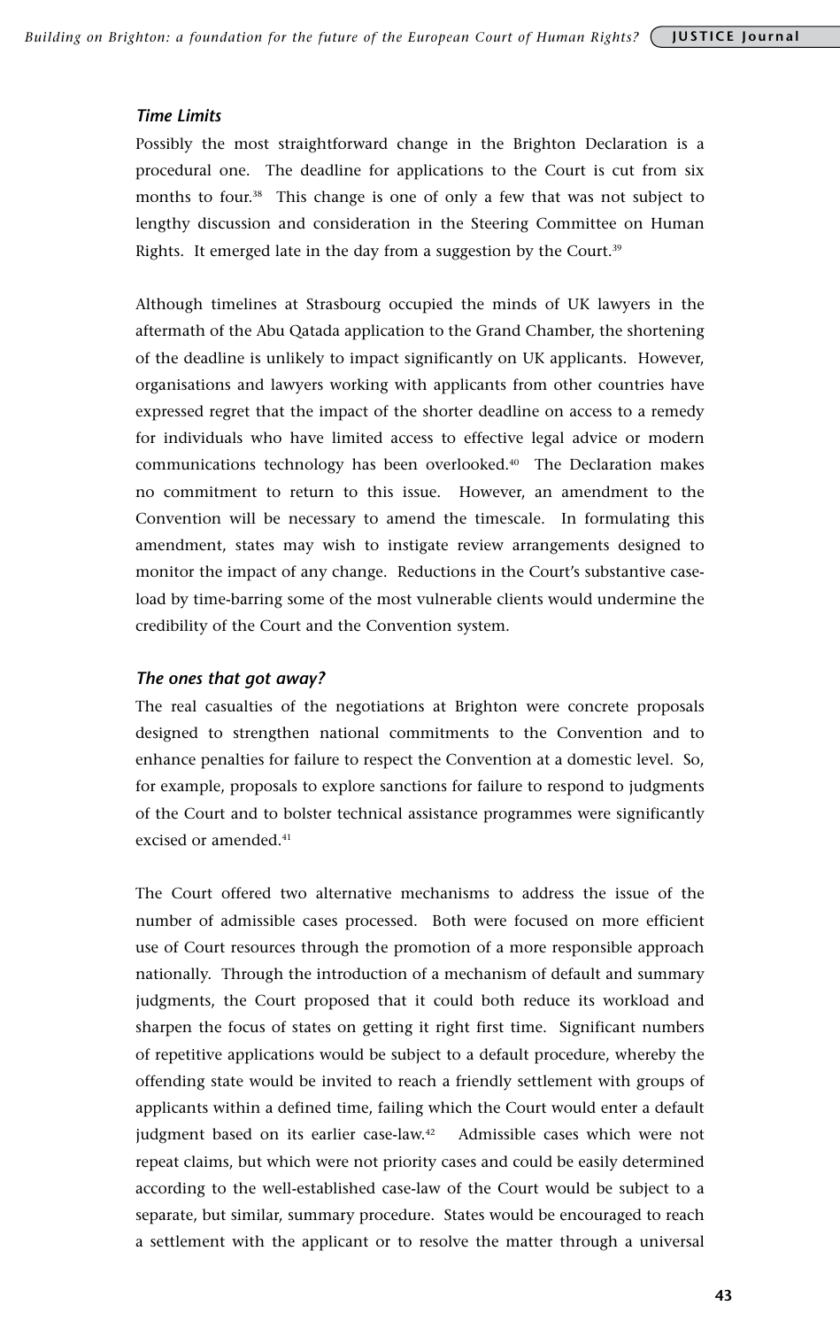### *Time Limits*

Possibly the most straightforward change in the Brighton Declaration is a procedural one. The deadline for applications to the Court is cut from six months to four.[38] This change is one of only a few that was not subject to lengthy discussion and consideration in the Steering Committee on Human Rights. It emerged late in the day from a suggestion by the Court.[39]

Although timelines at Strasbourg occupied the minds of UK lawyers in the aftermath of the Abu Qatada application to the Grand Chamber, the shortening of the deadline is unlikely to impact significantly on UK applicants. However, organisations and lawyers working with applicants from other countries have expressed regret that the impact of the shorter deadline on access to a remedy for individuals who have limited access to effective legal advice or modern communications technology has been overlooked.[40] The Declaration makes no commitment to return to this issue. However, an amendment to the Convention will be necessary to amend the timescale. In formulating this amendment, states may wish to instigate review arrangements designed to monitor the impact of any change. Reductions in the Court's substantive case-load by time-barring some of the most vulnerable clients would undermine the credibility of the Court and the Convention system.

### *The ones that got away?*

The real casualties of the negotiations at Brighton were concrete proposals designed to strengthen national commitments to the Convention and to enhance penalties for failure to respect the Convention at a domestic level. So, for example, proposals to explore sanctions for failure to respond to judgments of the Court and to bolster technical assistance programmes were significantly excised or amended.[41]

The Court offered two alternative mechanisms to address the issue of the number of admissible cases processed. Both were focused on more efficient use of Court resources through the promotion of a more responsible approach nationally. Through the introduction of a mechanism of default and summary judgments, the Court proposed that it could both reduce its workload and sharpen the focus of states on getting it right first time. Significant numbers of repetitive applications would be subject to a default procedure, whereby the offending state would be invited to reach a friendly settlement with groups of applicants within a defined time, failing which the Court would enter a default judgment based on its earlier case-law.[42] Admissible cases which were not repeat claims, but which were not priority cases and could be easily determined according to the well-established case-law of the Court would be subject to a separate, but similar, summary procedure. States would be encouraged to reach a settlement with the applicant or to resolve the matter through a universal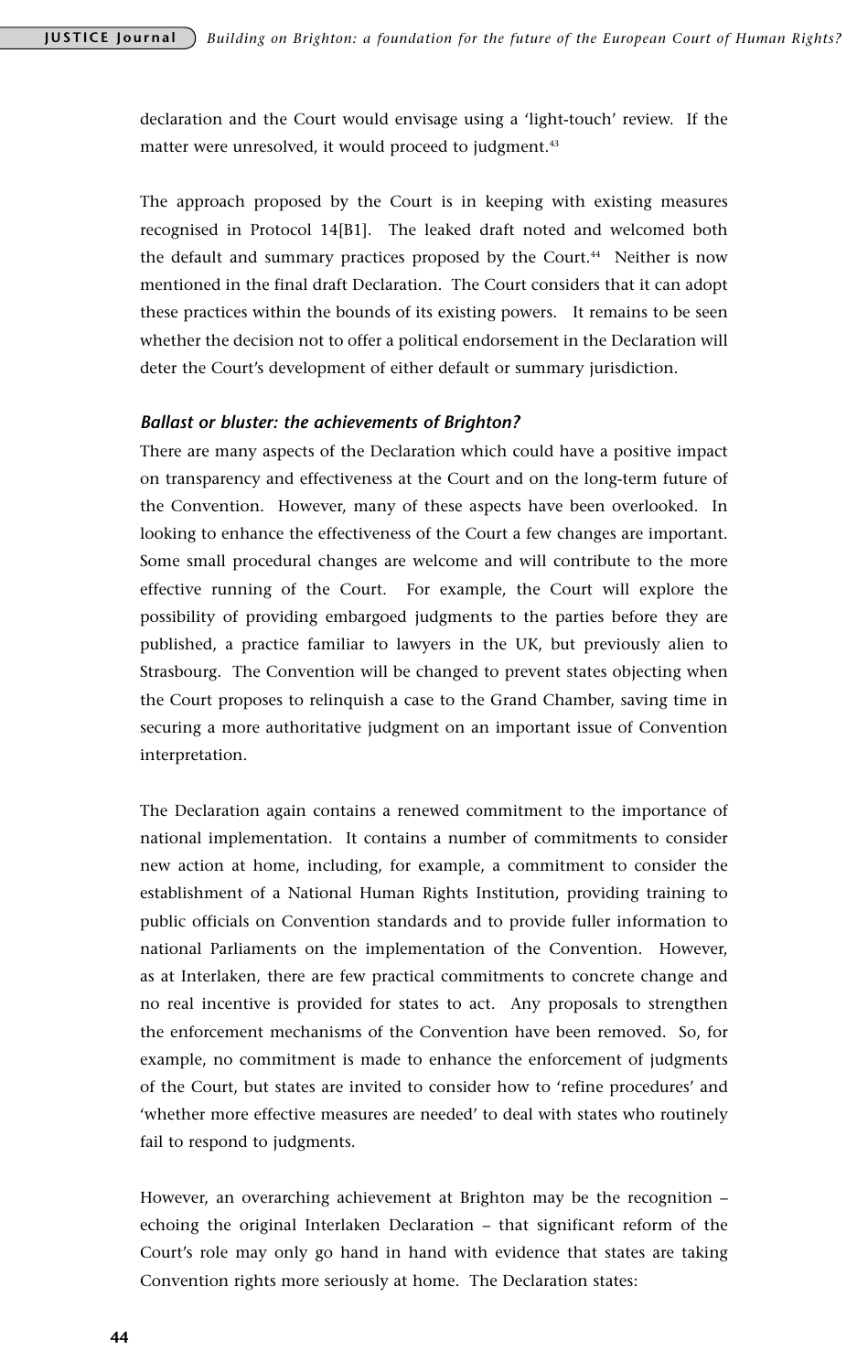declaration and the Court would envisage using a 'light-touch' review. If the matter were unresolved, it would proceed to judgment.[43]

The approach proposed by the Court is in keeping with existing measures recognised in Protocol 14[B1]. The leaked draft noted and welcomed both the default and summary practices proposed by the Court.[44] Neither is now mentioned in the final draft Declaration. The Court considers that it can adopt these practices within the bounds of its existing powers. It remains to be seen whether the decision not to offer a political endorsement in the Declaration will deter the Court's development of either default or summary jurisdiction.

### *Ballast or bluster: the achievements of Brighton?*

There are many aspects of the Declaration which could have a positive impact on transparency and effectiveness at the Court and on the long-term future of the Convention. However, many of these aspects have been overlooked. In looking to enhance the effectiveness of the Court a few changes are important. Some small procedural changes are welcome and will contribute to the more effective running of the Court. For example, the Court will explore the possibility of providing embargoed judgments to the parties before they are published, a practice familiar to lawyers in the UK, but previously alien to Strasbourg. The Convention will be changed to prevent states objecting when the Court proposes to relinquish a case to the Grand Chamber, saving time in securing a more authoritative judgment on an important issue of Convention interpretation.

The Declaration again contains a renewed commitment to the importance of national implementation. It contains a number of commitments to consider new action at home, including, for example, a commitment to consider the establishment of a National Human Rights Institution, providing training to public officials on Convention standards and to provide fuller information to national Parliaments on the implementation of the Convention. However, as at Interlaken, there are few practical commitments to concrete change and no real incentive is provided for states to act. Any proposals to strengthen the enforcement mechanisms of the Convention have been removed. So, for example, no commitment is made to enhance the enforcement of judgments of the Court, but states are invited to consider how to 'refine procedures' and 'whether more effective measures are needed' to deal with states who routinely fail to respond to judgments.

However, an overarching achievement at Brighton may be the recognition – echoing the original Interlaken Declaration – that significant reform of the Court's role may only go hand in hand with evidence that states are taking Convention rights more seriously at home. The Declaration states: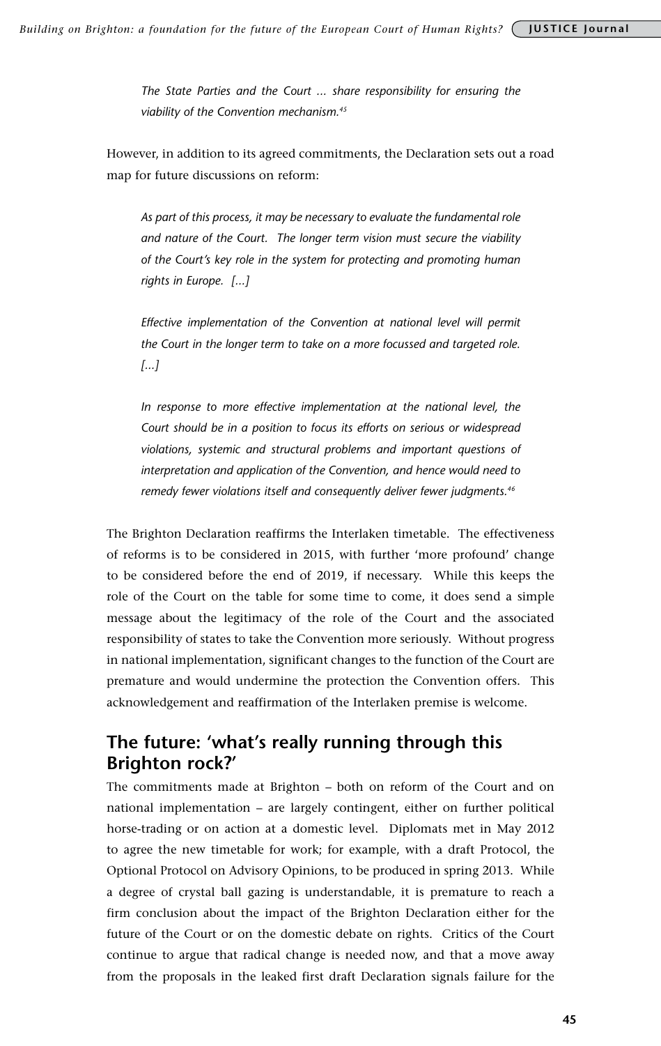> *The State Parties and the Court ... share responsibility for ensuring the viability of the Convention mechanism.*[45]

However, in addition to its agreed commitments, the Declaration sets out a road map for future discussions on reform:

> *As part of this process, it may be necessary to evaluate the fundamental role and nature of the Court. The longer term vision must secure the viability of the Court's key role in the system for protecting and promoting human rights in Europe. [...]*
>
> *Effective implementation of the Convention at national level will permit the Court in the longer term to take on a more focussed and targeted role. [...]*
>
> *In response to more effective implementation at the national level, the Court should be in a position to focus its efforts on serious or widespread violations, systemic and structural problems and important questions of interpretation and application of the Convention, and hence would need to remedy fewer violations itself and consequently deliver fewer judgments.*[46]

The Brighton Declaration reaffirms the Interlaken timetable. The effectiveness of reforms is to be considered in 2015, with further 'more profound' change to be considered before the end of 2019, if necessary. While this keeps the role of the Court on the table for some time to come, it does send a simple message about the legitimacy of the role of the Court and the associated responsibility of states to take the Convention more seriously. Without progress in national implementation, significant changes to the function of the Court are premature and would undermine the protection the Convention offers. This acknowledgement and reaffirmation of the Interlaken premise is welcome.

## The future: 'what's really running through this Brighton rock?'

The commitments made at Brighton – both on reform of the Court and on national implementation – are largely contingent, either on further political horse-trading or on action at a domestic level. Diplomats met in May 2012 to agree the new timetable for work; for example, with a draft Protocol, the Optional Protocol on Advisory Opinions, to be produced in spring 2013. While a degree of crystal ball gazing is understandable, it is premature to reach a firm conclusion about the impact of the Brighton Declaration either for the future of the Court or on the domestic debate on rights. Critics of the Court continue to argue that radical change is needed now, and that a move away from the proposals in the leaked first draft Declaration signals failure for the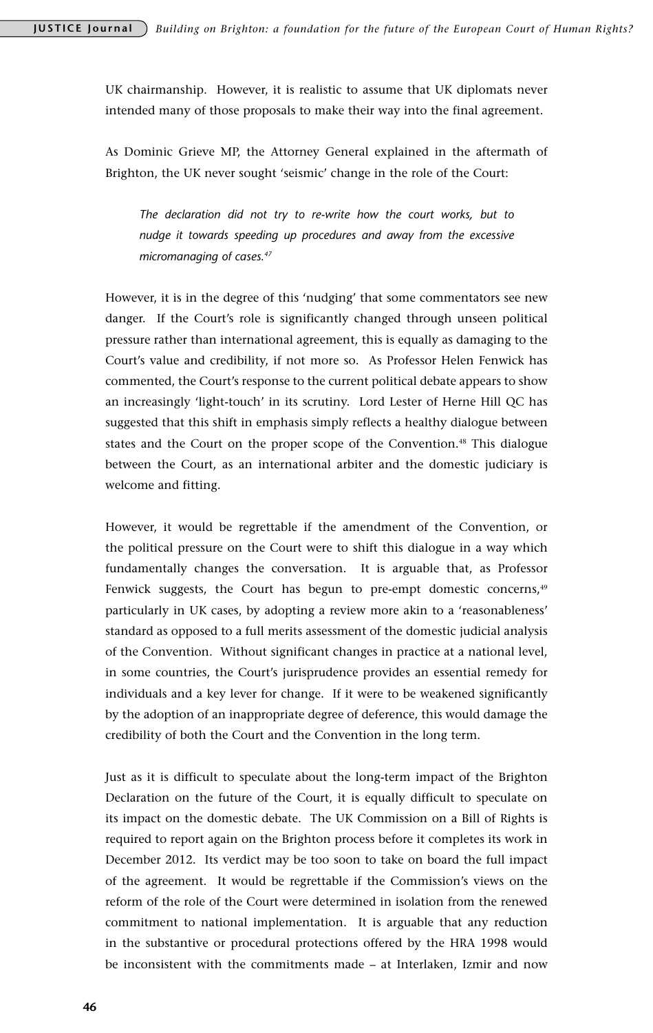UK chairmanship. However, it is realistic to assume that UK diplomats never intended many of those proposals to make their way into the final agreement.

As Dominic Grieve MP, the Attorney General explained in the aftermath of Brighton, the UK never sought 'seismic' change in the role of the Court:

> *The declaration did not try to re-write how the court works, but to nudge it towards speeding up procedures and away from the excessive micromanaging of cases.[47]*

However, it is in the degree of this 'nudging' that some commentators see new danger. If the Court's role is significantly changed through unseen political pressure rather than international agreement, this is equally as damaging to the Court's value and credibility, if not more so. As Professor Helen Fenwick has commented, the Court's response to the current political debate appears to show an increasingly 'light-touch' in its scrutiny. Lord Lester of Herne Hill QC has suggested that this shift in emphasis simply reflects a healthy dialogue between states and the Court on the proper scope of the Convention.[48] This dialogue between the Court, as an international arbiter and the domestic judiciary is welcome and fitting.

However, it would be regrettable if the amendment of the Convention, or the political pressure on the Court were to shift this dialogue in a way which fundamentally changes the conversation. It is arguable that, as Professor Fenwick suggests, the Court has begun to pre-empt domestic concerns,[49] particularly in UK cases, by adopting a review more akin to a 'reasonableness' standard as opposed to a full merits assessment of the domestic judicial analysis of the Convention. Without significant changes in practice at a national level, in some countries, the Court's jurisprudence provides an essential remedy for individuals and a key lever for change. If it were to be weakened significantly by the adoption of an inappropriate degree of deference, this would damage the credibility of both the Court and the Convention in the long term.

Just as it is difficult to speculate about the long-term impact of the Brighton Declaration on the future of the Court, it is equally difficult to speculate on its impact on the domestic debate. The UK Commission on a Bill of Rights is required to report again on the Brighton process before it completes its work in December 2012. Its verdict may be too soon to take on board the full impact of the agreement. It would be regrettable if the Commission's views on the reform of the role of the Court were determined in isolation from the renewed commitment to national implementation. It is arguable that any reduction in the substantive or procedural protections offered by the HRA 1998 would be inconsistent with the commitments made – at Interlaken, Izmir and now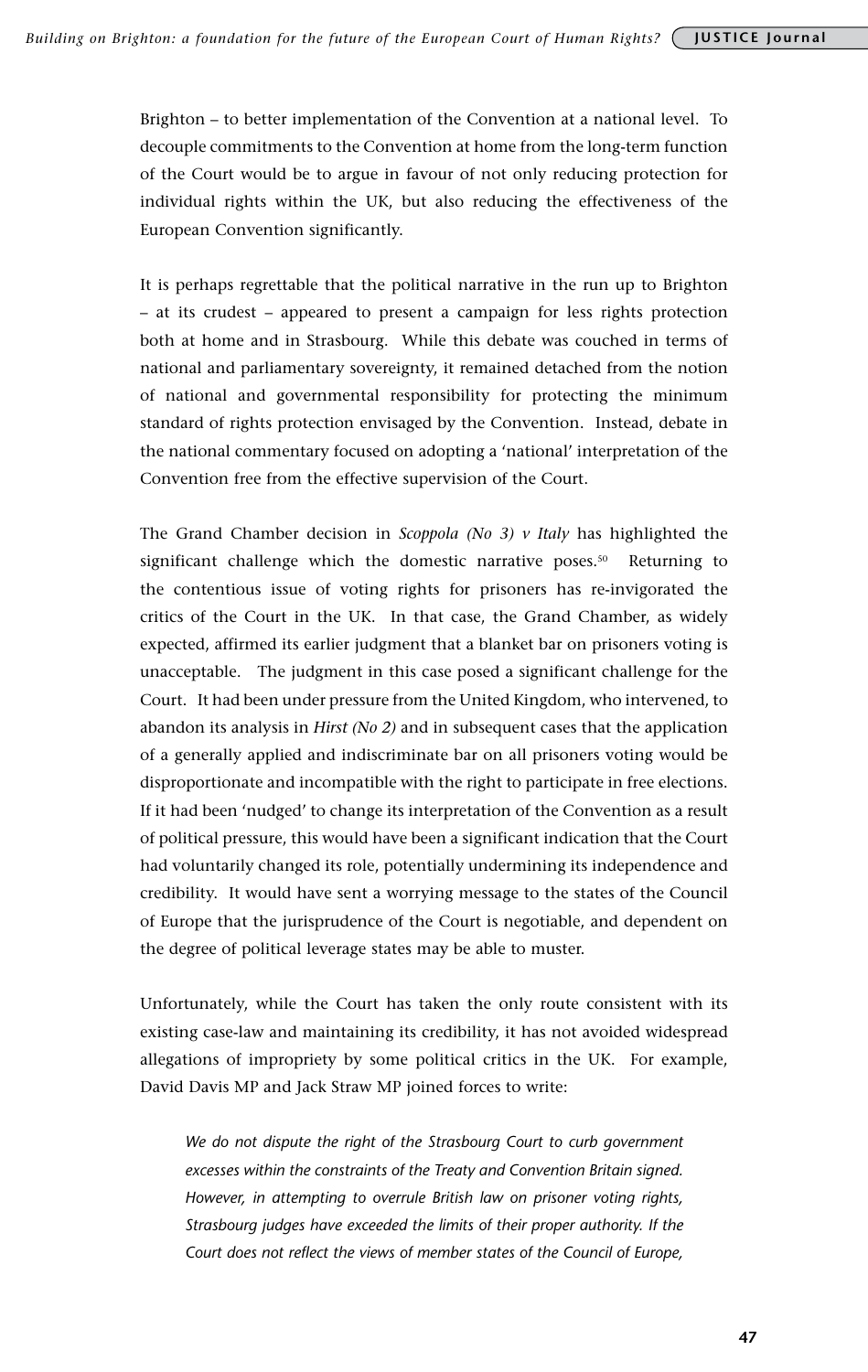Brighton – to better implementation of the Convention at a national level. To decouple commitments to the Convention at home from the long-term function of the Court would be to argue in favour of not only reducing protection for individual rights within the UK, but also reducing the effectiveness of the European Convention significantly.

It is perhaps regrettable that the political narrative in the run up to Brighton – at its crudest – appeared to present a campaign for less rights protection both at home and in Strasbourg. While this debate was couched in terms of national and parliamentary sovereignty, it remained detached from the notion of national and governmental responsibility for protecting the minimum standard of rights protection envisaged by the Convention. Instead, debate in the national commentary focused on adopting a 'national' interpretation of the Convention free from the effective supervision of the Court.

The Grand Chamber decision in *Scoppola (No 3) v Italy* has highlighted the significant challenge which the domestic narrative poses.[50] Returning to the contentious issue of voting rights for prisoners has re-invigorated the critics of the Court in the UK. In that case, the Grand Chamber, as widely expected, affirmed its earlier judgment that a blanket bar on prisoners voting is unacceptable. The judgment in this case posed a significant challenge for the Court. It had been under pressure from the United Kingdom, who intervened, to abandon its analysis in *Hirst (No 2)* and in subsequent cases that the application of a generally applied and indiscriminate bar on all prisoners voting would be disproportionate and incompatible with the right to participate in free elections. If it had been 'nudged' to change its interpretation of the Convention as a result of political pressure, this would have been a significant indication that the Court had voluntarily changed its role, potentially undermining its independence and credibility. It would have sent a worrying message to the states of the Council of Europe that the jurisprudence of the Court is negotiable, and dependent on the degree of political leverage states may be able to muster.

Unfortunately, while the Court has taken the only route consistent with its existing case-law and maintaining its credibility, it has not avoided widespread allegations of impropriety by some political critics in the UK. For example, David Davis MP and Jack Straw MP joined forces to write:

> *We do not dispute the right of the Strasbourg Court to curb government excesses within the constraints of the Treaty and Convention Britain signed. However, in attempting to overrule British law on prisoner voting rights, Strasbourg judges have exceeded the limits of their proper authority. If the Court does not reflect the views of member states of the Council of Europe,*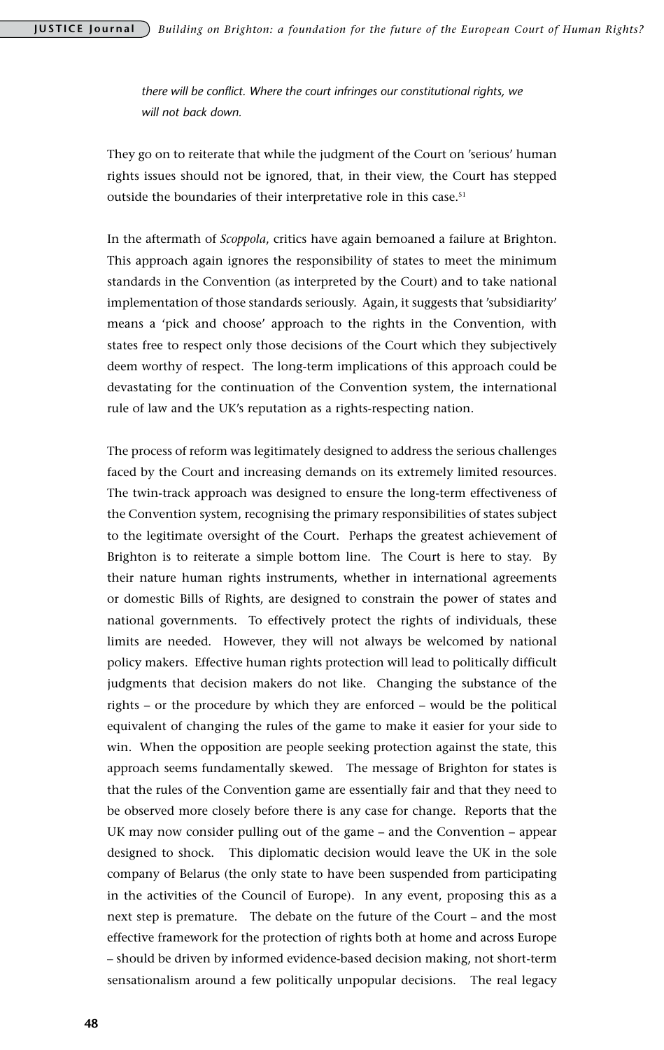*there will be conflict. Where the court infringes our constitutional rights, we will not back down.*

They go on to reiterate that while the judgment of the Court on 'serious' human rights issues should not be ignored, that, in their view, the Court has stepped outside the boundaries of their interpretative role in this case.[51]

In the aftermath of *Scoppola*, critics have again bemoaned a failure at Brighton. This approach again ignores the responsibility of states to meet the minimum standards in the Convention (as interpreted by the Court) and to take national implementation of those standards seriously. Again, it suggests that 'subsidiarity' means a 'pick and choose' approach to the rights in the Convention, with states free to respect only those decisions of the Court which they subjectively deem worthy of respect. The long-term implications of this approach could be devastating for the continuation of the Convention system, the international rule of law and the UK's reputation as a rights-respecting nation.

The process of reform was legitimately designed to address the serious challenges faced by the Court and increasing demands on its extremely limited resources. The twin-track approach was designed to ensure the long-term effectiveness of the Convention system, recognising the primary responsibilities of states subject to the legitimate oversight of the Court. Perhaps the greatest achievement of Brighton is to reiterate a simple bottom line. The Court is here to stay. By their nature human rights instruments, whether in international agreements or domestic Bills of Rights, are designed to constrain the power of states and national governments. To effectively protect the rights of individuals, these limits are needed. However, they will not always be welcomed by national policy makers. Effective human rights protection will lead to politically difficult judgments that decision makers do not like. Changing the substance of the rights – or the procedure by which they are enforced – would be the political equivalent of changing the rules of the game to make it easier for your side to win. When the opposition are people seeking protection against the state, this approach seems fundamentally skewed. The message of Brighton for states is that the rules of the Convention game are essentially fair and that they need to be observed more closely before there is any case for change. Reports that the UK may now consider pulling out of the game – and the Convention – appear designed to shock. This diplomatic decision would leave the UK in the sole company of Belarus (the only state to have been suspended from participating in the activities of the Council of Europe). In any event, proposing this as a next step is premature. The debate on the future of the Court – and the most effective framework for the protection of rights both at home and across Europe – should be driven by informed evidence-based decision making, not short-term sensationalism around a few politically unpopular decisions. The real legacy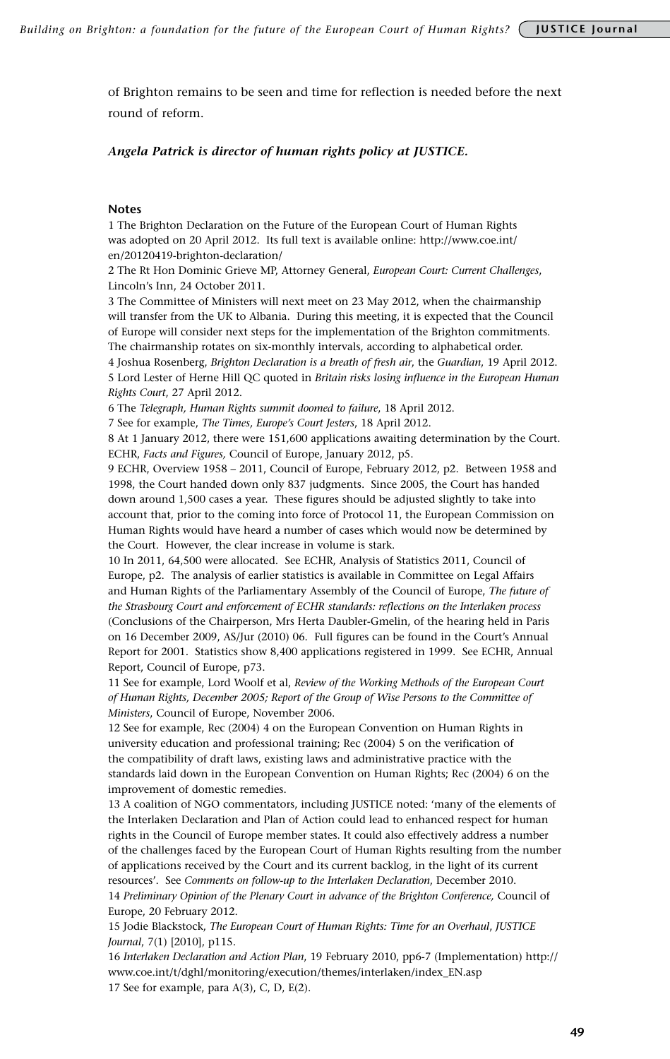of Brighton remains to be seen and time for reflection is needed before the next round of reform.

***Angela Patrick is director of human rights policy at JUSTICE.***

**Notes**

1 The Brighton Declaration on the Future of the European Court of Human Rights was adopted on 20 April 2012. Its full text is available online: http://www.coe.int/en/20120419-brighton-declaration/

2 The Rt Hon Dominic Grieve MP, Attorney General, *European Court: Current Challenges*, Lincoln's Inn, 24 October 2011.

3 The Committee of Ministers will next meet on 23 May 2012, when the chairmanship will transfer from the UK to Albania. During this meeting, it is expected that the Council of Europe will consider next steps for the implementation of the Brighton commitments. The chairmanship rotates on six-monthly intervals, according to alphabetical order.

4 Joshua Rosenberg, *Brighton Declaration is a breath of fresh air*, the *Guardian*, 19 April 2012.

5 Lord Lester of Herne Hill QC quoted in *Britain risks losing influence in the European Human Rights Court*, 27 April 2012.

6 The *Telegraph, Human Rights summit doomed to failure*, 18 April 2012.

7 See for example, *The Times, Europe's Court Jesters*, 18 April 2012.

8 At 1 January 2012, there were 151,600 applications awaiting determination by the Court. ECHR, *Facts and Figures,* Council of Europe, January 2012, p5.

9 ECHR, Overview 1958 – 2011, Council of Europe, February 2012, p2. Between 1958 and 1998, the Court handed down only 837 judgments. Since 2005, the Court has handed down around 1,500 cases a year. These figures should be adjusted slightly to take into account that, prior to the coming into force of Protocol 11, the European Commission on Human Rights would have heard a number of cases which would now be determined by the Court. However, the clear increase in volume is stark.

10 In 2011, 64,500 were allocated. See ECHR, Analysis of Statistics 2011, Council of Europe, p2. The analysis of earlier statistics is available in Committee on Legal Affairs and Human Rights of the Parliamentary Assembly of the Council of Europe, *The future of the Strasbourg Court and enforcement of ECHR standards: reflections on the Interlaken process* (Conclusions of the Chairperson, Mrs Herta Daubler-Gmelin, of the hearing held in Paris on 16 December 2009, AS/Jur (2010) 06. Full figures can be found in the Court's Annual Report for 2001. Statistics show 8,400 applications registered in 1999. See ECHR, Annual Report, Council of Europe, p73.

11 See for example, Lord Woolf et al, *Review of the Working Methods of the European Court of Human Rights, December 2005; Report of the Group of Wise Persons to the Committee of Ministers*, Council of Europe, November 2006.

12 See for example, Rec (2004) 4 on the European Convention on Human Rights in university education and professional training; Rec (2004) 5 on the verification of the compatibility of draft laws, existing laws and administrative practice with the standards laid down in the European Convention on Human Rights; Rec (2004) 6 on the improvement of domestic remedies.

13 A coalition of NGO commentators, including JUSTICE noted: 'many of the elements of the Interlaken Declaration and Plan of Action could lead to enhanced respect for human rights in the Council of Europe member states. It could also effectively address a number of the challenges faced by the European Court of Human Rights resulting from the number of applications received by the Court and its current backlog, in the light of its current resources'. See *Comments on follow-up to the Interlaken Declaration*, December 2010.

14 *Preliminary Opinion of the Plenary Court in advance of the Brighton Conference,* Council of Europe, 20 February 2012.

15 Jodie Blackstock, *The European Court of Human Rights: Time for an Overhaul*, *JUSTICE Journal*, 7(1) [2010], p115.

16 *Interlaken Declaration and Action Plan*, 19 February 2010, pp6-7 (Implementation) http://www.coe.int/t/dghl/monitoring/execution/themes/interlaken/index_EN.asp

17 See for example, para A(3), C, D, E(2).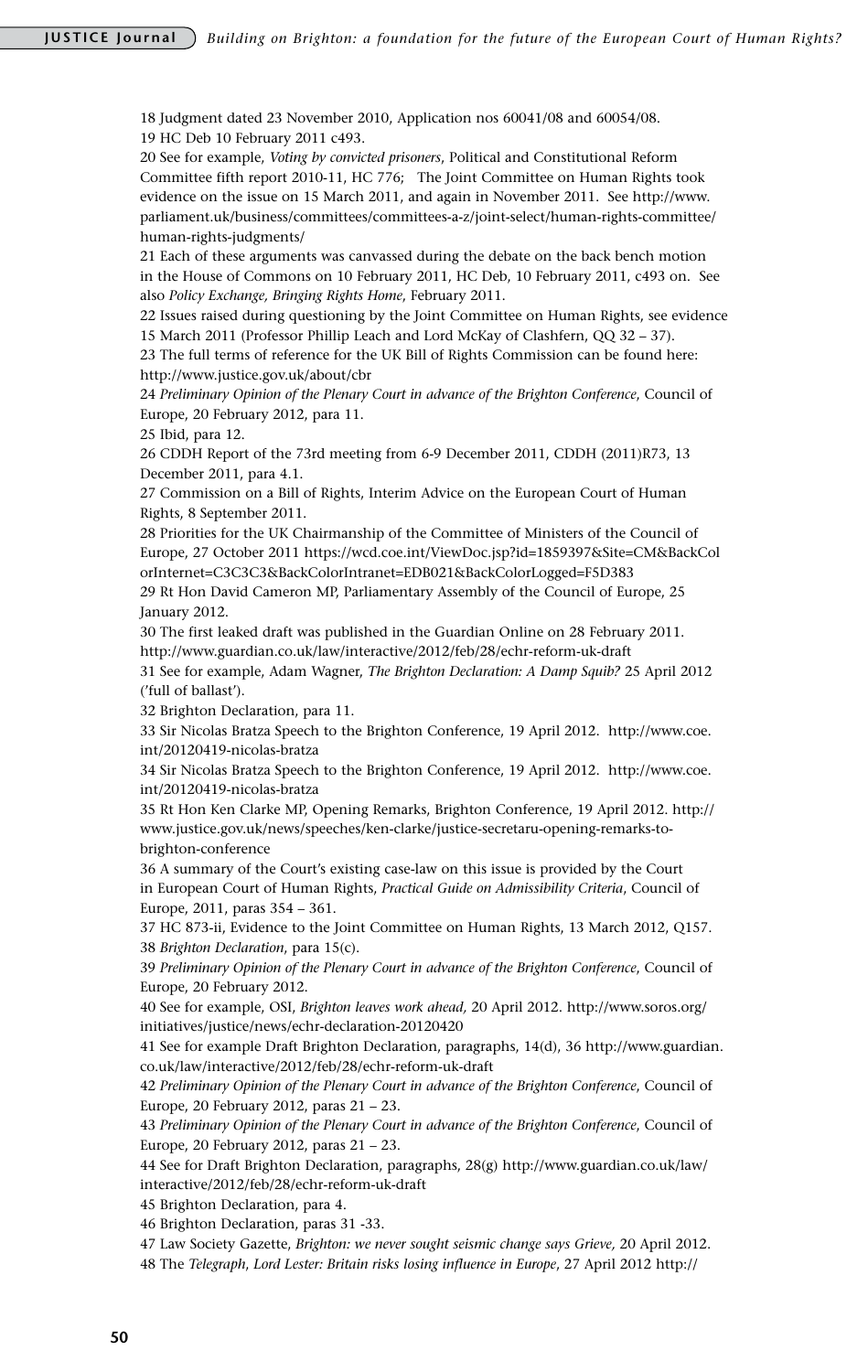18 Judgment dated 23 November 2010, Application nos 60041/08 and 60054/08.

19 HC Deb 10 February 2011 c493.

20 See for example, *Voting by convicted prisoners*, Political and Constitutional Reform Committee fifth report 2010-11, HC 776; The Joint Committee on Human Rights took evidence on the issue on 15 March 2011, and again in November 2011. See http://www.parliament.uk/business/committees/committees-a-z/joint-select/human-rights-committee/human-rights-judgments/

21 Each of these arguments was canvassed during the debate on the back bench motion in the House of Commons on 10 February 2011, HC Deb, 10 February 2011, c493 on. See also *Policy Exchange, Bringing Rights Home*, February 2011.

22 Issues raised during questioning by the Joint Committee on Human Rights, see evidence 15 March 2011 (Professor Phillip Leach and Lord McKay of Clashfern, QQ 32 – 37).

23 The full terms of reference for the UK Bill of Rights Commission can be found here: http://www.justice.gov.uk/about/cbr

24 *Preliminary Opinion of the Plenary Court in advance of the Brighton Conference*, Council of Europe, 20 February 2012, para 11.

25 Ibid, para 12.

26 CDDH Report of the 73rd meeting from 6-9 December 2011, CDDH (2011)R73, 13 December 2011, para 4.1.

27 Commission on a Bill of Rights, Interim Advice on the European Court of Human Rights, 8 September 2011.

28 Priorities for the UK Chairmanship of the Committee of Ministers of the Council of Europe, 27 October 2011 https://wcd.coe.int/ViewDoc.jsp?id=1859397&Site=CM&BackColorInternet=C3C3C3&BackColorIntranet=EDB021&BackColorLogged=F5D383

29 Rt Hon David Cameron MP, Parliamentary Assembly of the Council of Europe, 25 January 2012.

30 The first leaked draft was published in the Guardian Online on 28 February 2011. http://www.guardian.co.uk/law/interactive/2012/feb/28/echr-reform-uk-draft

31 See for example, Adam Wagner, *The Brighton Declaration: A Damp Squib?* 25 April 2012 ('full of ballast').

32 Brighton Declaration, para 11.

33 Sir Nicolas Bratza Speech to the Brighton Conference, 19 April 2012. http://www.coe.int/20120419-nicolas-bratza

34 Sir Nicolas Bratza Speech to the Brighton Conference, 19 April 2012. http://www.coe.int/20120419-nicolas-bratza

35 Rt Hon Ken Clarke MP, Opening Remarks, Brighton Conference, 19 April 2012. http://www.justice.gov.uk/news/speeches/ken-clarke/justice-secretaru-opening-remarks-to-brighton-conference

36 A summary of the Court's existing case-law on this issue is provided by the Court in European Court of Human Rights, *Practical Guide on Admissibility Criteria*, Council of Europe, 2011, paras 354 – 361.

37 HC 873-ii, Evidence to the Joint Committee on Human Rights, 13 March 2012, Q157.

38 *Brighton Declaration*, para 15(c).

39 *Preliminary Opinion of the Plenary Court in advance of the Brighton Conference*, Council of Europe, 20 February 2012.

40 See for example, OSI, *Brighton leaves work ahead,* 20 April 2012. http://www.soros.org/initiatives/justice/news/echr-declaration-20120420

41 See for example Draft Brighton Declaration, paragraphs, 14(d), 36 http://www.guardian.co.uk/law/interactive/2012/feb/28/echr-reform-uk-draft

42 *Preliminary Opinion of the Plenary Court in advance of the Brighton Conference*, Council of Europe, 20 February 2012, paras 21 – 23.

43 *Preliminary Opinion of the Plenary Court in advance of the Brighton Conference*, Council of Europe, 20 February 2012, paras 21 – 23.

44 See for Draft Brighton Declaration, paragraphs, 28(g) http://www.guardian.co.uk/law/interactive/2012/feb/28/echr-reform-uk-draft

45 Brighton Declaration, para 4.

46 Brighton Declaration, paras 31 -33.

47 Law Society Gazette, *Brighton: we never sought seismic change says Grieve,* 20 April 2012.

48 The *Telegraph*, *Lord Lester: Britain risks losing influence in Europe*, 27 April 2012 http://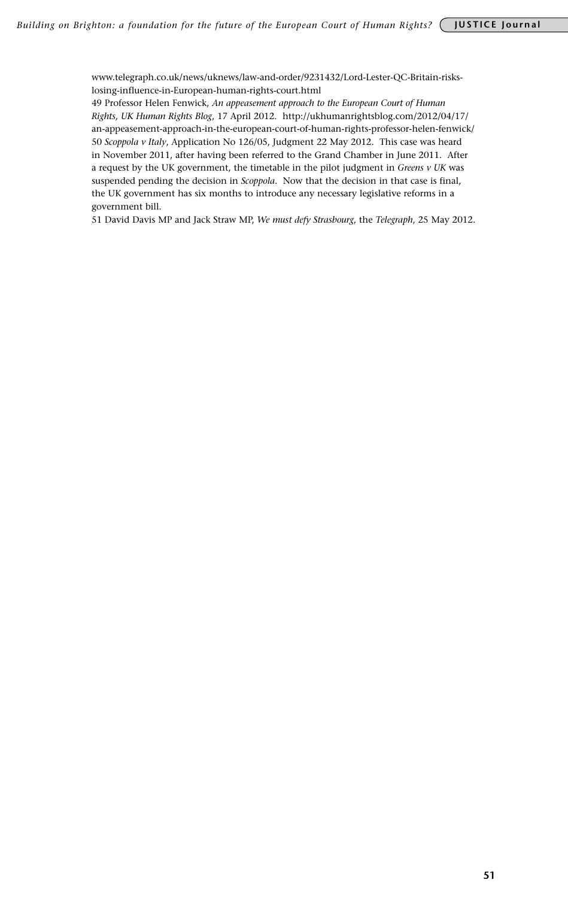www.telegraph.co.uk/news/uknews/law-and-order/9231432/Lord-Lester-QC-Britain-risks-losing-influence-in-European-human-rights-court.html

49 Professor Helen Fenwick, *An appeasement approach to the European Court of Human Rights, UK Human Rights Blog*, 17 April 2012. http://ukhumanrightsblog.com/2012/04/17/an-appeasement-approach-in-the-european-court-of-human-rights-professor-helen-fenwick/

50 *Scoppola v Italy*, Application No 126/05, Judgment 22 May 2012. This case was heard in November 2011, after having been referred to the Grand Chamber in June 2011. After a request by the UK government, the timetable in the pilot judgment in *Greens v UK* was suspended pending the decision in *Scoppola*. Now that the decision in that case is final, the UK government has six months to introduce any necessary legislative reforms in a government bill.

51 David Davis MP and Jack Straw MP, *We must defy Strasbourg*, the *Telegraph*, 25 May 2012.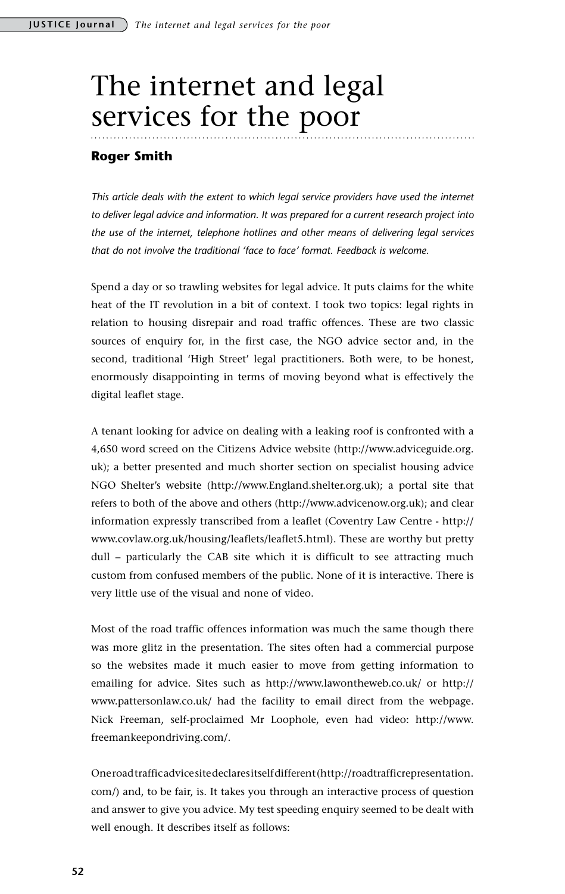# The internet and legal services for the poor

**Roger Smith**

*This article deals with the extent to which legal service providers have used the internet to deliver legal advice and information. It was prepared for a current research project into the use of the internet, telephone hotlines and other means of delivering legal services that do not involve the traditional 'face to face' format. Feedback is welcome.*

Spend a day or so trawling websites for legal advice. It puts claims for the white heat of the IT revolution in a bit of context. I took two topics: legal rights in relation to housing disrepair and road traffic offences. These are two classic sources of enquiry for, in the first case, the NGO advice sector and, in the second, traditional 'High Street' legal practitioners. Both were, to be honest, enormously disappointing in terms of moving beyond what is effectively the digital leaflet stage.

A tenant looking for advice on dealing with a leaking roof is confronted with a 4,650 word screed on the Citizens Advice website (http://www.adviceguide.org.uk); a better presented and much shorter section on specialist housing advice NGO Shelter's website (http://www.England.shelter.org.uk); a portal site that refers to both of the above and others (http://www.advicenow.org.uk); and clear information expressly transcribed from a leaflet (Coventry Law Centre - http://www.covlaw.org.uk/housing/leaflets/leaflet5.html). These are worthy but pretty dull – particularly the CAB site which it is difficult to see attracting much custom from confused members of the public. None of it is interactive. There is very little use of the visual and none of video.

Most of the road traffic offences information was much the same though there was more glitz in the presentation. The sites often had a commercial purpose so the websites made it much easier to move from getting information to emailing for advice. Sites such as http://www.lawontheweb.co.uk/ or http://www.pattersonlaw.co.uk/ had the facility to email direct from the webpage. Nick Freeman, self-proclaimed Mr Loophole, even had video: http://www.freemankeepondriving.com/.

One road traffic advice site declares itself different (http://roadtrafficrepresentation.com/) and, to be fair, is. It takes you through an interactive process of question and answer to give you advice. My test speeding enquiry seemed to be dealt with well enough. It describes itself as follows: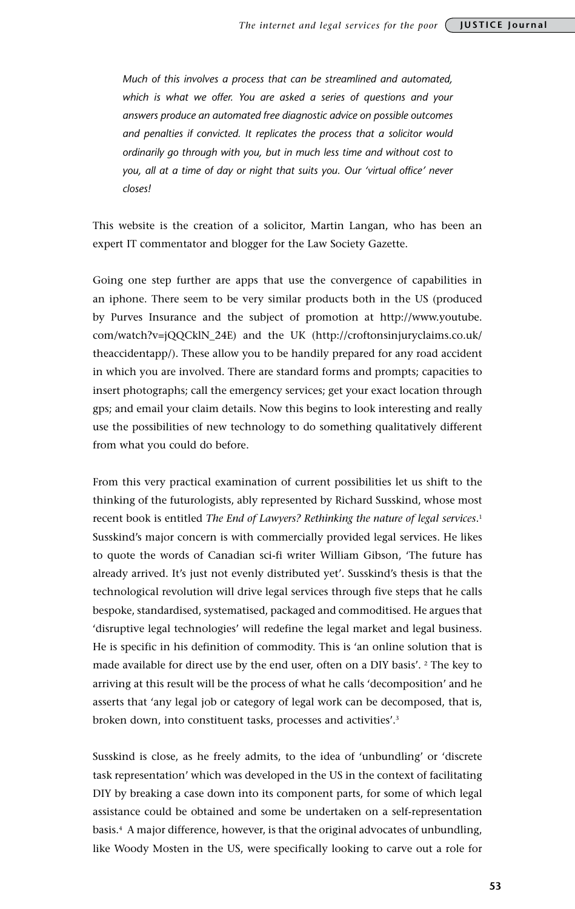*Much of this involves a process that can be streamlined and automated, which is what we offer. You are asked a series of questions and your answers produce an automated free diagnostic advice on possible outcomes and penalties if convicted. It replicates the process that a solicitor would ordinarily go through with you, but in much less time and without cost to you, all at a time of day or night that suits you. Our 'virtual office' never closes!*

This website is the creation of a solicitor, Martin Langan, who has been an expert IT commentator and blogger for the Law Society Gazette.

Going one step further are apps that use the convergence of capabilities in an iphone. There seem to be very similar products both in the US (produced by Purves Insurance and the subject of promotion at http://www.youtube.com/watch?v=jQQCklN_24E) and the UK (http://croftonsinjuryclaims.co.uk/theaccidentapp/). These allow you to be handily prepared for any road accident in which you are involved. There are standard forms and prompts; capacities to insert photographs; call the emergency services; get your exact location through gps; and email your claim details. Now this begins to look interesting and really use the possibilities of new technology to do something qualitatively different from what you could do before.

From this very practical examination of current possibilities let us shift to the thinking of the futurologists, ably represented by Richard Susskind, whose most recent book is entitled *The End of Lawyers? Rethinking the nature of legal services*.[1] Susskind's major concern is with commercially provided legal services. He likes to quote the words of Canadian sci-fi writer William Gibson, 'The future has already arrived. It's just not evenly distributed yet'. Susskind's thesis is that the technological revolution will drive legal services through five steps that he calls bespoke, standardised, systematised, packaged and commoditised. He argues that 'disruptive legal technologies' will redefine the legal market and legal business. He is specific in his definition of commodity. This is 'an online solution that is made available for direct use by the end user, often on a DIY basis'. [2] The key to arriving at this result will be the process of what he calls 'decomposition' and he asserts that 'any legal job or category of legal work can be decomposed, that is, broken down, into constituent tasks, processes and activities'.[3]

Susskind is close, as he freely admits, to the idea of 'unbundling' or 'discrete task representation' which was developed in the US in the context of facilitating DIY by breaking a case down into its component parts, for some of which legal assistance could be obtained and some be undertaken on a self-representation basis.[4] A major difference, however, is that the original advocates of unbundling, like Woody Mosten in the US, were specifically looking to carve out a role for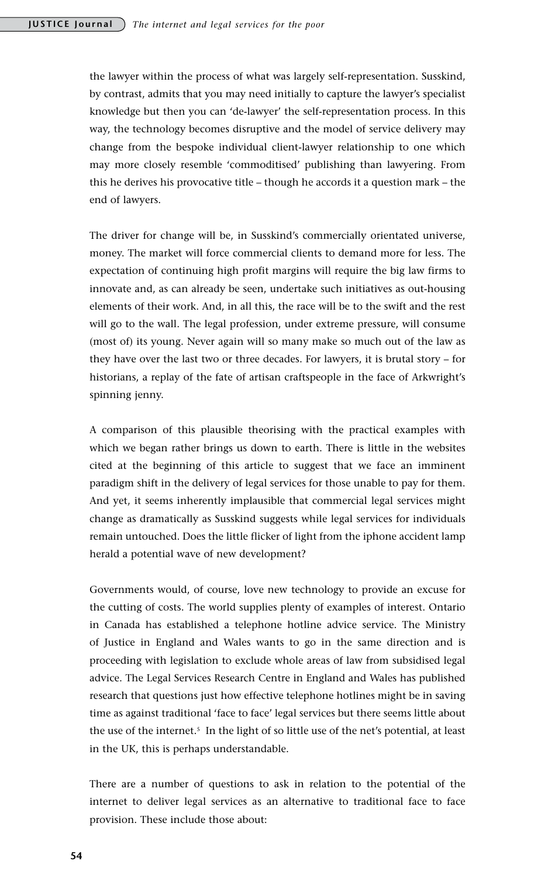the lawyer within the process of what was largely self-representation. Susskind, by contrast, admits that you may need initially to capture the lawyer's specialist knowledge but then you can 'de-lawyer' the self-representation process. In this way, the technology becomes disruptive and the model of service delivery may change from the bespoke individual client-lawyer relationship to one which may more closely resemble 'commoditised' publishing than lawyering. From this he derives his provocative title – though he accords it a question mark – the end of lawyers.

The driver for change will be, in Susskind's commercially orientated universe, money. The market will force commercial clients to demand more for less. The expectation of continuing high profit margins will require the big law firms to innovate and, as can already be seen, undertake such initiatives as out-housing elements of their work. And, in all this, the race will be to the swift and the rest will go to the wall. The legal profession, under extreme pressure, will consume (most of) its young. Never again will so many make so much out of the law as they have over the last two or three decades. For lawyers, it is brutal story – for historians, a replay of the fate of artisan craftspeople in the face of Arkwright's spinning jenny.

A comparison of this plausible theorising with the practical examples with which we began rather brings us down to earth. There is little in the websites cited at the beginning of this article to suggest that we face an imminent paradigm shift in the delivery of legal services for those unable to pay for them. And yet, it seems inherently implausible that commercial legal services might change as dramatically as Susskind suggests while legal services for individuals remain untouched. Does the little flicker of light from the iphone accident lamp herald a potential wave of new development?

Governments would, of course, love new technology to provide an excuse for the cutting of costs. The world supplies plenty of examples of interest. Ontario in Canada has established a telephone hotline advice service. The Ministry of Justice in England and Wales wants to go in the same direction and is proceeding with legislation to exclude whole areas of law from subsidised legal advice. The Legal Services Research Centre in England and Wales has published research that questions just how effective telephone hotlines might be in saving time as against traditional 'face to face' legal services but there seems little about the use of the internet.[5] In the light of so little use of the net's potential, at least in the UK, this is perhaps understandable.

There are a number of questions to ask in relation to the potential of the internet to deliver legal services as an alternative to traditional face to face provision. These include those about: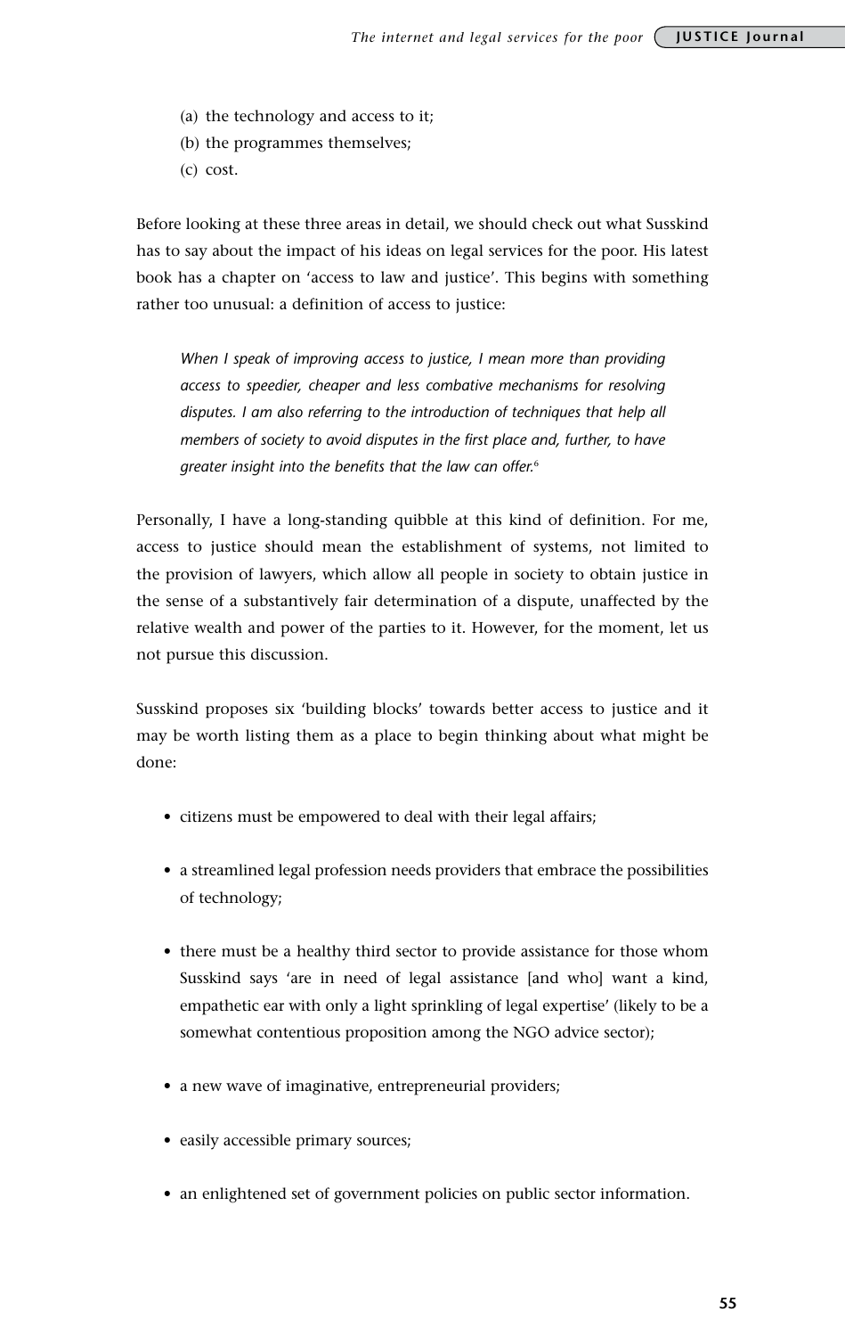(a) the technology and access to it;
(b) the programmes themselves;
(c) cost.

Before looking at these three areas in detail, we should check out what Susskind has to say about the impact of his ideas on legal services for the poor. His latest book has a chapter on 'access to law and justice'. This begins with something rather too unusual: a definition of access to justice:

> *When I speak of improving access to justice, I mean more than providing access to speedier, cheaper and less combative mechanisms for resolving disputes. I am also referring to the introduction of techniques that help all members of society to avoid disputes in the first place and, further, to have greater insight into the benefits that the law can offer.*[6]

Personally, I have a long-standing quibble at this kind of definition. For me, access to justice should mean the establishment of systems, not limited to the provision of lawyers, which allow all people in society to obtain justice in the sense of a substantively fair determination of a dispute, unaffected by the relative wealth and power of the parties to it. However, for the moment, let us not pursue this discussion.

Susskind proposes six 'building blocks' towards better access to justice and it may be worth listing them as a place to begin thinking about what might be done:

- citizens must be empowered to deal with their legal affairs;
- a streamlined legal profession needs providers that embrace the possibilities of technology;
- there must be a healthy third sector to provide assistance for those whom Susskind says 'are in need of legal assistance [and who] want a kind, empathetic ear with only a light sprinkling of legal expertise' (likely to be a somewhat contentious proposition among the NGO advice sector);
- a new wave of imaginative, entrepreneurial providers;
- easily accessible primary sources;
- an enlightened set of government policies on public sector information.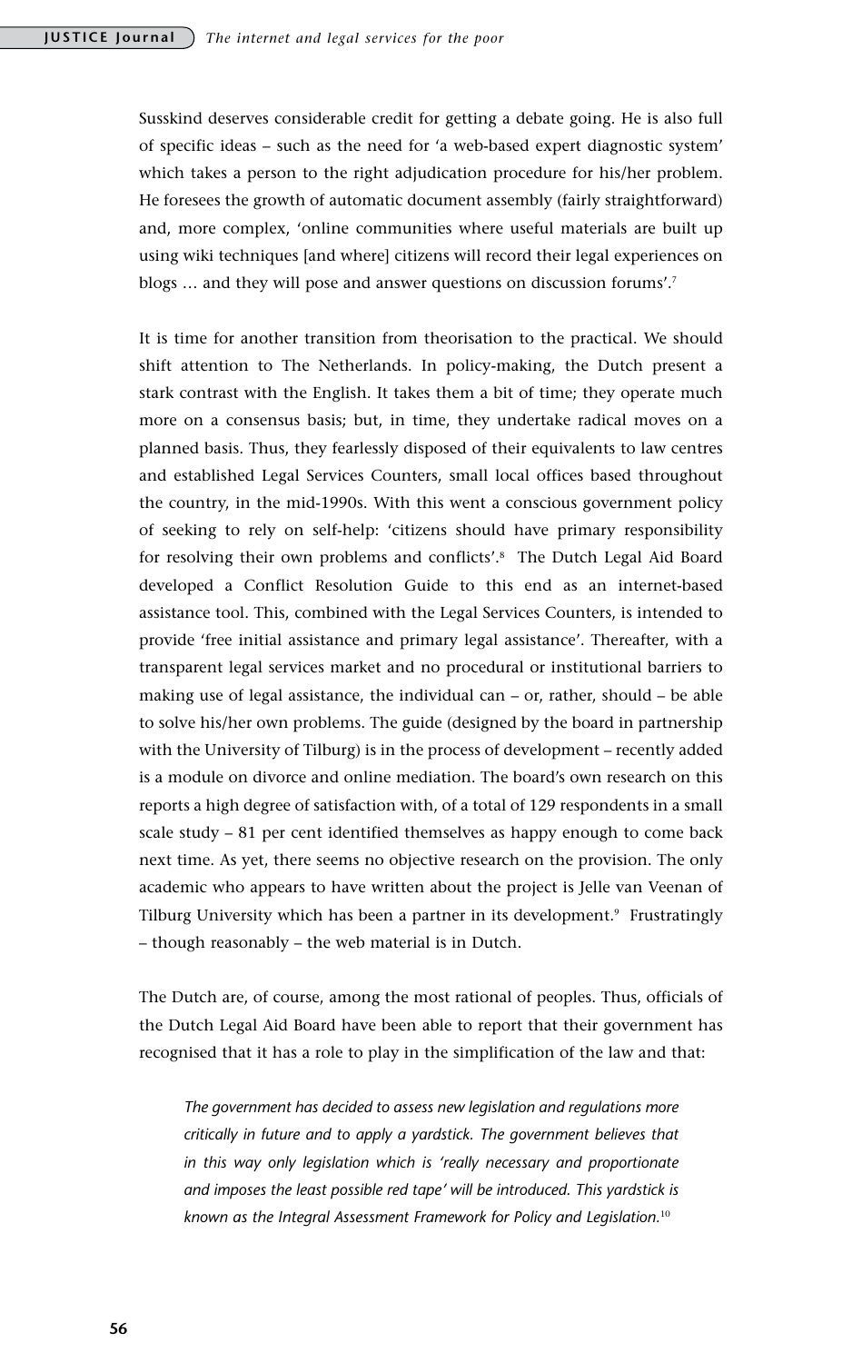Susskind deserves considerable credit for getting a debate going. He is also full of specific ideas – such as the need for 'a web-based expert diagnostic system' which takes a person to the right adjudication procedure for his/her problem. He foresees the growth of automatic document assembly (fairly straightforward) and, more complex, 'online communities where useful materials are built up using wiki techniques [and where] citizens will record their legal experiences on blogs … and they will pose and answer questions on discussion forums'.[7]

It is time for another transition from theorisation to the practical. We should shift attention to The Netherlands. In policy-making, the Dutch present a stark contrast with the English. It takes them a bit of time; they operate much more on a consensus basis; but, in time, they undertake radical moves on a planned basis. Thus, they fearlessly disposed of their equivalents to law centres and established Legal Services Counters, small local offices based throughout the country, in the mid-1990s. With this went a conscious government policy of seeking to rely on self-help: 'citizens should have primary responsibility for resolving their own problems and conflicts'.[8] The Dutch Legal Aid Board developed a Conflict Resolution Guide to this end as an internet-based assistance tool. This, combined with the Legal Services Counters, is intended to provide 'free initial assistance and primary legal assistance'. Thereafter, with a transparent legal services market and no procedural or institutional barriers to making use of legal assistance, the individual can – or, rather, should – be able to solve his/her own problems. The guide (designed by the board in partnership with the University of Tilburg) is in the process of development – recently added is a module on divorce and online mediation. The board's own research on this reports a high degree of satisfaction with, of a total of 129 respondents in a small scale study – 81 per cent identified themselves as happy enough to come back next time. As yet, there seems no objective research on the provision. The only academic who appears to have written about the project is Jelle van Veenan of Tilburg University which has been a partner in its development.[9] Frustratingly – though reasonably – the web material is in Dutch.

The Dutch are, of course, among the most rational of peoples. Thus, officials of the Dutch Legal Aid Board have been able to report that their government has recognised that it has a role to play in the simplification of the law and that:

> *The government has decided to assess new legislation and regulations more critically in future and to apply a yardstick. The government believes that in this way only legislation which is 'really necessary and proportionate and imposes the least possible red tape' will be introduced. This yardstick is known as the Integral Assessment Framework for Policy and Legislation.*[10]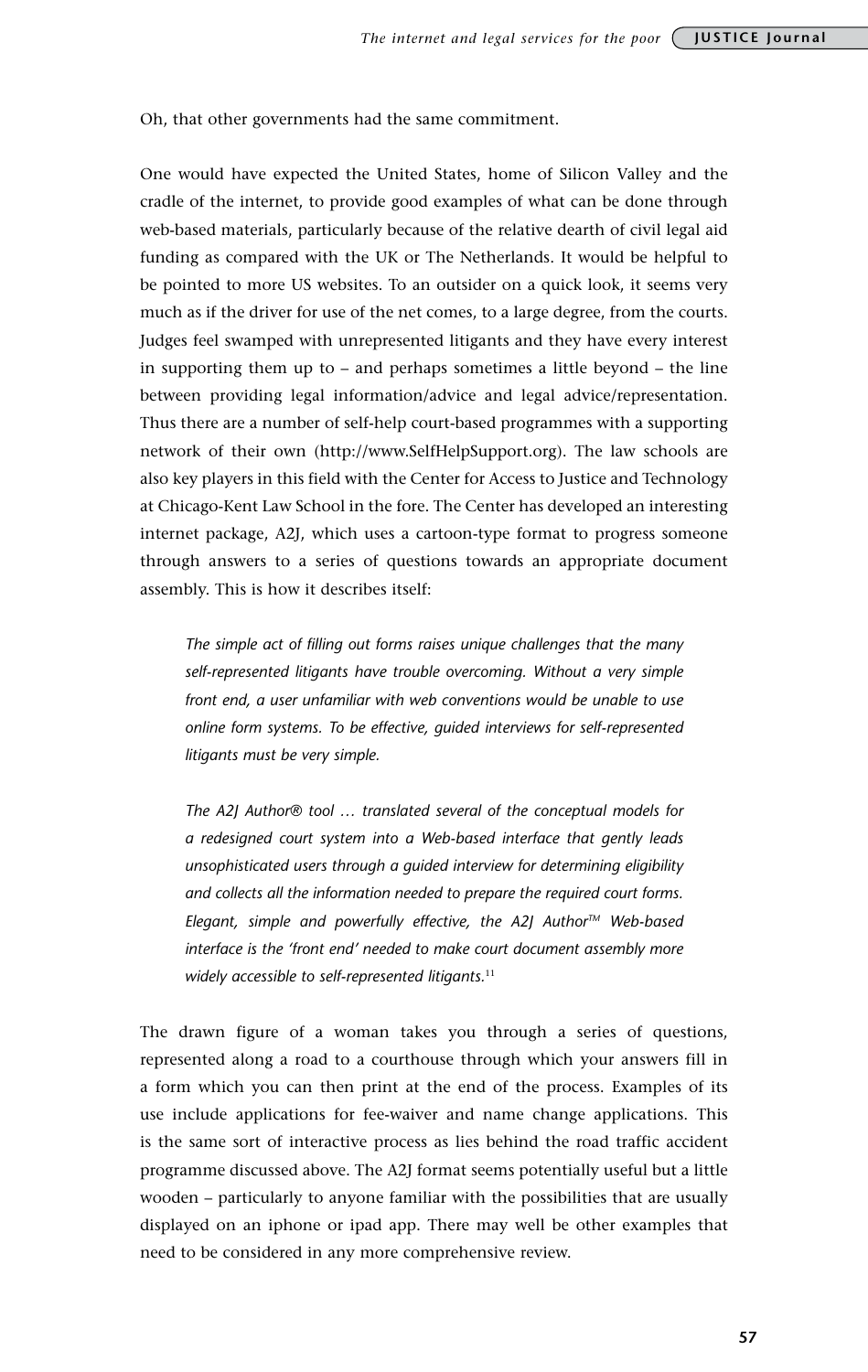Oh, that other governments had the same commitment.

One would have expected the United States, home of Silicon Valley and the cradle of the internet, to provide good examples of what can be done through web-based materials, particularly because of the relative dearth of civil legal aid funding as compared with the UK or The Netherlands. It would be helpful to be pointed to more US websites. To an outsider on a quick look, it seems very much as if the driver for use of the net comes, to a large degree, from the courts. Judges feel swamped with unrepresented litigants and they have every interest in supporting them up to – and perhaps sometimes a little beyond – the line between providing legal information/advice and legal advice/representation. Thus there are a number of self-help court-based programmes with a supporting network of their own (http://www.SelfHelpSupport.org). The law schools are also key players in this field with the Center for Access to Justice and Technology at Chicago-Kent Law School in the fore. The Center has developed an interesting internet package, A2J, which uses a cartoon-type format to progress someone through answers to a series of questions towards an appropriate document assembly. This is how it describes itself:

> *The simple act of filling out forms raises unique challenges that the many self-represented litigants have trouble overcoming. Without a very simple front end, a user unfamiliar with web conventions would be unable to use online form systems. To be effective, guided interviews for self-represented litigants must be very simple.*
>
> *The A2J Author® tool … translated several of the conceptual models for a redesigned court system into a Web-based interface that gently leads unsophisticated users through a guided interview for determining eligibility and collects all the information needed to prepare the required court forms. Elegant, simple and powerfully effective, the A2J Author™ Web-based interface is the 'front end' needed to make court document assembly more widely accessible to self-represented litigants.*[11]

The drawn figure of a woman takes you through a series of questions, represented along a road to a courthouse through which your answers fill in a form which you can then print at the end of the process. Examples of its use include applications for fee-waiver and name change applications. This is the same sort of interactive process as lies behind the road traffic accident programme discussed above. The A2J format seems potentially useful but a little wooden – particularly to anyone familiar with the possibilities that are usually displayed on an iphone or ipad app. There may well be other examples that need to be considered in any more comprehensive review.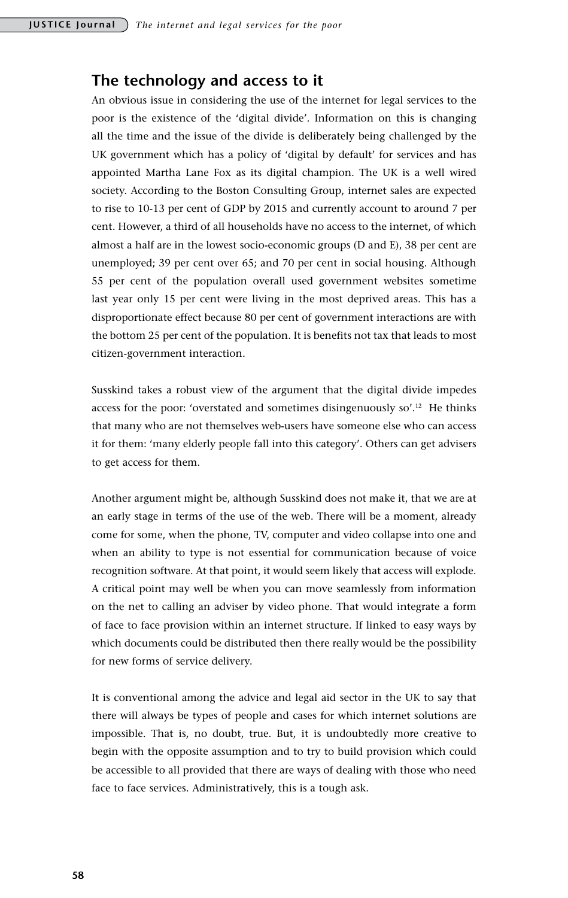## The technology and access to it

An obvious issue in considering the use of the internet for legal services to the poor is the existence of the 'digital divide'. Information on this is changing all the time and the issue of the divide is deliberately being challenged by the UK government which has a policy of 'digital by default' for services and has appointed Martha Lane Fox as its digital champion. The UK is a well wired society. According to the Boston Consulting Group, internet sales are expected to rise to 10-13 per cent of GDP by 2015 and currently account to around 7 per cent. However, a third of all households have no access to the internet, of which almost a half are in the lowest socio-economic groups (D and E), 38 per cent are unemployed; 39 per cent over 65; and 70 per cent in social housing. Although 55 per cent of the population overall used government websites sometime last year only 15 per cent were living in the most deprived areas. This has a disproportionate effect because 80 per cent of government interactions are with the bottom 25 per cent of the population. It is benefits not tax that leads to most citizen-government interaction.

Susskind takes a robust view of the argument that the digital divide impedes access for the poor: 'overstated and sometimes disingenuously so'.[12] He thinks that many who are not themselves web-users have someone else who can access it for them: 'many elderly people fall into this category'. Others can get advisers to get access for them.

Another argument might be, although Susskind does not make it, that we are at an early stage in terms of the use of the web. There will be a moment, already come for some, when the phone, TV, computer and video collapse into one and when an ability to type is not essential for communication because of voice recognition software. At that point, it would seem likely that access will explode. A critical point may well be when you can move seamlessly from information on the net to calling an adviser by video phone. That would integrate a form of face to face provision within an internet structure. If linked to easy ways by which documents could be distributed then there really would be the possibility for new forms of service delivery.

It is conventional among the advice and legal aid sector in the UK to say that there will always be types of people and cases for which internet solutions are impossible. That is, no doubt, true. But, it is undoubtedly more creative to begin with the opposite assumption and to try to build provision which could be accessible to all provided that there are ways of dealing with those who need face to face services. Administratively, this is a tough ask.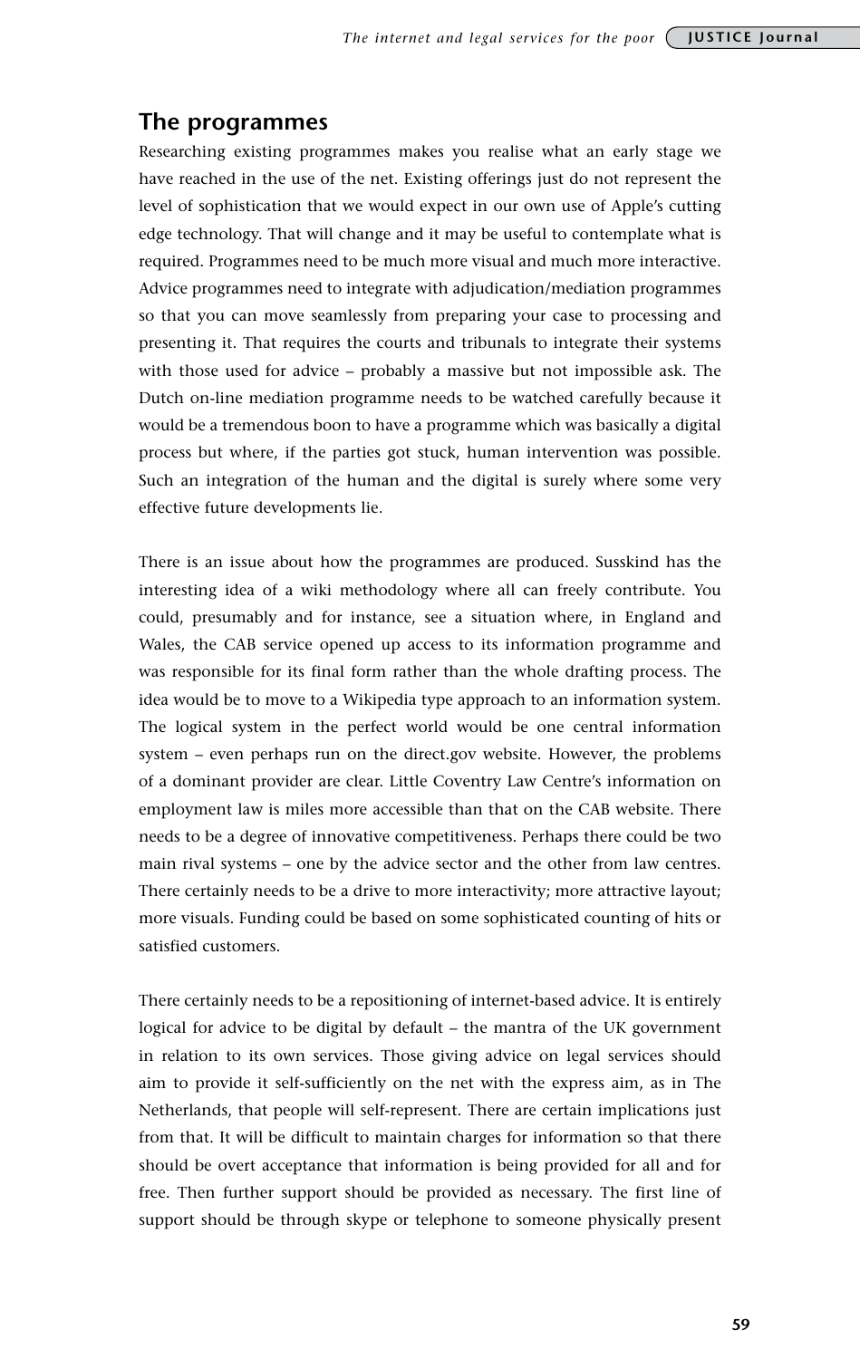## The programmes

Researching existing programmes makes you realise what an early stage we have reached in the use of the net. Existing offerings just do not represent the level of sophistication that we would expect in our own use of Apple's cutting edge technology. That will change and it may be useful to contemplate what is required. Programmes need to be much more visual and much more interactive. Advice programmes need to integrate with adjudication/mediation programmes so that you can move seamlessly from preparing your case to processing and presenting it. That requires the courts and tribunals to integrate their systems with those used for advice – probably a massive but not impossible ask. The Dutch on-line mediation programme needs to be watched carefully because it would be a tremendous boon to have a programme which was basically a digital process but where, if the parties got stuck, human intervention was possible. Such an integration of the human and the digital is surely where some very effective future developments lie.

There is an issue about how the programmes are produced. Susskind has the interesting idea of a wiki methodology where all can freely contribute. You could, presumably and for instance, see a situation where, in England and Wales, the CAB service opened up access to its information programme and was responsible for its final form rather than the whole drafting process. The idea would be to move to a Wikipedia type approach to an information system. The logical system in the perfect world would be one central information system – even perhaps run on the direct.gov website. However, the problems of a dominant provider are clear. Little Coventry Law Centre's information on employment law is miles more accessible than that on the CAB website. There needs to be a degree of innovative competitiveness. Perhaps there could be two main rival systems – one by the advice sector and the other from law centres. There certainly needs to be a drive to more interactivity; more attractive layout; more visuals. Funding could be based on some sophisticated counting of hits or satisfied customers.

There certainly needs to be a repositioning of internet-based advice. It is entirely logical for advice to be digital by default – the mantra of the UK government in relation to its own services. Those giving advice on legal services should aim to provide it self-sufficiently on the net with the express aim, as in The Netherlands, that people will self-represent. There are certain implications just from that. It will be difficult to maintain charges for information so that there should be overt acceptance that information is being provided for all and for free. Then further support should be provided as necessary. The first line of support should be through skype or telephone to someone physically present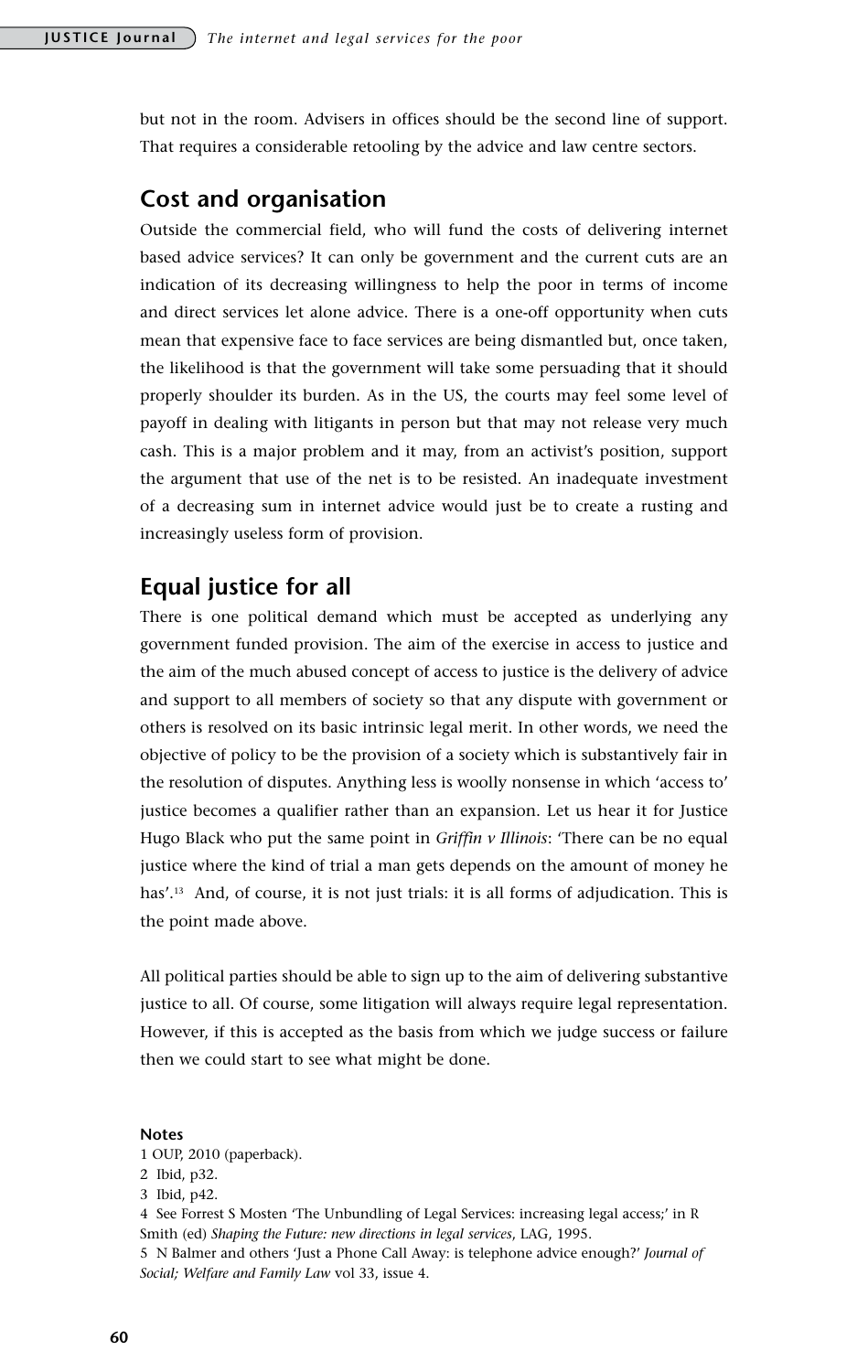but not in the room. Advisers in offices should be the second line of support. That requires a considerable retooling by the advice and law centre sectors.

## Cost and organisation

Outside the commercial field, who will fund the costs of delivering internet based advice services? It can only be government and the current cuts are an indication of its decreasing willingness to help the poor in terms of income and direct services let alone advice. There is a one-off opportunity when cuts mean that expensive face to face services are being dismantled but, once taken, the likelihood is that the government will take some persuading that it should properly shoulder its burden. As in the US, the courts may feel some level of payoff in dealing with litigants in person but that may not release very much cash. This is a major problem and it may, from an activist's position, support the argument that use of the net is to be resisted. An inadequate investment of a decreasing sum in internet advice would just be to create a rusting and increasingly useless form of provision.

## Equal justice for all

There is one political demand which must be accepted as underlying any government funded provision. The aim of the exercise in access to justice and the aim of the much abused concept of access to justice is the delivery of advice and support to all members of society so that any dispute with government or others is resolved on its basic intrinsic legal merit. In other words, we need the objective of policy to be the provision of a society which is substantively fair in the resolution of disputes. Anything less is woolly nonsense in which 'access to' justice becomes a qualifier rather than an expansion. Let us hear it for Justice Hugo Black who put the same point in *Griffin v Illinois*: 'There can be no equal justice where the kind of trial a man gets depends on the amount of money he has'.[13] And, of course, it is not just trials: it is all forms of adjudication. This is the point made above.

All political parties should be able to sign up to the aim of delivering substantive justice to all. Of course, some litigation will always require legal representation. However, if this is accepted as the basis from which we judge success or failure then we could start to see what might be done.

**Notes**

1 OUP, 2010 (paperback).

2 Ibid, p32.

3 Ibid, p42.

4 See Forrest S Mosten 'The Unbundling of Legal Services: increasing legal access;' in R Smith (ed) *Shaping the Future: new directions in legal services*, LAG, 1995.

5 N Balmer and others 'Just a Phone Call Away: is telephone advice enough?' *Journal of Social; Welfare and Family Law* vol 33, issue 4.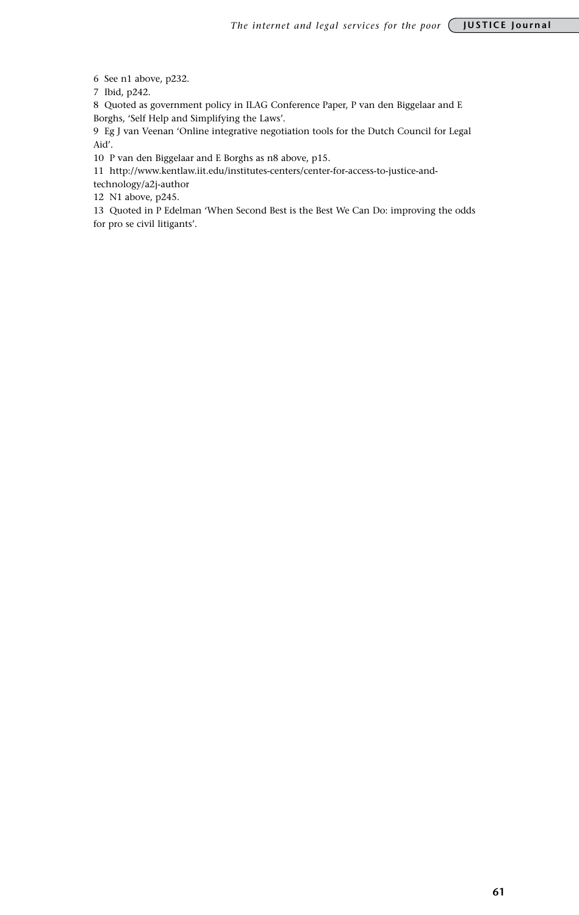6 See n1 above, p232.

7 Ibid, p242.

8 Quoted as government policy in ILAG Conference Paper, P van den Biggelaar and E Borghs, 'Self Help and Simplifying the Laws'.

9 Eg J van Veenan 'Online integrative negotiation tools for the Dutch Council for Legal Aid'.

10 P van den Biggelaar and E Borghs as n8 above, p15.

11 http://www.kentlaw.iit.edu/institutes-centers/center-for-access-to-justice-and-technology/a2j-author

12 N1 above, p245.

13 Quoted in P Edelman 'When Second Best is the Best We Can Do: improving the odds for pro se civil litigants'.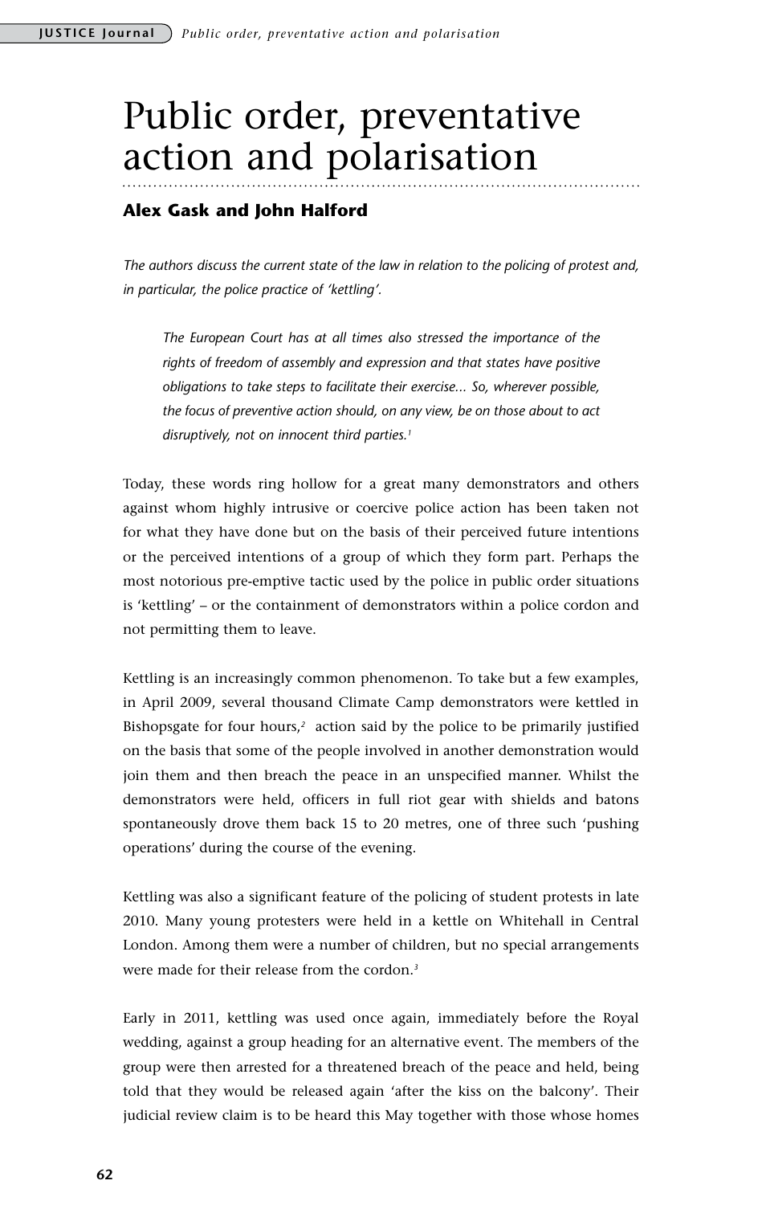# Public order, preventative action and polarisation

**Alex Gask and John Halford**

*The authors discuss the current state of the law in relation to the policing of protest and, in particular, the police practice of 'kettling'.*

> *The European Court has at all times also stressed the importance of the rights of freedom of assembly and expression and that states have positive obligations to take steps to facilitate their exercise... So, wherever possible, the focus of preventive action should, on any view, be on those about to act disruptively, not on innocent third parties.*[1]

Today, these words ring hollow for a great many demonstrators and others against whom highly intrusive or coercive police action has been taken not for what they have done but on the basis of their perceived future intentions or the perceived intentions of a group of which they form part. Perhaps the most notorious pre-emptive tactic used by the police in public order situations is 'kettling' – or the containment of demonstrators within a police cordon and not permitting them to leave.

Kettling is an increasingly common phenomenon. To take but a few examples, in April 2009, several thousand Climate Camp demonstrators were kettled in Bishopsgate for four hours,[2] action said by the police to be primarily justified on the basis that some of the people involved in another demonstration would join them and then breach the peace in an unspecified manner. Whilst the demonstrators were held, officers in full riot gear with shields and batons spontaneously drove them back 15 to 20 metres, one of three such 'pushing operations' during the course of the evening.

Kettling was also a significant feature of the policing of student protests in late 2010. Many young protesters were held in a kettle on Whitehall in Central London. Among them were a number of children, but no special arrangements were made for their release from the cordon.[3]

Early in 2011, kettling was used once again, immediately before the Royal wedding, against a group heading for an alternative event. The members of the group were then arrested for a threatened breach of the peace and held, being told that they would be released again 'after the kiss on the balcony'. Their judicial review claim is to be heard this May together with those whose homes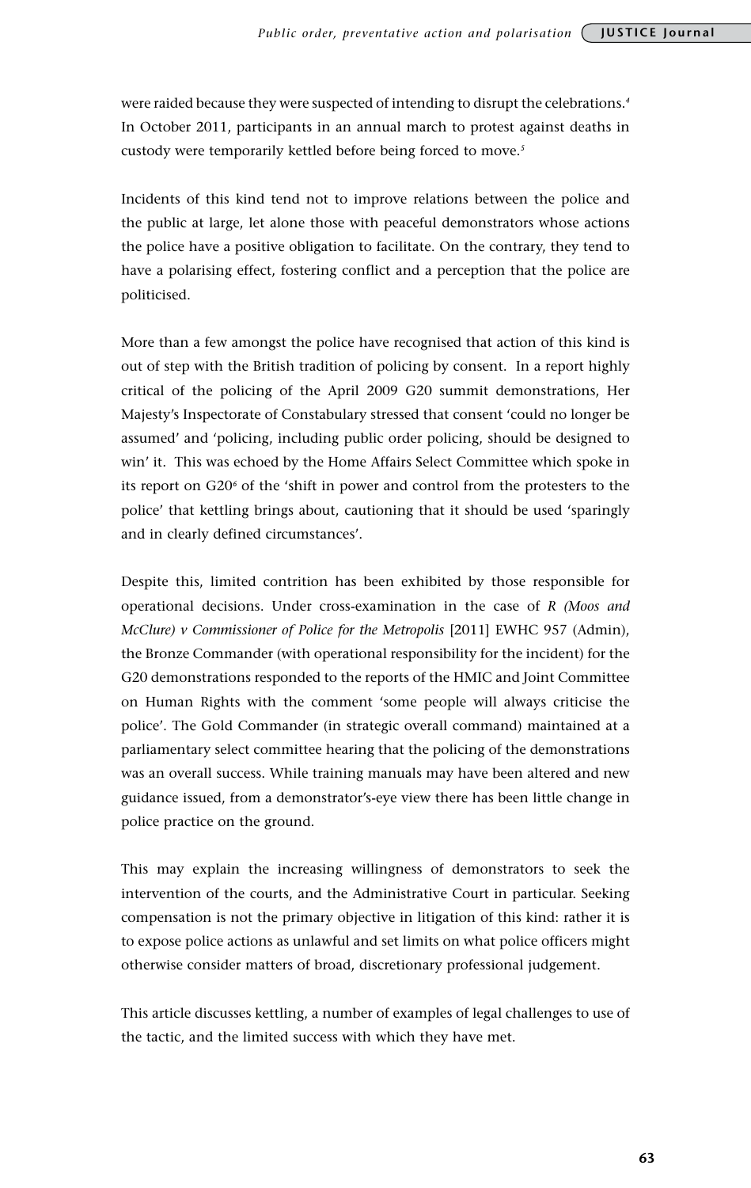were raided because they were suspected of intending to disrupt the celebrations.[4] In October 2011, participants in an annual march to protest against deaths in custody were temporarily kettled before being forced to move.[5]

Incidents of this kind tend not to improve relations between the police and the public at large, let alone those with peaceful demonstrators whose actions the police have a positive obligation to facilitate. On the contrary, they tend to have a polarising effect, fostering conflict and a perception that the police are politicised.

More than a few amongst the police have recognised that action of this kind is out of step with the British tradition of policing by consent. In a report highly critical of the policing of the April 2009 G20 summit demonstrations, Her Majesty's Inspectorate of Constabulary stressed that consent 'could no longer be assumed' and 'policing, including public order policing, should be designed to win' it. This was echoed by the Home Affairs Select Committee which spoke in its report on G20[6] of the 'shift in power and control from the protesters to the police' that kettling brings about, cautioning that it should be used 'sparingly and in clearly defined circumstances'.

Despite this, limited contrition has been exhibited by those responsible for operational decisions. Under cross-examination in the case of *R (Moos and McClure) v Commissioner of Police for the Metropolis* [2011] EWHC 957 (Admin), the Bronze Commander (with operational responsibility for the incident) for the G20 demonstrations responded to the reports of the HMIC and Joint Committee on Human Rights with the comment 'some people will always criticise the police'. The Gold Commander (in strategic overall command) maintained at a parliamentary select committee hearing that the policing of the demonstrations was an overall success. While training manuals may have been altered and new guidance issued, from a demonstrator's-eye view there has been little change in police practice on the ground.

This may explain the increasing willingness of demonstrators to seek the intervention of the courts, and the Administrative Court in particular. Seeking compensation is not the primary objective in litigation of this kind: rather it is to expose police actions as unlawful and set limits on what police officers might otherwise consider matters of broad, discretionary professional judgement.

This article discusses kettling, a number of examples of legal challenges to use of the tactic, and the limited success with which they have met.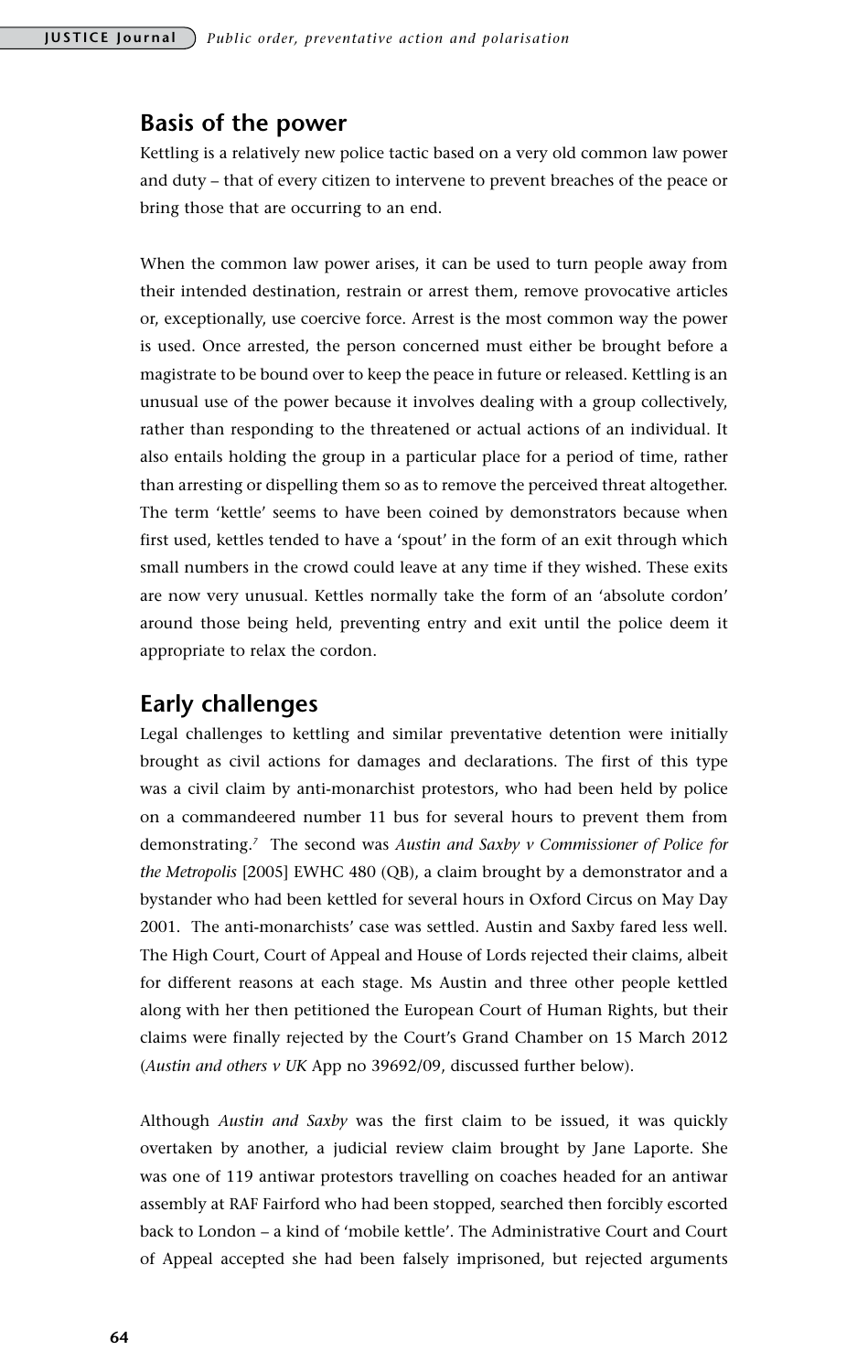## Basis of the power

Kettling is a relatively new police tactic based on a very old common law power and duty – that of every citizen to intervene to prevent breaches of the peace or bring those that are occurring to an end.

When the common law power arises, it can be used to turn people away from their intended destination, restrain or arrest them, remove provocative articles or, exceptionally, use coercive force. Arrest is the most common way the power is used. Once arrested, the person concerned must either be brought before a magistrate to be bound over to keep the peace in future or released. Kettling is an unusual use of the power because it involves dealing with a group collectively, rather than responding to the threatened or actual actions of an individual. It also entails holding the group in a particular place for a period of time, rather than arresting or dispelling them so as to remove the perceived threat altogether. The term 'kettle' seems to have been coined by demonstrators because when first used, kettles tended to have a 'spout' in the form of an exit through which small numbers in the crowd could leave at any time if they wished. These exits are now very unusual. Kettles normally take the form of an 'absolute cordon' around those being held, preventing entry and exit until the police deem it appropriate to relax the cordon.

## Early challenges

Legal challenges to kettling and similar preventative detention were initially brought as civil actions for damages and declarations. The first of this type was a civil claim by anti-monarchist protestors, who had been held by police on a commandeered number 11 bus for several hours to prevent them from demonstrating.[7] The second was *Austin and Saxby v Commissioner of Police for the Metropolis* [2005] EWHC 480 (QB), a claim brought by a demonstrator and a bystander who had been kettled for several hours in Oxford Circus on May Day 2001. The anti-monarchists' case was settled. Austin and Saxby fared less well. The High Court, Court of Appeal and House of Lords rejected their claims, albeit for different reasons at each stage. Ms Austin and three other people kettled along with her then petitioned the European Court of Human Rights, but their claims were finally rejected by the Court's Grand Chamber on 15 March 2012 (*Austin and others v UK* App no 39692/09, discussed further below).

Although *Austin and Saxby* was the first claim to be issued, it was quickly overtaken by another, a judicial review claim brought by Jane Laporte. She was one of 119 antiwar protestors travelling on coaches headed for an antiwar assembly at RAF Fairford who had been stopped, searched then forcibly escorted back to London – a kind of 'mobile kettle'. The Administrative Court and Court of Appeal accepted she had been falsely imprisoned, but rejected arguments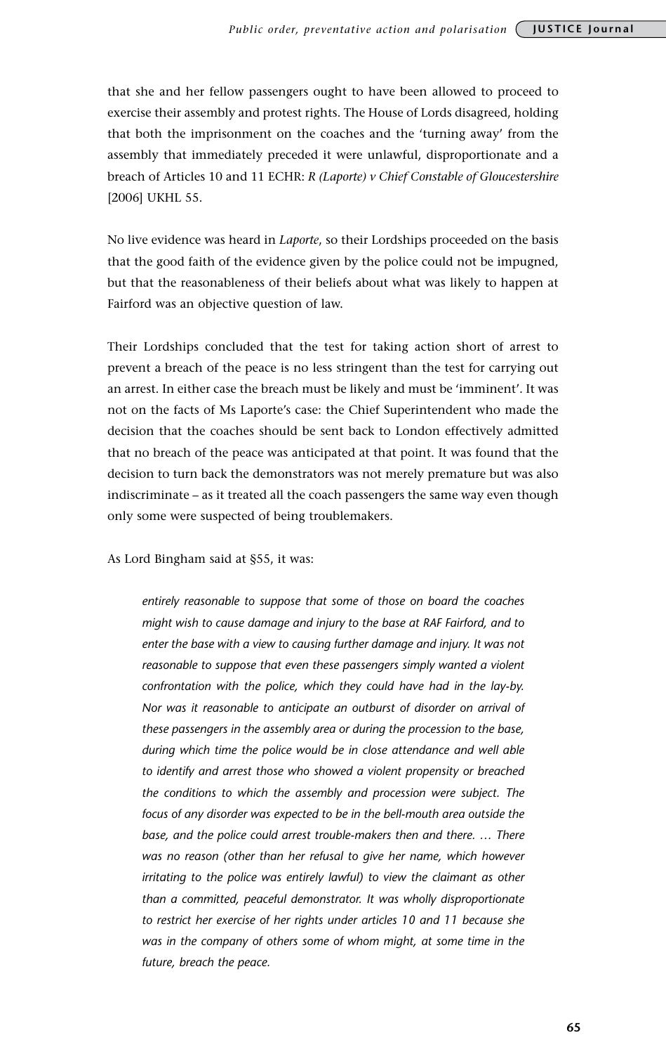that she and her fellow passengers ought to have been allowed to proceed to exercise their assembly and protest rights. The House of Lords disagreed, holding that both the imprisonment on the coaches and the 'turning away' from the assembly that immediately preceded it were unlawful, disproportionate and a breach of Articles 10 and 11 ECHR: *R (Laporte) v Chief Constable of Gloucestershire* [2006] UKHL 55.

No live evidence was heard in *Laporte*, so their Lordships proceeded on the basis that the good faith of the evidence given by the police could not be impugned, but that the reasonableness of their beliefs about what was likely to happen at Fairford was an objective question of law.

Their Lordships concluded that the test for taking action short of arrest to prevent a breach of the peace is no less stringent than the test for carrying out an arrest. In either case the breach must be likely and must be 'imminent'. It was not on the facts of Ms Laporte's case: the Chief Superintendent who made the decision that the coaches should be sent back to London effectively admitted that no breach of the peace was anticipated at that point. It was found that the decision to turn back the demonstrators was not merely premature but was also indiscriminate – as it treated all the coach passengers the same way even though only some were suspected of being troublemakers.

As Lord Bingham said at §55, it was:

> *entirely reasonable to suppose that some of those on board the coaches might wish to cause damage and injury to the base at RAF Fairford, and to enter the base with a view to causing further damage and injury. It was not reasonable to suppose that even these passengers simply wanted a violent confrontation with the police, which they could have had in the lay-by. Nor was it reasonable to anticipate an outburst of disorder on arrival of these passengers in the assembly area or during the procession to the base, during which time the police would be in close attendance and well able to identify and arrest those who showed a violent propensity or breached the conditions to which the assembly and procession were subject. The focus of any disorder was expected to be in the bell-mouth area outside the base, and the police could arrest trouble-makers then and there. … There was no reason (other than her refusal to give her name, which however irritating to the police was entirely lawful) to view the claimant as other than a committed, peaceful demonstrator. It was wholly disproportionate to restrict her exercise of her rights under articles 10 and 11 because she was in the company of others some of whom might, at some time in the future, breach the peace.*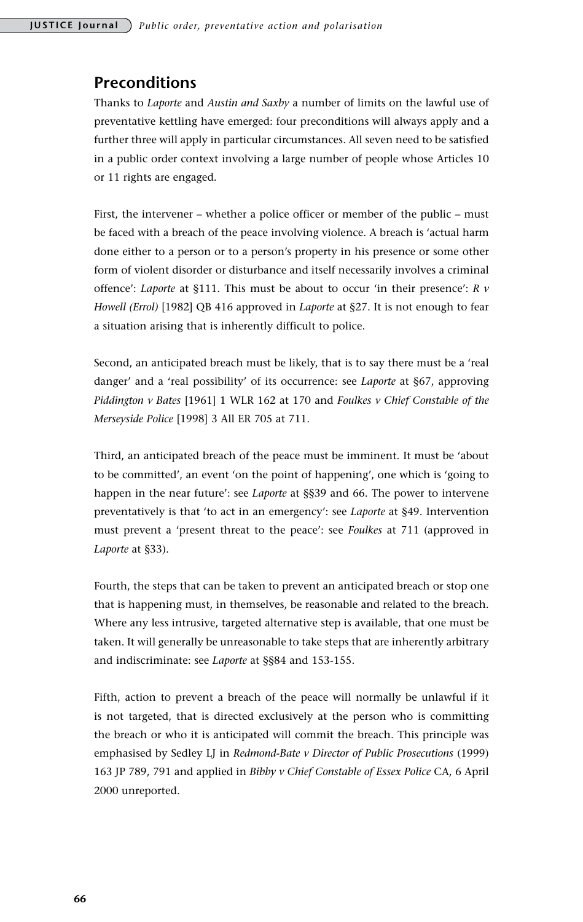## Preconditions

Thanks to *Laporte* and *Austin and Saxby* a number of limits on the lawful use of preventative kettling have emerged: four preconditions will always apply and a further three will apply in particular circumstances. All seven need to be satisfied in a public order context involving a large number of people whose Articles 10 or 11 rights are engaged.

First, the intervener – whether a police officer or member of the public – must be faced with a breach of the peace involving violence. A breach is 'actual harm done either to a person or to a person's property in his presence or some other form of violent disorder or disturbance and itself necessarily involves a criminal offence': *Laporte* at §111. This must be about to occur 'in their presence': *R v Howell (Errol)* [1982] QB 416 approved in *Laporte* at §27. It is not enough to fear a situation arising that is inherently difficult to police.

Second, an anticipated breach must be likely, that is to say there must be a 'real danger' and a 'real possibility' of its occurrence: see *Laporte* at §67, approving *Piddington v Bates* [1961] 1 WLR 162 at 170 and *Foulkes v Chief Constable of the Merseyside Police* [1998] 3 All ER 705 at 711.

Third, an anticipated breach of the peace must be imminent. It must be 'about to be committed', an event 'on the point of happening', one which is 'going to happen in the near future': see *Laporte* at §§39 and 66. The power to intervene preventatively is that 'to act in an emergency': see *Laporte* at §49. Intervention must prevent a 'present threat to the peace': see *Foulkes* at 711 (approved in *Laporte* at §33).

Fourth, the steps that can be taken to prevent an anticipated breach or stop one that is happening must, in themselves, be reasonable and related to the breach. Where any less intrusive, targeted alternative step is available, that one must be taken. It will generally be unreasonable to take steps that are inherently arbitrary and indiscriminate: see *Laporte* at §§84 and 153-155.

Fifth, action to prevent a breach of the peace will normally be unlawful if it is not targeted, that is directed exclusively at the person who is committing the breach or who it is anticipated will commit the breach. This principle was emphasised by Sedley LJ in *Redmond-Bate v Director of Public Prosecutions* (1999) 163 JP 789, 791 and applied in *Bibby v Chief Constable of Essex Police* CA, 6 April 2000 unreported.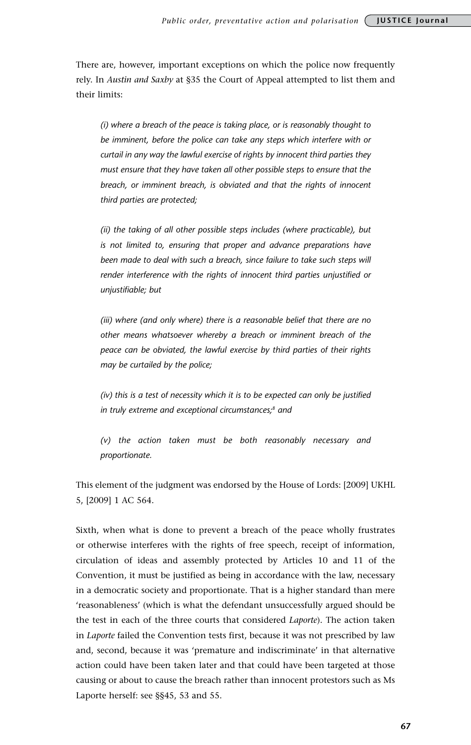There are, however, important exceptions on which the police now frequently rely. In *Austin and Saxby* at §35 the Court of Appeal attempted to list them and their limits:

> *(i) where a breach of the peace is taking place, or is reasonably thought to be imminent, before the police can take any steps which interfere with or curtail in any way the lawful exercise of rights by innocent third parties they must ensure that they have taken all other possible steps to ensure that the breach, or imminent breach, is obviated and that the rights of innocent third parties are protected;*
>
> *(ii) the taking of all other possible steps includes (where practicable), but is not limited to, ensuring that proper and advance preparations have been made to deal with such a breach, since failure to take such steps will render interference with the rights of innocent third parties unjustified or unjustifiable; but*
>
> *(iii) where (and only where) there is a reasonable belief that there are no other means whatsoever whereby a breach or imminent breach of the peace can be obviated, the lawful exercise by third parties of their rights may be curtailed by the police;*
>
> *(iv) this is a test of necessity which it is to be expected can only be justified in truly extreme and exceptional circumstances;*[8] *and*
>
> *(v) the action taken must be both reasonably necessary and proportionate.*

This element of the judgment was endorsed by the House of Lords: [2009] UKHL 5, [2009] 1 AC 564.

Sixth, when what is done to prevent a breach of the peace wholly frustrates or otherwise interferes with the rights of free speech, receipt of information, circulation of ideas and assembly protected by Articles 10 and 11 of the Convention, it must be justified as being in accordance with the law, necessary in a democratic society and proportionate. That is a higher standard than mere 'reasonableness' (which is what the defendant unsuccessfully argued should be the test in each of the three courts that considered *Laporte*). The action taken in *Laporte* failed the Convention tests first, because it was not prescribed by law and, second, because it was 'premature and indiscriminate' in that alternative action could have been taken later and that could have been targeted at those causing or about to cause the breach rather than innocent protestors such as Ms Laporte herself: see §§45, 53 and 55.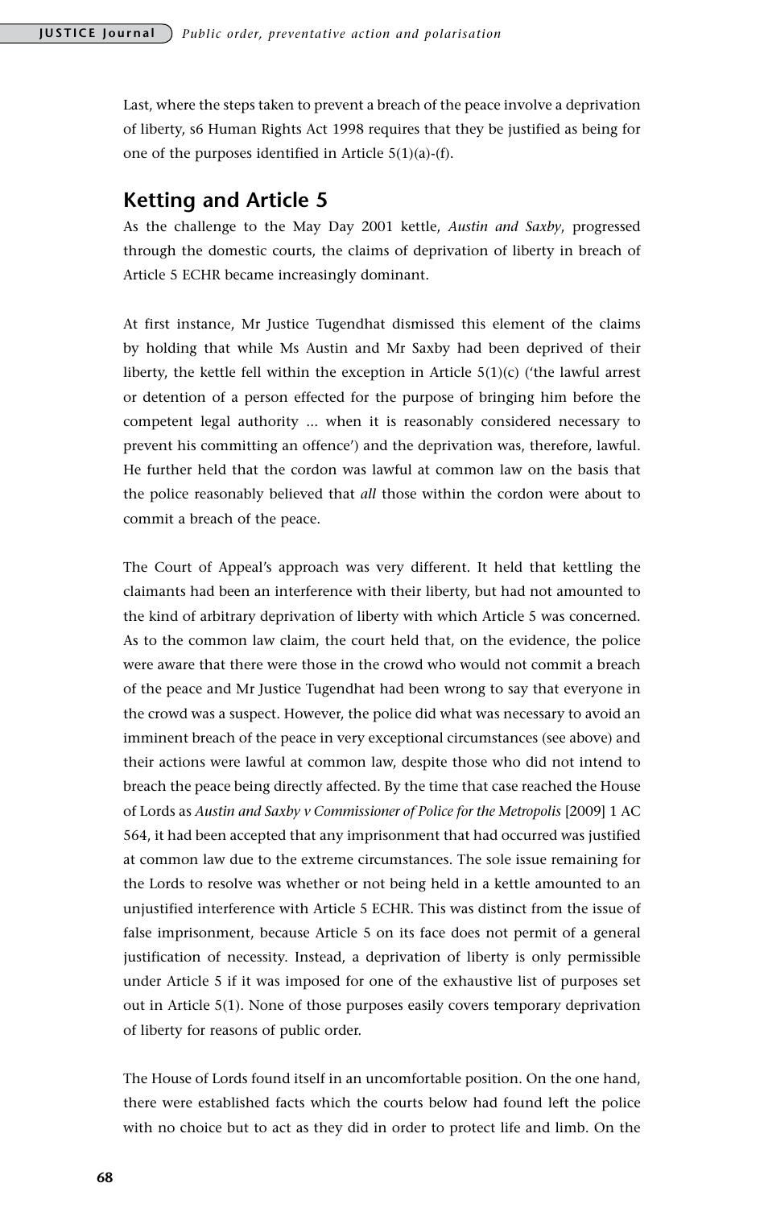Last, where the steps taken to prevent a breach of the peace involve a deprivation of liberty, s6 Human Rights Act 1998 requires that they be justified as being for one of the purposes identified in Article 5(1)(a)-(f).

## Ketting and Article 5

As the challenge to the May Day 2001 kettle, *Austin and Saxby*, progressed through the domestic courts, the claims of deprivation of liberty in breach of Article 5 ECHR became increasingly dominant.

At first instance, Mr Justice Tugendhat dismissed this element of the claims by holding that while Ms Austin and Mr Saxby had been deprived of their liberty, the kettle fell within the exception in Article 5(1)(c) ('the lawful arrest or detention of a person effected for the purpose of bringing him before the competent legal authority ... when it is reasonably considered necessary to prevent his committing an offence') and the deprivation was, therefore, lawful. He further held that the cordon was lawful at common law on the basis that the police reasonably believed that *all* those within the cordon were about to commit a breach of the peace.

The Court of Appeal's approach was very different. It held that kettling the claimants had been an interference with their liberty, but had not amounted to the kind of arbitrary deprivation of liberty with which Article 5 was concerned. As to the common law claim, the court held that, on the evidence, the police were aware that there were those in the crowd who would not commit a breach of the peace and Mr Justice Tugendhat had been wrong to say that everyone in the crowd was a suspect. However, the police did what was necessary to avoid an imminent breach of the peace in very exceptional circumstances (see above) and their actions were lawful at common law, despite those who did not intend to breach the peace being directly affected. By the time that case reached the House of Lords as *Austin and Saxby v Commissioner of Police for the Metropolis* [2009] 1 AC 564, it had been accepted that any imprisonment that had occurred was justified at common law due to the extreme circumstances. The sole issue remaining for the Lords to resolve was whether or not being held in a kettle amounted to an unjustified interference with Article 5 ECHR. This was distinct from the issue of false imprisonment, because Article 5 on its face does not permit of a general justification of necessity. Instead, a deprivation of liberty is only permissible under Article 5 if it was imposed for one of the exhaustive list of purposes set out in Article 5(1). None of those purposes easily covers temporary deprivation of liberty for reasons of public order.

The House of Lords found itself in an uncomfortable position. On the one hand, there were established facts which the courts below had found left the police with no choice but to act as they did in order to protect life and limb. On the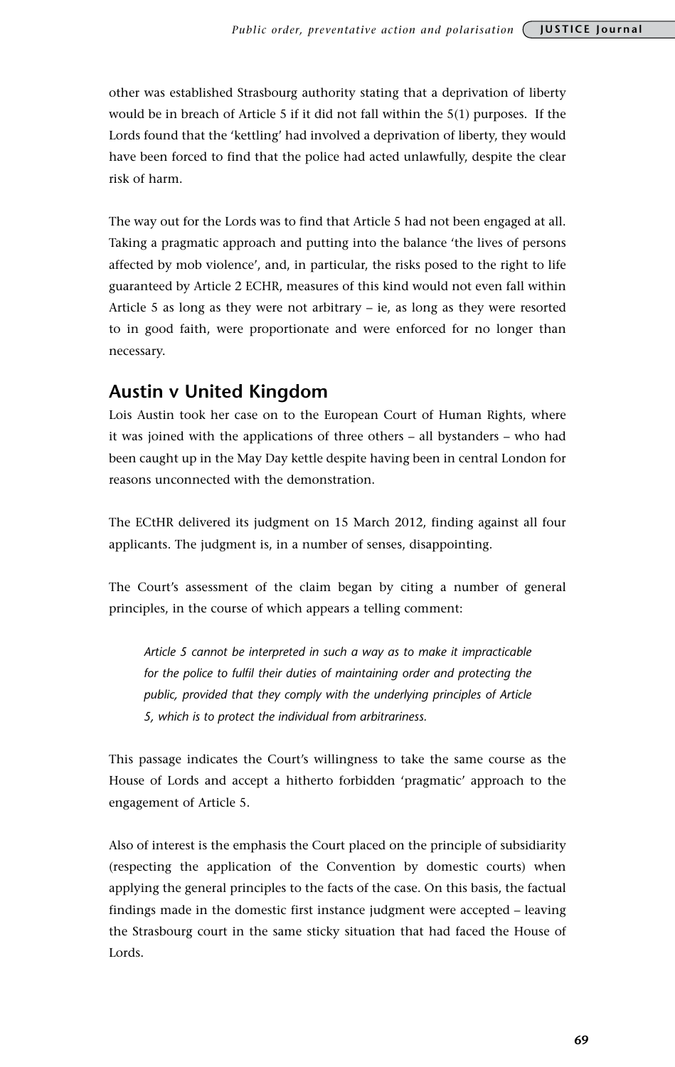other was established Strasbourg authority stating that a deprivation of liberty would be in breach of Article 5 if it did not fall within the 5(1) purposes. If the Lords found that the 'kettling' had involved a deprivation of liberty, they would have been forced to find that the police had acted unlawfully, despite the clear risk of harm.

The way out for the Lords was to find that Article 5 had not been engaged at all. Taking a pragmatic approach and putting into the balance 'the lives of persons affected by mob violence', and, in particular, the risks posed to the right to life guaranteed by Article 2 ECHR, measures of this kind would not even fall within Article 5 as long as they were not arbitrary – ie, as long as they were resorted to in good faith, were proportionate and were enforced for no longer than necessary.

## Austin v United Kingdom

Lois Austin took her case on to the European Court of Human Rights, where it was joined with the applications of three others – all bystanders – who had been caught up in the May Day kettle despite having been in central London for reasons unconnected with the demonstration.

The ECtHR delivered its judgment on 15 March 2012, finding against all four applicants. The judgment is, in a number of senses, disappointing.

The Court's assessment of the claim began by citing a number of general principles, in the course of which appears a telling comment:

> *Article 5 cannot be interpreted in such a way as to make it impracticable for the police to fulfil their duties of maintaining order and protecting the public, provided that they comply with the underlying principles of Article 5, which is to protect the individual from arbitrariness.*

This passage indicates the Court's willingness to take the same course as the House of Lords and accept a hitherto forbidden 'pragmatic' approach to the engagement of Article 5.

Also of interest is the emphasis the Court placed on the principle of subsidiarity (respecting the application of the Convention by domestic courts) when applying the general principles to the facts of the case. On this basis, the factual findings made in the domestic first instance judgment were accepted – leaving the Strasbourg court in the same sticky situation that had faced the House of Lords.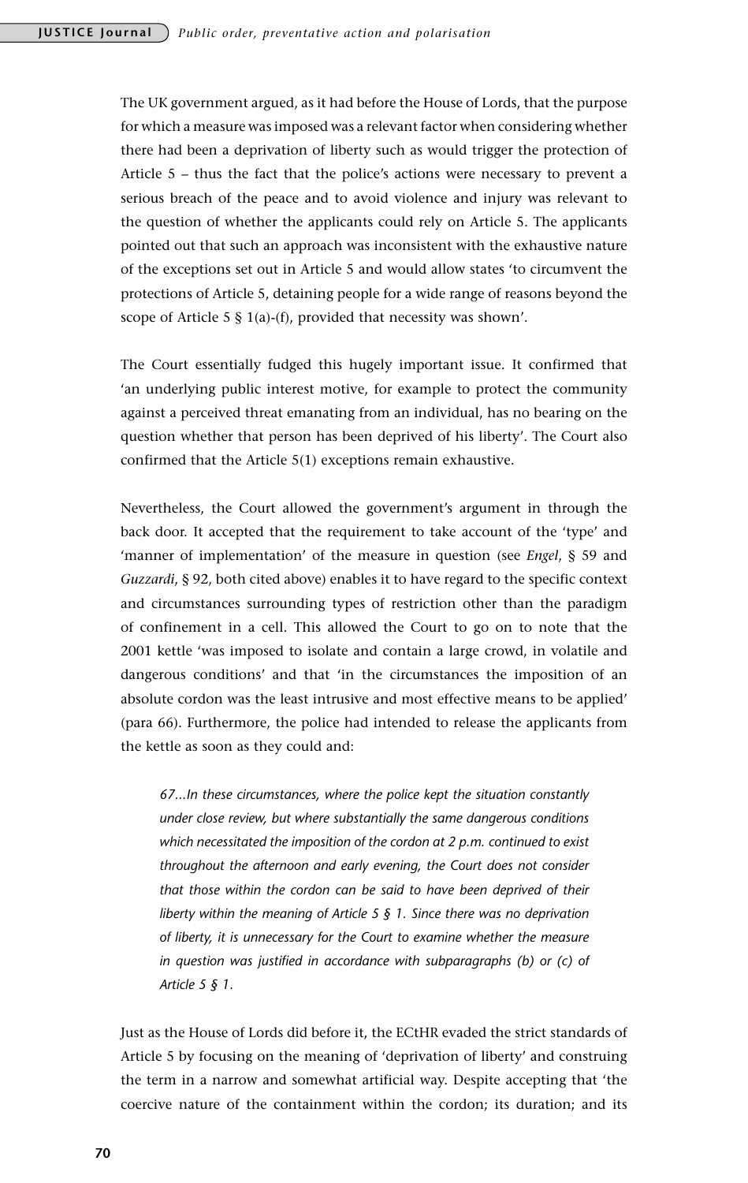The UK government argued, as it had before the House of Lords, that the purpose for which a measure was imposed was a relevant factor when considering whether there had been a deprivation of liberty such as would trigger the protection of Article 5 – thus the fact that the police's actions were necessary to prevent a serious breach of the peace and to avoid violence and injury was relevant to the question of whether the applicants could rely on Article 5. The applicants pointed out that such an approach was inconsistent with the exhaustive nature of the exceptions set out in Article 5 and would allow states 'to circumvent the protections of Article 5, detaining people for a wide range of reasons beyond the scope of Article 5 § 1(a)-(f), provided that necessity was shown'.

The Court essentially fudged this hugely important issue. It confirmed that 'an underlying public interest motive, for example to protect the community against a perceived threat emanating from an individual, has no bearing on the question whether that person has been deprived of his liberty'. The Court also confirmed that the Article 5(1) exceptions remain exhaustive.

Nevertheless, the Court allowed the government's argument in through the back door. It accepted that the requirement to take account of the 'type' and 'manner of implementation' of the measure in question (see *Engel*, § 59 and *Guzzardi*, § 92, both cited above) enables it to have regard to the specific context and circumstances surrounding types of restriction other than the paradigm of confinement in a cell. This allowed the Court to go on to note that the 2001 kettle 'was imposed to isolate and contain a large crowd, in volatile and dangerous conditions' and that 'in the circumstances the imposition of an absolute cordon was the least intrusive and most effective means to be applied' (para 66). Furthermore, the police had intended to release the applicants from the kettle as soon as they could and:

> *67...In these circumstances, where the police kept the situation constantly under close review, but where substantially the same dangerous conditions which necessitated the imposition of the cordon at 2 p.m. continued to exist throughout the afternoon and early evening, the Court does not consider that those within the cordon can be said to have been deprived of their liberty within the meaning of Article 5 § 1. Since there was no deprivation of liberty, it is unnecessary for the Court to examine whether the measure in question was justified in accordance with subparagraphs (b) or (c) of Article 5 § 1.*

Just as the House of Lords did before it, the ECtHR evaded the strict standards of Article 5 by focusing on the meaning of 'deprivation of liberty' and construing the term in a narrow and somewhat artificial way. Despite accepting that 'the coercive nature of the containment within the cordon; its duration; and its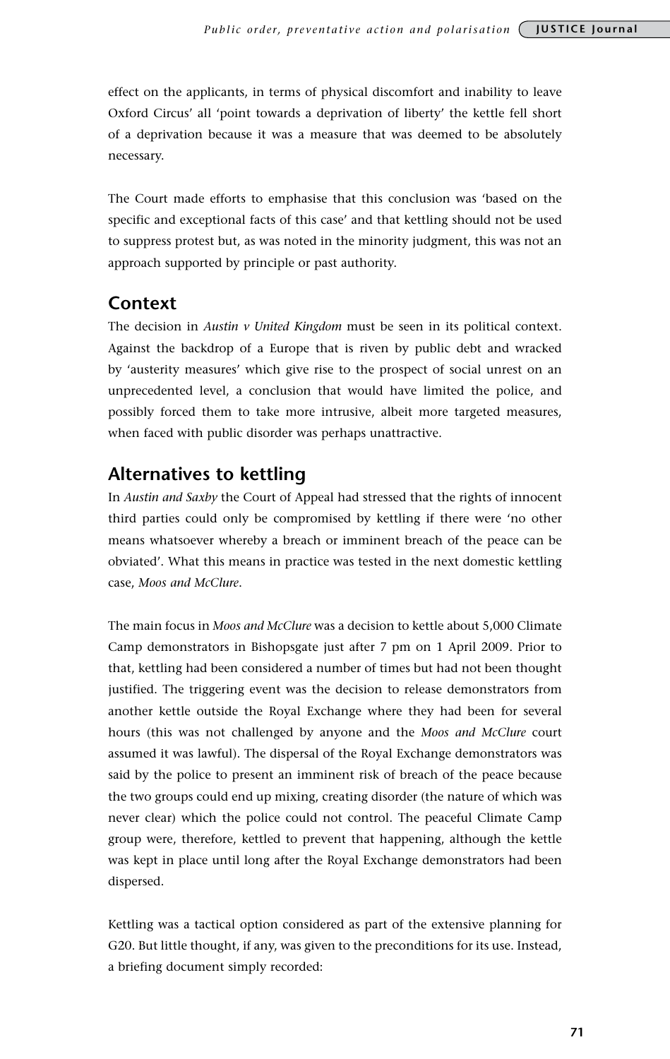effect on the applicants, in terms of physical discomfort and inability to leave Oxford Circus' all 'point towards a deprivation of liberty' the kettle fell short of a deprivation because it was a measure that was deemed to be absolutely necessary.

The Court made efforts to emphasise that this conclusion was 'based on the specific and exceptional facts of this case' and that kettling should not be used to suppress protest but, as was noted in the minority judgment, this was not an approach supported by principle or past authority.

## Context

The decision in *Austin v United Kingdom* must be seen in its political context. Against the backdrop of a Europe that is riven by public debt and wracked by 'austerity measures' which give rise to the prospect of social unrest on an unprecedented level, a conclusion that would have limited the police, and possibly forced them to take more intrusive, albeit more targeted measures, when faced with public disorder was perhaps unattractive.

## Alternatives to kettling

In *Austin and Saxby* the Court of Appeal had stressed that the rights of innocent third parties could only be compromised by kettling if there were 'no other means whatsoever whereby a breach or imminent breach of the peace can be obviated'. What this means in practice was tested in the next domestic kettling case, *Moos and McClure*.

The main focus in *Moos and McClure* was a decision to kettle about 5,000 Climate Camp demonstrators in Bishopsgate just after 7 pm on 1 April 2009. Prior to that, kettling had been considered a number of times but had not been thought justified. The triggering event was the decision to release demonstrators from another kettle outside the Royal Exchange where they had been for several hours (this was not challenged by anyone and the *Moos and McClure* court assumed it was lawful). The dispersal of the Royal Exchange demonstrators was said by the police to present an imminent risk of breach of the peace because the two groups could end up mixing, creating disorder (the nature of which was never clear) which the police could not control. The peaceful Climate Camp group were, therefore, kettled to prevent that happening, although the kettle was kept in place until long after the Royal Exchange demonstrators had been dispersed.

Kettling was a tactical option considered as part of the extensive planning for G20. But little thought, if any, was given to the preconditions for its use. Instead, a briefing document simply recorded: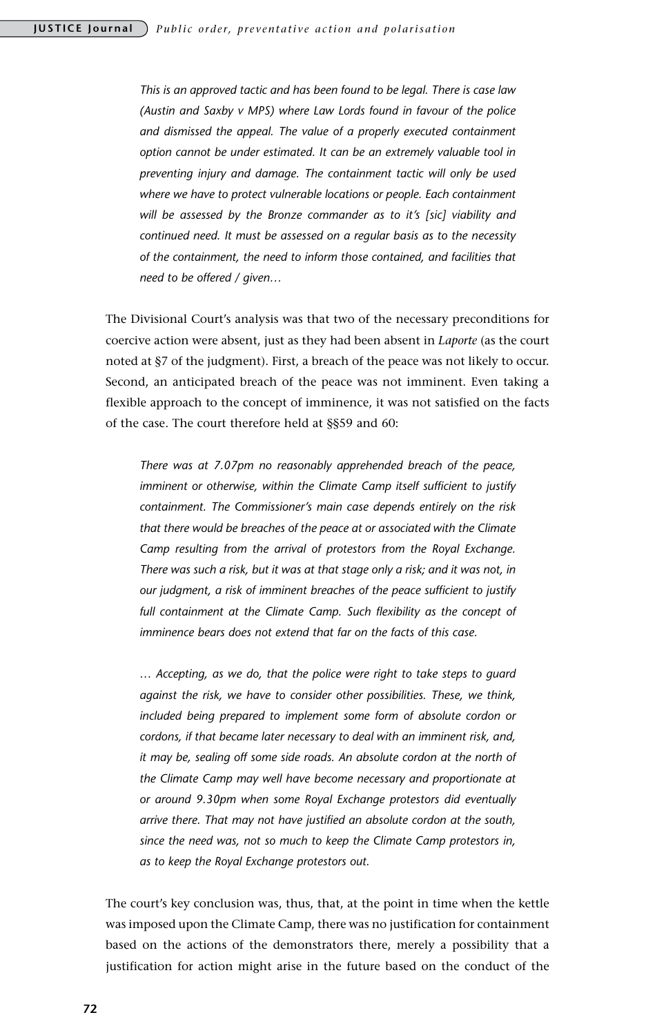*This is an approved tactic and has been found to be legal. There is case law (Austin and Saxby v MPS) where Law Lords found in favour of the police and dismissed the appeal. The value of a properly executed containment option cannot be under estimated. It can be an extremely valuable tool in preventing injury and damage. The containment tactic will only be used where we have to protect vulnerable locations or people. Each containment will be assessed by the Bronze commander as to it's [sic] viability and continued need. It must be assessed on a regular basis as to the necessity of the containment, the need to inform those contained, and facilities that need to be offered / given…*

The Divisional Court's analysis was that two of the necessary preconditions for coercive action were absent, just as they had been absent in *Laporte* (as the court noted at §7 of the judgment). First, a breach of the peace was not likely to occur. Second, an anticipated breach of the peace was not imminent. Even taking a flexible approach to the concept of imminence, it was not satisfied on the facts of the case. The court therefore held at §§59 and 60:

*There was at 7.07pm no reasonably apprehended breach of the peace, imminent or otherwise, within the Climate Camp itself sufficient to justify containment. The Commissioner's main case depends entirely on the risk that there would be breaches of the peace at or associated with the Climate Camp resulting from the arrival of protestors from the Royal Exchange. There was such a risk, but it was at that stage only a risk; and it was not, in our judgment, a risk of imminent breaches of the peace sufficient to justify full containment at the Climate Camp. Such flexibility as the concept of imminence bears does not extend that far on the facts of this case.*

*… Accepting, as we do, that the police were right to take steps to guard against the risk, we have to consider other possibilities. These, we think, included being prepared to implement some form of absolute cordon or cordons, if that became later necessary to deal with an imminent risk, and, it may be, sealing off some side roads. An absolute cordon at the north of the Climate Camp may well have become necessary and proportionate at or around 9.30pm when some Royal Exchange protestors did eventually arrive there. That may not have justified an absolute cordon at the south, since the need was, not so much to keep the Climate Camp protestors in, as to keep the Royal Exchange protestors out.*

The court's key conclusion was, thus, that, at the point in time when the kettle was imposed upon the Climate Camp, there was no justification for containment based on the actions of the demonstrators there, merely a possibility that a justification for action might arise in the future based on the conduct of the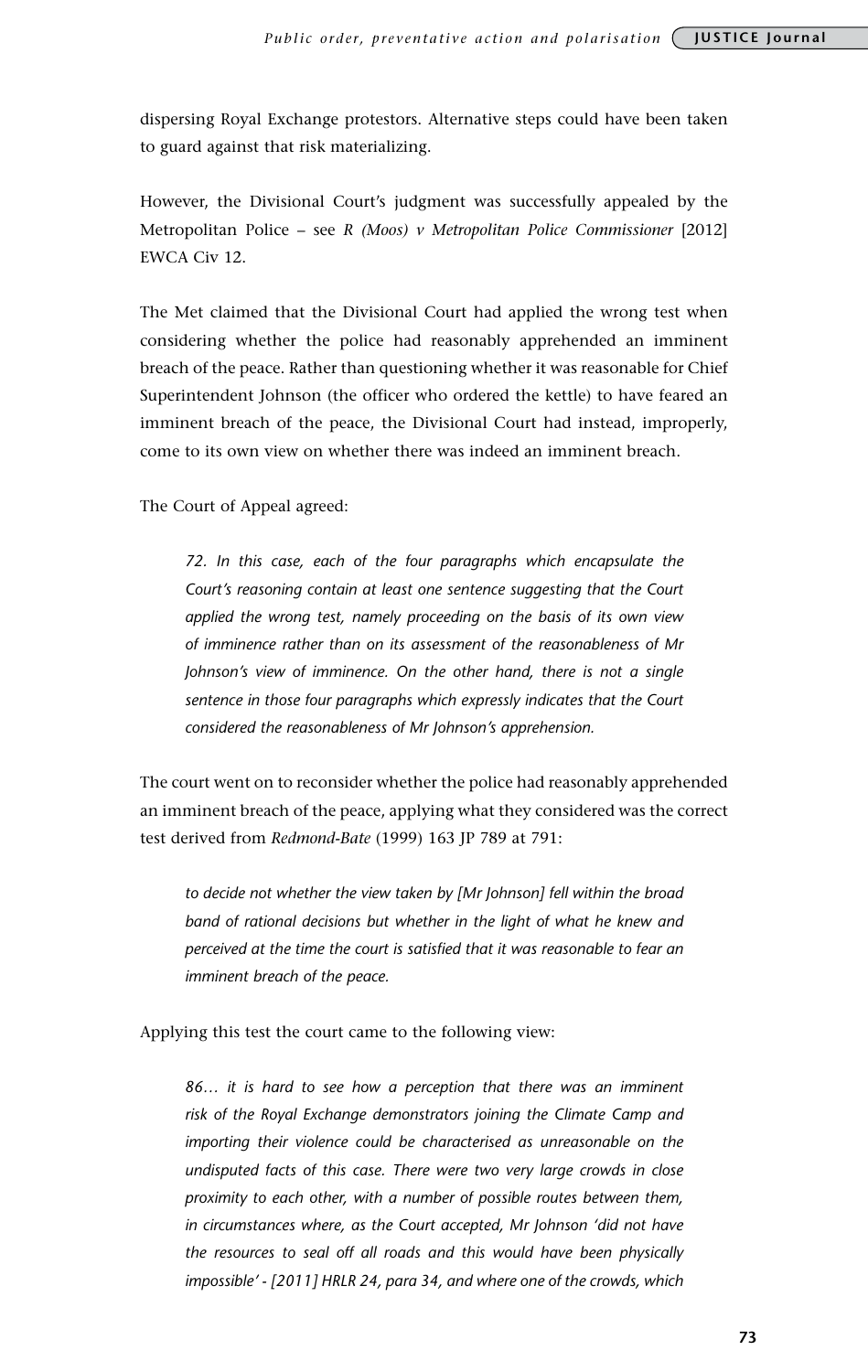dispersing Royal Exchange protestors. Alternative steps could have been taken to guard against that risk materializing.

However, the Divisional Court's judgment was successfully appealed by the Metropolitan Police – see *R (Moos) v Metropolitan Police Commissioner* [2012] EWCA Civ 12.

The Met claimed that the Divisional Court had applied the wrong test when considering whether the police had reasonably apprehended an imminent breach of the peace. Rather than questioning whether it was reasonable for Chief Superintendent Johnson (the officer who ordered the kettle) to have feared an imminent breach of the peace, the Divisional Court had instead, improperly, come to its own view on whether there was indeed an imminent breach.

The Court of Appeal agreed:

> *72. In this case, each of the four paragraphs which encapsulate the Court's reasoning contain at least one sentence suggesting that the Court applied the wrong test, namely proceeding on the basis of its own view of imminence rather than on its assessment of the reasonableness of Mr Johnson's view of imminence. On the other hand, there is not a single sentence in those four paragraphs which expressly indicates that the Court considered the reasonableness of Mr Johnson's apprehension.*

The court went on to reconsider whether the police had reasonably apprehended an imminent breach of the peace, applying what they considered was the correct test derived from *Redmond-Bate* (1999) 163 JP 789 at 791:

> *to decide not whether the view taken by [Mr Johnson] fell within the broad band of rational decisions but whether in the light of what he knew and perceived at the time the court is satisfied that it was reasonable to fear an imminent breach of the peace.*

Applying this test the court came to the following view:

> *86… it is hard to see how a perception that there was an imminent risk of the Royal Exchange demonstrators joining the Climate Camp and importing their violence could be characterised as unreasonable on the undisputed facts of this case. There were two very large crowds in close proximity to each other, with a number of possible routes between them, in circumstances where, as the Court accepted, Mr Johnson 'did not have the resources to seal off all roads and this would have been physically impossible' - [2011] HRLR 24, para 34, and where one of the crowds, which*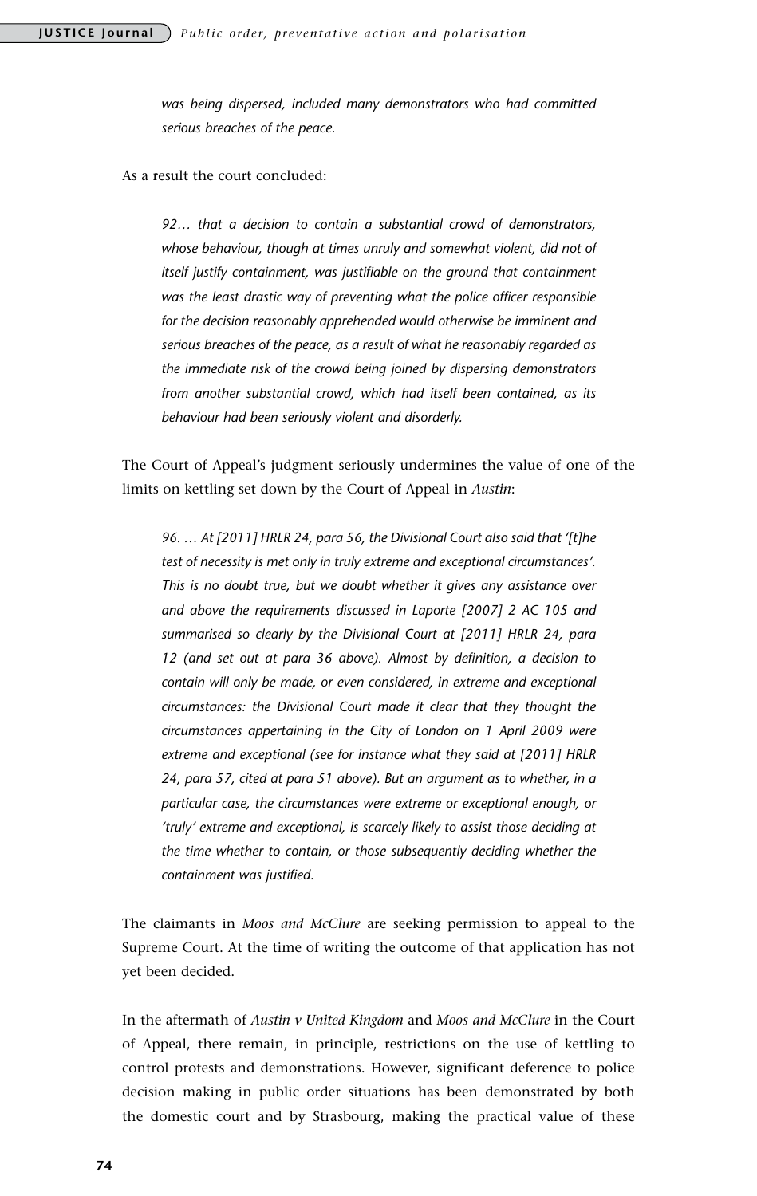> *was being dispersed, included many demonstrators who had committed serious breaches of the peace.*

As a result the court concluded:

> *92… that a decision to contain a substantial crowd of demonstrators, whose behaviour, though at times unruly and somewhat violent, did not of itself justify containment, was justifiable on the ground that containment was the least drastic way of preventing what the police officer responsible for the decision reasonably apprehended would otherwise be imminent and serious breaches of the peace, as a result of what he reasonably regarded as the immediate risk of the crowd being joined by dispersing demonstrators from another substantial crowd, which had itself been contained, as its behaviour had been seriously violent and disorderly.*

The Court of Appeal's judgment seriously undermines the value of one of the limits on kettling set down by the Court of Appeal in *Austin*:

> *96. … At [2011] HRLR 24, para 56, the Divisional Court also said that '[t]he test of necessity is met only in truly extreme and exceptional circumstances'. This is no doubt true, but we doubt whether it gives any assistance over and above the requirements discussed in Laporte [2007] 2 AC 105 and summarised so clearly by the Divisional Court at [2011] HRLR 24, para 12 (and set out at para 36 above). Almost by definition, a decision to contain will only be made, or even considered, in extreme and exceptional circumstances: the Divisional Court made it clear that they thought the circumstances appertaining in the City of London on 1 April 2009 were extreme and exceptional (see for instance what they said at [2011] HRLR 24, para 57, cited at para 51 above). But an argument as to whether, in a particular case, the circumstances were extreme or exceptional enough, or 'truly' extreme and exceptional, is scarcely likely to assist those deciding at the time whether to contain, or those subsequently deciding whether the containment was justified.*

The claimants in *Moos and McClure* are seeking permission to appeal to the Supreme Court. At the time of writing the outcome of that application has not yet been decided.

In the aftermath of *Austin v United Kingdom* and *Moos and McClure* in the Court of Appeal, there remain, in principle, restrictions on the use of kettling to control protests and demonstrations. However, significant deference to police decision making in public order situations has been demonstrated by both the domestic court and by Strasbourg, making the practical value of these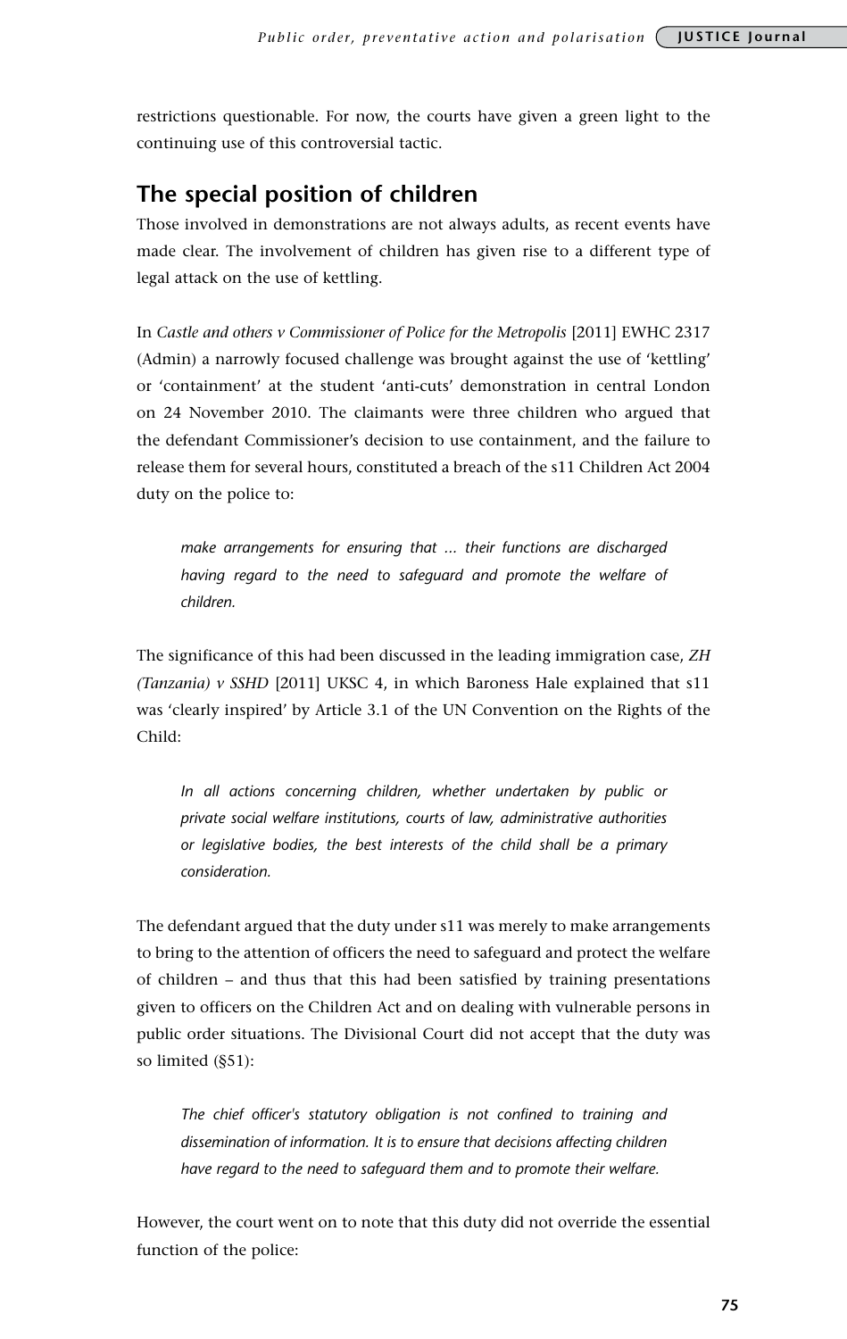restrictions questionable. For now, the courts have given a green light to the continuing use of this controversial tactic.

## The special position of children

Those involved in demonstrations are not always adults, as recent events have made clear. The involvement of children has given rise to a different type of legal attack on the use of kettling.

In *Castle and others v Commissioner of Police for the Metropolis* [2011] EWHC 2317 (Admin) a narrowly focused challenge was brought against the use of 'kettling' or 'containment' at the student 'anti-cuts' demonstration in central London on 24 November 2010. The claimants were three children who argued that the defendant Commissioner's decision to use containment, and the failure to release them for several hours, constituted a breach of the s11 Children Act 2004 duty on the police to:

> *make arrangements for ensuring that … their functions are discharged having regard to the need to safeguard and promote the welfare of children.*

The significance of this had been discussed in the leading immigration case, *ZH (Tanzania) v SSHD* [2011] UKSC 4, in which Baroness Hale explained that s11 was 'clearly inspired' by Article 3.1 of the UN Convention on the Rights of the Child:

> *In all actions concerning children, whether undertaken by public or private social welfare institutions, courts of law, administrative authorities or legislative bodies, the best interests of the child shall be a primary consideration.*

The defendant argued that the duty under s11 was merely to make arrangements to bring to the attention of officers the need to safeguard and protect the welfare of children – and thus that this had been satisfied by training presentations given to officers on the Children Act and on dealing with vulnerable persons in public order situations. The Divisional Court did not accept that the duty was so limited (§51):

> *The chief officer's statutory obligation is not confined to training and dissemination of information. It is to ensure that decisions affecting children have regard to the need to safeguard them and to promote their welfare.*

However, the court went on to note that this duty did not override the essential function of the police: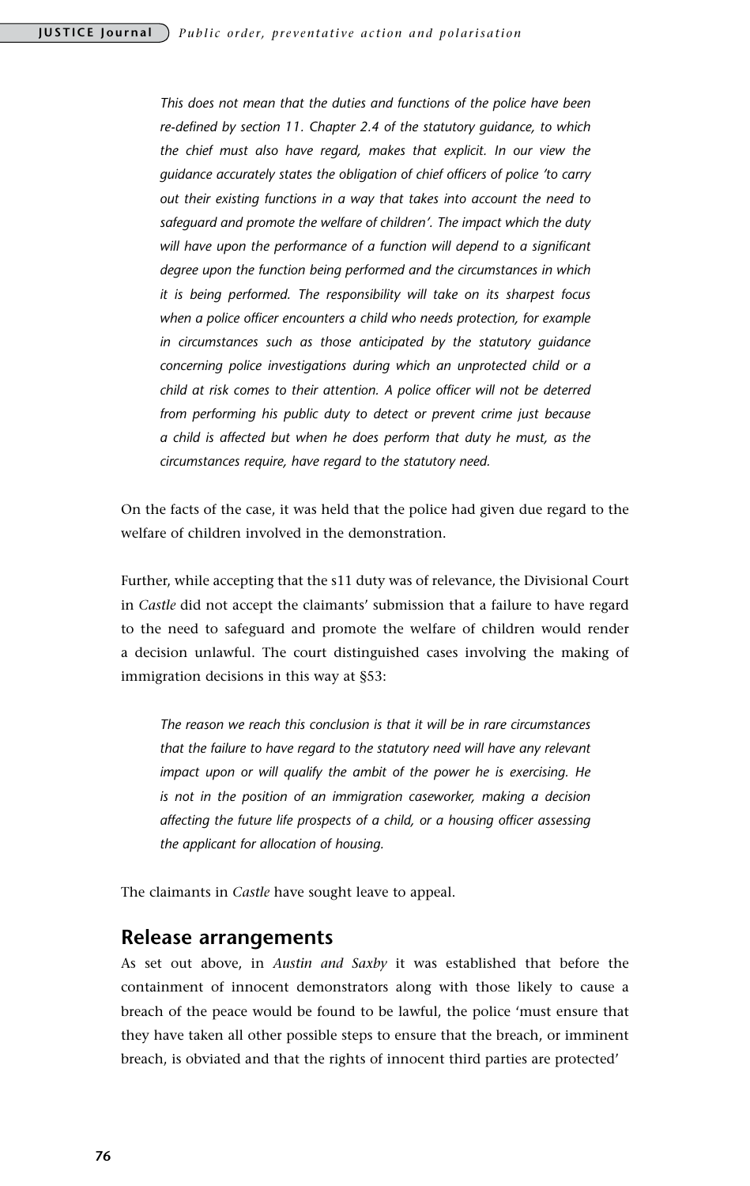> *This does not mean that the duties and functions of the police have been re-defined by section 11. Chapter 2.4 of the statutory guidance, to which the chief must also have regard, makes that explicit. In our view the guidance accurately states the obligation of chief officers of police 'to carry out their existing functions in a way that takes into account the need to safeguard and promote the welfare of children'. The impact which the duty will have upon the performance of a function will depend to a significant degree upon the function being performed and the circumstances in which it is being performed. The responsibility will take on its sharpest focus when a police officer encounters a child who needs protection, for example in circumstances such as those anticipated by the statutory guidance concerning police investigations during which an unprotected child or a child at risk comes to their attention. A police officer will not be deterred from performing his public duty to detect or prevent crime just because a child is affected but when he does perform that duty he must, as the circumstances require, have regard to the statutory need.*

On the facts of the case, it was held that the police had given due regard to the welfare of children involved in the demonstration.

Further, while accepting that the s11 duty was of relevance, the Divisional Court in *Castle* did not accept the claimants' submission that a failure to have regard to the need to safeguard and promote the welfare of children would render a decision unlawful. The court distinguished cases involving the making of immigration decisions in this way at §53:

> *The reason we reach this conclusion is that it will be in rare circumstances that the failure to have regard to the statutory need will have any relevant impact upon or will qualify the ambit of the power he is exercising. He is not in the position of an immigration caseworker, making a decision affecting the future life prospects of a child, or a housing officer assessing the applicant for allocation of housing.*

The claimants in *Castle* have sought leave to appeal.

## Release arrangements

As set out above, in *Austin and Saxby* it was established that before the containment of innocent demonstrators along with those likely to cause a breach of the peace would be found to be lawful, the police 'must ensure that they have taken all other possible steps to ensure that the breach, or imminent breach, is obviated and that the rights of innocent third parties are protected'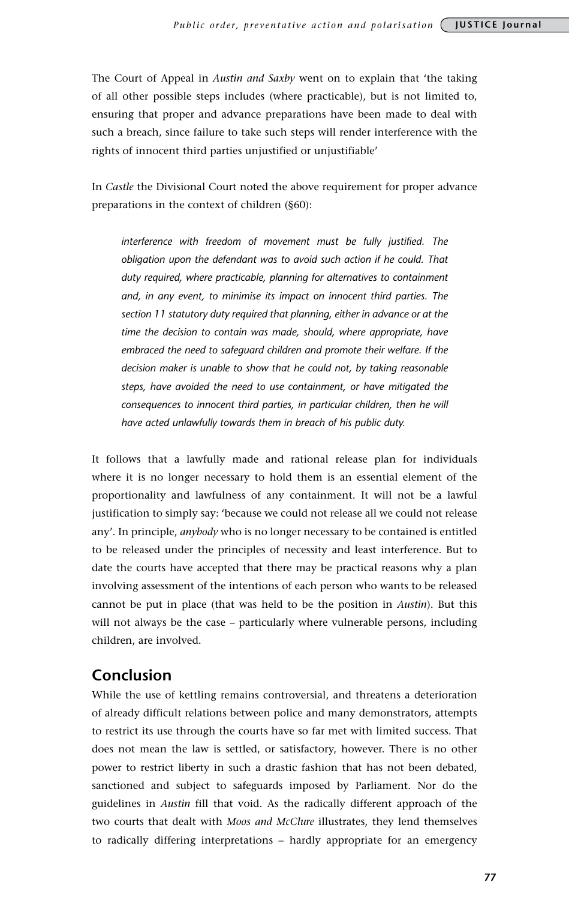The Court of Appeal in *Austin and Saxby* went on to explain that 'the taking of all other possible steps includes (where practicable), but is not limited to, ensuring that proper and advance preparations have been made to deal with such a breach, since failure to take such steps will render interference with the rights of innocent third parties unjustified or unjustifiable'

In *Castle* the Divisional Court noted the above requirement for proper advance preparations in the context of children (§60):

> *interference with freedom of movement must be fully justified. The obligation upon the defendant was to avoid such action if he could. That duty required, where practicable, planning for alternatives to containment and, in any event, to minimise its impact on innocent third parties. The section 11 statutory duty required that planning, either in advance or at the time the decision to contain was made, should, where appropriate, have embraced the need to safeguard children and promote their welfare. If the decision maker is unable to show that he could not, by taking reasonable steps, have avoided the need to use containment, or have mitigated the consequences to innocent third parties, in particular children, then he will have acted unlawfully towards them in breach of his public duty.*

It follows that a lawfully made and rational release plan for individuals where it is no longer necessary to hold them is an essential element of the proportionality and lawfulness of any containment. It will not be a lawful justification to simply say: 'because we could not release all we could not release any'. In principle, *anybody* who is no longer necessary to be contained is entitled to be released under the principles of necessity and least interference. But to date the courts have accepted that there may be practical reasons why a plan involving assessment of the intentions of each person who wants to be released cannot be put in place (that was held to be the position in *Austin*). But this will not always be the case – particularly where vulnerable persons, including children, are involved.

## Conclusion

While the use of kettling remains controversial, and threatens a deterioration of already difficult relations between police and many demonstrators, attempts to restrict its use through the courts have so far met with limited success. That does not mean the law is settled, or satisfactory, however. There is no other power to restrict liberty in such a drastic fashion that has not been debated, sanctioned and subject to safeguards imposed by Parliament. Nor do the guidelines in *Austin* fill that void. As the radically different approach of the two courts that dealt with *Moos and McClure* illustrates, they lend themselves to radically differing interpretations – hardly appropriate for an emergency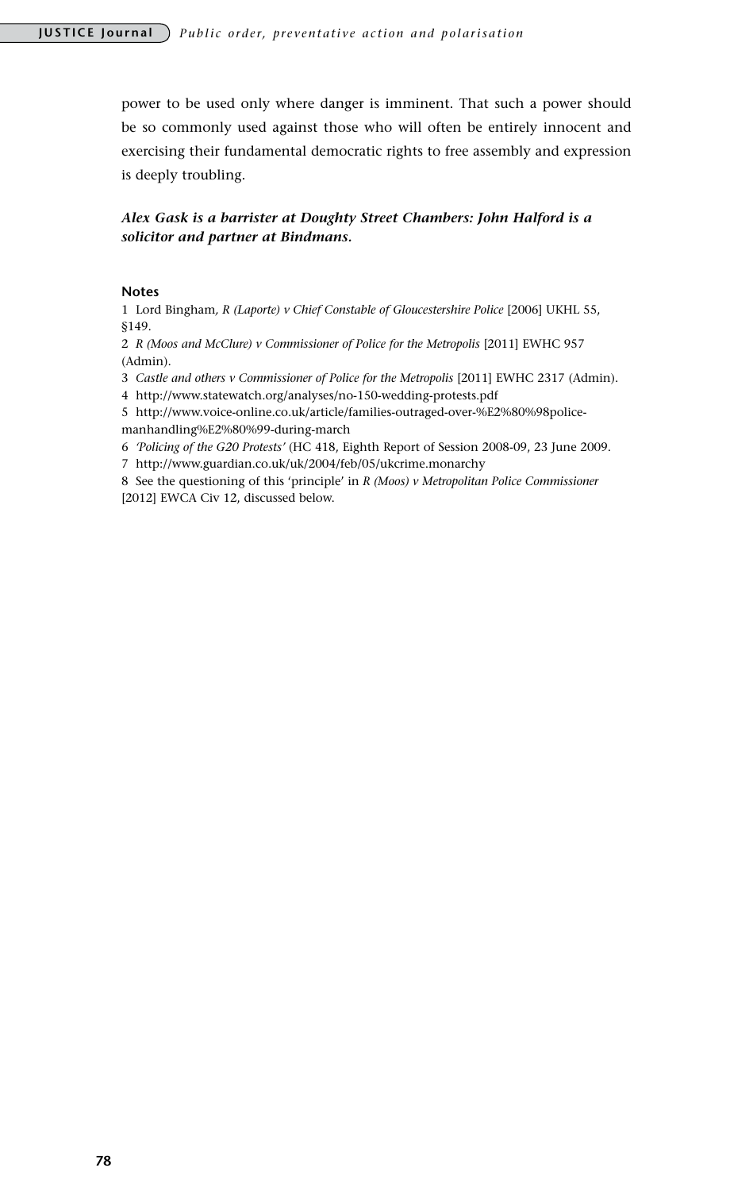power to be used only where danger is imminent. That such a power should be so commonly used against those who will often be entirely innocent and exercising their fundamental democratic rights to free assembly and expression is deeply troubling.

***Alex Gask is a barrister at Doughty Street Chambers: John Halford is a solicitor and partner at Bindmans.***

**Notes**

1 Lord Bingham, *R (Laporte) v Chief Constable of Gloucestershire Police* [2006] UKHL 55, §149.

2 *R (Moos and McClure) v Commissioner of Police for the Metropolis* [2011] EWHC 957 (Admin).

3 *Castle and others v Commissioner of Police for the Metropolis* [2011] EWHC 2317 (Admin).

4 http://www.statewatch.org/analyses/no-150-wedding-protests.pdf

5 http://www.voice-online.co.uk/article/families-outraged-over-%E2%80%98police-manhandling%E2%80%99-during-march

6 *'Policing of the G20 Protests'* (HC 418, Eighth Report of Session 2008-09, 23 June 2009.

7 http://www.guardian.co.uk/uk/2004/feb/05/ukcrime.monarchy

8 See the questioning of this 'principle' in *R (Moos) v Metropolitan Police Commissioner* [2012] EWCA Civ 12, discussed below.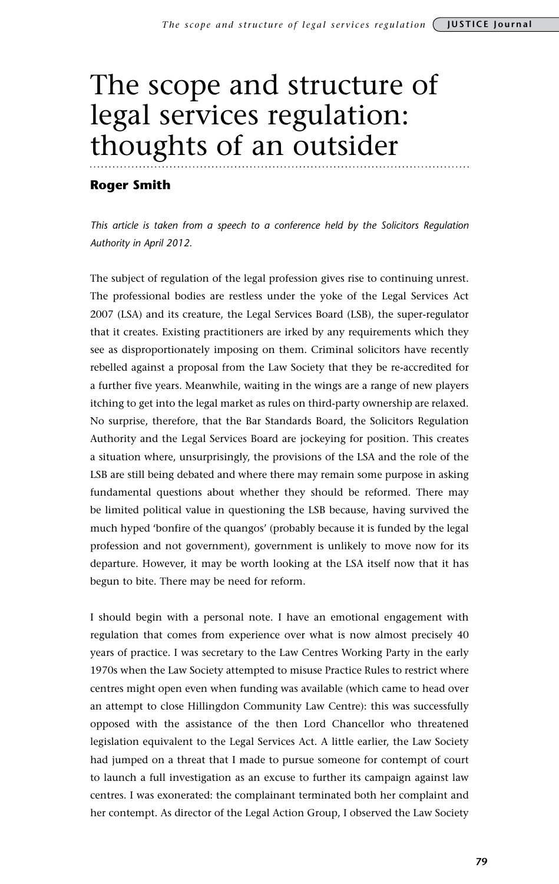# The scope and structure of legal services regulation: thoughts of an outsider

**Roger Smith**

*This article is taken from a speech to a conference held by the Solicitors Regulation Authority in April 2012.*

The subject of regulation of the legal profession gives rise to continuing unrest. The professional bodies are restless under the yoke of the Legal Services Act 2007 (LSA) and its creature, the Legal Services Board (LSB), the super-regulator that it creates. Existing practitioners are irked by any requirements which they see as disproportionately imposing on them. Criminal solicitors have recently rebelled against a proposal from the Law Society that they be re-accredited for a further five years. Meanwhile, waiting in the wings are a range of new players itching to get into the legal market as rules on third-party ownership are relaxed. No surprise, therefore, that the Bar Standards Board, the Solicitors Regulation Authority and the Legal Services Board are jockeying for position. This creates a situation where, unsurprisingly, the provisions of the LSA and the role of the LSB are still being debated and where there may remain some purpose in asking fundamental questions about whether they should be reformed. There may be limited political value in questioning the LSB because, having survived the much hyped 'bonfire of the quangos' (probably because it is funded by the legal profession and not government), government is unlikely to move now for its departure. However, it may be worth looking at the LSA itself now that it has begun to bite. There may be need for reform.

I should begin with a personal note. I have an emotional engagement with regulation that comes from experience over what is now almost precisely 40 years of practice. I was secretary to the Law Centres Working Party in the early 1970s when the Law Society attempted to misuse Practice Rules to restrict where centres might open even when funding was available (which came to head over an attempt to close Hillingdon Community Law Centre): this was successfully opposed with the assistance of the then Lord Chancellor who threatened legislation equivalent to the Legal Services Act. A little earlier, the Law Society had jumped on a threat that I made to pursue someone for contempt of court to launch a full investigation as an excuse to further its campaign against law centres. I was exonerated: the complainant terminated both her complaint and her contempt. As director of the Legal Action Group, I observed the Law Society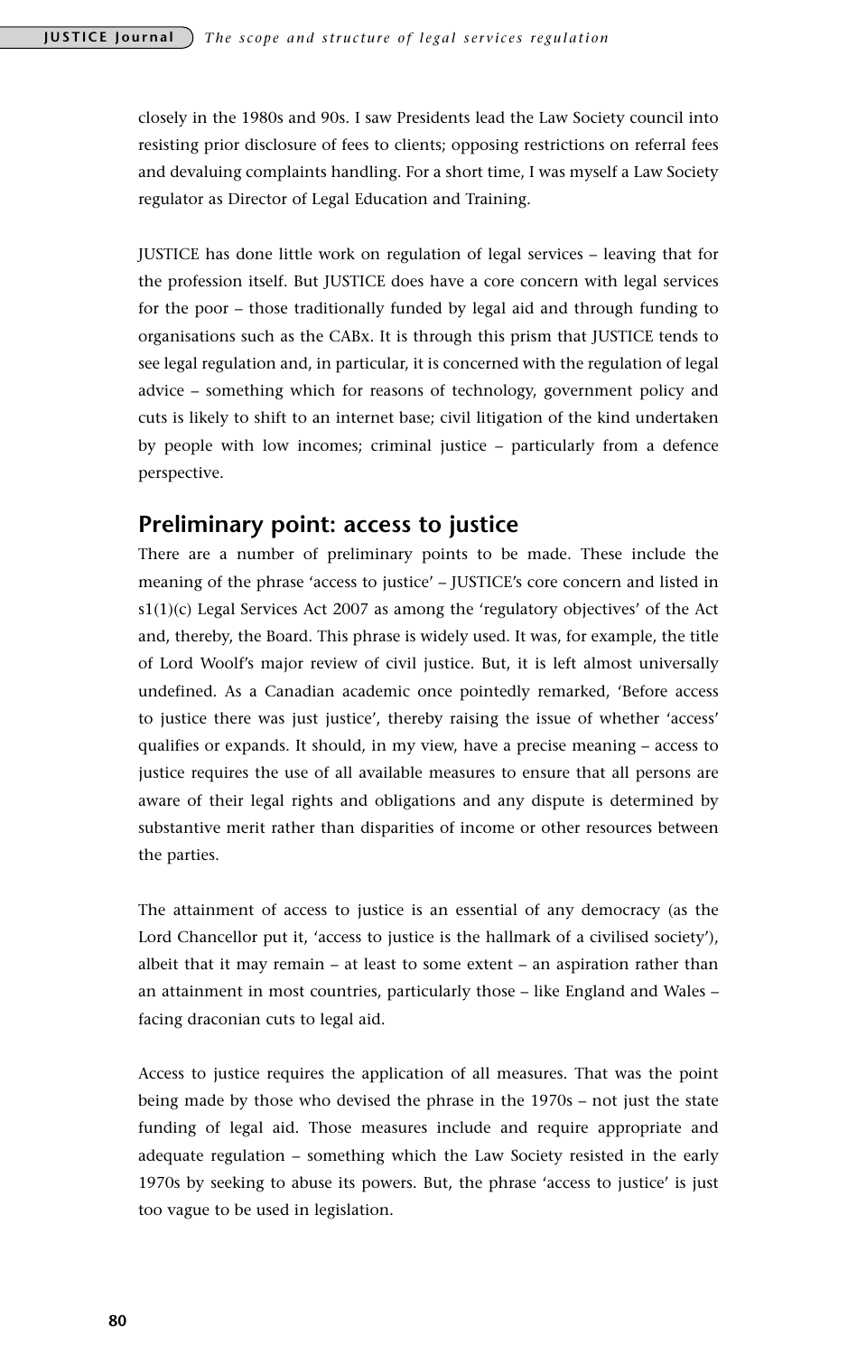closely in the 1980s and 90s. I saw Presidents lead the Law Society council into resisting prior disclosure of fees to clients; opposing restrictions on referral fees and devaluing complaints handling. For a short time, I was myself a Law Society regulator as Director of Legal Education and Training.

JUSTICE has done little work on regulation of legal services – leaving that for the profession itself. But JUSTICE does have a core concern with legal services for the poor – those traditionally funded by legal aid and through funding to organisations such as the CABx. It is through this prism that JUSTICE tends to see legal regulation and, in particular, it is concerned with the regulation of legal advice – something which for reasons of technology, government policy and cuts is likely to shift to an internet base; civil litigation of the kind undertaken by people with low incomes; criminal justice – particularly from a defence perspective.

## Preliminary point: access to justice

There are a number of preliminary points to be made. These include the meaning of the phrase 'access to justice' – JUSTICE's core concern and listed in s1(1)(c) Legal Services Act 2007 as among the 'regulatory objectives' of the Act and, thereby, the Board. This phrase is widely used. It was, for example, the title of Lord Woolf's major review of civil justice. But, it is left almost universally undefined. As a Canadian academic once pointedly remarked, 'Before access to justice there was just justice', thereby raising the issue of whether 'access' qualifies or expands. It should, in my view, have a precise meaning – access to justice requires the use of all available measures to ensure that all persons are aware of their legal rights and obligations and any dispute is determined by substantive merit rather than disparities of income or other resources between the parties.

The attainment of access to justice is an essential of any democracy (as the Lord Chancellor put it, 'access to justice is the hallmark of a civilised society'), albeit that it may remain – at least to some extent – an aspiration rather than an attainment in most countries, particularly those – like England and Wales – facing draconian cuts to legal aid.

Access to justice requires the application of all measures. That was the point being made by those who devised the phrase in the 1970s – not just the state funding of legal aid. Those measures include and require appropriate and adequate regulation – something which the Law Society resisted in the early 1970s by seeking to abuse its powers. But, the phrase 'access to justice' is just too vague to be used in legislation.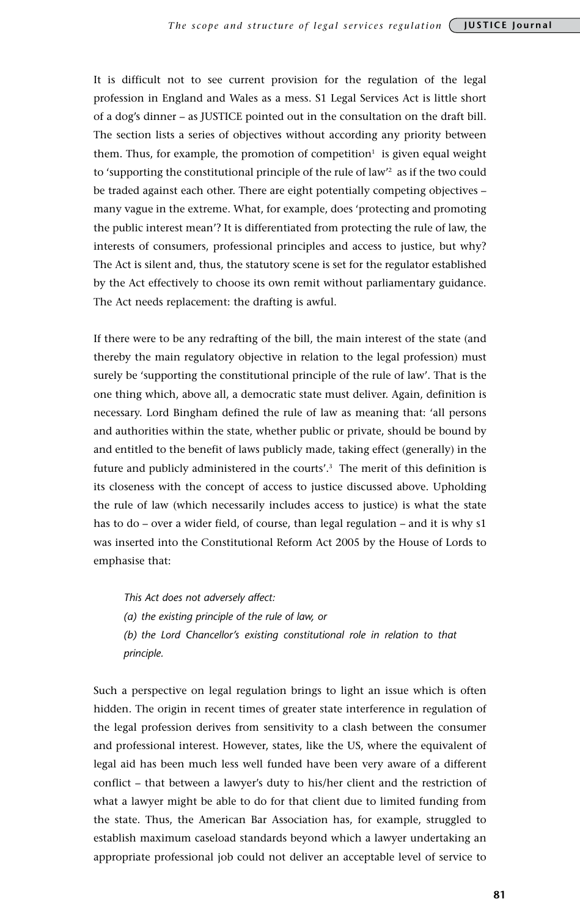It is difficult not to see current provision for the regulation of the legal profession in England and Wales as a mess. S1 Legal Services Act is little short of a dog's dinner – as JUSTICE pointed out in the consultation on the draft bill. The section lists a series of objectives without according any priority between them. Thus, for example, the promotion of competition[1] is given equal weight to 'supporting the constitutional principle of the rule of law'[2] as if the two could be traded against each other. There are eight potentially competing objectives – many vague in the extreme. What, for example, does 'protecting and promoting the public interest mean'? It is differentiated from protecting the rule of law, the interests of consumers, professional principles and access to justice, but why? The Act is silent and, thus, the statutory scene is set for the regulator established by the Act effectively to choose its own remit without parliamentary guidance. The Act needs replacement: the drafting is awful.

If there were to be any redrafting of the bill, the main interest of the state (and thereby the main regulatory objective in relation to the legal profession) must surely be 'supporting the constitutional principle of the rule of law'. That is the one thing which, above all, a democratic state must deliver. Again, definition is necessary. Lord Bingham defined the rule of law as meaning that: 'all persons and authorities within the state, whether public or private, should be bound by and entitled to the benefit of laws publicly made, taking effect (generally) in the future and publicly administered in the courts'.[3] The merit of this definition is its closeness with the concept of access to justice discussed above. Upholding the rule of law (which necessarily includes access to justice) is what the state has to do – over a wider field, of course, than legal regulation – and it is why s1 was inserted into the Constitutional Reform Act 2005 by the House of Lords to emphasise that:

> *This Act does not adversely affect:*
> *(a) the existing principle of the rule of law, or*
> *(b) the Lord Chancellor's existing constitutional role in relation to that principle.*

Such a perspective on legal regulation brings to light an issue which is often hidden. The origin in recent times of greater state interference in regulation of the legal profession derives from sensitivity to a clash between the consumer and professional interest. However, states, like the US, where the equivalent of legal aid has been much less well funded have been very aware of a different conflict – that between a lawyer's duty to his/her client and the restriction of what a lawyer might be able to do for that client due to limited funding from the state. Thus, the American Bar Association has, for example, struggled to establish maximum caseload standards beyond which a lawyer undertaking an appropriate professional job could not deliver an acceptable level of service to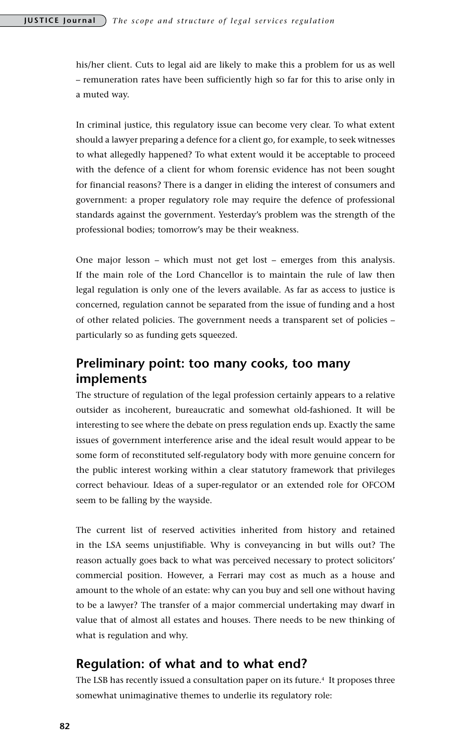his/her client. Cuts to legal aid are likely to make this a problem for us as well – remuneration rates have been sufficiently high so far for this to arise only in a muted way.

In criminal justice, this regulatory issue can become very clear. To what extent should a lawyer preparing a defence for a client go, for example, to seek witnesses to what allegedly happened? To what extent would it be acceptable to proceed with the defence of a client for whom forensic evidence has not been sought for financial reasons? There is a danger in eliding the interest of consumers and government: a proper regulatory role may require the defence of professional standards against the government. Yesterday's problem was the strength of the professional bodies; tomorrow's may be their weakness.

One major lesson – which must not get lost – emerges from this analysis. If the main role of the Lord Chancellor is to maintain the rule of law then legal regulation is only one of the levers available. As far as access to justice is concerned, regulation cannot be separated from the issue of funding and a host of other related policies. The government needs a transparent set of policies – particularly so as funding gets squeezed.

## Preliminary point: too many cooks, too many implements

The structure of regulation of the legal profession certainly appears to a relative outsider as incoherent, bureaucratic and somewhat old-fashioned. It will be interesting to see where the debate on press regulation ends up. Exactly the same issues of government interference arise and the ideal result would appear to be some form of reconstituted self-regulatory body with more genuine concern for the public interest working within a clear statutory framework that privileges correct behaviour. Ideas of a super-regulator or an extended role for OFCOM seem to be falling by the wayside.

The current list of reserved activities inherited from history and retained in the LSA seems unjustifiable. Why is conveyancing in but wills out? The reason actually goes back to what was perceived necessary to protect solicitors' commercial position. However, a Ferrari may cost as much as a house and amount to the whole of an estate: why can you buy and sell one without having to be a lawyer? The transfer of a major commercial undertaking may dwarf in value that of almost all estates and houses. There needs to be new thinking of what is regulation and why.

## Regulation: of what and to what end?

The LSB has recently issued a consultation paper on its future.[4] It proposes three somewhat unimaginative themes to underlie its regulatory role: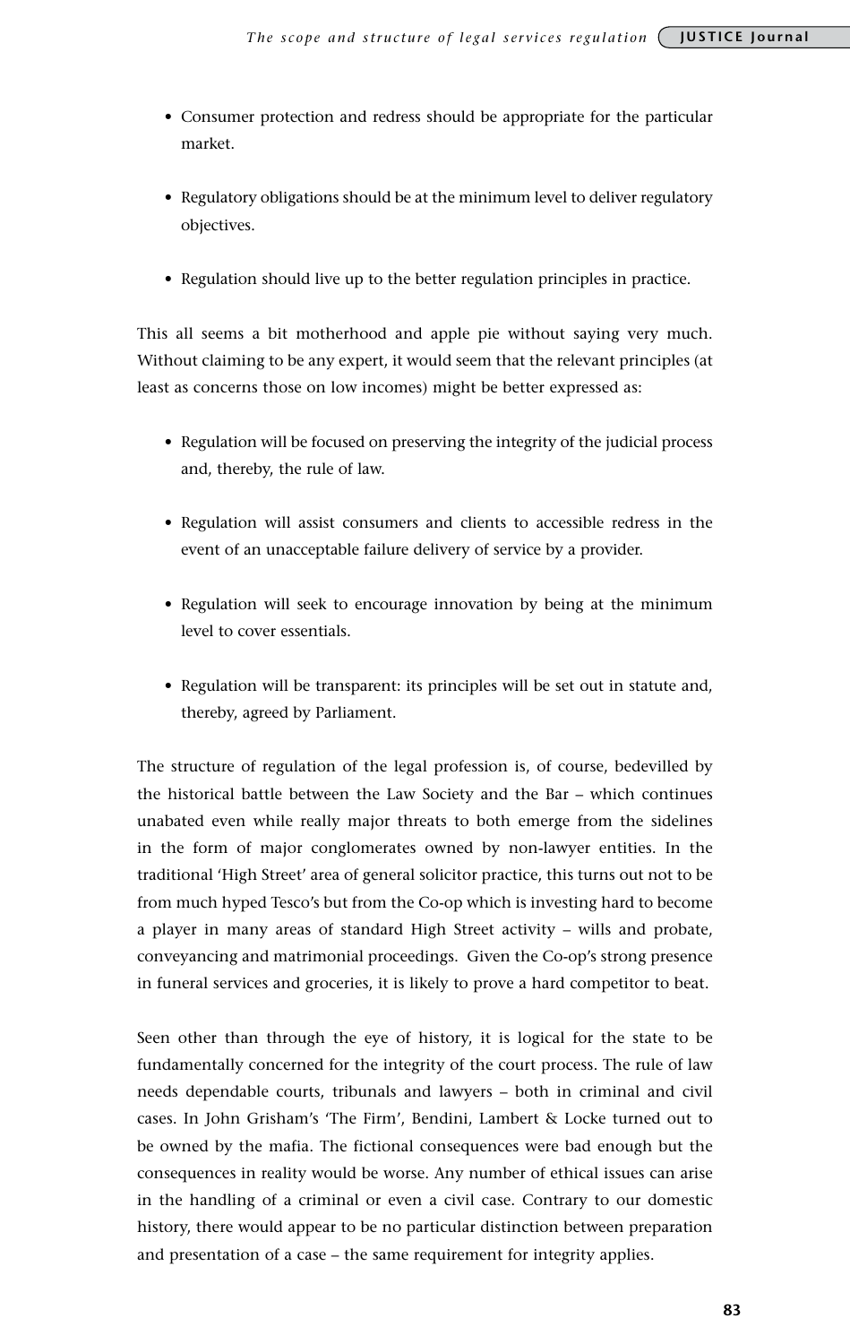- Consumer protection and redress should be appropriate for the particular market.
- Regulatory obligations should be at the minimum level to deliver regulatory objectives.
- Regulation should live up to the better regulation principles in practice.

This all seems a bit motherhood and apple pie without saying very much. Without claiming to be any expert, it would seem that the relevant principles (at least as concerns those on low incomes) might be better expressed as:

- Regulation will be focused on preserving the integrity of the judicial process and, thereby, the rule of law.
- Regulation will assist consumers and clients to accessible redress in the event of an unacceptable failure delivery of service by a provider.
- Regulation will seek to encourage innovation by being at the minimum level to cover essentials.
- Regulation will be transparent: its principles will be set out in statute and, thereby, agreed by Parliament.

The structure of regulation of the legal profession is, of course, bedevilled by the historical battle between the Law Society and the Bar – which continues unabated even while really major threats to both emerge from the sidelines in the form of major conglomerates owned by non-lawyer entities. In the traditional 'High Street' area of general solicitor practice, this turns out not to be from much hyped Tesco's but from the Co-op which is investing hard to become a player in many areas of standard High Street activity – wills and probate, conveyancing and matrimonial proceedings. Given the Co-op's strong presence in funeral services and groceries, it is likely to prove a hard competitor to beat.

Seen other than through the eye of history, it is logical for the state to be fundamentally concerned for the integrity of the court process. The rule of law needs dependable courts, tribunals and lawyers – both in criminal and civil cases. In John Grisham's 'The Firm', Bendini, Lambert & Locke turned out to be owned by the mafia. The fictional consequences were bad enough but the consequences in reality would be worse. Any number of ethical issues can arise in the handling of a criminal or even a civil case. Contrary to our domestic history, there would appear to be no particular distinction between preparation and presentation of a case – the same requirement for integrity applies.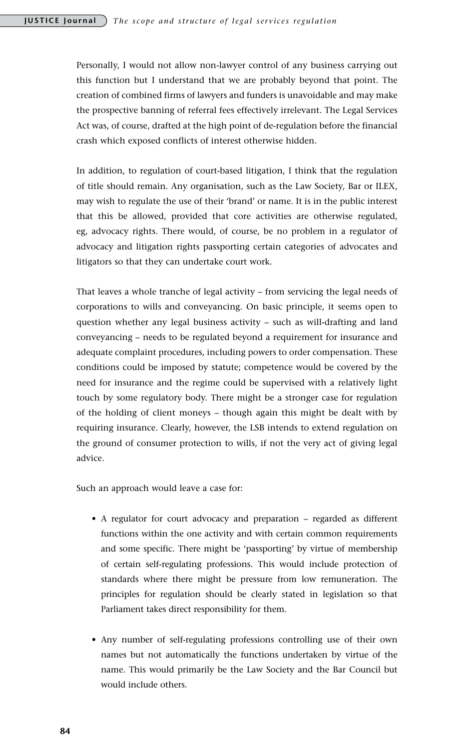Personally, I would not allow non-lawyer control of any business carrying out this function but I understand that we are probably beyond that point. The creation of combined firms of lawyers and funders is unavoidable and may make the prospective banning of referral fees effectively irrelevant. The Legal Services Act was, of course, drafted at the high point of de-regulation before the financial crash which exposed conflicts of interest otherwise hidden.

In addition, to regulation of court-based litigation, I think that the regulation of title should remain. Any organisation, such as the Law Society, Bar or ILEX, may wish to regulate the use of their 'brand' or name. It is in the public interest that this be allowed, provided that core activities are otherwise regulated, eg, advocacy rights. There would, of course, be no problem in a regulator of advocacy and litigation rights passporting certain categories of advocates and litigators so that they can undertake court work.

That leaves a whole tranche of legal activity – from servicing the legal needs of corporations to wills and conveyancing. On basic principle, it seems open to question whether any legal business activity – such as will-drafting and land conveyancing – needs to be regulated beyond a requirement for insurance and adequate complaint procedures, including powers to order compensation. These conditions could be imposed by statute; competence would be covered by the need for insurance and the regime could be supervised with a relatively light touch by some regulatory body. There might be a stronger case for regulation of the holding of client moneys – though again this might be dealt with by requiring insurance. Clearly, however, the LSB intends to extend regulation on the ground of consumer protection to wills, if not the very act of giving legal advice.

Such an approach would leave a case for:

- A regulator for court advocacy and preparation – regarded as different functions within the one activity and with certain common requirements and some specific. There might be 'passporting' by virtue of membership of certain self-regulating professions. This would include protection of standards where there might be pressure from low remuneration. The principles for regulation should be clearly stated in legislation so that Parliament takes direct responsibility for them.

- Any number of self-regulating professions controlling use of their own names but not automatically the functions undertaken by virtue of the name. This would primarily be the Law Society and the Bar Council but would include others.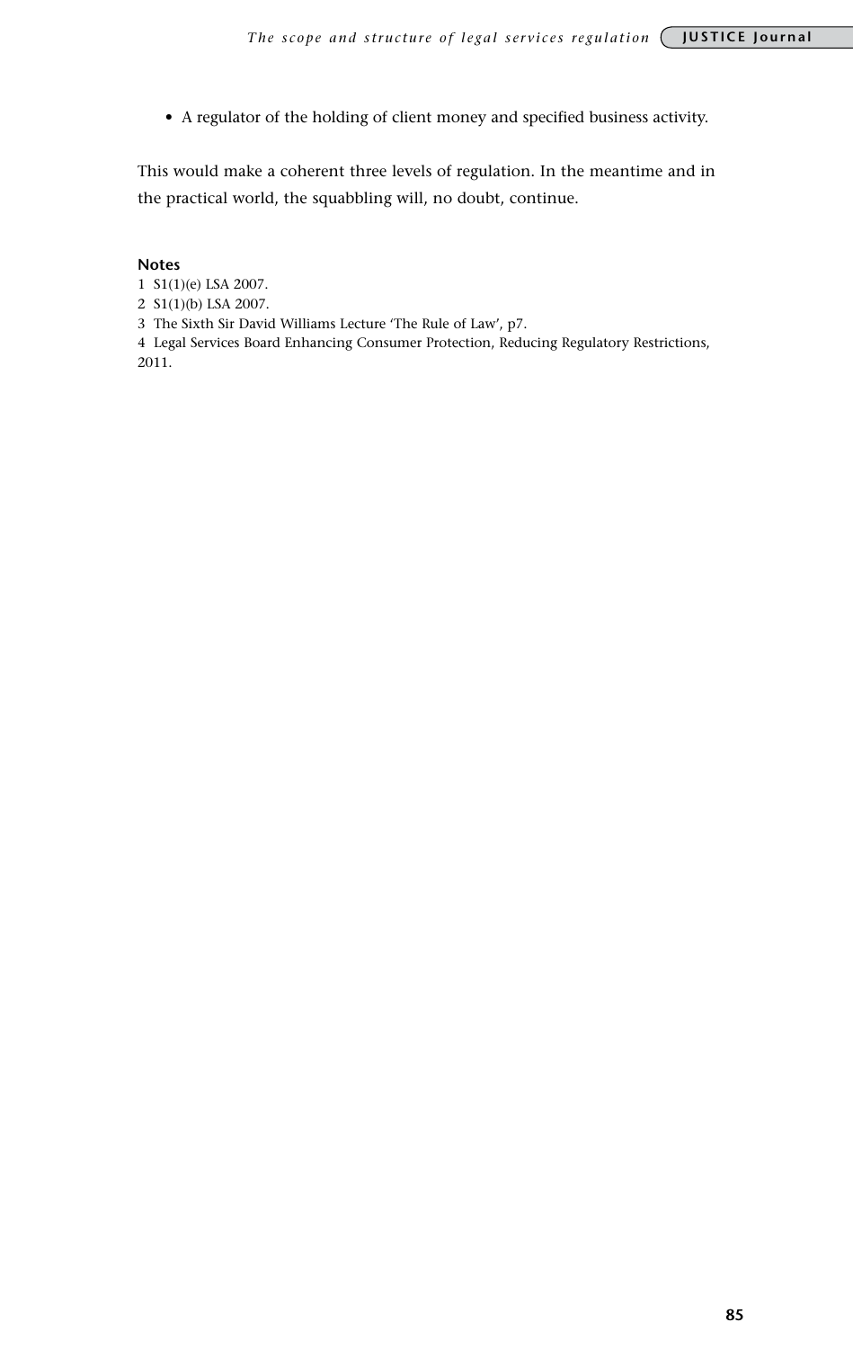- A regulator of the holding of client money and specified business activity.

This would make a coherent three levels of regulation. In the meantime and in the practical world, the squabbling will, no doubt, continue.

**Notes**

1 S1(1)(e) LSA 2007.
2 S1(1)(b) LSA 2007.
3 The Sixth Sir David Williams Lecture 'The Rule of Law', p7.
4 Legal Services Board Enhancing Consumer Protection, Reducing Regulatory Restrictions, 2011.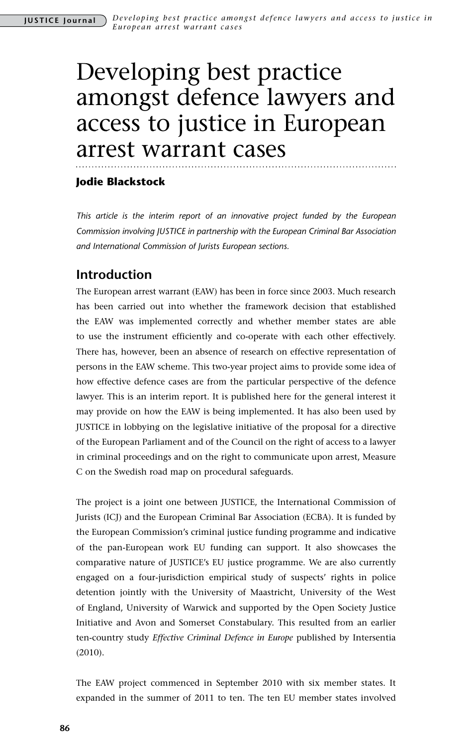# Developing best practice amongst defence lawyers and access to justice in European arrest warrant cases

**Jodie Blackstock**

*This article is the interim report of an innovative project funded by the European Commission involving JUSTICE in partnership with the European Criminal Bar Association and International Commission of Jurists European sections.*

## Introduction

The European arrest warrant (EAW) has been in force since 2003. Much research has been carried out into whether the framework decision that established the EAW was implemented correctly and whether member states are able to use the instrument efficiently and co-operate with each other effectively. There has, however, been an absence of research on effective representation of persons in the EAW scheme. This two-year project aims to provide some idea of how effective defence cases are from the particular perspective of the defence lawyer. This is an interim report. It is published here for the general interest it may provide on how the EAW is being implemented. It has also been used by JUSTICE in lobbying on the legislative initiative of the proposal for a directive of the European Parliament and of the Council on the right of access to a lawyer in criminal proceedings and on the right to communicate upon arrest, Measure C on the Swedish road map on procedural safeguards.

The project is a joint one between JUSTICE, the International Commission of Jurists (ICJ) and the European Criminal Bar Association (ECBA). It is funded by the European Commission's criminal justice funding programme and indicative of the pan-European work EU funding can support. It also showcases the comparative nature of JUSTICE's EU justice programme. We are also currently engaged on a four-jurisdiction empirical study of suspects' rights in police detention jointly with the University of Maastricht, University of the West of England, University of Warwick and supported by the Open Society Justice Initiative and Avon and Somerset Constabulary. This resulted from an earlier ten-country study *Effective Criminal Defence in Europe* published by Intersentia (2010).

The EAW project commenced in September 2010 with six member states. It expanded in the summer of 2011 to ten. The ten EU member states involved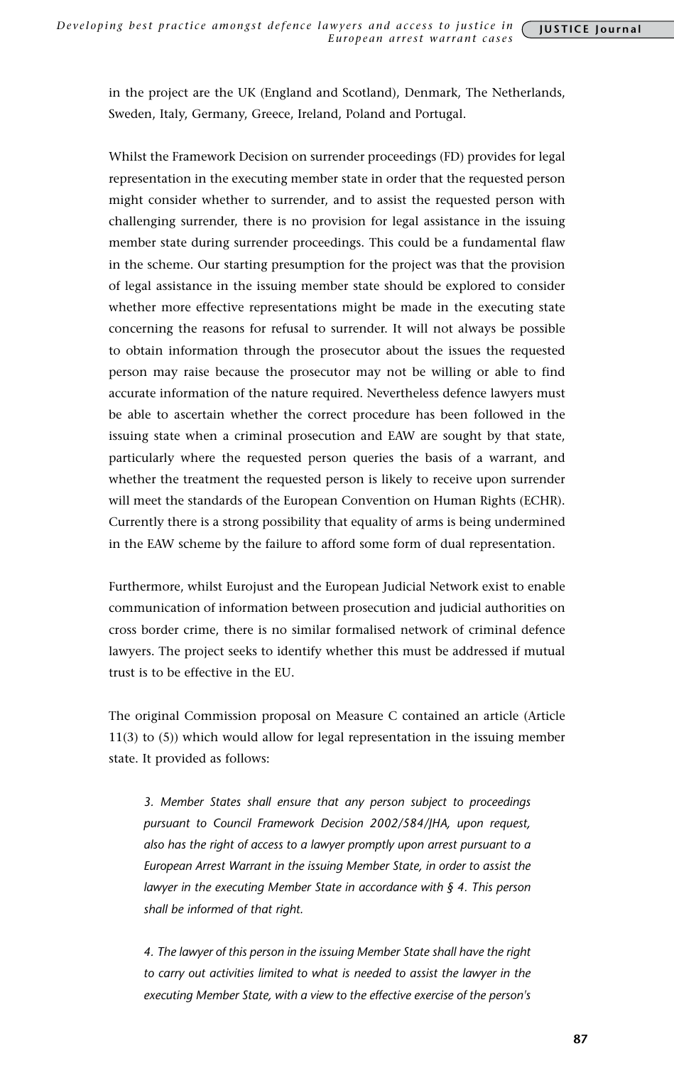in the project are the UK (England and Scotland), Denmark, The Netherlands, Sweden, Italy, Germany, Greece, Ireland, Poland and Portugal.

Whilst the Framework Decision on surrender proceedings (FD) provides for legal representation in the executing member state in order that the requested person might consider whether to surrender, and to assist the requested person with challenging surrender, there is no provision for legal assistance in the issuing member state during surrender proceedings. This could be a fundamental flaw in the scheme. Our starting presumption for the project was that the provision of legal assistance in the issuing member state should be explored to consider whether more effective representations might be made in the executing state concerning the reasons for refusal to surrender. It will not always be possible to obtain information through the prosecutor about the issues the requested person may raise because the prosecutor may not be willing or able to find accurate information of the nature required. Nevertheless defence lawyers must be able to ascertain whether the correct procedure has been followed in the issuing state when a criminal prosecution and EAW are sought by that state, particularly where the requested person queries the basis of a warrant, and whether the treatment the requested person is likely to receive upon surrender will meet the standards of the European Convention on Human Rights (ECHR). Currently there is a strong possibility that equality of arms is being undermined in the EAW scheme by the failure to afford some form of dual representation.

Furthermore, whilst Eurojust and the European Judicial Network exist to enable communication of information between prosecution and judicial authorities on cross border crime, there is no similar formalised network of criminal defence lawyers. The project seeks to identify whether this must be addressed if mutual trust is to be effective in the EU.

The original Commission proposal on Measure C contained an article (Article 11(3) to (5)) which would allow for legal representation in the issuing member state. It provided as follows:

> *3. Member States shall ensure that any person subject to proceedings pursuant to Council Framework Decision 2002/584/JHA, upon request, also has the right of access to a lawyer promptly upon arrest pursuant to a European Arrest Warrant in the issuing Member State, in order to assist the lawyer in the executing Member State in accordance with § 4. This person shall be informed of that right.*
>
> *4. The lawyer of this person in the issuing Member State shall have the right to carry out activities limited to what is needed to assist the lawyer in the executing Member State, with a view to the effective exercise of the person's*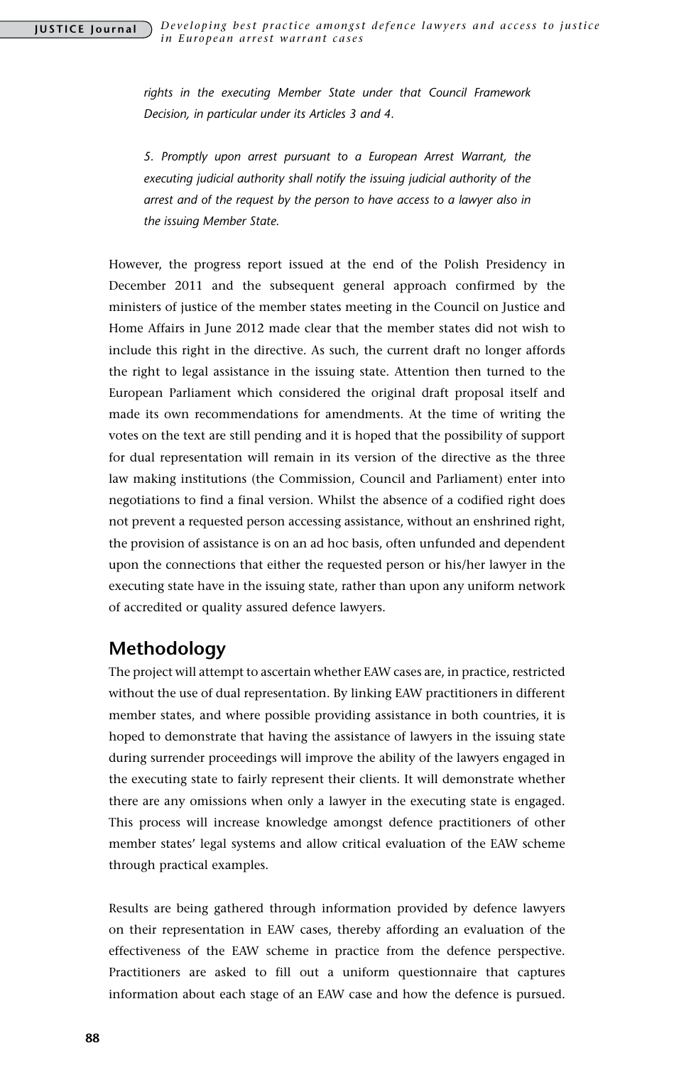*rights in the executing Member State under that Council Framework Decision, in particular under its Articles 3 and 4.*

*5. Promptly upon arrest pursuant to a European Arrest Warrant, the executing judicial authority shall notify the issuing judicial authority of the arrest and of the request by the person to have access to a lawyer also in the issuing Member State.*

However, the progress report issued at the end of the Polish Presidency in December 2011 and the subsequent general approach confirmed by the ministers of justice of the member states meeting in the Council on Justice and Home Affairs in June 2012 made clear that the member states did not wish to include this right in the directive. As such, the current draft no longer affords the right to legal assistance in the issuing state. Attention then turned to the European Parliament which considered the original draft proposal itself and made its own recommendations for amendments. At the time of writing the votes on the text are still pending and it is hoped that the possibility of support for dual representation will remain in its version of the directive as the three law making institutions (the Commission, Council and Parliament) enter into negotiations to find a final version. Whilst the absence of a codified right does not prevent a requested person accessing assistance, without an enshrined right, the provision of assistance is on an ad hoc basis, often unfunded and dependent upon the connections that either the requested person or his/her lawyer in the executing state have in the issuing state, rather than upon any uniform network of accredited or quality assured defence lawyers.

## Methodology

The project will attempt to ascertain whether EAW cases are, in practice, restricted without the use of dual representation. By linking EAW practitioners in different member states, and where possible providing assistance in both countries, it is hoped to demonstrate that having the assistance of lawyers in the issuing state during surrender proceedings will improve the ability of the lawyers engaged in the executing state to fairly represent their clients. It will demonstrate whether there are any omissions when only a lawyer in the executing state is engaged. This process will increase knowledge amongst defence practitioners of other member states' legal systems and allow critical evaluation of the EAW scheme through practical examples.

Results are being gathered through information provided by defence lawyers on their representation in EAW cases, thereby affording an evaluation of the effectiveness of the EAW scheme in practice from the defence perspective. Practitioners are asked to fill out a uniform questionnaire that captures information about each stage of an EAW case and how the defence is pursued.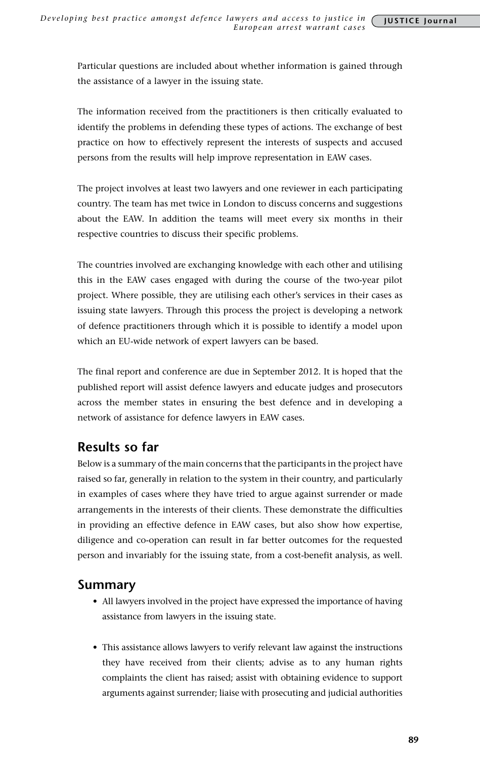Particular questions are included about whether information is gained through the assistance of a lawyer in the issuing state.

The information received from the practitioners is then critically evaluated to identify the problems in defending these types of actions. The exchange of best practice on how to effectively represent the interests of suspects and accused persons from the results will help improve representation in EAW cases.

The project involves at least two lawyers and one reviewer in each participating country. The team has met twice in London to discuss concerns and suggestions about the EAW. In addition the teams will meet every six months in their respective countries to discuss their specific problems.

The countries involved are exchanging knowledge with each other and utilising this in the EAW cases engaged with during the course of the two-year pilot project. Where possible, they are utilising each other's services in their cases as issuing state lawyers. Through this process the project is developing a network of defence practitioners through which it is possible to identify a model upon which an EU-wide network of expert lawyers can be based.

The final report and conference are due in September 2012. It is hoped that the published report will assist defence lawyers and educate judges and prosecutors across the member states in ensuring the best defence and in developing a network of assistance for defence lawyers in EAW cases.

## Results so far

Below is a summary of the main concerns that the participants in the project have raised so far, generally in relation to the system in their country, and particularly in examples of cases where they have tried to argue against surrender or made arrangements in the interests of their clients. These demonstrate the difficulties in providing an effective defence in EAW cases, but also show how expertise, diligence and co-operation can result in far better outcomes for the requested person and invariably for the issuing state, from a cost-benefit analysis, as well.

## Summary

- All lawyers involved in the project have expressed the importance of having assistance from lawyers in the issuing state.

- This assistance allows lawyers to verify relevant law against the instructions they have received from their clients; advise as to any human rights complaints the client has raised; assist with obtaining evidence to support arguments against surrender; liaise with prosecuting and judicial authorities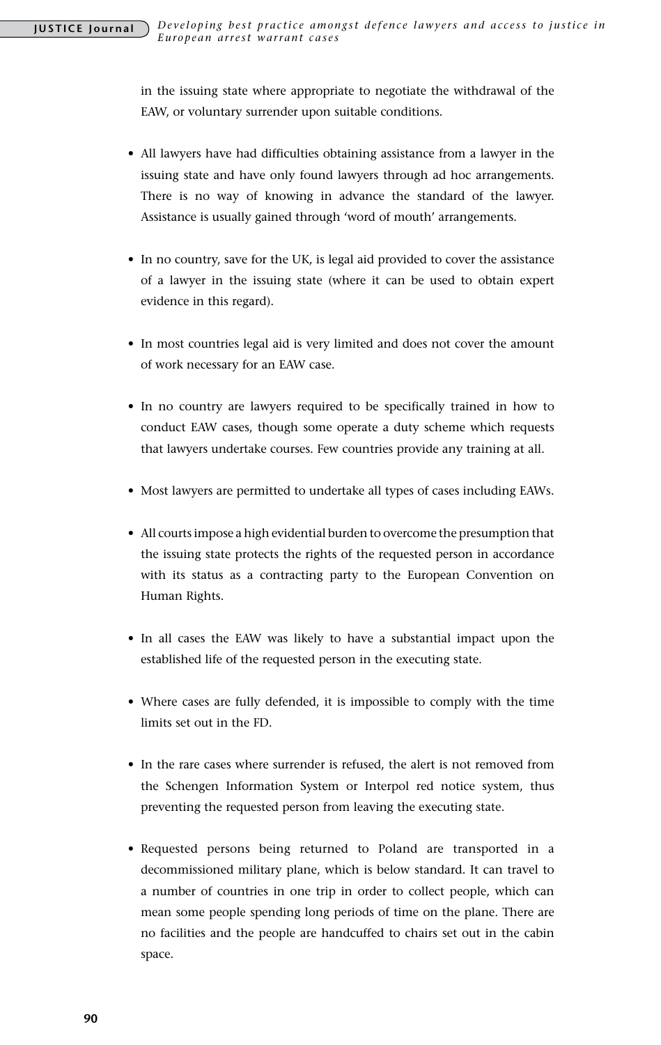in the issuing state where appropriate to negotiate the withdrawal of the EAW, or voluntary surrender upon suitable conditions.

- All lawyers have had difficulties obtaining assistance from a lawyer in the issuing state and have only found lawyers through ad hoc arrangements. There is no way of knowing in advance the standard of the lawyer. Assistance is usually gained through 'word of mouth' arrangements.

- In no country, save for the UK, is legal aid provided to cover the assistance of a lawyer in the issuing state (where it can be used to obtain expert evidence in this regard).

- In most countries legal aid is very limited and does not cover the amount of work necessary for an EAW case.

- In no country are lawyers required to be specifically trained in how to conduct EAW cases, though some operate a duty scheme which requests that lawyers undertake courses. Few countries provide any training at all.

- Most lawyers are permitted to undertake all types of cases including EAWs.

- All courts impose a high evidential burden to overcome the presumption that the issuing state protects the rights of the requested person in accordance with its status as a contracting party to the European Convention on Human Rights.

- In all cases the EAW was likely to have a substantial impact upon the established life of the requested person in the executing state.

- Where cases are fully defended, it is impossible to comply with the time limits set out in the FD.

- In the rare cases where surrender is refused, the alert is not removed from the Schengen Information System or Interpol red notice system, thus preventing the requested person from leaving the executing state.

- Requested persons being returned to Poland are transported in a decommissioned military plane, which is below standard. It can travel to a number of countries in one trip in order to collect people, which can mean some people spending long periods of time on the plane. There are no facilities and the people are handcuffed to chairs set out in the cabin space.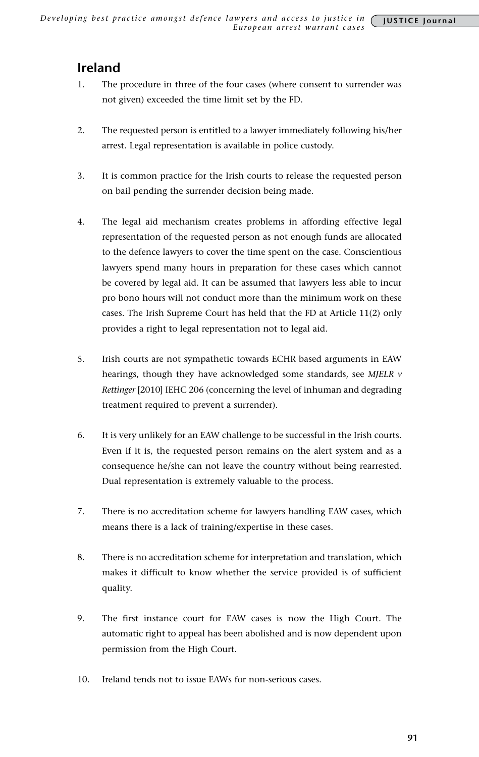## Ireland

1. The procedure in three of the four cases (where consent to surrender was not given) exceeded the time limit set by the FD.

2. The requested person is entitled to a lawyer immediately following his/her arrest. Legal representation is available in police custody.

3. It is common practice for the Irish courts to release the requested person on bail pending the surrender decision being made.

4. The legal aid mechanism creates problems in affording effective legal representation of the requested person as not enough funds are allocated to the defence lawyers to cover the time spent on the case. Conscientious lawyers spend many hours in preparation for these cases which cannot be covered by legal aid. It can be assumed that lawyers less able to incur pro bono hours will not conduct more than the minimum work on these cases. The Irish Supreme Court has held that the FD at Article 11(2) only provides a right to legal representation not to legal aid.

5. Irish courts are not sympathetic towards ECHR based arguments in EAW hearings, though they have acknowledged some standards, see *MJELR v Rettinger* [2010] IEHC 206 (concerning the level of inhuman and degrading treatment required to prevent a surrender).

6. It is very unlikely for an EAW challenge to be successful in the Irish courts. Even if it is, the requested person remains on the alert system and as a consequence he/she can not leave the country without being rearrested. Dual representation is extremely valuable to the process.

7. There is no accreditation scheme for lawyers handling EAW cases, which means there is a lack of training/expertise in these cases.

8. There is no accreditation scheme for interpretation and translation, which makes it difficult to know whether the service provided is of sufficient quality.

9. The first instance court for EAW cases is now the High Court. The automatic right to appeal has been abolished and is now dependent upon permission from the High Court.

10. Ireland tends not to issue EAWs for non-serious cases.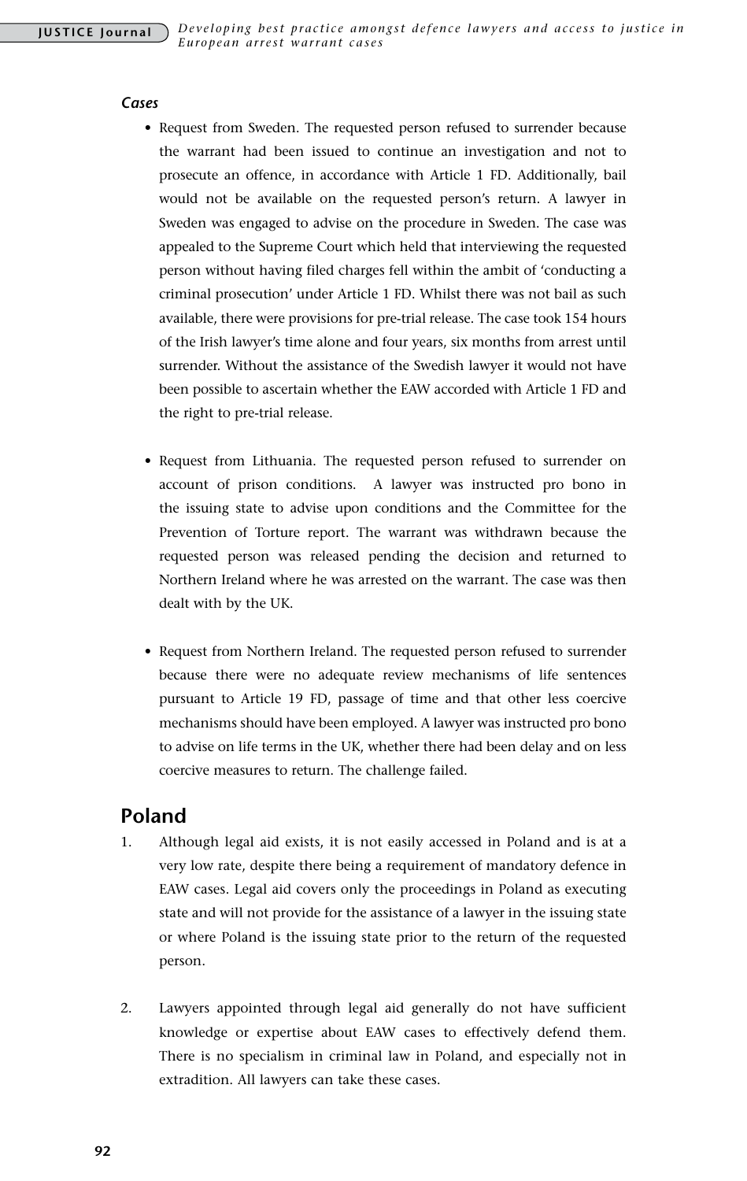*Cases*

- Request from Sweden. The requested person refused to surrender because the warrant had been issued to continue an investigation and not to prosecute an offence, in accordance with Article 1 FD. Additionally, bail would not be available on the requested person's return. A lawyer in Sweden was engaged to advise on the procedure in Sweden. The case was appealed to the Supreme Court which held that interviewing the requested person without having filed charges fell within the ambit of 'conducting a criminal prosecution' under Article 1 FD. Whilst there was not bail as such available, there were provisions for pre-trial release. The case took 154 hours of the Irish lawyer's time alone and four years, six months from arrest until surrender. Without the assistance of the Swedish lawyer it would not have been possible to ascertain whether the EAW accorded with Article 1 FD and the right to pre-trial release.

- Request from Lithuania. The requested person refused to surrender on account of prison conditions. A lawyer was instructed pro bono in the issuing state to advise upon conditions and the Committee for the Prevention of Torture report. The warrant was withdrawn because the requested person was released pending the decision and returned to Northern Ireland where he was arrested on the warrant. The case was then dealt with by the UK.

- Request from Northern Ireland. The requested person refused to surrender because there were no adequate review mechanisms of life sentences pursuant to Article 19 FD, passage of time and that other less coercive mechanisms should have been employed. A lawyer was instructed pro bono to advise on life terms in the UK, whether there had been delay and on less coercive measures to return. The challenge failed.

## Poland

1. Although legal aid exists, it is not easily accessed in Poland and is at a very low rate, despite there being a requirement of mandatory defence in EAW cases. Legal aid covers only the proceedings in Poland as executing state and will not provide for the assistance of a lawyer in the issuing state or where Poland is the issuing state prior to the return of the requested person.

2. Lawyers appointed through legal aid generally do not have sufficient knowledge or expertise about EAW cases to effectively defend them. There is no specialism in criminal law in Poland, and especially not in extradition. All lawyers can take these cases.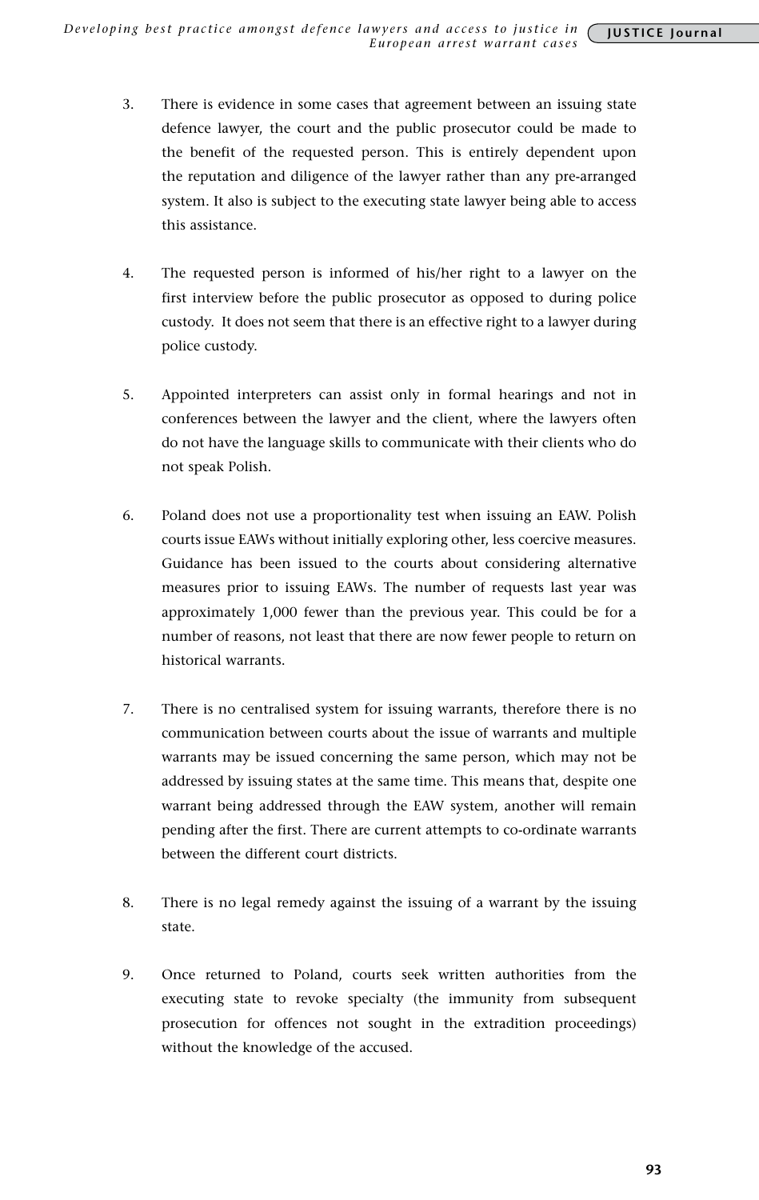3. There is evidence in some cases that agreement between an issuing state defence lawyer, the court and the public prosecutor could be made to the benefit of the requested person. This is entirely dependent upon the reputation and diligence of the lawyer rather than any pre-arranged system. It also is subject to the executing state lawyer being able to access this assistance.

4. The requested person is informed of his/her right to a lawyer on the first interview before the public prosecutor as opposed to during police custody. It does not seem that there is an effective right to a lawyer during police custody.

5. Appointed interpreters can assist only in formal hearings and not in conferences between the lawyer and the client, where the lawyers often do not have the language skills to communicate with their clients who do not speak Polish.

6. Poland does not use a proportionality test when issuing an EAW. Polish courts issue EAWs without initially exploring other, less coercive measures. Guidance has been issued to the courts about considering alternative measures prior to issuing EAWs. The number of requests last year was approximately 1,000 fewer than the previous year. This could be for a number of reasons, not least that there are now fewer people to return on historical warrants.

7. There is no centralised system for issuing warrants, therefore there is no communication between courts about the issue of warrants and multiple warrants may be issued concerning the same person, which may not be addressed by issuing states at the same time. This means that, despite one warrant being addressed through the EAW system, another will remain pending after the first. There are current attempts to co-ordinate warrants between the different court districts.

8. There is no legal remedy against the issuing of a warrant by the issuing state.

9. Once returned to Poland, courts seek written authorities from the executing state to revoke specialty (the immunity from subsequent prosecution for offences not sought in the extradition proceedings) without the knowledge of the accused.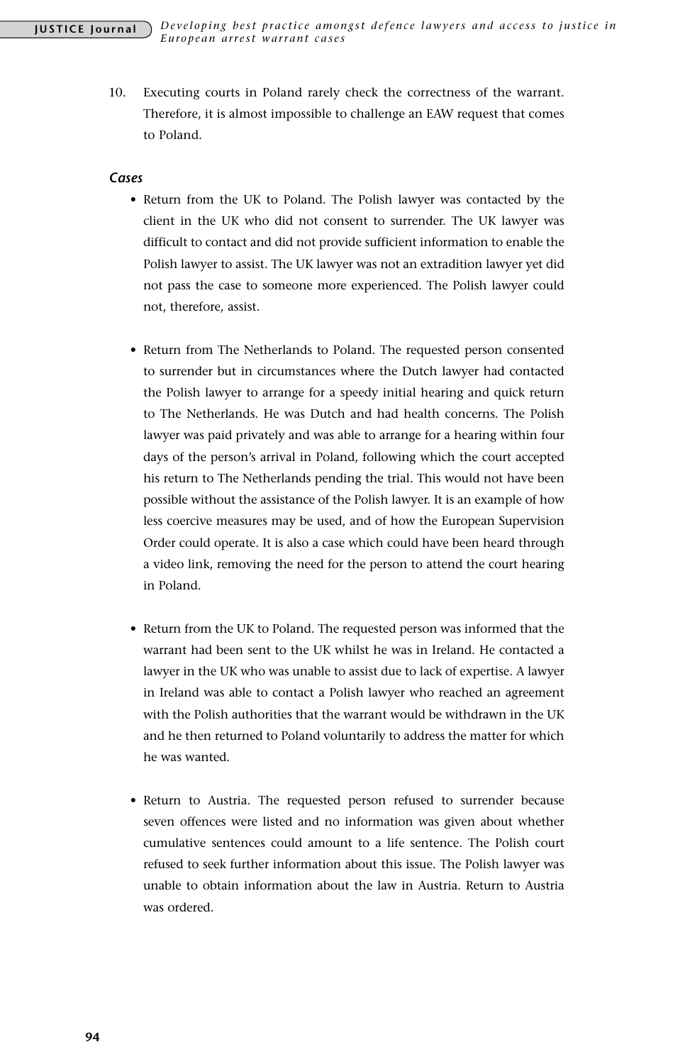10. Executing courts in Poland rarely check the correctness of the warrant. Therefore, it is almost impossible to challenge an EAW request that comes to Poland.

### *Cases*

- Return from the UK to Poland. The Polish lawyer was contacted by the client in the UK who did not consent to surrender. The UK lawyer was difficult to contact and did not provide sufficient information to enable the Polish lawyer to assist. The UK lawyer was not an extradition lawyer yet did not pass the case to someone more experienced. The Polish lawyer could not, therefore, assist.

- Return from The Netherlands to Poland. The requested person consented to surrender but in circumstances where the Dutch lawyer had contacted the Polish lawyer to arrange for a speedy initial hearing and quick return to The Netherlands. He was Dutch and had health concerns. The Polish lawyer was paid privately and was able to arrange for a hearing within four days of the person's arrival in Poland, following which the court accepted his return to The Netherlands pending the trial. This would not have been possible without the assistance of the Polish lawyer. It is an example of how less coercive measures may be used, and of how the European Supervision Order could operate. It is also a case which could have been heard through a video link, removing the need for the person to attend the court hearing in Poland.

- Return from the UK to Poland. The requested person was informed that the warrant had been sent to the UK whilst he was in Ireland. He contacted a lawyer in the UK who was unable to assist due to lack of expertise. A lawyer in Ireland was able to contact a Polish lawyer who reached an agreement with the Polish authorities that the warrant would be withdrawn in the UK and he then returned to Poland voluntarily to address the matter for which he was wanted.

- Return to Austria. The requested person refused to surrender because seven offences were listed and no information was given about whether cumulative sentences could amount to a life sentence. The Polish court refused to seek further information about this issue. The Polish lawyer was unable to obtain information about the law in Austria. Return to Austria was ordered.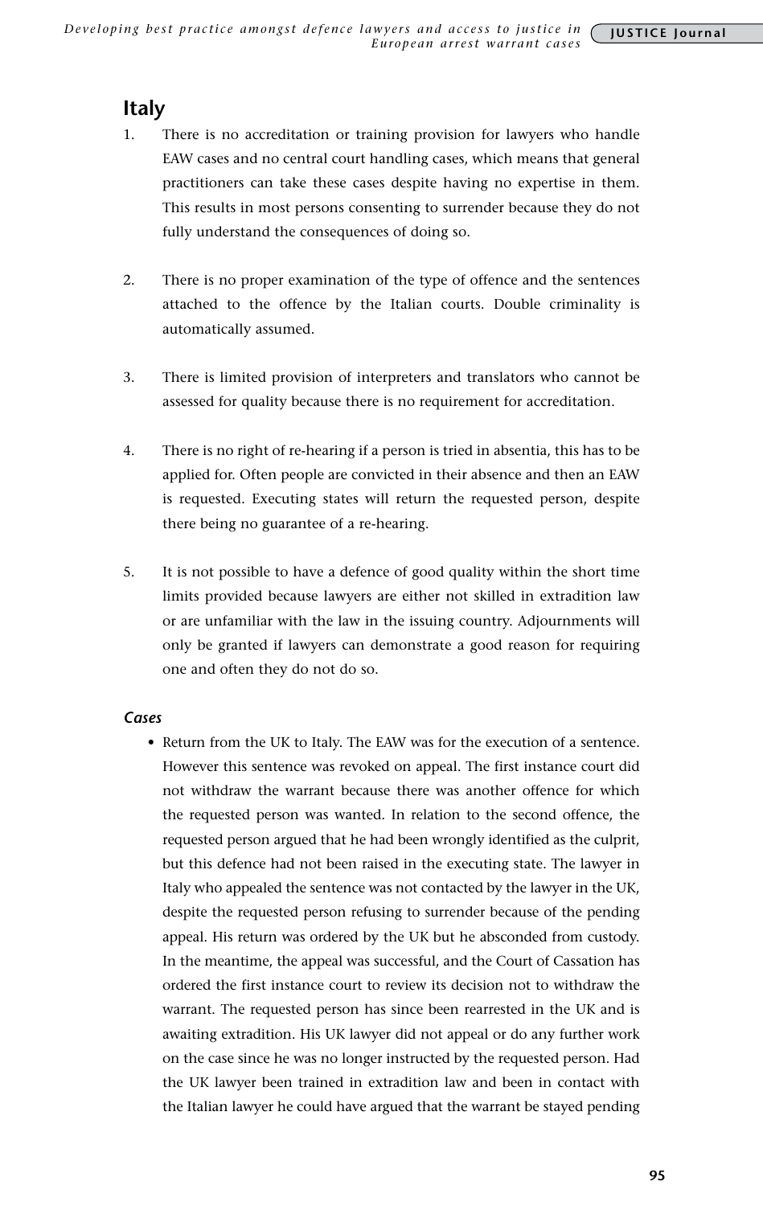## Italy

1. There is no accreditation or training provision for lawyers who handle EAW cases and no central court handling cases, which means that general practitioners can take these cases despite having no expertise in them. This results in most persons consenting to surrender because they do not fully understand the consequences of doing so.

2. There is no proper examination of the type of offence and the sentences attached to the offence by the Italian courts. Double criminality is automatically assumed.

3. There is limited provision of interpreters and translators who cannot be assessed for quality because there is no requirement for accreditation.

4. There is no right of re-hearing if a person is tried in absentia, this has to be applied for. Often people are convicted in their absence and then an EAW is requested. Executing states will return the requested person, despite there being no guarantee of a re-hearing.

5. It is not possible to have a defence of good quality within the short time limits provided because lawyers are either not skilled in extradition law or are unfamiliar with the law in the issuing country. Adjournments will only be granted if lawyers can demonstrate a good reason for requiring one and often they do not do so.

### *Cases*

- Return from the UK to Italy. The EAW was for the execution of a sentence. However this sentence was revoked on appeal. The first instance court did not withdraw the warrant because there was another offence for which the requested person was wanted. In relation to the second offence, the requested person argued that he had been wrongly identified as the culprit, but this defence had not been raised in the executing state. The lawyer in Italy who appealed the sentence was not contacted by the lawyer in the UK, despite the requested person refusing to surrender because of the pending appeal. His return was ordered by the UK but he absconded from custody. In the meantime, the appeal was successful, and the Court of Cassation has ordered the first instance court to review its decision not to withdraw the warrant. The requested person has since been rearrested in the UK and is awaiting extradition. His UK lawyer did not appeal or do any further work on the case since he was no longer instructed by the requested person. Had the UK lawyer been trained in extradition law and been in contact with the Italian lawyer he could have argued that the warrant be stayed pending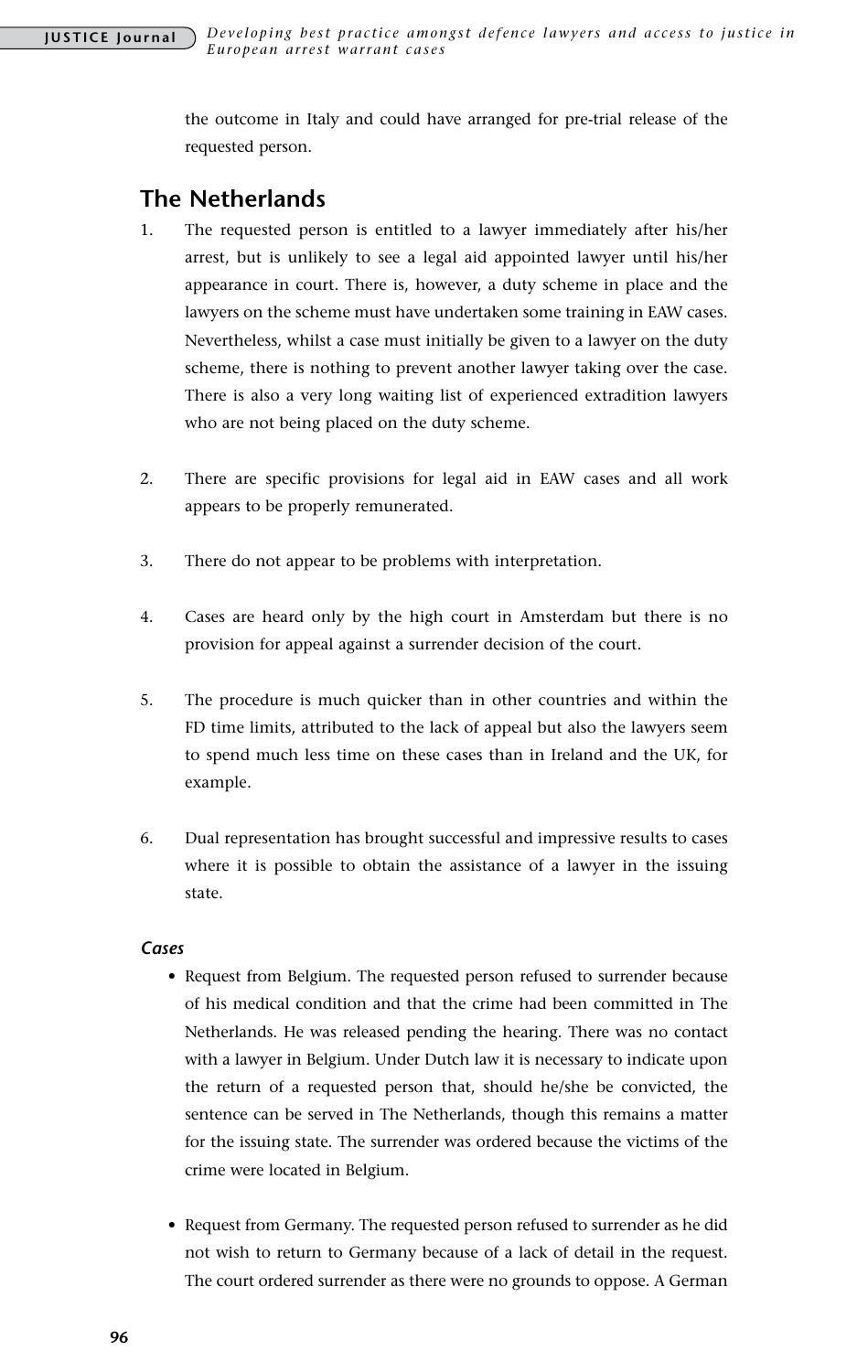the outcome in Italy and could have arranged for pre-trial release of the requested person.

## The Netherlands

1. The requested person is entitled to a lawyer immediately after his/her arrest, but is unlikely to see a legal aid appointed lawyer until his/her appearance in court. There is, however, a duty scheme in place and the lawyers on the scheme must have undertaken some training in EAW cases. Nevertheless, whilst a case must initially be given to a lawyer on the duty scheme, there is nothing to prevent another lawyer taking over the case. There is also a very long waiting list of experienced extradition lawyers who are not being placed on the duty scheme.

2. There are specific provisions for legal aid in EAW cases and all work appears to be properly remunerated.

3. There do not appear to be problems with interpretation.

4. Cases are heard only by the high court in Amsterdam but there is no provision for appeal against a surrender decision of the court.

5. The procedure is much quicker than in other countries and within the FD time limits, attributed to the lack of appeal but also the lawyers seem to spend much less time on these cases than in Ireland and the UK, for example.

6. Dual representation has brought successful and impressive results to cases where it is possible to obtain the assistance of a lawyer in the issuing state.

### *Cases*

- Request from Belgium. The requested person refused to surrender because of his medical condition and that the crime had been committed in The Netherlands. He was released pending the hearing. There was no contact with a lawyer in Belgium. Under Dutch law it is necessary to indicate upon the return of a requested person that, should he/she be convicted, the sentence can be served in The Netherlands, though this remains a matter for the issuing state. The surrender was ordered because the victims of the crime were located in Belgium.

- Request from Germany. The requested person refused to surrender as he did not wish to return to Germany because of a lack of detail in the request. The court ordered surrender as there were no grounds to oppose. A German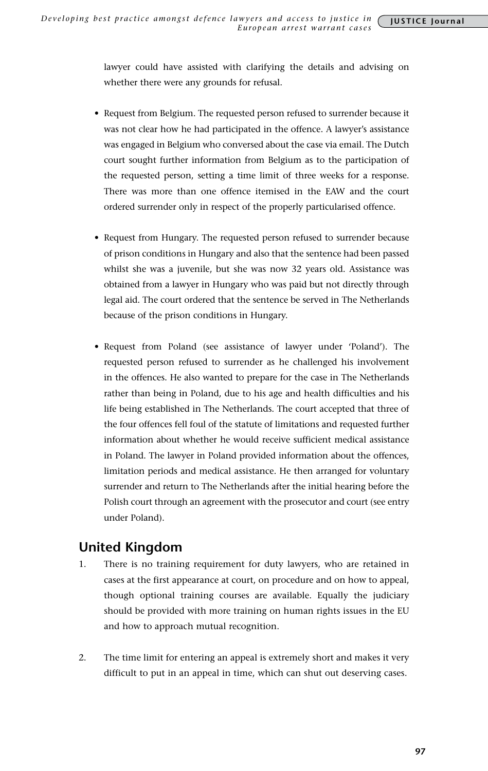lawyer could have assisted with clarifying the details and advising on whether there were any grounds for refusal.

- Request from Belgium. The requested person refused to surrender because it was not clear how he had participated in the offence. A lawyer's assistance was engaged in Belgium who conversed about the case via email. The Dutch court sought further information from Belgium as to the participation of the requested person, setting a time limit of three weeks for a response. There was more than one offence itemised in the EAW and the court ordered surrender only in respect of the properly particularised offence.

- Request from Hungary. The requested person refused to surrender because of prison conditions in Hungary and also that the sentence had been passed whilst she was a juvenile, but she was now 32 years old. Assistance was obtained from a lawyer in Hungary who was paid but not directly through legal aid. The court ordered that the sentence be served in The Netherlands because of the prison conditions in Hungary.

- Request from Poland (see assistance of lawyer under 'Poland'). The requested person refused to surrender as he challenged his involvement in the offences. He also wanted to prepare for the case in The Netherlands rather than being in Poland, due to his age and health difficulties and his life being established in The Netherlands. The court accepted that three of the four offences fell foul of the statute of limitations and requested further information about whether he would receive sufficient medical assistance in Poland. The lawyer in Poland provided information about the offences, limitation periods and medical assistance. He then arranged for voluntary surrender and return to The Netherlands after the initial hearing before the Polish court through an agreement with the prosecutor and court (see entry under Poland).

## United Kingdom

1. There is no training requirement for duty lawyers, who are retained in cases at the first appearance at court, on procedure and on how to appeal, though optional training courses are available. Equally the judiciary should be provided with more training on human rights issues in the EU and how to approach mutual recognition.

2. The time limit for entering an appeal is extremely short and makes it very difficult to put in an appeal in time, which can shut out deserving cases.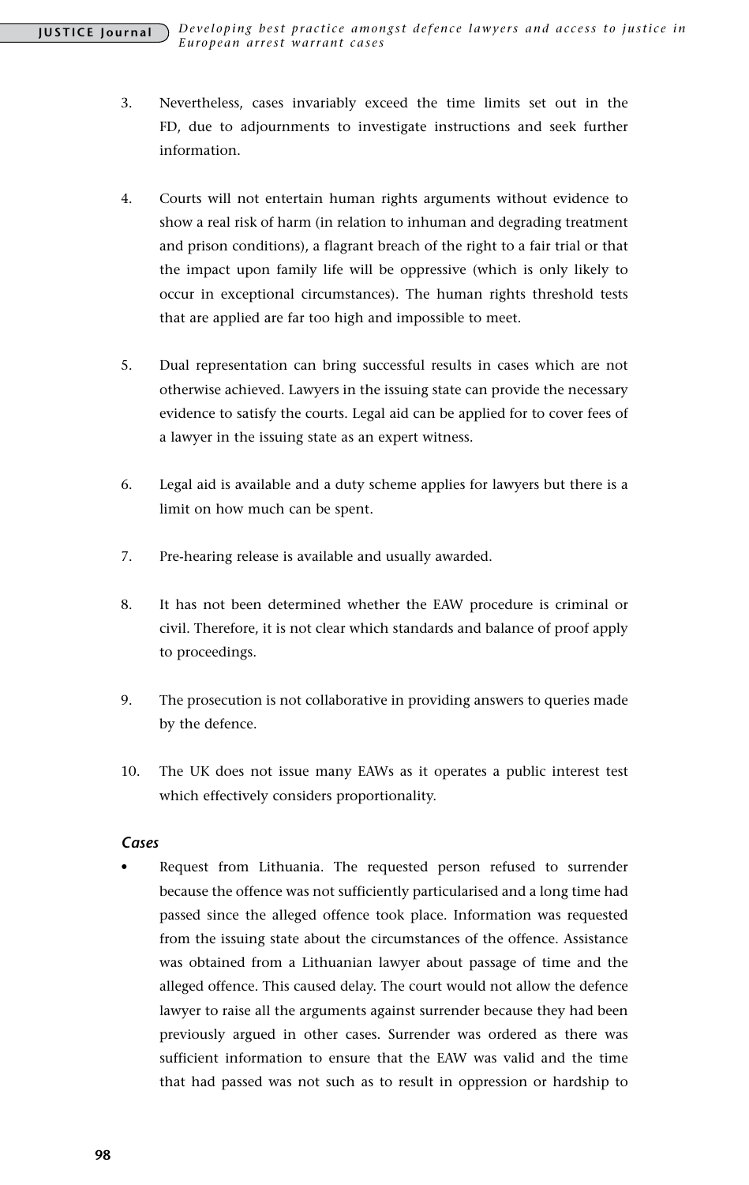3. Nevertheless, cases invariably exceed the time limits set out in the FD, due to adjournments to investigate instructions and seek further information.

4. Courts will not entertain human rights arguments without evidence to show a real risk of harm (in relation to inhuman and degrading treatment and prison conditions), a flagrant breach of the right to a fair trial or that the impact upon family life will be oppressive (which is only likely to occur in exceptional circumstances). The human rights threshold tests that are applied are far too high and impossible to meet.

5. Dual representation can bring successful results in cases which are not otherwise achieved. Lawyers in the issuing state can provide the necessary evidence to satisfy the courts. Legal aid can be applied for to cover fees of a lawyer in the issuing state as an expert witness.

6. Legal aid is available and a duty scheme applies for lawyers but there is a limit on how much can be spent.

7. Pre-hearing release is available and usually awarded.

8. It has not been determined whether the EAW procedure is criminal or civil. Therefore, it is not clear which standards and balance of proof apply to proceedings.

9. The prosecution is not collaborative in providing answers to queries made by the defence.

10. The UK does not issue many EAWs as it operates a public interest test which effectively considers proportionality.

### *Cases*

- Request from Lithuania. The requested person refused to surrender because the offence was not sufficiently particularised and a long time had passed since the alleged offence took place. Information was requested from the issuing state about the circumstances of the offence. Assistance was obtained from a Lithuanian lawyer about passage of time and the alleged offence. This caused delay. The court would not allow the defence lawyer to raise all the arguments against surrender because they had been previously argued in other cases. Surrender was ordered as there was sufficient information to ensure that the EAW was valid and the time that had passed was not such as to result in oppression or hardship to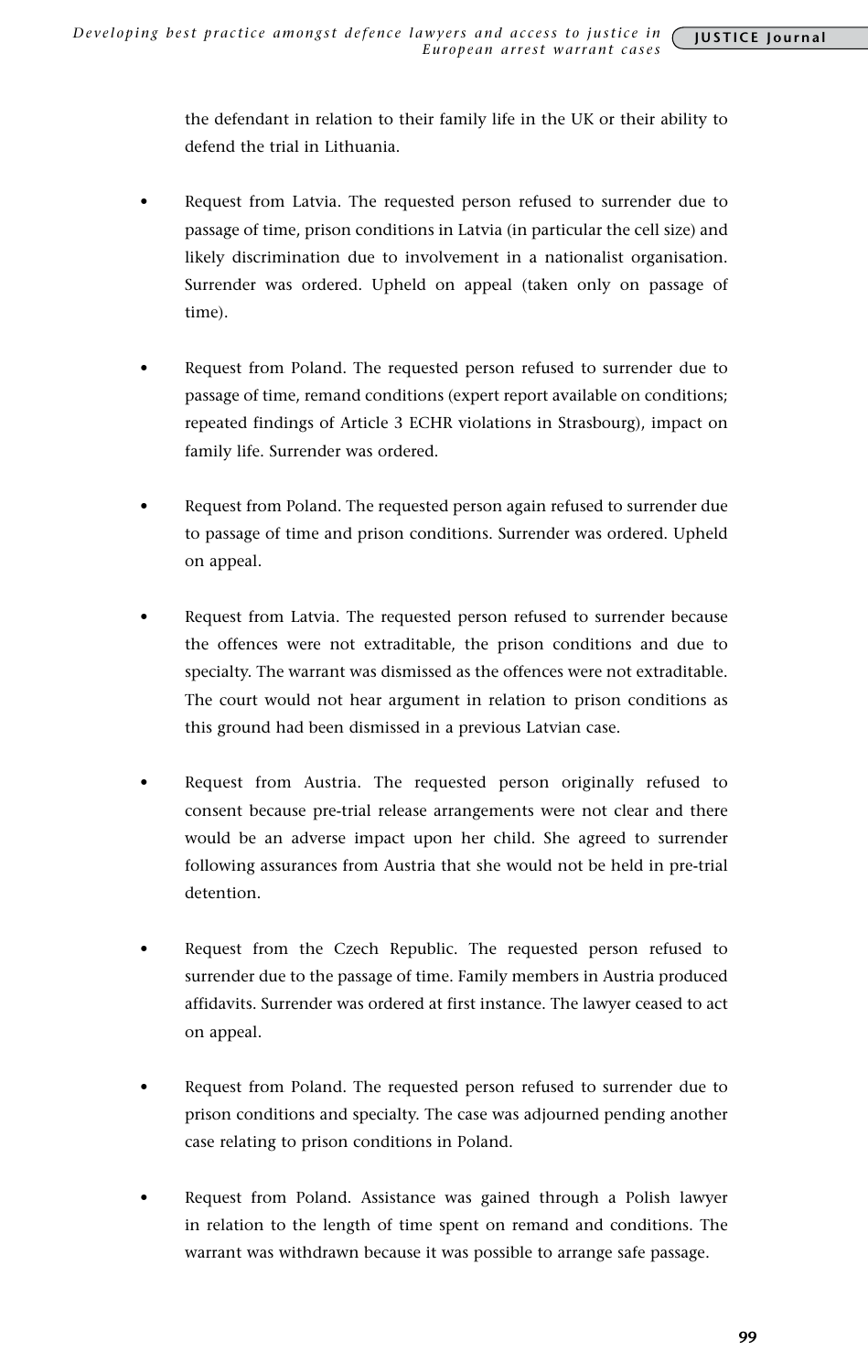the defendant in relation to their family life in the UK or their ability to defend the trial in Lithuania.

- Request from Latvia. The requested person refused to surrender due to passage of time, prison conditions in Latvia (in particular the cell size) and likely discrimination due to involvement in a nationalist organisation. Surrender was ordered. Upheld on appeal (taken only on passage of time).

- Request from Poland. The requested person refused to surrender due to passage of time, remand conditions (expert report available on conditions; repeated findings of Article 3 ECHR violations in Strasbourg), impact on family life. Surrender was ordered.

- Request from Poland. The requested person again refused to surrender due to passage of time and prison conditions. Surrender was ordered. Upheld on appeal.

- Request from Latvia. The requested person refused to surrender because the offences were not extraditable, the prison conditions and due to specialty. The warrant was dismissed as the offences were not extraditable. The court would not hear argument in relation to prison conditions as this ground had been dismissed in a previous Latvian case.

- Request from Austria. The requested person originally refused to consent because pre-trial release arrangements were not clear and there would be an adverse impact upon her child. She agreed to surrender following assurances from Austria that she would not be held in pre-trial detention.

- Request from the Czech Republic. The requested person refused to surrender due to the passage of time. Family members in Austria produced affidavits. Surrender was ordered at first instance. The lawyer ceased to act on appeal.

- Request from Poland. The requested person refused to surrender due to prison conditions and specialty. The case was adjourned pending another case relating to prison conditions in Poland.

- Request from Poland. Assistance was gained through a Polish lawyer in relation to the length of time spent on remand and conditions. The warrant was withdrawn because it was possible to arrange safe passage.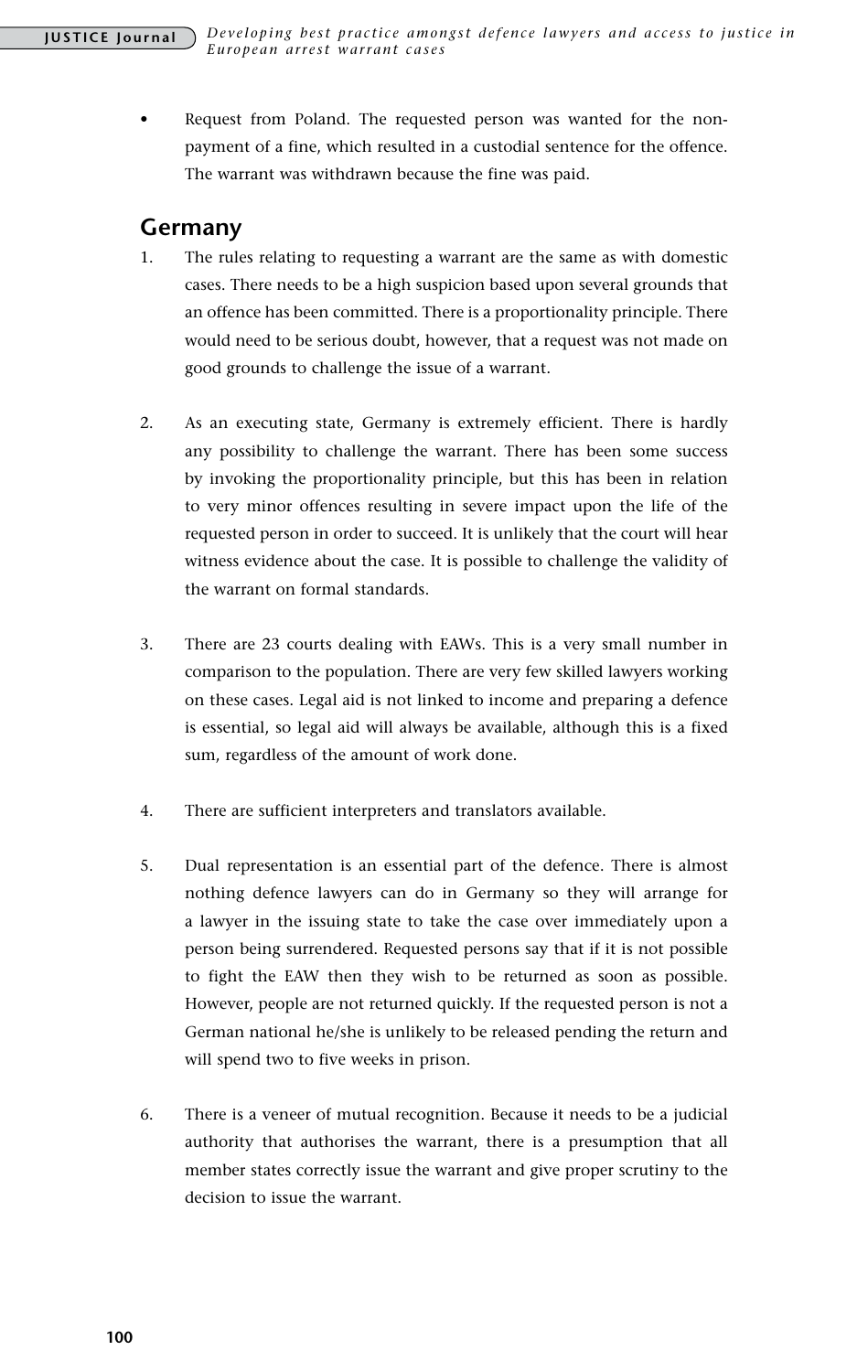- Request from Poland. The requested person was wanted for the non-payment of a fine, which resulted in a custodial sentence for the offence. The warrant was withdrawn because the fine was paid.

## Germany

1. The rules relating to requesting a warrant are the same as with domestic cases. There needs to be a high suspicion based upon several grounds that an offence has been committed. There is a proportionality principle. There would need to be serious doubt, however, that a request was not made on good grounds to challenge the issue of a warrant.

2. As an executing state, Germany is extremely efficient. There is hardly any possibility to challenge the warrant. There has been some success by invoking the proportionality principle, but this has been in relation to very minor offences resulting in severe impact upon the life of the requested person in order to succeed. It is unlikely that the court will hear witness evidence about the case. It is possible to challenge the validity of the warrant on formal standards.

3. There are 23 courts dealing with EAWs. This is a very small number in comparison to the population. There are very few skilled lawyers working on these cases. Legal aid is not linked to income and preparing a defence is essential, so legal aid will always be available, although this is a fixed sum, regardless of the amount of work done.

4. There are sufficient interpreters and translators available.

5. Dual representation is an essential part of the defence. There is almost nothing defence lawyers can do in Germany so they will arrange for a lawyer in the issuing state to take the case over immediately upon a person being surrendered. Requested persons say that if it is not possible to fight the EAW then they wish to be returned as soon as possible. However, people are not returned quickly. If the requested person is not a German national he/she is unlikely to be released pending the return and will spend two to five weeks in prison.

6. There is a veneer of mutual recognition. Because it needs to be a judicial authority that authorises the warrant, there is a presumption that all member states correctly issue the warrant and give proper scrutiny to the decision to issue the warrant.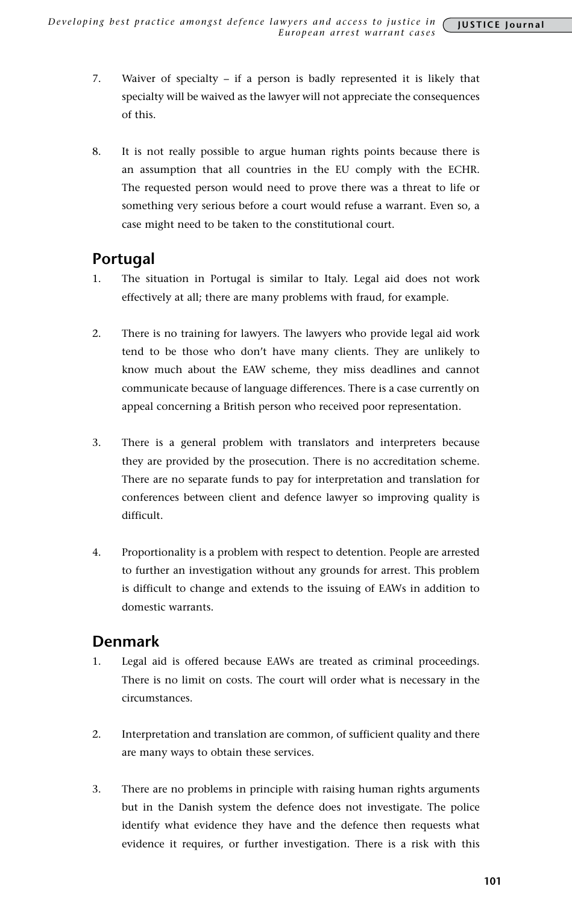7. Waiver of specialty – if a person is badly represented it is likely that specialty will be waived as the lawyer will not appreciate the consequences of this.

8. It is not really possible to argue human rights points because there is an assumption that all countries in the EU comply with the ECHR. The requested person would need to prove there was a threat to life or something very serious before a court would refuse a warrant. Even so, a case might need to be taken to the constitutional court.

## Portugal

1. The situation in Portugal is similar to Italy. Legal aid does not work effectively at all; there are many problems with fraud, for example.

2. There is no training for lawyers. The lawyers who provide legal aid work tend to be those who don't have many clients. They are unlikely to know much about the EAW scheme, they miss deadlines and cannot communicate because of language differences. There is a case currently on appeal concerning a British person who received poor representation.

3. There is a general problem with translators and interpreters because they are provided by the prosecution. There is no accreditation scheme. There are no separate funds to pay for interpretation and translation for conferences between client and defence lawyer so improving quality is difficult.

4. Proportionality is a problem with respect to detention. People are arrested to further an investigation without any grounds for arrest. This problem is difficult to change and extends to the issuing of EAWs in addition to domestic warrants.

## Denmark

1. Legal aid is offered because EAWs are treated as criminal proceedings. There is no limit on costs. The court will order what is necessary in the circumstances.

2. Interpretation and translation are common, of sufficient quality and there are many ways to obtain these services.

3. There are no problems in principle with raising human rights arguments but in the Danish system the defence does not investigate. The police identify what evidence they have and the defence then requests what evidence it requires, or further investigation. There is a risk with this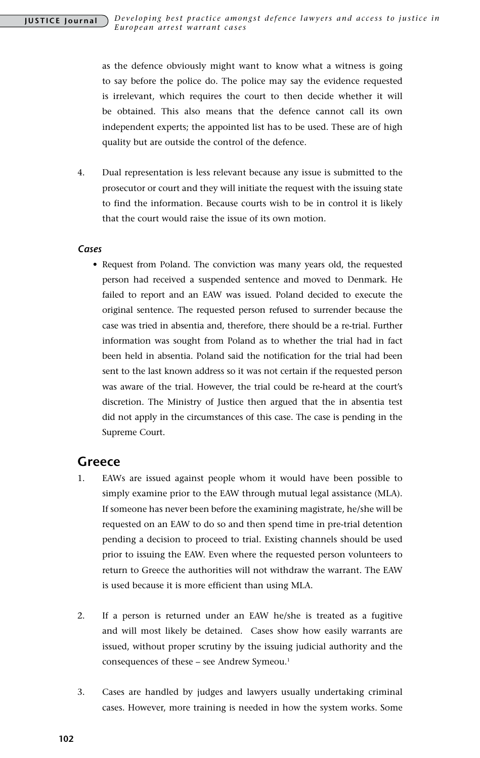as the defence obviously might want to know what a witness is going to say before the police do. The police may say the evidence requested is irrelevant, which requires the court to then decide whether it will be obtained. This also means that the defence cannot call its own independent experts; the appointed list has to be used. These are of high quality but are outside the control of the defence.

4. Dual representation is less relevant because any issue is submitted to the prosecutor or court and they will initiate the request with the issuing state to find the information. Because courts wish to be in control it is likely that the court would raise the issue of its own motion.

### *Cases*

- Request from Poland. The conviction was many years old, the requested person had received a suspended sentence and moved to Denmark. He failed to report and an EAW was issued. Poland decided to execute the original sentence. The requested person refused to surrender because the case was tried in absentia and, therefore, there should be a re-trial. Further information was sought from Poland as to whether the trial had in fact been held in absentia. Poland said the notification for the trial had been sent to the last known address so it was not certain if the requested person was aware of the trial. However, the trial could be re-heard at the court's discretion. The Ministry of Justice then argued that the in absentia test did not apply in the circumstances of this case. The case is pending in the Supreme Court.

## Greece

1. EAWs are issued against people whom it would have been possible to simply examine prior to the EAW through mutual legal assistance (MLA). If someone has never been before the examining magistrate, he/she will be requested on an EAW to do so and then spend time in pre-trial detention pending a decision to proceed to trial. Existing channels should be used prior to issuing the EAW. Even where the requested person volunteers to return to Greece the authorities will not withdraw the warrant. The EAW is used because it is more efficient than using MLA.

2. If a person is returned under an EAW he/she is treated as a fugitive and will most likely be detained. Cases show how easily warrants are issued, without proper scrutiny by the issuing judicial authority and the consequences of these – see Andrew Symeou.[1]

3. Cases are handled by judges and lawyers usually undertaking criminal cases. However, more training is needed in how the system works. Some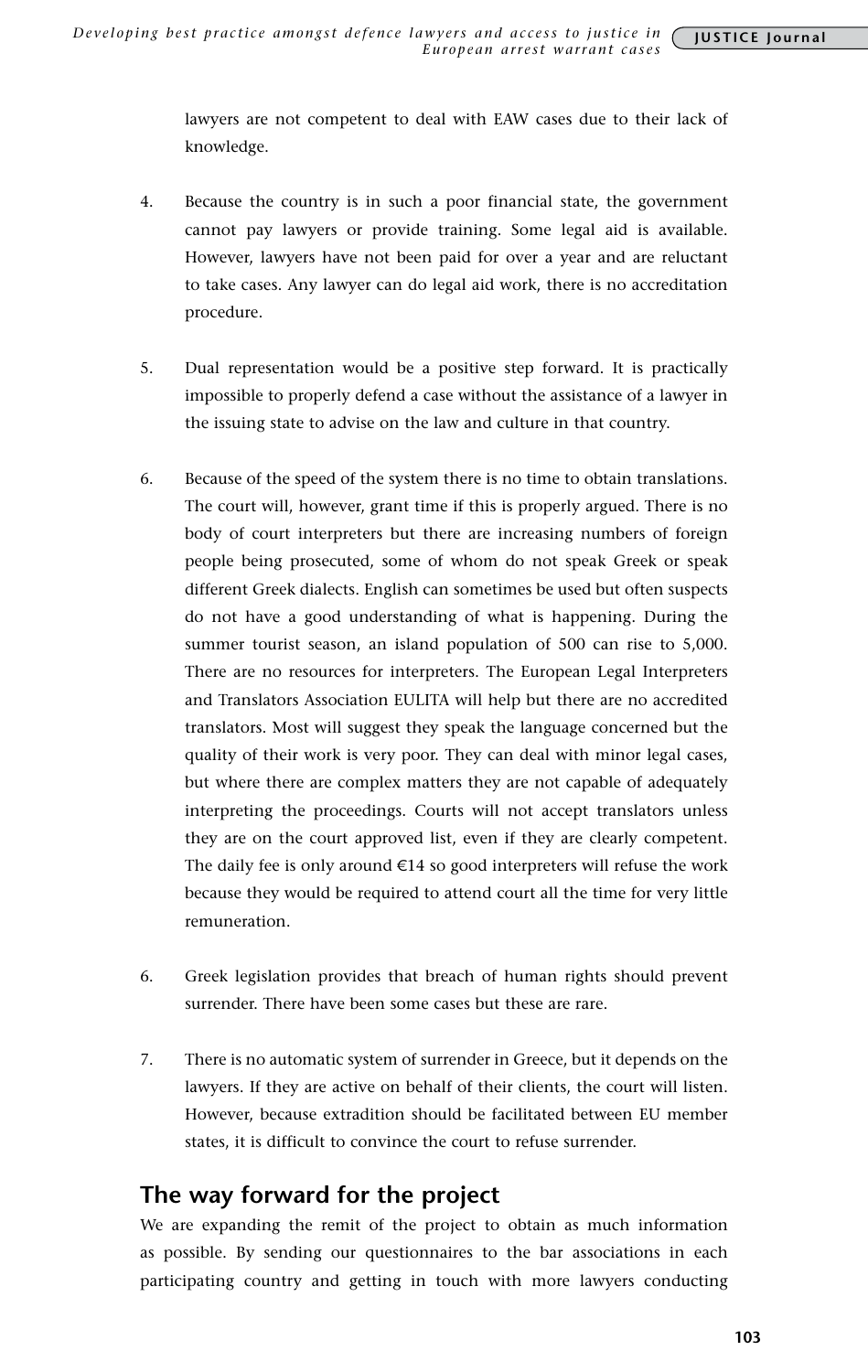lawyers are not competent to deal with EAW cases due to their lack of knowledge.

4. Because the country is in such a poor financial state, the government cannot pay lawyers or provide training. Some legal aid is available. However, lawyers have not been paid for over a year and are reluctant to take cases. Any lawyer can do legal aid work, there is no accreditation procedure.

5. Dual representation would be a positive step forward. It is practically impossible to properly defend a case without the assistance of a lawyer in the issuing state to advise on the law and culture in that country.

6. Because of the speed of the system there is no time to obtain translations. The court will, however, grant time if this is properly argued. There is no body of court interpreters but there are increasing numbers of foreign people being prosecuted, some of whom do not speak Greek or speak different Greek dialects. English can sometimes be used but often suspects do not have a good understanding of what is happening. During the summer tourist season, an island population of 500 can rise to 5,000. There are no resources for interpreters. The European Legal Interpreters and Translators Association EULITA will help but there are no accredited translators. Most will suggest they speak the language concerned but the quality of their work is very poor. They can deal with minor legal cases, but where there are complex matters they are not capable of adequately interpreting the proceedings. Courts will not accept translators unless they are on the court approved list, even if they are clearly competent. The daily fee is only around €14 so good interpreters will refuse the work because they would be required to attend court all the time for very little remuneration.

6. Greek legislation provides that breach of human rights should prevent surrender. There have been some cases but these are rare.

7. There is no automatic system of surrender in Greece, but it depends on the lawyers. If they are active on behalf of their clients, the court will listen. However, because extradition should be facilitated between EU member states, it is difficult to convince the court to refuse surrender.

## The way forward for the project

We are expanding the remit of the project to obtain as much information as possible. By sending our questionnaires to the bar associations in each participating country and getting in touch with more lawyers conducting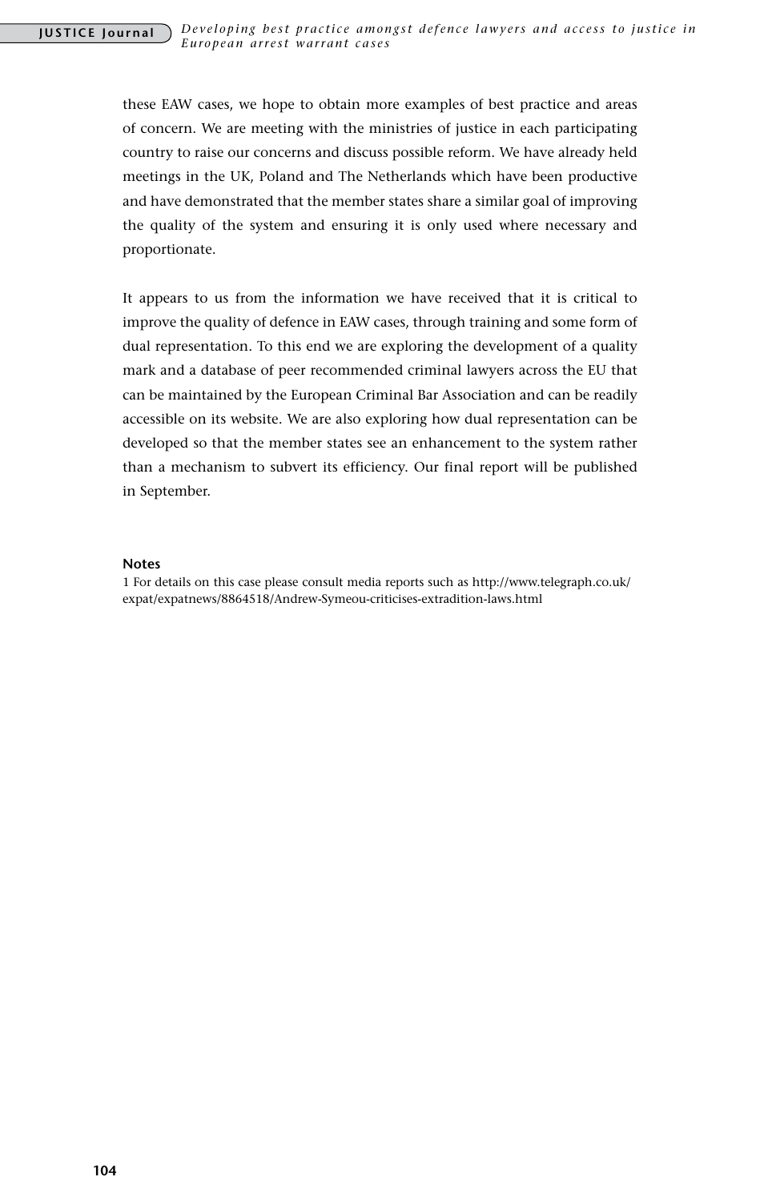these EAW cases, we hope to obtain more examples of best practice and areas of concern. We are meeting with the ministries of justice in each participating country to raise our concerns and discuss possible reform. We have already held meetings in the UK, Poland and The Netherlands which have been productive and have demonstrated that the member states share a similar goal of improving the quality of the system and ensuring it is only used where necessary and proportionate.

It appears to us from the information we have received that it is critical to improve the quality of defence in EAW cases, through training and some form of dual representation. To this end we are exploring the development of a quality mark and a database of peer recommended criminal lawyers across the EU that can be maintained by the European Criminal Bar Association and can be readily accessible on its website. We are also exploring how dual representation can be developed so that the member states see an enhancement to the system rather than a mechanism to subvert its efficiency. Our final report will be published in September.

**Notes**

1 For details on this case please consult media reports such as http://www.telegraph.co.uk/expat/expatnews/8864518/Andrew-Symeou-criticises-extradition-laws.html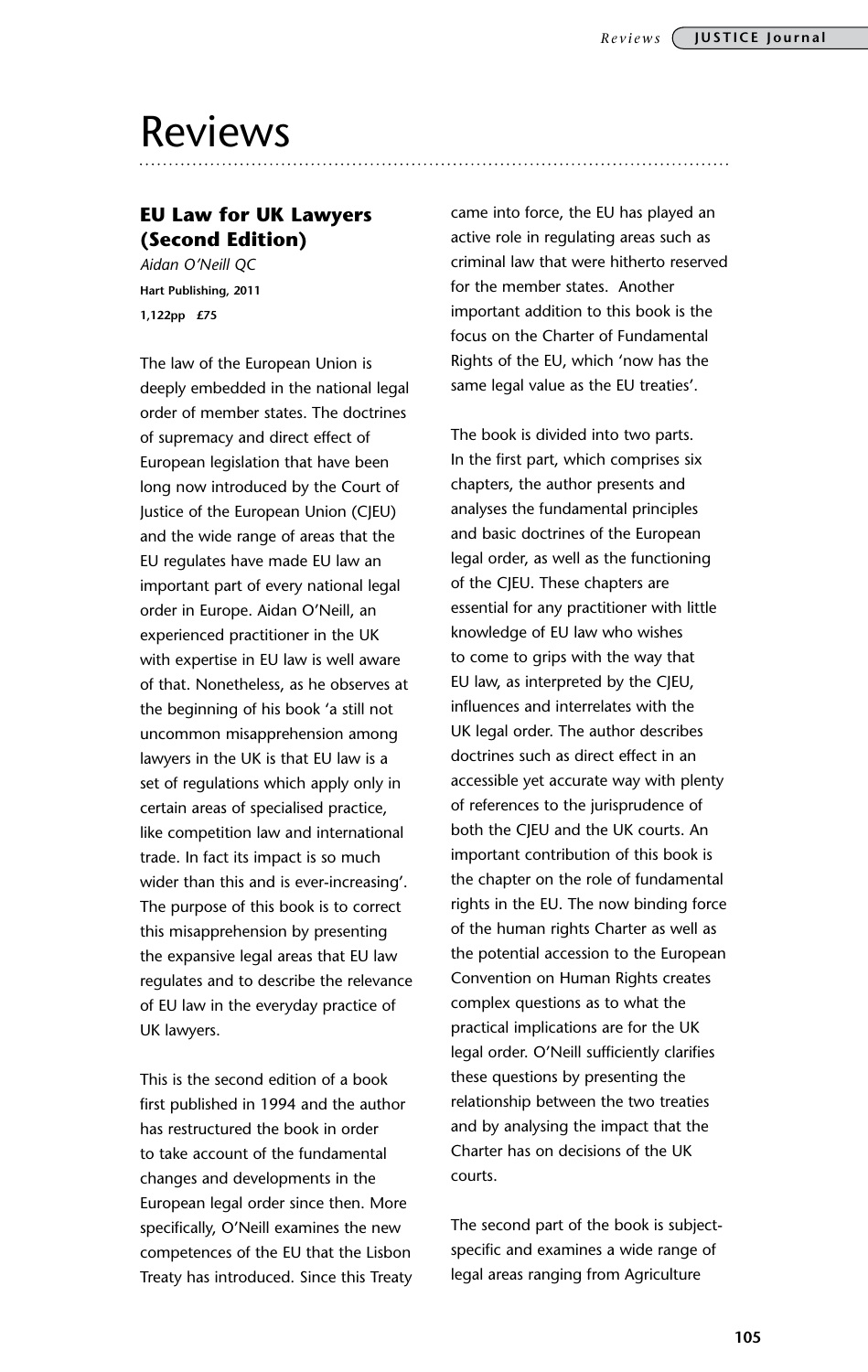# Reviews

## EU Law for UK Lawyers (Second Edition)

*Aidan O'Neill QC*

**Hart Publishing, 2011**

**1,122pp £75**

The law of the European Union is deeply embedded in the national legal order of member states. The doctrines of supremacy and direct effect of European legislation that have been long now introduced by the Court of Justice of the European Union (CJEU) and the wide range of areas that the EU regulates have made EU law an important part of every national legal order in Europe. Aidan O'Neill, an experienced practitioner in the UK with expertise in EU law is well aware of that. Nonetheless, as he observes at the beginning of his book 'a still not uncommon misapprehension among lawyers in the UK is that EU law is a set of regulations which apply only in certain areas of specialised practice, like competition law and international trade. In fact its impact is so much wider than this and is ever-increasing'. The purpose of this book is to correct this misapprehension by presenting the expansive legal areas that EU law regulates and to describe the relevance of EU law in the everyday practice of UK lawyers.

This is the second edition of a book first published in 1994 and the author has restructured the book in order to take account of the fundamental changes and developments in the European legal order since then. More specifically, O'Neill examines the new competences of the EU that the Lisbon Treaty has introduced. Since this Treaty came into force, the EU has played an active role in regulating areas such as criminal law that were hitherto reserved for the member states. Another important addition to this book is the focus on the Charter of Fundamental Rights of the EU, which 'now has the same legal value as the EU treaties'.

The book is divided into two parts. In the first part, which comprises six chapters, the author presents and analyses the fundamental principles and basic doctrines of the European legal order, as well as the functioning of the CJEU. These chapters are essential for any practitioner with little knowledge of EU law who wishes to come to grips with the way that EU law, as interpreted by the CJEU, influences and interrelates with the UK legal order. The author describes doctrines such as direct effect in an accessible yet accurate way with plenty of references to the jurisprudence of both the CJEU and the UK courts. An important contribution of this book is the chapter on the role of fundamental rights in the EU. The now binding force of the human rights Charter as well as the potential accession to the European Convention on Human Rights creates complex questions as to what the practical implications are for the UK legal order. O'Neill sufficiently clarifies these questions by presenting the relationship between the two treaties and by analysing the impact that the Charter has on decisions of the UK courts.

The second part of the book is subject-specific and examines a wide range of legal areas ranging from Agriculture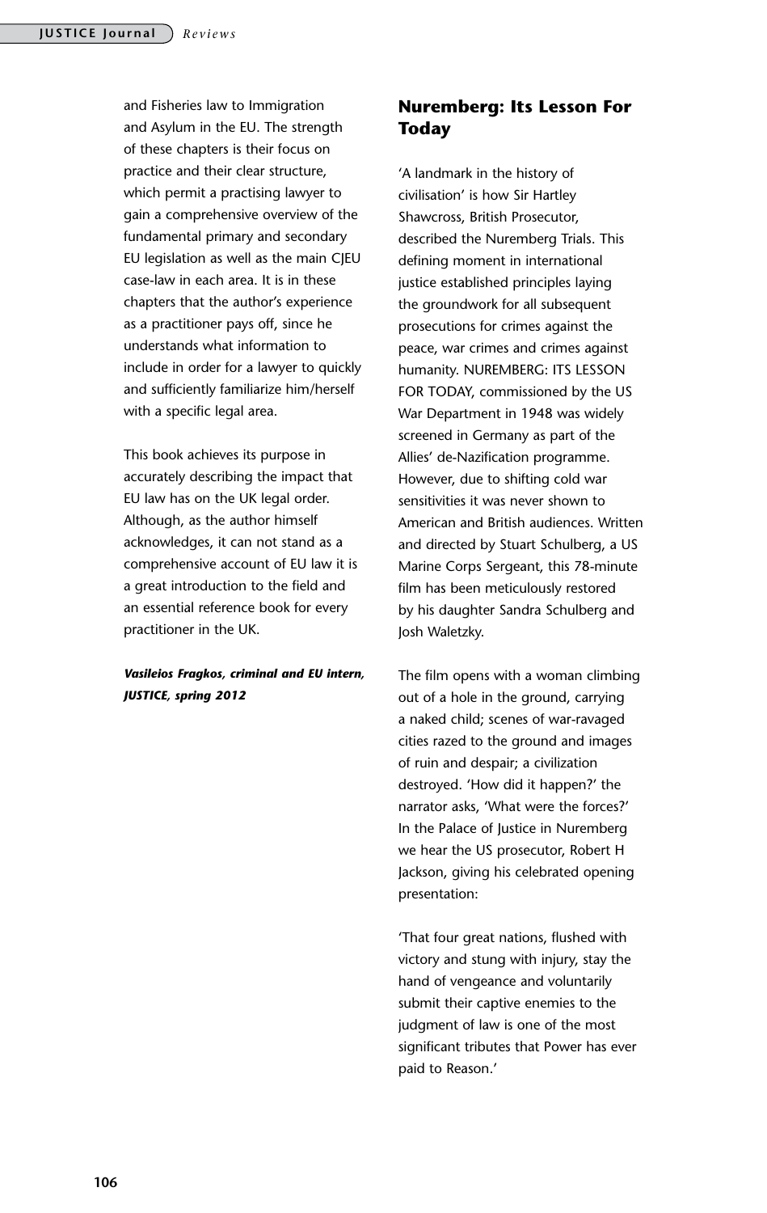and Fisheries law to Immigration and Asylum in the EU. The strength of these chapters is their focus on practice and their clear structure, which permit a practising lawyer to gain a comprehensive overview of the fundamental primary and secondary EU legislation as well as the main CJEU case-law in each area. It is in these chapters that the author's experience as a practitioner pays off, since he understands what information to include in order for a lawyer to quickly and sufficiently familiarize him/herself with a specific legal area.

This book achieves its purpose in accurately describing the impact that EU law has on the UK legal order. Although, as the author himself acknowledges, it can not stand as a comprehensive account of EU law it is a great introduction to the field and an essential reference book for every practitioner in the UK.

***Vasileios Fragkos, criminal and EU intern, JUSTICE, spring 2012***

## Nuremberg: Its Lesson For Today

'A landmark in the history of civilisation' is how Sir Hartley Shawcross, British Prosecutor, described the Nuremberg Trials. This defining moment in international justice established principles laying the groundwork for all subsequent prosecutions for crimes against the peace, war crimes and crimes against humanity. NUREMBERG: ITS LESSON FOR TODAY, commissioned by the US War Department in 1948 was widely screened in Germany as part of the Allies' de-Nazification programme. However, due to shifting cold war sensitivities it was never shown to American and British audiences. Written and directed by Stuart Schulberg, a US Marine Corps Sergeant, this 78-minute film has been meticulously restored by his daughter Sandra Schulberg and Josh Waletzky.

The film opens with a woman climbing out of a hole in the ground, carrying a naked child; scenes of war-ravaged cities razed to the ground and images of ruin and despair; a civilization destroyed. 'How did it happen?' the narrator asks, 'What were the forces?' In the Palace of Justice in Nuremberg we hear the US prosecutor, Robert H Jackson, giving his celebrated opening presentation:

'That four great nations, flushed with victory and stung with injury, stay the hand of vengeance and voluntarily submit their captive enemies to the judgment of law is one of the most significant tributes that Power has ever paid to Reason.'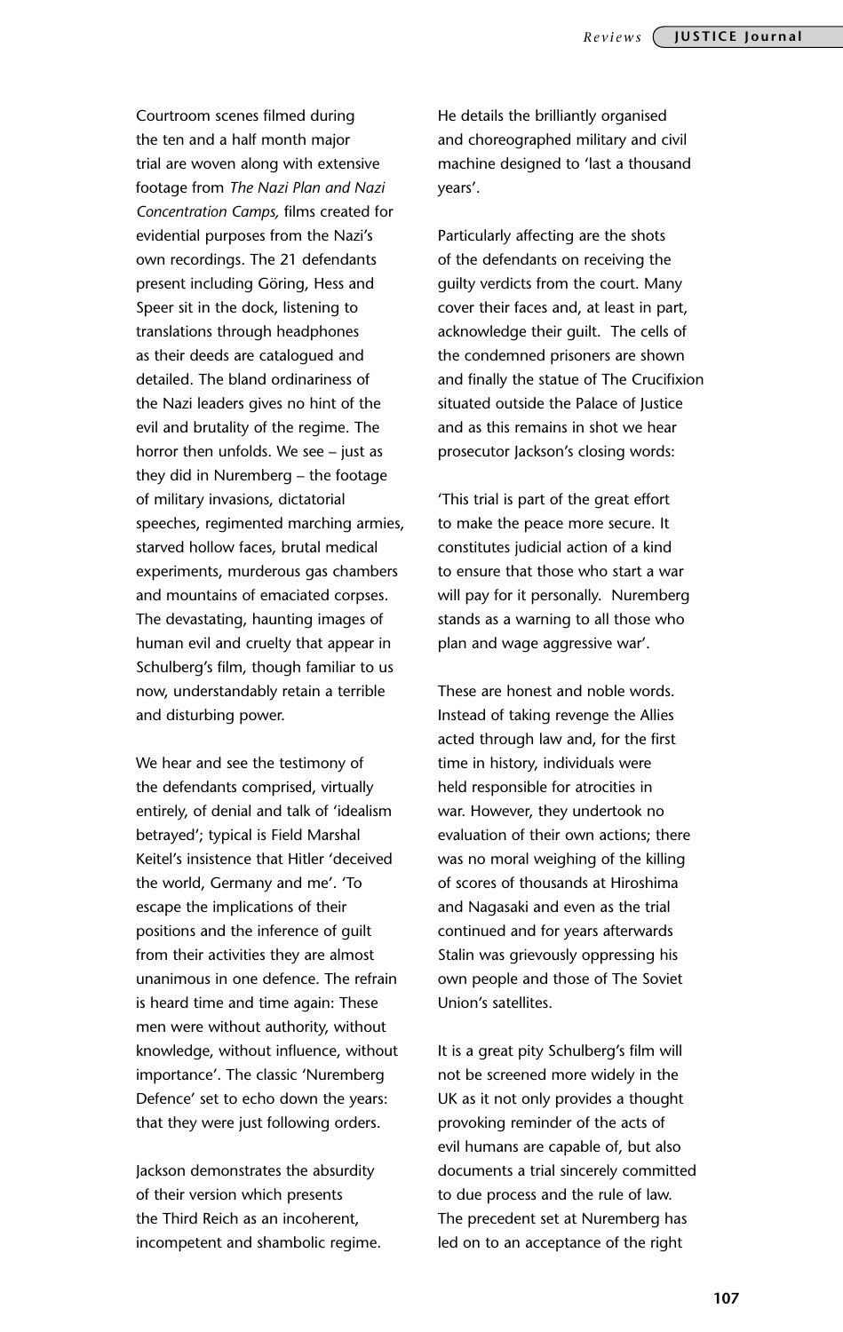Courtroom scenes filmed during the ten and a half month major trial are woven along with extensive footage from *The Nazi Plan and Nazi Concentration Camps,* films created for evidential purposes from the Nazi's own recordings. The 21 defendants present including Göring, Hess and Speer sit in the dock, listening to translations through headphones as their deeds are catalogued and detailed. The bland ordinariness of the Nazi leaders gives no hint of the evil and brutality of the regime. The horror then unfolds. We see – just as they did in Nuremberg – the footage of military invasions, dictatorial speeches, regimented marching armies, starved hollow faces, brutal medical experiments, murderous gas chambers and mountains of emaciated corpses. The devastating, haunting images of human evil and cruelty that appear in Schulberg's film, though familiar to us now, understandably retain a terrible and disturbing power.

We hear and see the testimony of the defendants comprised, virtually entirely, of denial and talk of 'idealism betrayed'; typical is Field Marshal Keitel's insistence that Hitler 'deceived the world, Germany and me'. 'To escape the implications of their positions and the inference of guilt from their activities they are almost unanimous in one defence. The refrain is heard time and time again: These men were without authority, without knowledge, without influence, without importance'. The classic 'Nuremberg Defence' set to echo down the years: that they were just following orders.

Jackson demonstrates the absurdity of their version which presents the Third Reich as an incoherent, incompetent and shambolic regime. He details the brilliantly organised and choreographed military and civil machine designed to 'last a thousand years'.

Particularly affecting are the shots of the defendants on receiving the guilty verdicts from the court. Many cover their faces and, at least in part, acknowledge their guilt. The cells of the condemned prisoners are shown and finally the statue of The Crucifixion situated outside the Palace of Justice and as this remains in shot we hear prosecutor Jackson's closing words:

'This trial is part of the great effort to make the peace more secure. It constitutes judicial action of a kind to ensure that those who start a war will pay for it personally. Nuremberg stands as a warning to all those who plan and wage aggressive war'.

These are honest and noble words. Instead of taking revenge the Allies acted through law and, for the first time in history, individuals were held responsible for atrocities in war. However, they undertook no evaluation of their own actions; there was no moral weighing of the killing of scores of thousands at Hiroshima and Nagasaki and even as the trial continued and for years afterwards Stalin was grievously oppressing his own people and those of The Soviet Union's satellites.

It is a great pity Schulberg's film will not be screened more widely in the UK as it not only provides a thought provoking reminder of the acts of evil humans are capable of, but also documents a trial sincerely committed to due process and the rule of law. The precedent set at Nuremberg has led on to an acceptance of the right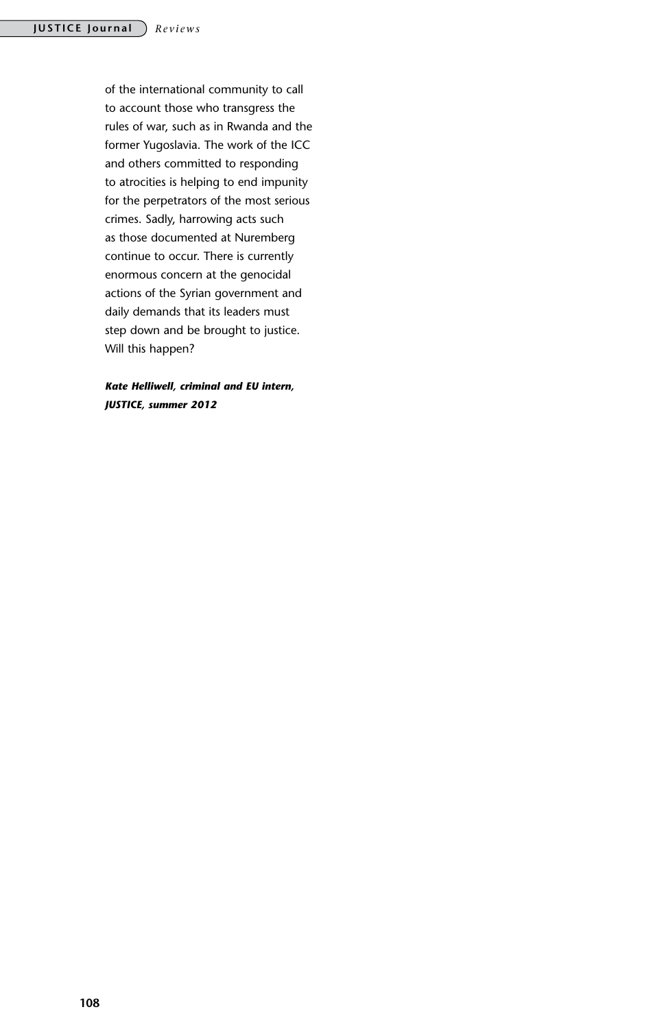of the international community to call to account those who transgress the rules of war, such as in Rwanda and the former Yugoslavia. The work of the ICC and others committed to responding to atrocities is helping to end impunity for the perpetrators of the most serious crimes. Sadly, harrowing acts such as those documented at Nuremberg continue to occur. There is currently enormous concern at the genocidal actions of the Syrian government and daily demands that its leaders must step down and be brought to justice. Will this happen?

***Kate Helliwell, criminal and EU intern, JUSTICE, summer 2012***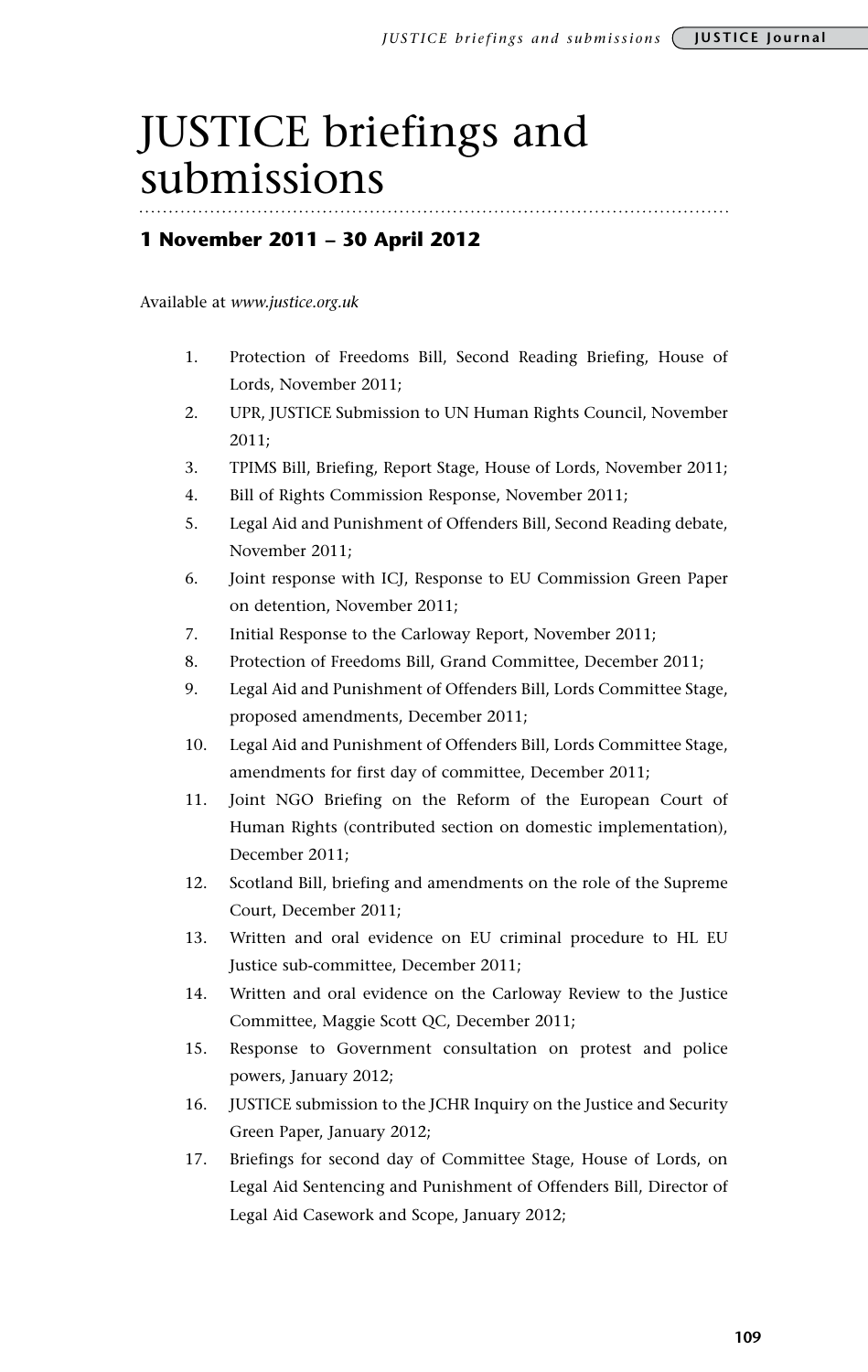# JUSTICE briefings and submissions

## 1 November 2011 – 30 April 2012

Available at *www.justice.org.uk*

1. Protection of Freedoms Bill, Second Reading Briefing, House of Lords, November 2011;
2. UPR, JUSTICE Submission to UN Human Rights Council, November 2011;
3. TPIMS Bill, Briefing, Report Stage, House of Lords, November 2011;
4. Bill of Rights Commission Response, November 2011;
5. Legal Aid and Punishment of Offenders Bill, Second Reading debate, November 2011;
6. Joint response with ICJ, Response to EU Commission Green Paper on detention, November 2011;
7. Initial Response to the Carloway Report, November 2011;
8. Protection of Freedoms Bill, Grand Committee, December 2011;
9. Legal Aid and Punishment of Offenders Bill, Lords Committee Stage, proposed amendments, December 2011;
10. Legal Aid and Punishment of Offenders Bill, Lords Committee Stage, amendments for first day of committee, December 2011;
11. Joint NGO Briefing on the Reform of the European Court of Human Rights (contributed section on domestic implementation), December 2011;
12. Scotland Bill, briefing and amendments on the role of the Supreme Court, December 2011;
13. Written and oral evidence on EU criminal procedure to HL EU Justice sub-committee, December 2011;
14. Written and oral evidence on the Carloway Review to the Justice Committee, Maggie Scott QC, December 2011;
15. Response to Government consultation on protest and police powers, January 2012;
16. JUSTICE submission to the JCHR Inquiry on the Justice and Security Green Paper, January 2012;
17. Briefings for second day of Committee Stage, House of Lords, on Legal Aid Sentencing and Punishment of Offenders Bill, Director of Legal Aid Casework and Scope, January 2012;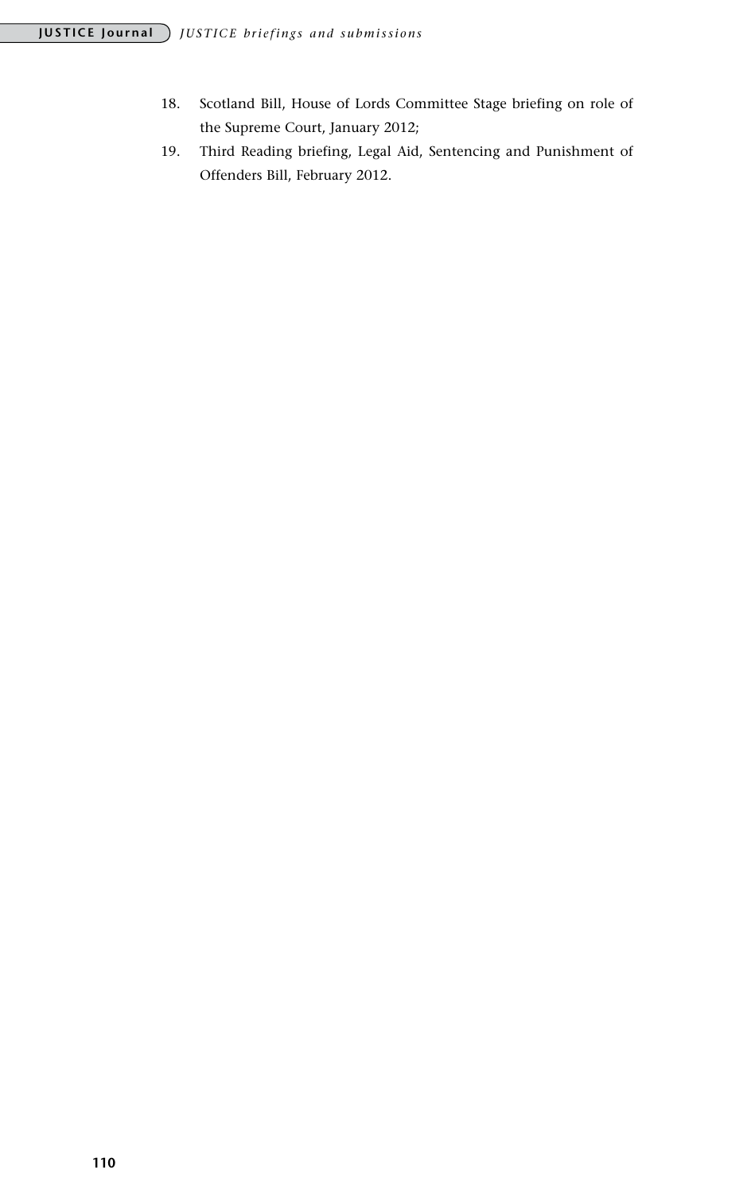18. Scotland Bill, House of Lords Committee Stage briefing on role of the Supreme Court, January 2012;
19. Third Reading briefing, Legal Aid, Sentencing and Punishment of Offenders Bill, February 2012.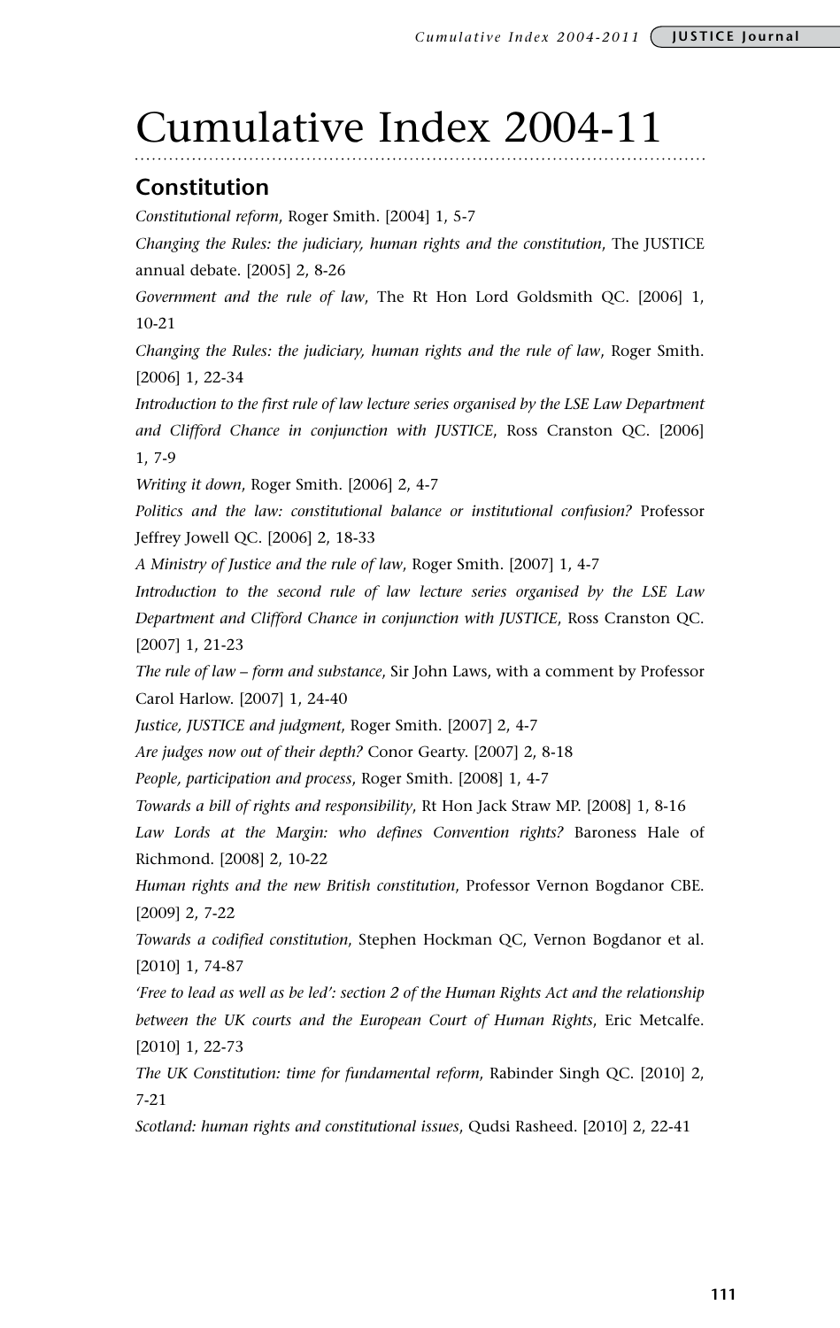# Cumulative Index 2004-11

## Constitution

*Constitutional reform*, Roger Smith. [2004] 1, 5-7

*Changing the Rules: the judiciary, human rights and the constitution*, The JUSTICE annual debate. [2005] 2, 8-26

*Government and the rule of law*, The Rt Hon Lord Goldsmith QC. [2006] 1, 10-21

*Changing the Rules: the judiciary, human rights and the rule of law*, Roger Smith. [2006] 1, 22-34

*Introduction to the first rule of law lecture series organised by the LSE Law Department and Clifford Chance in conjunction with JUSTICE*, Ross Cranston QC. [2006] 1, 7-9

*Writing it down*, Roger Smith. [2006] 2, 4-7

*Politics and the law: constitutional balance or institutional confusion?* Professor Jeffrey Jowell QC. [2006] 2, 18-33

*A Ministry of Justice and the rule of law*, Roger Smith. [2007] 1, 4-7

*Introduction to the second rule of law lecture series organised by the LSE Law Department and Clifford Chance in conjunction with JUSTICE*, Ross Cranston QC. [2007] 1, 21-23

*The rule of law – form and substance*, Sir John Laws, with a comment by Professor Carol Harlow. [2007] 1, 24-40

*Justice, JUSTICE and judgment*, Roger Smith. [2007] 2, 4-7

*Are judges now out of their depth?* Conor Gearty. [2007] 2, 8-18

*People, participation and process*, Roger Smith. [2008] 1, 4-7

*Towards a bill of rights and responsibility*, Rt Hon Jack Straw MP. [2008] 1, 8-16

*Law Lords at the Margin: who defines Convention rights?* Baroness Hale of Richmond. [2008] 2, 10-22

*Human rights and the new British constitution*, Professor Vernon Bogdanor CBE. [2009] 2, 7-22

*Towards a codified constitution*, Stephen Hockman QC, Vernon Bogdanor et al. [2010] 1, 74-87

*'Free to lead as well as be led': section 2 of the Human Rights Act and the relationship between the UK courts and the European Court of Human Rights*, Eric Metcalfe. [2010] 1, 22-73

*The UK Constitution: time for fundamental reform*, Rabinder Singh QC. [2010] 2, 7-21

*Scotland: human rights and constitutional issues*, Qudsi Rasheed. [2010] 2, 22-41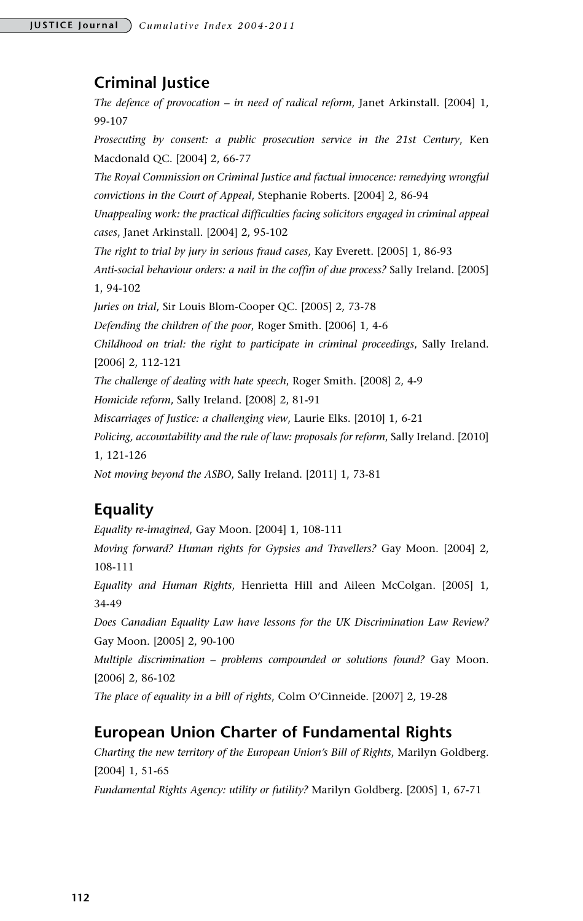## Criminal Justice

*The defence of provocation – in need of radical reform*, Janet Arkinstall. [2004] 1, 99-107

*Prosecuting by consent: a public prosecution service in the 21st Century*, Ken Macdonald QC. [2004] 2, 66-77

*The Royal Commission on Criminal Justice and factual innocence: remedying wrongful convictions in the Court of Appeal*, Stephanie Roberts. [2004] 2, 86-94

*Unappealing work: the practical difficulties facing solicitors engaged in criminal appeal cases*, Janet Arkinstall. [2004] 2, 95-102

*The right to trial by jury in serious fraud cases*, Kay Everett. [2005] 1, 86-93

*Anti-social behaviour orders: a nail in the coffin of due process?* Sally Ireland. [2005] 1, 94-102

*Juries on trial*, Sir Louis Blom-Cooper QC. [2005] 2, 73-78

*Defending the children of the poor*, Roger Smith. [2006] 1, 4-6

*Childhood on trial: the right to participate in criminal proceedings*, Sally Ireland. [2006] 2, 112-121

*The challenge of dealing with hate speech*, Roger Smith. [2008] 2, 4-9

*Homicide reform*, Sally Ireland. [2008] 2, 81-91

*Miscarriages of Justice: a challenging view*, Laurie Elks. [2010] 1, 6-21

*Policing, accountability and the rule of law: proposals for reform*, Sally Ireland. [2010] 1, 121-126

*Not moving beyond the ASBO*, Sally Ireland. [2011] 1, 73-81

## Equality

*Equality re-imagined*, Gay Moon. [2004] 1, 108-111

*Moving forward? Human rights for Gypsies and Travellers?* Gay Moon. [2004] 2, 108-111

*Equality and Human Rights*, Henrietta Hill and Aileen McColgan. [2005] 1, 34-49

*Does Canadian Equality Law have lessons for the UK Discrimination Law Review?* Gay Moon. [2005] 2, 90-100

*Multiple discrimination – problems compounded or solutions found?* Gay Moon. [2006] 2, 86-102

*The place of equality in a bill of rights*, Colm O'Cinneide. [2007] 2, 19-28

## European Union Charter of Fundamental Rights

*Charting the new territory of the European Union's Bill of Rights*, Marilyn Goldberg. [2004] 1, 51-65

*Fundamental Rights Agency: utility or futility?* Marilyn Goldberg. [2005] 1, 67-71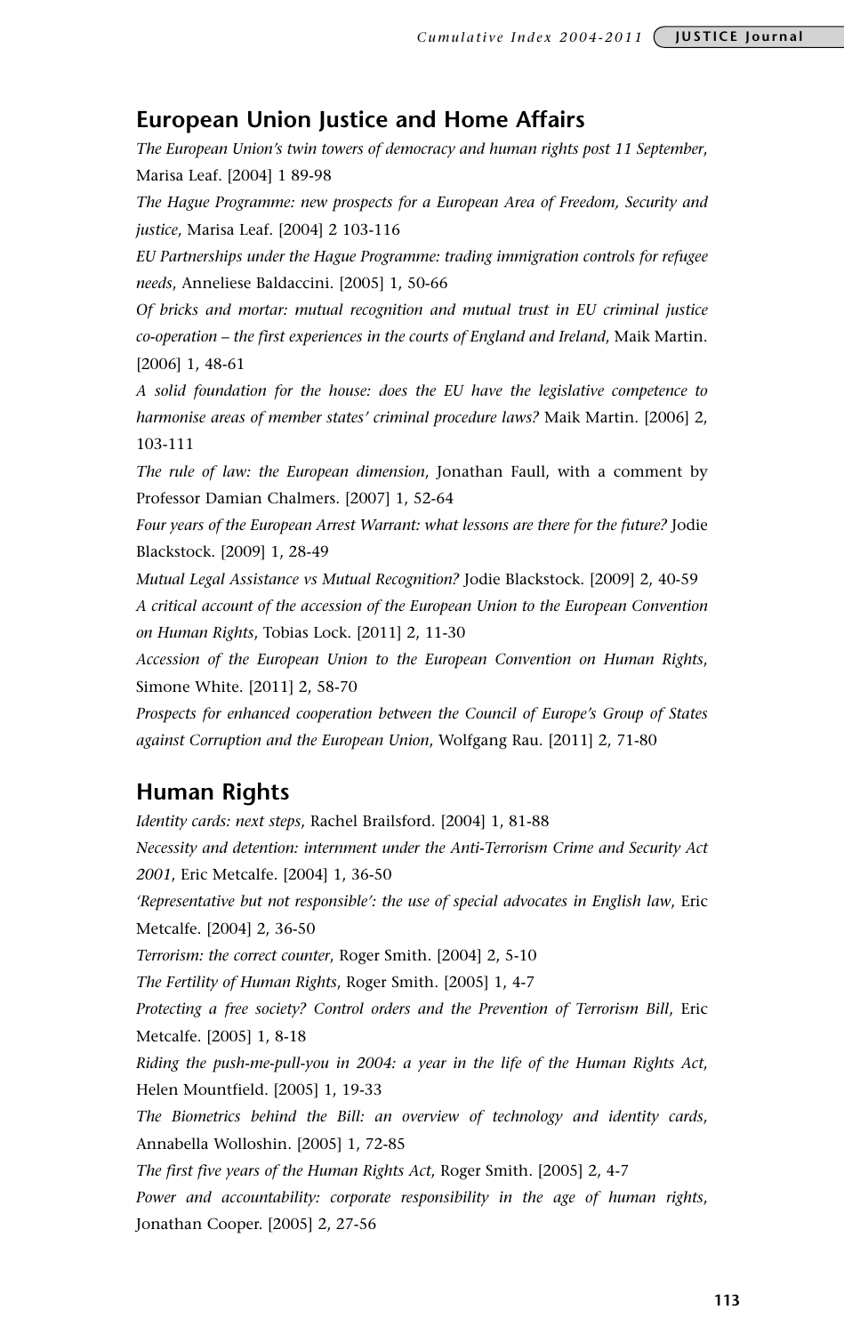## European Union Justice and Home Affairs

*The European Union's twin towers of democracy and human rights post 11 September*, Marisa Leaf. [2004] 1 89-98

*The Hague Programme: new prospects for a European Area of Freedom, Security and justice*, Marisa Leaf. [2004] 2 103-116

*EU Partnerships under the Hague Programme: trading immigration controls for refugee needs*, Anneliese Baldaccini. [2005] 1, 50-66

*Of bricks and mortar: mutual recognition and mutual trust in EU criminal justice co-operation – the first experiences in the courts of England and Ireland*, Maik Martin. [2006] 1, 48-61

*A solid foundation for the house: does the EU have the legislative competence to harmonise areas of member states' criminal procedure laws?* Maik Martin. [2006] 2, 103-111

*The rule of law: the European dimension*, Jonathan Faull, with a comment by Professor Damian Chalmers. [2007] 1, 52-64

*Four years of the European Arrest Warrant: what lessons are there for the future?* Jodie Blackstock. [2009] 1, 28-49

*Mutual Legal Assistance vs Mutual Recognition?* Jodie Blackstock. [2009] 2, 40-59

*A critical account of the accession of the European Union to the European Convention on Human Rights*, Tobias Lock. [2011] 2, 11-30

*Accession of the European Union to the European Convention on Human Rights*, Simone White. [2011] 2, 58-70

*Prospects for enhanced cooperation between the Council of Europe's Group of States against Corruption and the European Union*, Wolfgang Rau. [2011] 2, 71-80

## Human Rights

*Identity cards: next steps*, Rachel Brailsford. [2004] 1, 81-88

*Necessity and detention: internment under the Anti-Terrorism Crime and Security Act 2001*, Eric Metcalfe. [2004] 1, 36-50

*'Representative but not responsible': the use of special advocates in English law*, Eric Metcalfe. [2004] 2, 36-50

*Terrorism: the correct counter*, Roger Smith. [2004] 2, 5-10

*The Fertility of Human Rights*, Roger Smith. [2005] 1, 4-7

*Protecting a free society? Control orders and the Prevention of Terrorism Bill*, Eric Metcalfe. [2005] 1, 8-18

*Riding the push-me-pull-you in 2004: a year in the life of the Human Rights Act*, Helen Mountfield. [2005] 1, 19-33

*The Biometrics behind the Bill: an overview of technology and identity cards*, Annabella Wolloshin. [2005] 1, 72-85

*The first five years of the Human Rights Act*, Roger Smith. [2005] 2, 4-7

*Power and accountability: corporate responsibility in the age of human rights*, Jonathan Cooper. [2005] 2, 27-56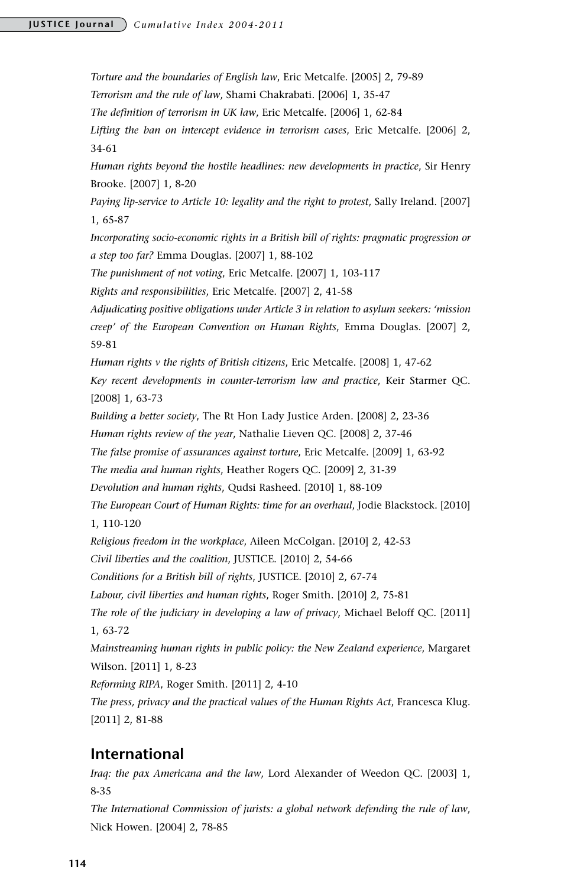*Torture and the boundaries of English law*, Eric Metcalfe. [2005] 2, 79-89

*Terrorism and the rule of law*, Shami Chakrabati. [2006] 1, 35-47

*The definition of terrorism in UK law*, Eric Metcalfe. [2006] 1, 62-84

*Lifting the ban on intercept evidence in terrorism cases*, Eric Metcalfe. [2006] 2, 34-61

*Human rights beyond the hostile headlines: new developments in practice*, Sir Henry Brooke. [2007] 1, 8-20

*Paying lip-service to Article 10: legality and the right to protest*, Sally Ireland. [2007] 1, 65-87

*Incorporating socio-economic rights in a British bill of rights: pragmatic progression or a step too far?* Emma Douglas. [2007] 1, 88-102

*The punishment of not voting*, Eric Metcalfe. [2007] 1, 103-117

*Rights and responsibilities*, Eric Metcalfe. [2007] 2, 41-58

*Adjudicating positive obligations under Article 3 in relation to asylum seekers: 'mission creep' of the European Convention on Human Rights*, Emma Douglas. [2007] 2, 59-81

*Human rights v the rights of British citizens*, Eric Metcalfe. [2008] 1, 47-62

*Key recent developments in counter-terrorism law and practice*, Keir Starmer QC. [2008] 1, 63-73

*Building a better society*, The Rt Hon Lady Justice Arden. [2008] 2, 23-36

*Human rights review of the year*, Nathalie Lieven QC. [2008] 2, 37-46

*The false promise of assurances against torture*, Eric Metcalfe. [2009] 1, 63-92

*The media and human rights*, Heather Rogers QC. [2009] 2, 31-39

*Devolution and human rights*, Qudsi Rasheed. [2010] 1, 88-109

*The European Court of Human Rights: time for an overhaul*, Jodie Blackstock. [2010] 1, 110-120

*Religious freedom in the workplace*, Aileen McColgan. [2010] 2, 42-53

*Civil liberties and the coalition*, JUSTICE. [2010] 2, 54-66

*Conditions for a British bill of rights*, JUSTICE. [2010] 2, 67-74

*Labour, civil liberties and human rights*, Roger Smith. [2010] 2, 75-81

*The role of the judiciary in developing a law of privacy*, Michael Beloff QC. [2011] 1, 63-72

*Mainstreaming human rights in public policy: the New Zealand experience*, Margaret Wilson. [2011] 1, 8-23

*Reforming RIPA*, Roger Smith. [2011] 2, 4-10

*The press, privacy and the practical values of the Human Rights Act*, Francesca Klug. [2011] 2, 81-88

## International

*Iraq: the pax Americana and the law*, Lord Alexander of Weedon QC. [2003] 1, 8-35

*The International Commission of jurists: a global network defending the rule of law*, Nick Howen. [2004] 2, 78-85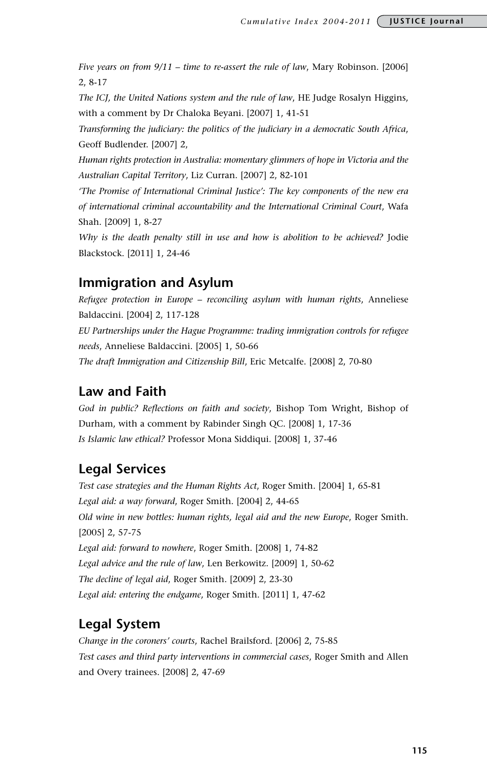*Five years on from 9/11 – time to re-assert the rule of law*, Mary Robinson. [2006] 2, 8-17

*The ICJ, the United Nations system and the rule of law*, HE Judge Rosalyn Higgins, with a comment by Dr Chaloka Beyani. [2007] 1, 41-51

*Transforming the judiciary: the politics of the judiciary in a democratic South Africa*, Geoff Budlender. [2007] 2,

*Human rights protection in Australia: momentary glimmers of hope in Victoria and the Australian Capital Territory*, Liz Curran. [2007] 2, 82-101

*'The Promise of International Criminal Justice': The key components of the new era of international criminal accountability and the International Criminal Court*, Wafa Shah. [2009] 1, 8-27

*Why is the death penalty still in use and how is abolition to be achieved?* Jodie Blackstock. [2011] 1, 24-46

## Immigration and Asylum

*Refugee protection in Europe – reconciling asylum with human rights*, Anneliese Baldaccini. [2004] 2, 117-128

*EU Partnerships under the Hague Programme: trading immigration controls for refugee needs*, Anneliese Baldaccini. [2005] 1, 50-66

*The draft Immigration and Citizenship Bill*, Eric Metcalfe. [2008] 2, 70-80

## Law and Faith

*God in public? Reflections on faith and society*, Bishop Tom Wright, Bishop of Durham, with a comment by Rabinder Singh QC. [2008] 1, 17-36

*Is Islamic law ethical?* Professor Mona Siddiqui. [2008] 1, 37-46

## Legal Services

*Test case strategies and the Human Rights Act*, Roger Smith. [2004] 1, 65-81

*Legal aid: a way forward*, Roger Smith. [2004] 2, 44-65

*Old wine in new bottles: human rights, legal aid and the new Europe*, Roger Smith. [2005] 2, 57-75

*Legal aid: forward to nowhere*, Roger Smith. [2008] 1, 74-82

*Legal advice and the rule of law*, Len Berkowitz. [2009] 1, 50-62

*The decline of legal aid*, Roger Smith. [2009] 2, 23-30

*Legal aid: entering the endgame*, Roger Smith. [2011] 1, 47-62

## Legal System

*Change in the coroners' courts*, Rachel Brailsford. [2006] 2, 75-85

*Test cases and third party interventions in commercial cases*, Roger Smith and Allen and Overy trainees. [2008] 2, 47-69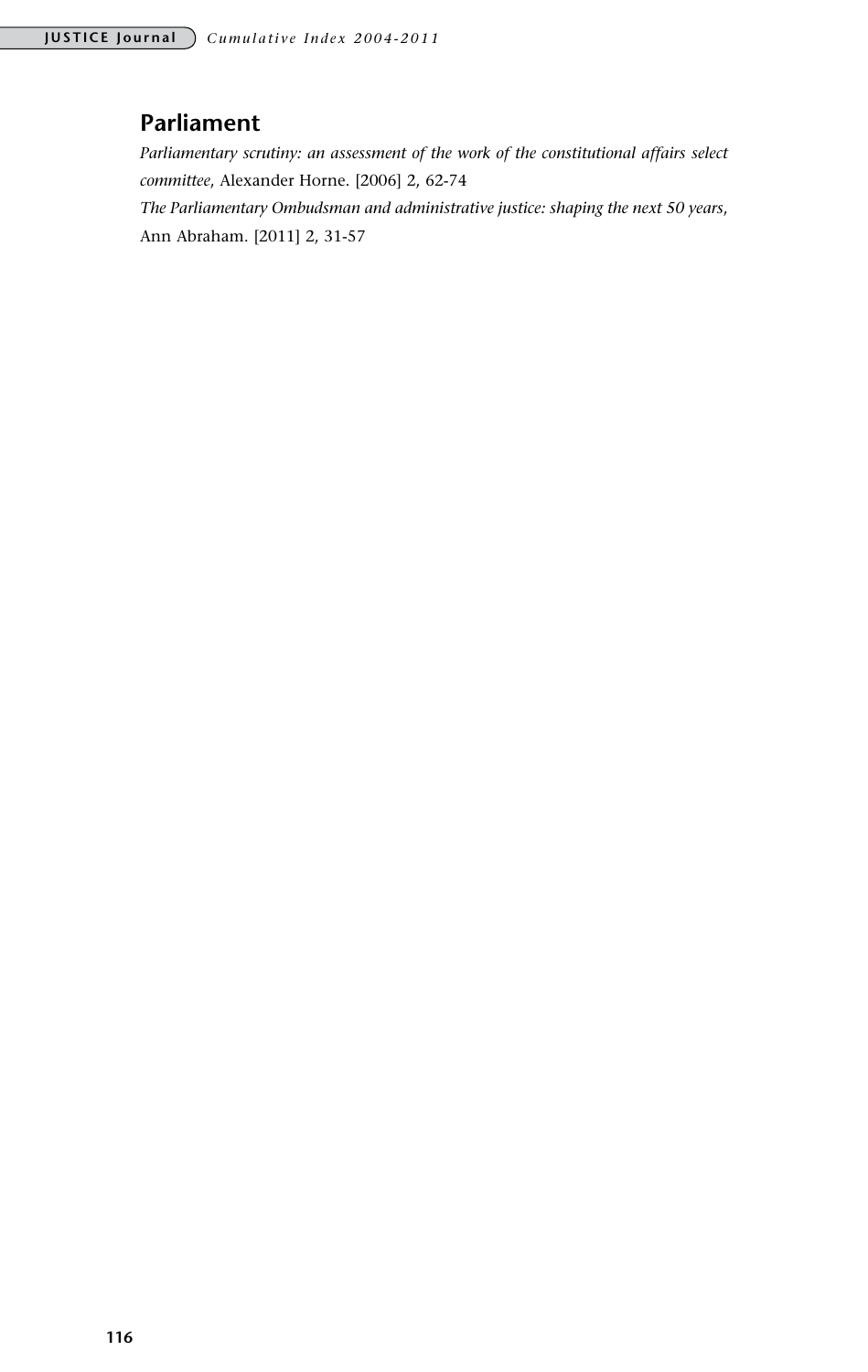## Parliament

*Parliamentary scrutiny: an assessment of the work of the constitutional affairs select committee*, Alexander Horne. [2006] 2, 62-74

*The Parliamentary Ombudsman and administrative justice: shaping the next 50 years*, Ann Abraham. [2011] 2, 31-57